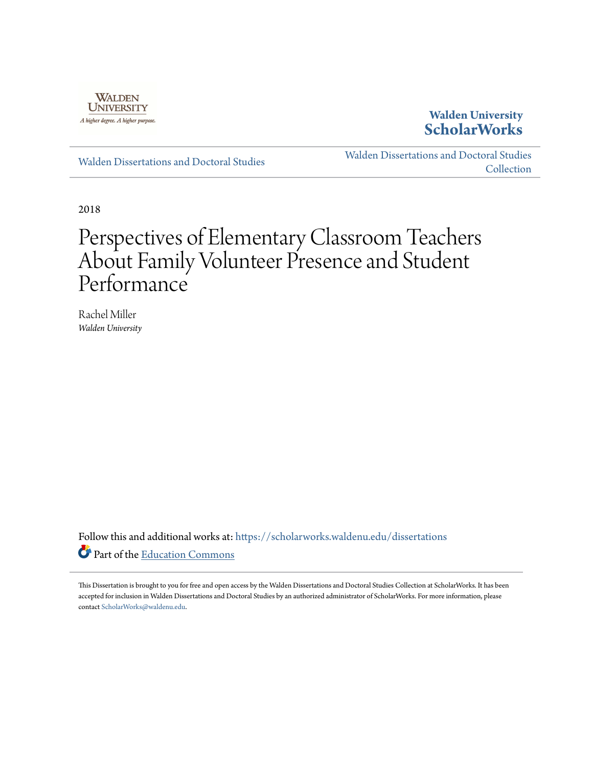Walden University

A higher degree. A higher purpose.

Walden University
**ScholarWorks**

Walden Dissertations and Doctoral Studies

Walden Dissertations and Doctoral Studies Collection

2018

# Perspectives of Elementary Classroom Teachers About Family Volunteer Presence and Student Performance

Rachel Miller
*Walden University*

Follow this and additional works at: https://scholarworks.waldenu.edu/dissertations

Part of the Education Commons

This Dissertation is brought to you for free and open access by the Walden Dissertations and Doctoral Studies Collection at ScholarWorks. It has been accepted for inclusion in Walden Dissertations and Doctoral Studies by an authorized administrator of ScholarWorks. For more information, please contact ScholarWorks@waldenu.edu.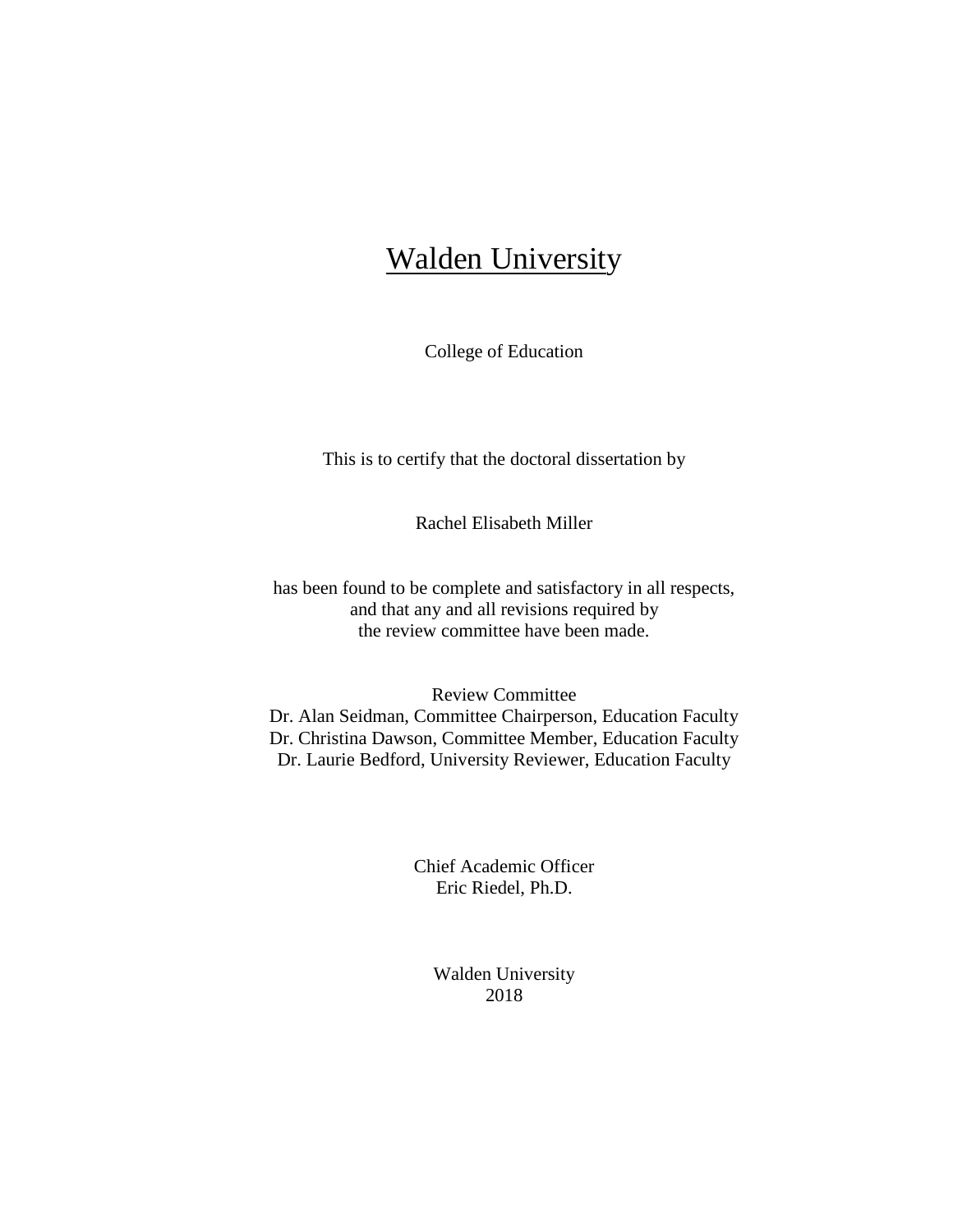# Walden University

College of Education

This is to certify that the doctoral dissertation by

Rachel Elisabeth Miller

has been found to be complete and satisfactory in all respects,
and that any and all revisions required by
the review committee have been made.

Review Committee
Dr. Alan Seidman, Committee Chairperson, Education Faculty
Dr. Christina Dawson, Committee Member, Education Faculty
Dr. Laurie Bedford, University Reviewer, Education Faculty

Chief Academic Officer
Eric Riedel, Ph.D.

Walden University
2018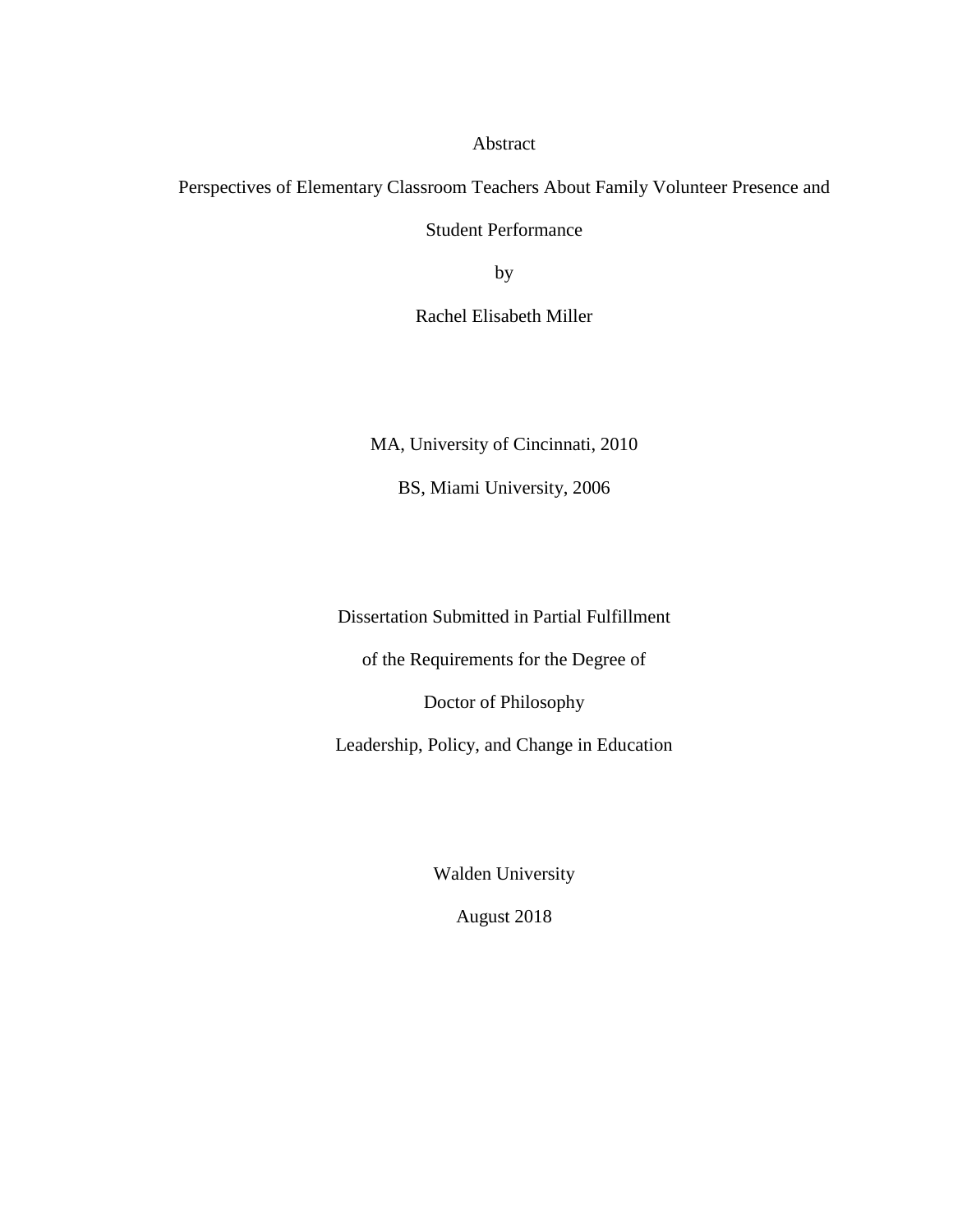Abstract

Perspectives of Elementary Classroom Teachers About Family Volunteer Presence and Student Performance

by

Rachel Elisabeth Miller

MA, University of Cincinnati, 2010

BS, Miami University, 2006

Dissertation Submitted in Partial Fulfillment

of the Requirements for the Degree of

Doctor of Philosophy

Leadership, Policy, and Change in Education

Walden University

August 2018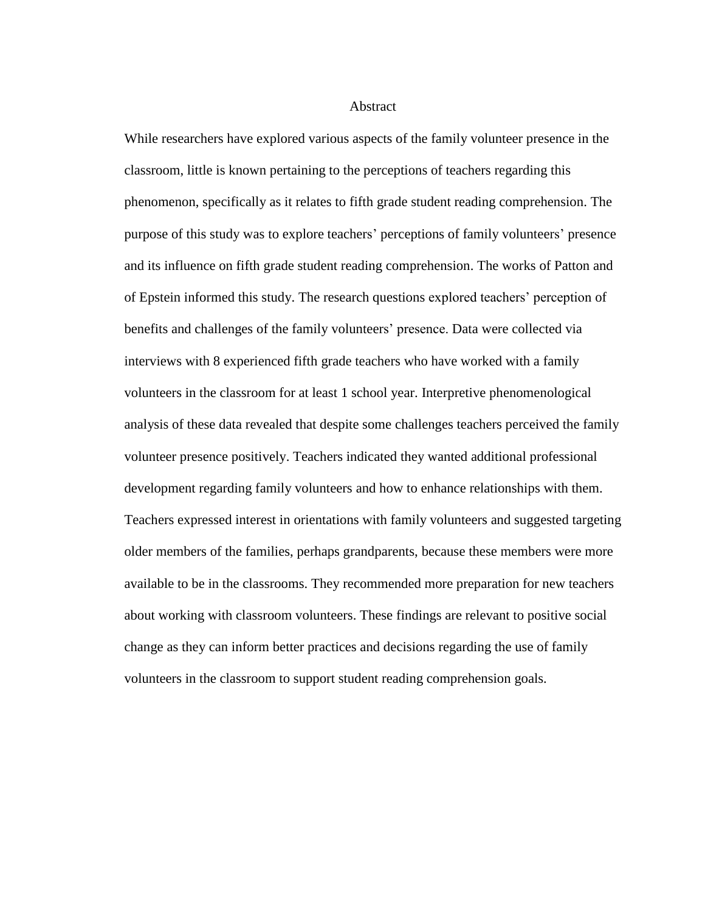# Abstract

While researchers have explored various aspects of the family volunteer presence in the classroom, little is known pertaining to the perceptions of teachers regarding this phenomenon, specifically as it relates to fifth grade student reading comprehension. The purpose of this study was to explore teachers' perceptions of family volunteers' presence and its influence on fifth grade student reading comprehension. The works of Patton and of Epstein informed this study. The research questions explored teachers' perception of benefits and challenges of the family volunteers' presence. Data were collected via interviews with 8 experienced fifth grade teachers who have worked with a family volunteers in the classroom for at least 1 school year. Interpretive phenomenological analysis of these data revealed that despite some challenges teachers perceived the family volunteer presence positively. Teachers indicated they wanted additional professional development regarding family volunteers and how to enhance relationships with them. Teachers expressed interest in orientations with family volunteers and suggested targeting older members of the families, perhaps grandparents, because these members were more available to be in the classrooms. They recommended more preparation for new teachers about working with classroom volunteers. These findings are relevant to positive social change as they can inform better practices and decisions regarding the use of family volunteers in the classroom to support student reading comprehension goals.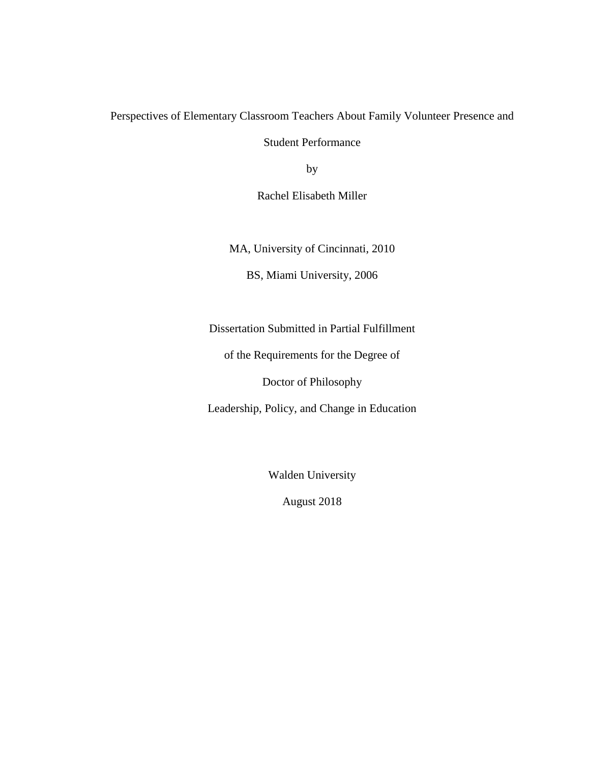Perspectives of Elementary Classroom Teachers About Family Volunteer Presence and Student Performance

by

Rachel Elisabeth Miller

MA, University of Cincinnati, 2010

BS, Miami University, 2006

Dissertation Submitted in Partial Fulfillment

of the Requirements for the Degree of

Doctor of Philosophy

Leadership, Policy, and Change in Education

Walden University

August 2018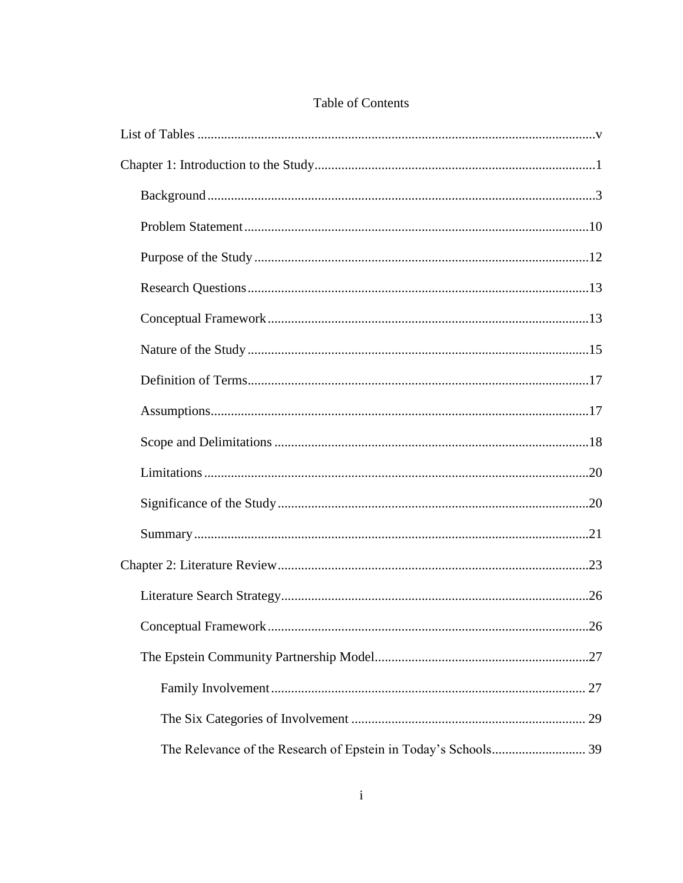# Table of Contents

List of Tables ......................................................................................................................v

Chapter 1: Introduction to the Study....................................................................................1

- Background ...................................................................................................................3
- Problem Statement ......................................................................................................10
- Purpose of the Study ...................................................................................................12
- Research Questions .....................................................................................................13
- Conceptual Framework ...............................................................................................13
- Nature of the Study .....................................................................................................15
- Definition of Terms.....................................................................................................17
- Assumptions................................................................................................................17
- Scope and Delimitations .............................................................................................18
- Limitations ..................................................................................................................20
- Significance of the Study ............................................................................................20
- Summary .....................................................................................................................21

Chapter 2: Literature Review.............................................................................................23

- Literature Search Strategy...........................................................................................26
- Conceptual Framework ...............................................................................................26
- The Epstein Community Partnership Model...............................................................27
  - Family Involvement ............................................................................................. 27
  - The Six Categories of Involvement ..................................................................... 29
  - The Relevance of the Research of Epstein in Today's Schools............................ 39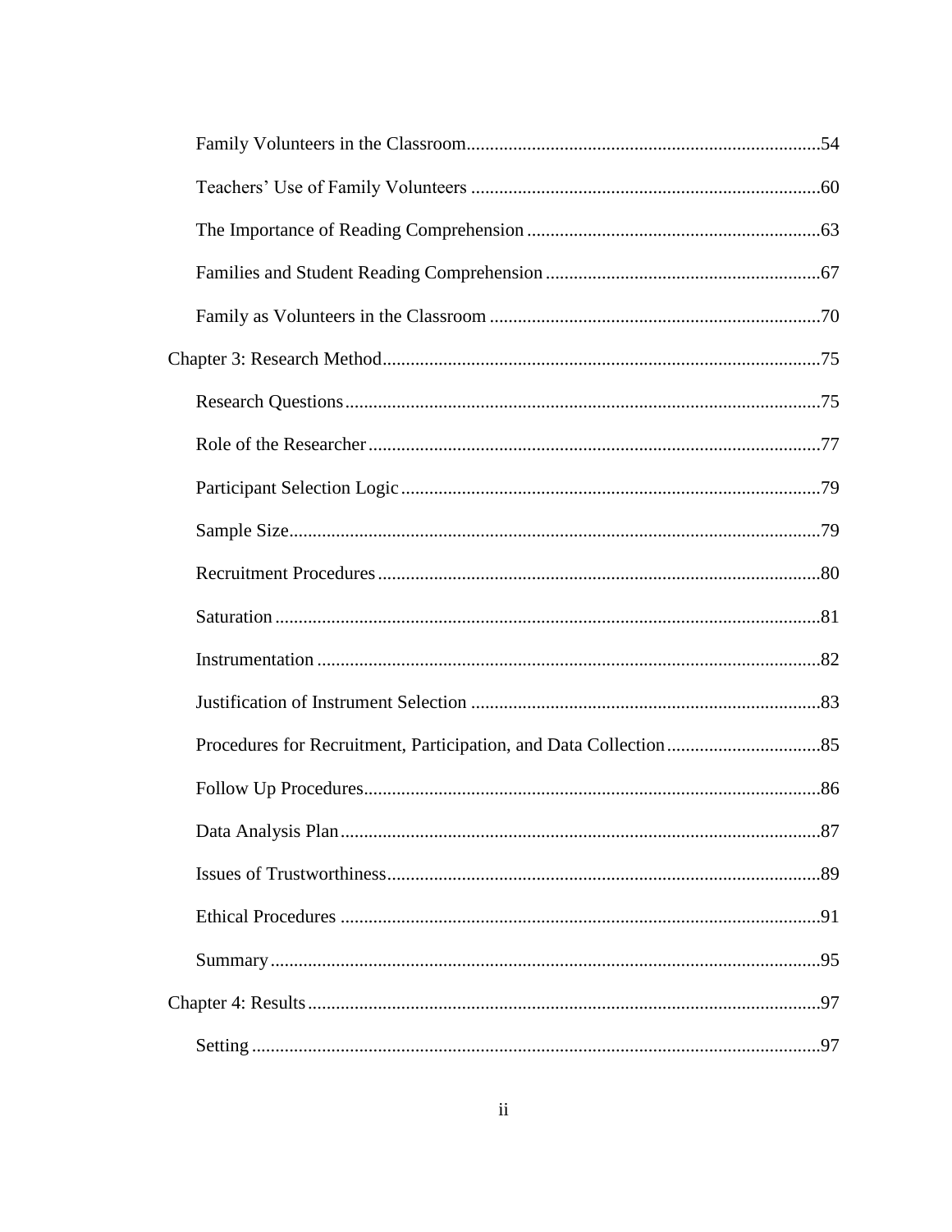Family Volunteers in the Classroom.....54

Teachers' Use of Family Volunteers .....60

The Importance of Reading Comprehension .....63

Families and Student Reading Comprehension .....67

Family as Volunteers in the Classroom .....70

Chapter 3: Research Method.....75

Research Questions.....75

Role of the Researcher.....77

Participant Selection Logic.....79

Sample Size.....79

Recruitment Procedures.....80

Saturation.....81

Instrumentation .....82

Justification of Instrument Selection .....83

Procedures for Recruitment, Participation, and Data Collection.....85

Follow Up Procedures.....86

Data Analysis Plan.....87

Issues of Trustworthiness.....89

Ethical Procedures .....91

Summary.....95

Chapter 4: Results.....97

Setting.....97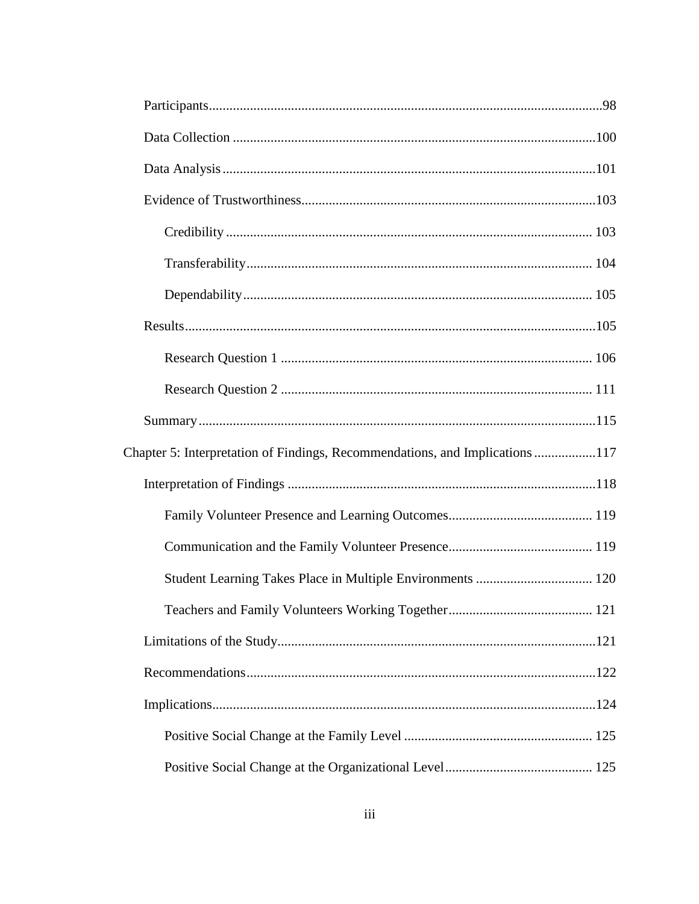Participants ....................................................................................................................98

Data Collection ..........................................................................................................100

Data Analysis ..............................................................................................................101

Evidence of Trustworthiness......................................................................................103

Credibility ............................................................................................................ 103

Transferability ...................................................................................................... 104

Dependability ....................................................................................................... 105

Results........................................................................................................................105

Research Question 1 ............................................................................................ 106

Research Question 2 ............................................................................................ 111

Summary ....................................................................................................................115

Chapter 5: Interpretation of Findings, Recommendations, and Implications ..................117

Interpretation of Findings ..........................................................................................118

Family Volunteer Presence and Learning Outcomes........................................... 119

Communication and the Family Volunteer Presence........................................... 119

Student Learning Takes Place in Multiple Environments ................................... 120

Teachers and Family Volunteers Working Together........................................... 121

Limitations of the Study.............................................................................................121

Recommendations......................................................................................................122

Implications................................................................................................................124

Positive Social Change at the Family Level ....................................................... 125

Positive Social Change at the Organizational Level........................................... 125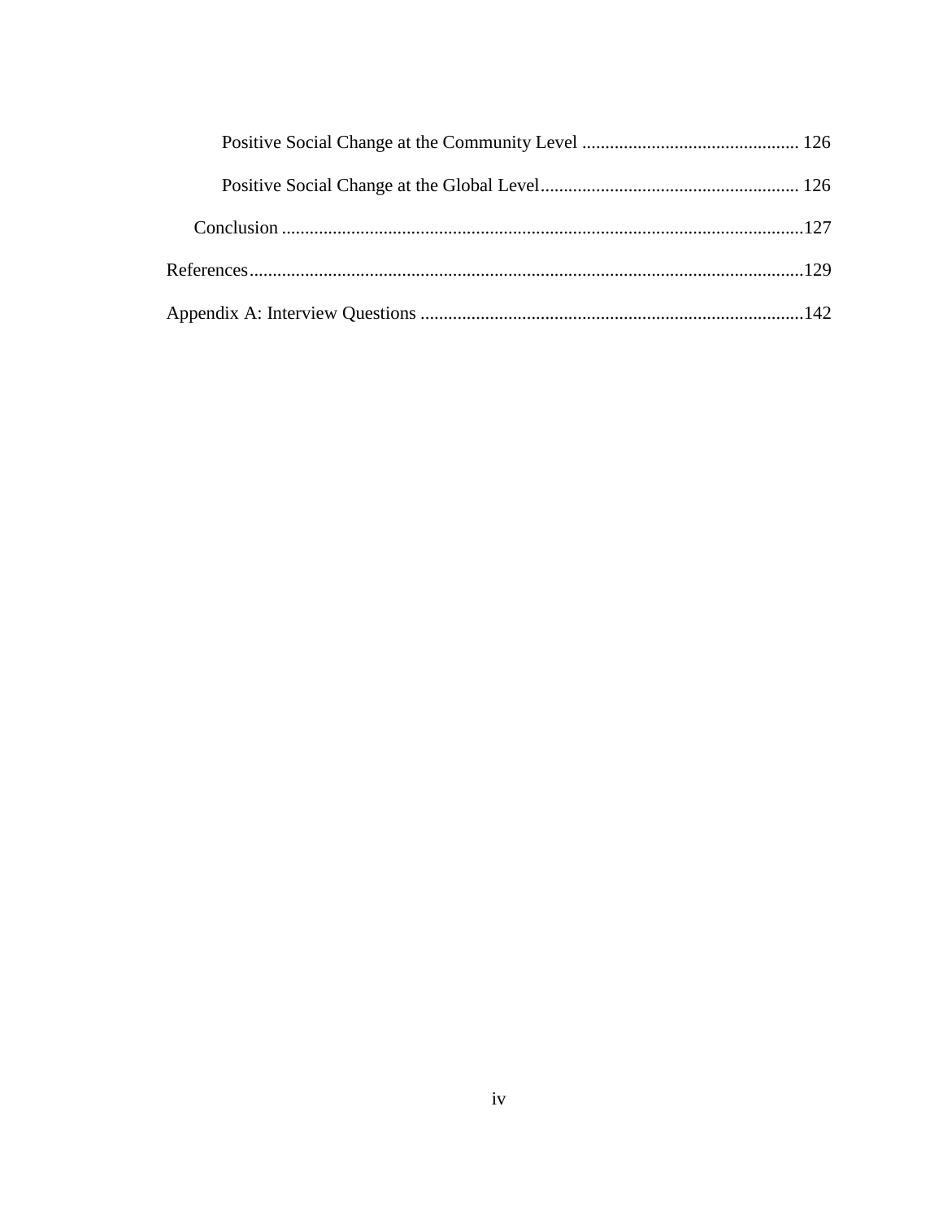Positive Social Change at the Community Level ............................................... 126

Positive Social Change at the Global Level........................................................ 126

Conclusion ................................................................................................................127

References........................................................................................................................129

Appendix A: Interview Questions ...................................................................................142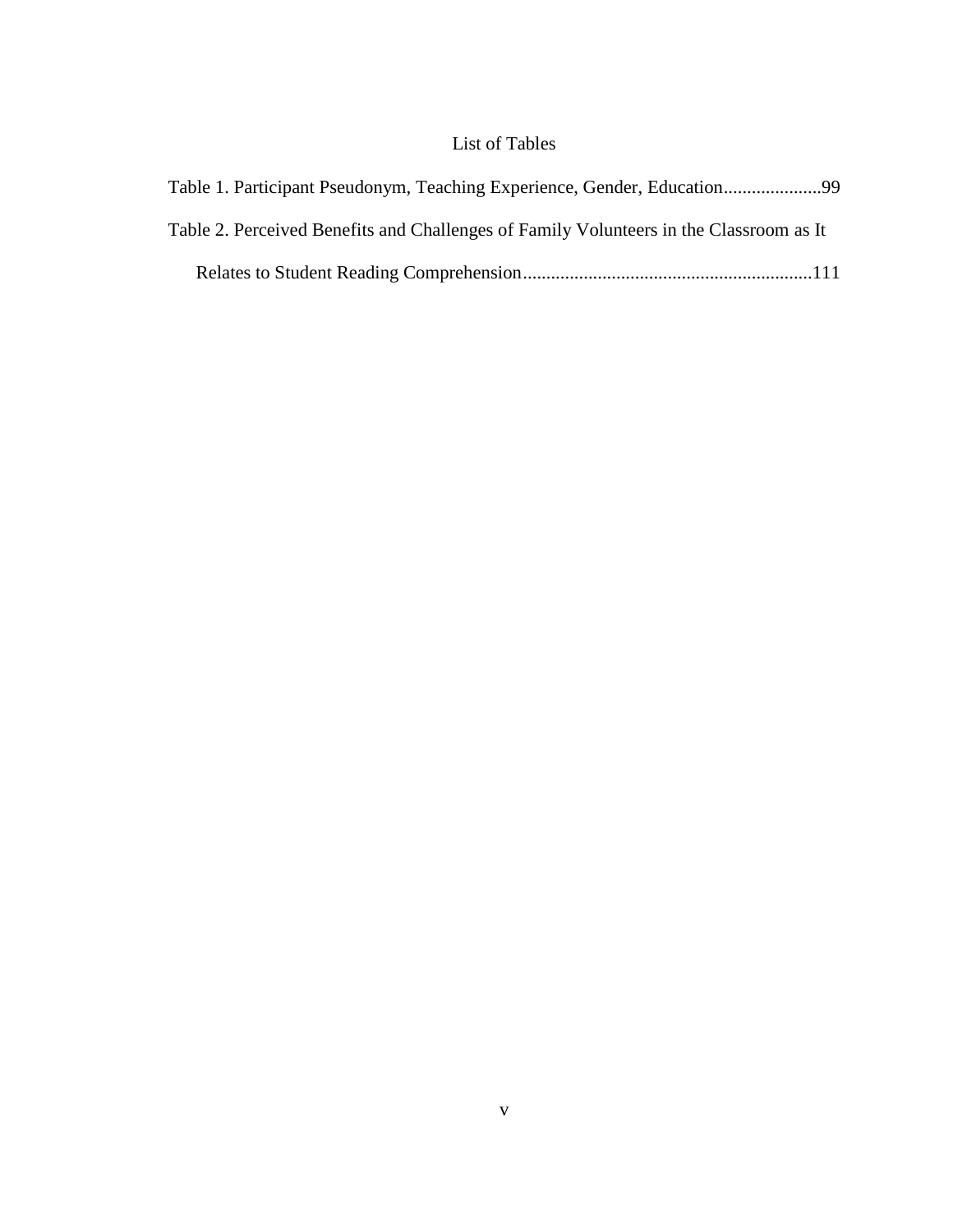# List of Tables

Table 1. Participant Pseudonym, Teaching Experience, Gender, Education.....................99

Table 2. Perceived Benefits and Challenges of Family Volunteers in the Classroom as It Relates to Student Reading Comprehension.............................................................111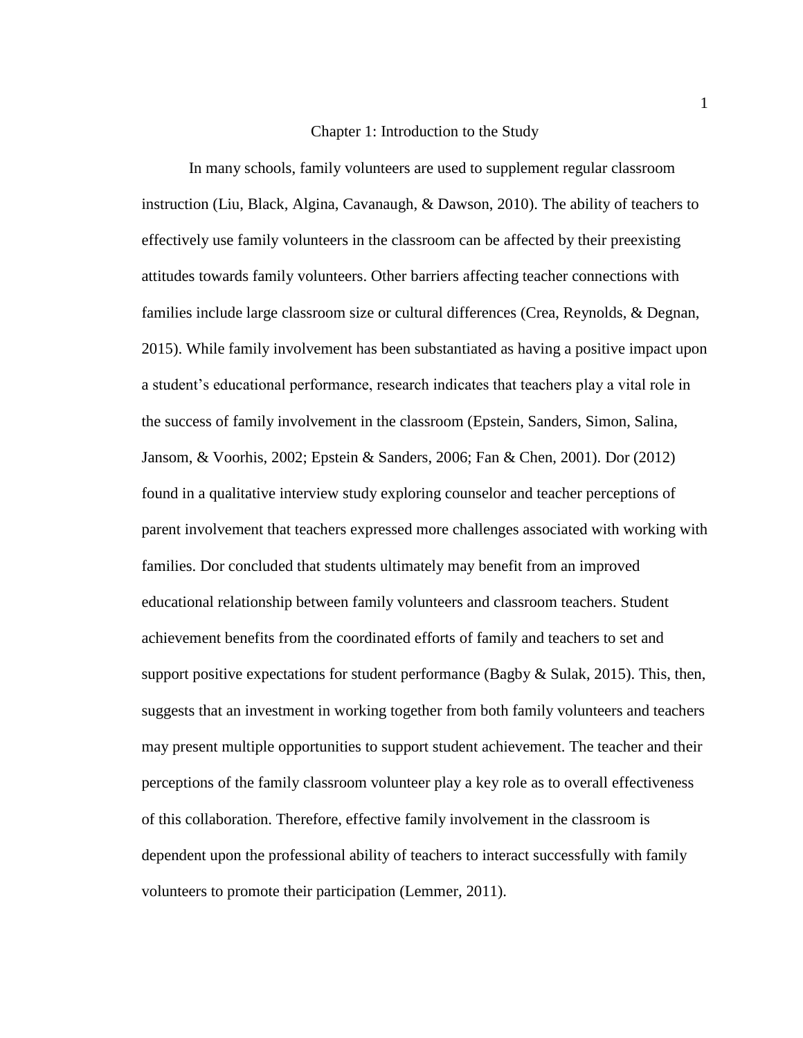# Chapter 1: Introduction to the Study

In many schools, family volunteers are used to supplement regular classroom instruction (Liu, Black, Algina, Cavanaugh, & Dawson, 2010). The ability of teachers to effectively use family volunteers in the classroom can be affected by their preexisting attitudes towards family volunteers. Other barriers affecting teacher connections with families include large classroom size or cultural differences (Crea, Reynolds, & Degnan, 2015). While family involvement has been substantiated as having a positive impact upon a student's educational performance, research indicates that teachers play a vital role in the success of family involvement in the classroom (Epstein, Sanders, Simon, Salina, Jansom, & Voorhis, 2002; Epstein & Sanders, 2006; Fan & Chen, 2001). Dor (2012) found in a qualitative interview study exploring counselor and teacher perceptions of parent involvement that teachers expressed more challenges associated with working with families. Dor concluded that students ultimately may benefit from an improved educational relationship between family volunteers and classroom teachers. Student achievement benefits from the coordinated efforts of family and teachers to set and support positive expectations for student performance (Bagby & Sulak, 2015). This, then, suggests that an investment in working together from both family volunteers and teachers may present multiple opportunities to support student achievement. The teacher and their perceptions of the family classroom volunteer play a key role as to overall effectiveness of this collaboration. Therefore, effective family involvement in the classroom is dependent upon the professional ability of teachers to interact successfully with family volunteers to promote their participation (Lemmer, 2011).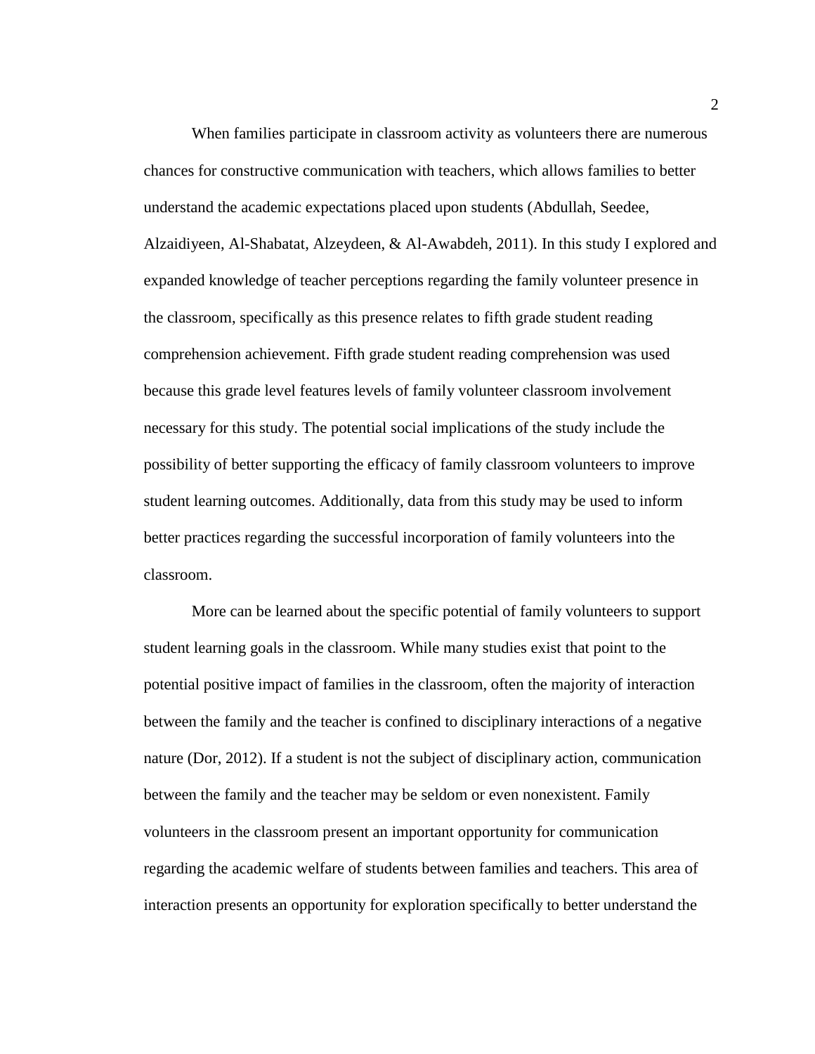When families participate in classroom activity as volunteers there are numerous chances for constructive communication with teachers, which allows families to better understand the academic expectations placed upon students (Abdullah, Seedee, Alzaidiyeen, Al-Shabatat, Alzeydeen, & Al-Awabdeh, 2011). In this study I explored and expanded knowledge of teacher perceptions regarding the family volunteer presence in the classroom, specifically as this presence relates to fifth grade student reading comprehension achievement. Fifth grade student reading comprehension was used because this grade level features levels of family volunteer classroom involvement necessary for this study. The potential social implications of the study include the possibility of better supporting the efficacy of family classroom volunteers to improve student learning outcomes. Additionally, data from this study may be used to inform better practices regarding the successful incorporation of family volunteers into the classroom.

More can be learned about the specific potential of family volunteers to support student learning goals in the classroom. While many studies exist that point to the potential positive impact of families in the classroom, often the majority of interaction between the family and the teacher is confined to disciplinary interactions of a negative nature (Dor, 2012). If a student is not the subject of disciplinary action, communication between the family and the teacher may be seldom or even nonexistent. Family volunteers in the classroom present an important opportunity for communication regarding the academic welfare of students between families and teachers. This area of interaction presents an opportunity for exploration specifically to better understand the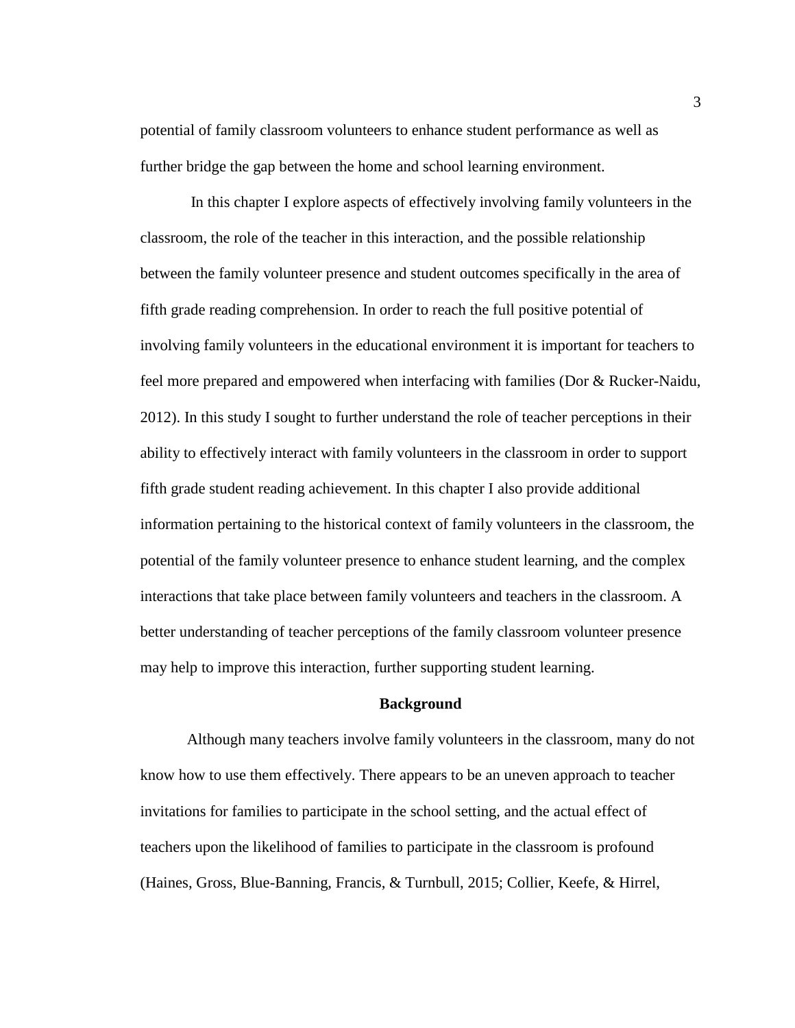potential of family classroom volunteers to enhance student performance as well as further bridge the gap between the home and school learning environment.

In this chapter I explore aspects of effectively involving family volunteers in the classroom, the role of the teacher in this interaction, and the possible relationship between the family volunteer presence and student outcomes specifically in the area of fifth grade reading comprehension. In order to reach the full positive potential of involving family volunteers in the educational environment it is important for teachers to feel more prepared and empowered when interfacing with families (Dor & Rucker-Naidu, 2012). In this study I sought to further understand the role of teacher perceptions in their ability to effectively interact with family volunteers in the classroom in order to support fifth grade student reading achievement. In this chapter I also provide additional information pertaining to the historical context of family volunteers in the classroom, the potential of the family volunteer presence to enhance student learning, and the complex interactions that take place between family volunteers and teachers in the classroom. A better understanding of teacher perceptions of the family classroom volunteer presence may help to improve this interaction, further supporting student learning.

## Background

Although many teachers involve family volunteers in the classroom, many do not know how to use them effectively. There appears to be an uneven approach to teacher invitations for families to participate in the school setting, and the actual effect of teachers upon the likelihood of families to participate in the classroom is profound (Haines, Gross, Blue-Banning, Francis, & Turnbull, 2015; Collier, Keefe, & Hirrel,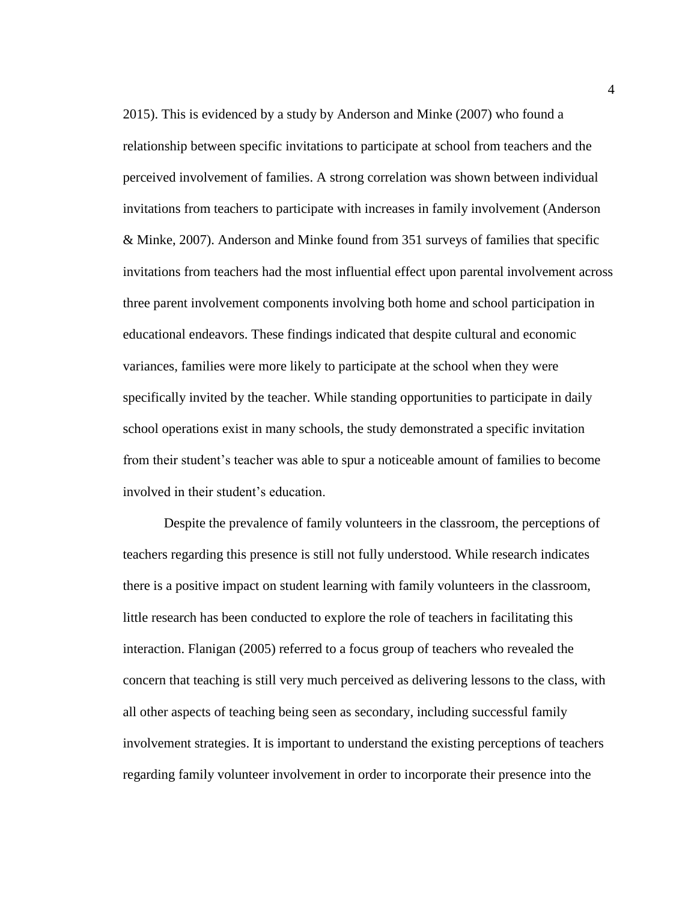2015). This is evidenced by a study by Anderson and Minke (2007) who found a relationship between specific invitations to participate at school from teachers and the perceived involvement of families. A strong correlation was shown between individual invitations from teachers to participate with increases in family involvement (Anderson & Minke, 2007). Anderson and Minke found from 351 surveys of families that specific invitations from teachers had the most influential effect upon parental involvement across three parent involvement components involving both home and school participation in educational endeavors. These findings indicated that despite cultural and economic variances, families were more likely to participate at the school when they were specifically invited by the teacher. While standing opportunities to participate in daily school operations exist in many schools, the study demonstrated a specific invitation from their student's teacher was able to spur a noticeable amount of families to become involved in their student's education.

Despite the prevalence of family volunteers in the classroom, the perceptions of teachers regarding this presence is still not fully understood. While research indicates there is a positive impact on student learning with family volunteers in the classroom, little research has been conducted to explore the role of teachers in facilitating this interaction. Flanigan (2005) referred to a focus group of teachers who revealed the concern that teaching is still very much perceived as delivering lessons to the class, with all other aspects of teaching being seen as secondary, including successful family involvement strategies. It is important to understand the existing perceptions of teachers regarding family volunteer involvement in order to incorporate their presence into the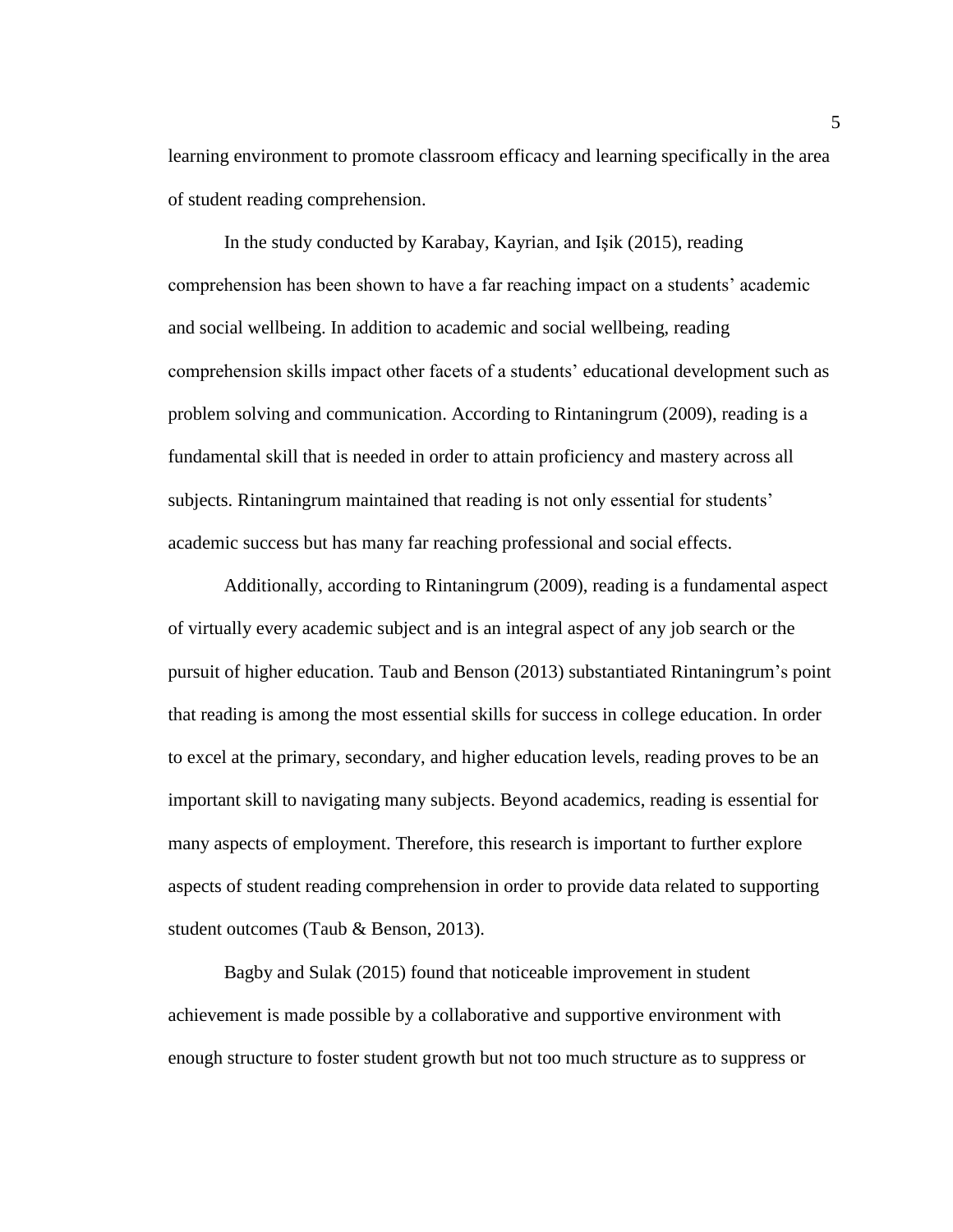learning environment to promote classroom efficacy and learning specifically in the area of student reading comprehension.

In the study conducted by Karabay, Kayrian, and Işik (2015), reading comprehension has been shown to have a far reaching impact on a students' academic and social wellbeing. In addition to academic and social wellbeing, reading comprehension skills impact other facets of a students' educational development such as problem solving and communication. According to Rintaningrum (2009), reading is a fundamental skill that is needed in order to attain proficiency and mastery across all subjects. Rintaningrum maintained that reading is not only essential for students' academic success but has many far reaching professional and social effects.

Additionally, according to Rintaningrum (2009), reading is a fundamental aspect of virtually every academic subject and is an integral aspect of any job search or the pursuit of higher education. Taub and Benson (2013) substantiated Rintaningrum's point that reading is among the most essential skills for success in college education. In order to excel at the primary, secondary, and higher education levels, reading proves to be an important skill to navigating many subjects. Beyond academics, reading is essential for many aspects of employment. Therefore, this research is important to further explore aspects of student reading comprehension in order to provide data related to supporting student outcomes (Taub & Benson, 2013).

Bagby and Sulak (2015) found that noticeable improvement in student achievement is made possible by a collaborative and supportive environment with enough structure to foster student growth but not too much structure as to suppress or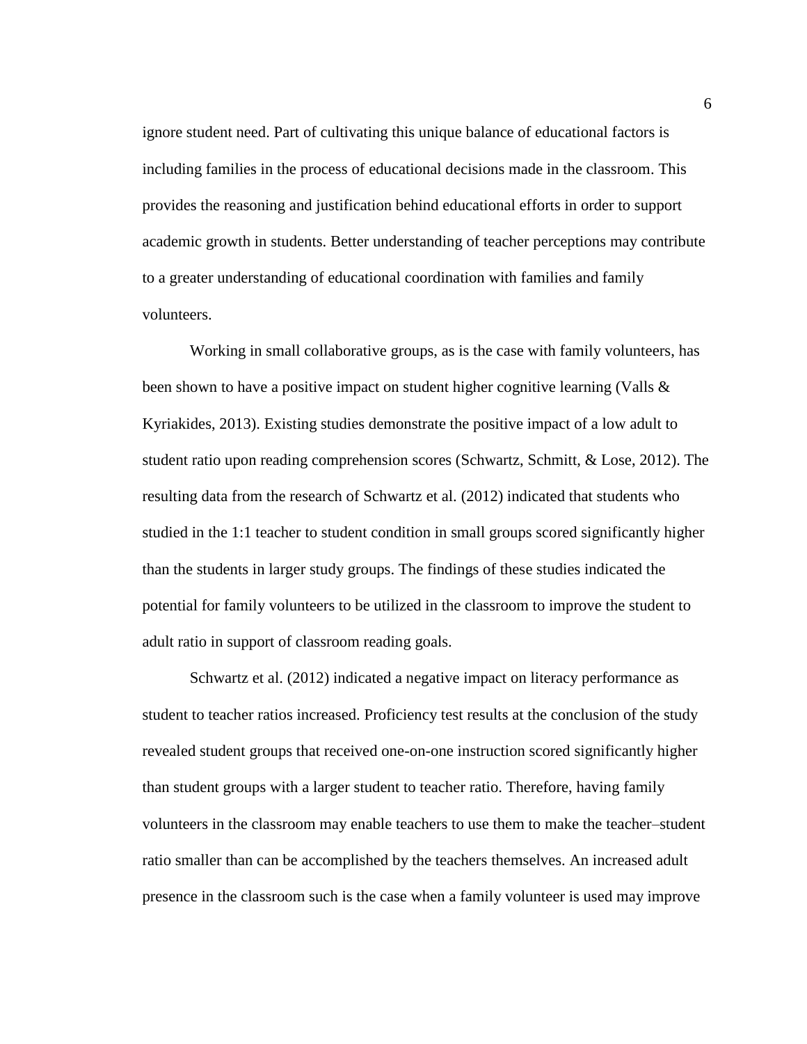ignore student need. Part of cultivating this unique balance of educational factors is including families in the process of educational decisions made in the classroom. This provides the reasoning and justification behind educational efforts in order to support academic growth in students. Better understanding of teacher perceptions may contribute to a greater understanding of educational coordination with families and family volunteers.

Working in small collaborative groups, as is the case with family volunteers, has been shown to have a positive impact on student higher cognitive learning (Valls & Kyriakides, 2013). Existing studies demonstrate the positive impact of a low adult to student ratio upon reading comprehension scores (Schwartz, Schmitt, & Lose, 2012). The resulting data from the research of Schwartz et al. (2012) indicated that students who studied in the 1:1 teacher to student condition in small groups scored significantly higher than the students in larger study groups. The findings of these studies indicated the potential for family volunteers to be utilized in the classroom to improve the student to adult ratio in support of classroom reading goals.

Schwartz et al. (2012) indicated a negative impact on literacy performance as student to teacher ratios increased. Proficiency test results at the conclusion of the study revealed student groups that received one-on-one instruction scored significantly higher than student groups with a larger student to teacher ratio. Therefore, having family volunteers in the classroom may enable teachers to use them to make the teacher–student ratio smaller than can be accomplished by the teachers themselves. An increased adult presence in the classroom such is the case when a family volunteer is used may improve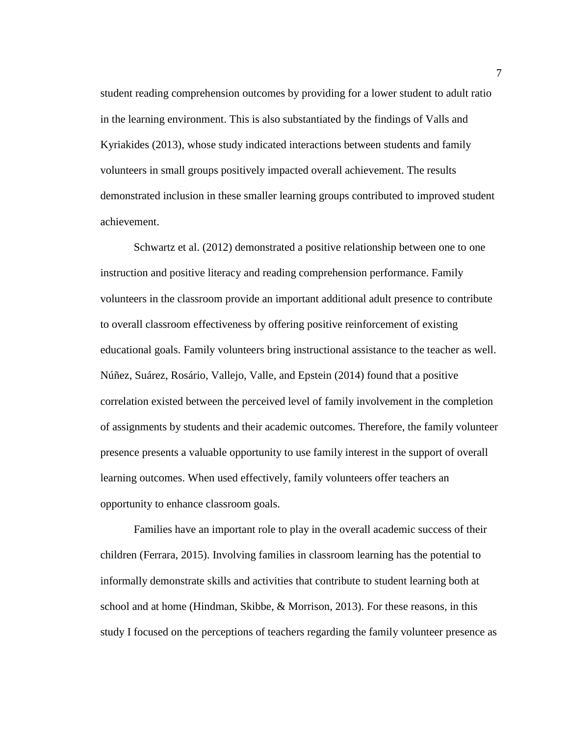student reading comprehension outcomes by providing for a lower student to adult ratio in the learning environment. This is also substantiated by the findings of Valls and Kyriakides (2013), whose study indicated interactions between students and family volunteers in small groups positively impacted overall achievement. The results demonstrated inclusion in these smaller learning groups contributed to improved student achievement.

Schwartz et al. (2012) demonstrated a positive relationship between one to one instruction and positive literacy and reading comprehension performance. Family volunteers in the classroom provide an important additional adult presence to contribute to overall classroom effectiveness by offering positive reinforcement of existing educational goals. Family volunteers bring instructional assistance to the teacher as well. Núñez, Suárez, Rosário, Vallejo, Valle, and Epstein (2014) found that a positive correlation existed between the perceived level of family involvement in the completion of assignments by students and their academic outcomes. Therefore, the family volunteer presence presents a valuable opportunity to use family interest in the support of overall learning outcomes. When used effectively, family volunteers offer teachers an opportunity to enhance classroom goals.

Families have an important role to play in the overall academic success of their children (Ferrara, 2015). Involving families in classroom learning has the potential to informally demonstrate skills and activities that contribute to student learning both at school and at home (Hindman, Skibbe, & Morrison, 2013). For these reasons, in this study I focused on the perceptions of teachers regarding the family volunteer presence as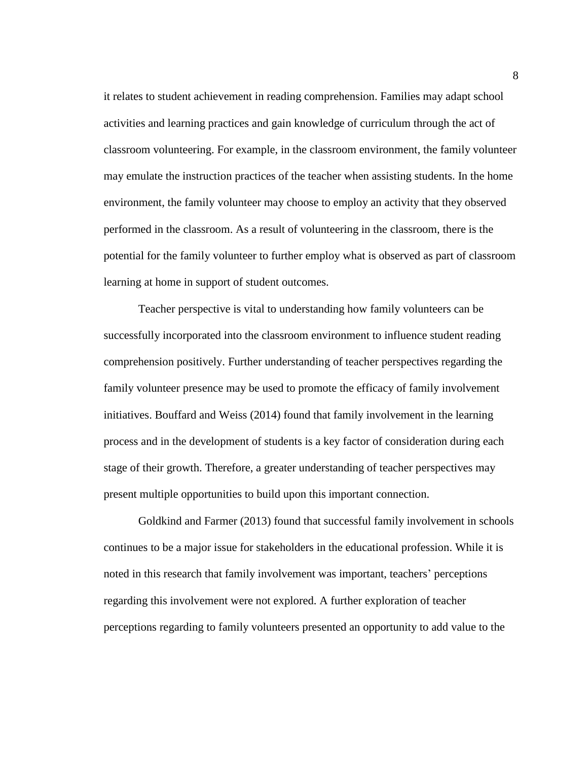it relates to student achievement in reading comprehension. Families may adapt school activities and learning practices and gain knowledge of curriculum through the act of classroom volunteering. For example, in the classroom environment, the family volunteer may emulate the instruction practices of the teacher when assisting students. In the home environment, the family volunteer may choose to employ an activity that they observed performed in the classroom. As a result of volunteering in the classroom, there is the potential for the family volunteer to further employ what is observed as part of classroom learning at home in support of student outcomes.

Teacher perspective is vital to understanding how family volunteers can be successfully incorporated into the classroom environment to influence student reading comprehension positively. Further understanding of teacher perspectives regarding the family volunteer presence may be used to promote the efficacy of family involvement initiatives. Bouffard and Weiss (2014) found that family involvement in the learning process and in the development of students is a key factor of consideration during each stage of their growth. Therefore, a greater understanding of teacher perspectives may present multiple opportunities to build upon this important connection.

Goldkind and Farmer (2013) found that successful family involvement in schools continues to be a major issue for stakeholders in the educational profession. While it is noted in this research that family involvement was important, teachers' perceptions regarding this involvement were not explored. A further exploration of teacher perceptions regarding to family volunteers presented an opportunity to add value to the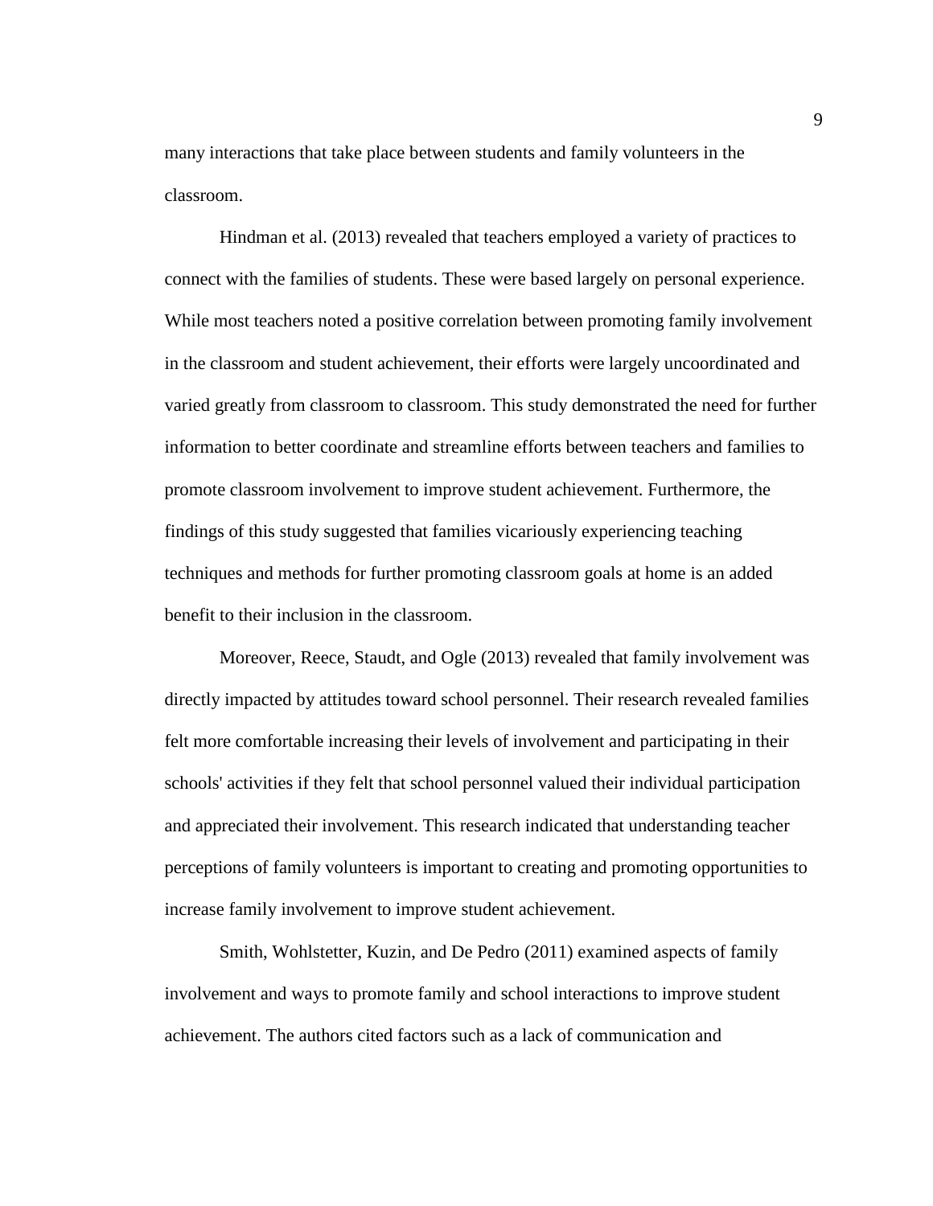many interactions that take place between students and family volunteers in the classroom.

Hindman et al. (2013) revealed that teachers employed a variety of practices to connect with the families of students. These were based largely on personal experience. While most teachers noted a positive correlation between promoting family involvement in the classroom and student achievement, their efforts were largely uncoordinated and varied greatly from classroom to classroom. This study demonstrated the need for further information to better coordinate and streamline efforts between teachers and families to promote classroom involvement to improve student achievement. Furthermore, the findings of this study suggested that families vicariously experiencing teaching techniques and methods for further promoting classroom goals at home is an added benefit to their inclusion in the classroom.

Moreover, Reece, Staudt, and Ogle (2013) revealed that family involvement was directly impacted by attitudes toward school personnel. Their research revealed families felt more comfortable increasing their levels of involvement and participating in their schools' activities if they felt that school personnel valued their individual participation and appreciated their involvement. This research indicated that understanding teacher perceptions of family volunteers is important to creating and promoting opportunities to increase family involvement to improve student achievement.

Smith, Wohlstetter, Kuzin, and De Pedro (2011) examined aspects of family involvement and ways to promote family and school interactions to improve student achievement. The authors cited factors such as a lack of communication and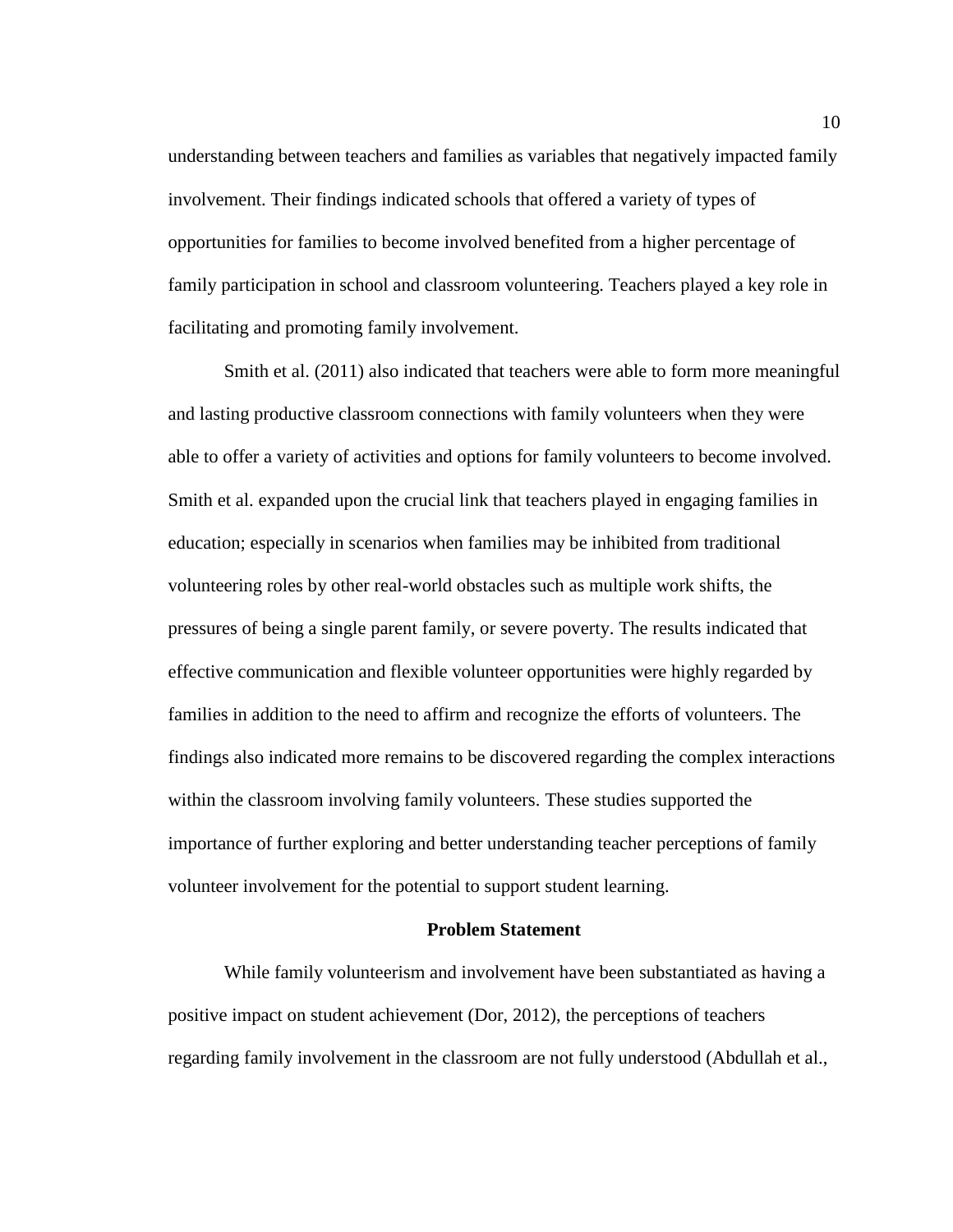understanding between teachers and families as variables that negatively impacted family involvement. Their findings indicated schools that offered a variety of types of opportunities for families to become involved benefited from a higher percentage of family participation in school and classroom volunteering. Teachers played a key role in facilitating and promoting family involvement.

Smith et al. (2011) also indicated that teachers were able to form more meaningful and lasting productive classroom connections with family volunteers when they were able to offer a variety of activities and options for family volunteers to become involved. Smith et al. expanded upon the crucial link that teachers played in engaging families in education; especially in scenarios when families may be inhibited from traditional volunteering roles by other real-world obstacles such as multiple work shifts, the pressures of being a single parent family, or severe poverty. The results indicated that effective communication and flexible volunteer opportunities were highly regarded by families in addition to the need to affirm and recognize the efforts of volunteers. The findings also indicated more remains to be discovered regarding the complex interactions within the classroom involving family volunteers. These studies supported the importance of further exploring and better understanding teacher perceptions of family volunteer involvement for the potential to support student learning.

## Problem Statement

While family volunteerism and involvement have been substantiated as having a positive impact on student achievement (Dor, 2012), the perceptions of teachers regarding family involvement in the classroom are not fully understood (Abdullah et al.,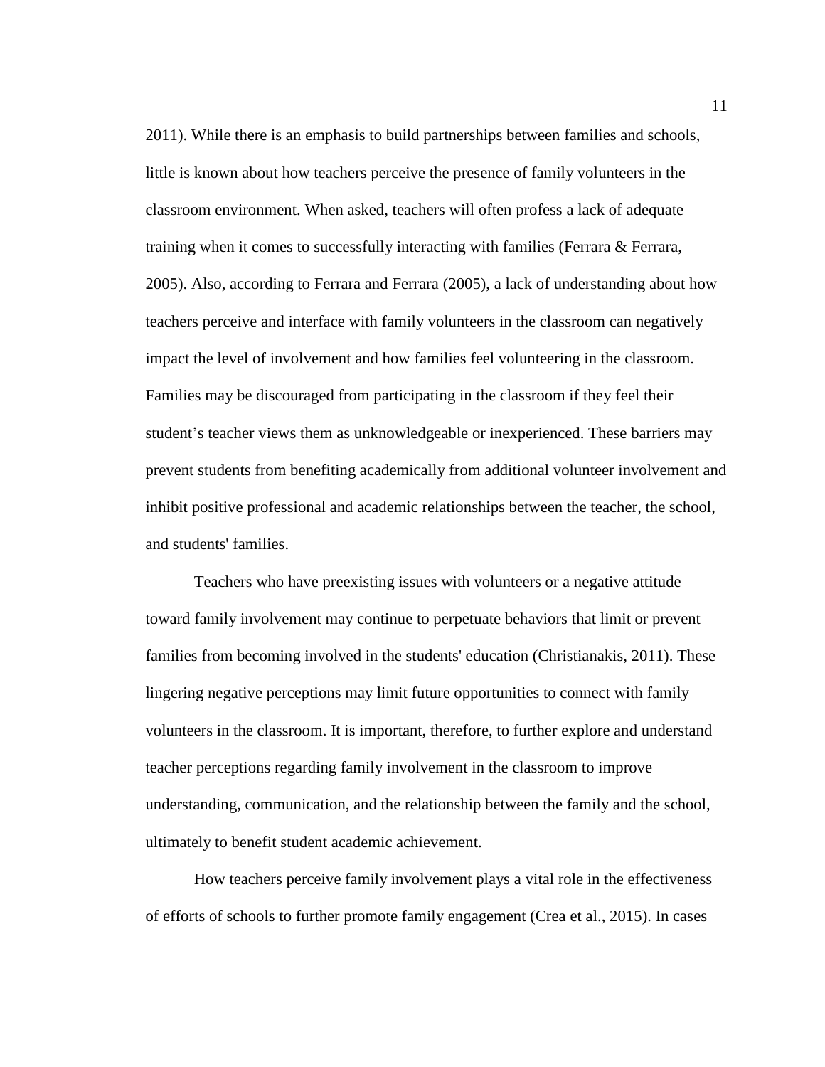2011). While there is an emphasis to build partnerships between families and schools, little is known about how teachers perceive the presence of family volunteers in the classroom environment. When asked, teachers will often profess a lack of adequate training when it comes to successfully interacting with families (Ferrara & Ferrara, 2005). Also, according to Ferrara and Ferrara (2005), a lack of understanding about how teachers perceive and interface with family volunteers in the classroom can negatively impact the level of involvement and how families feel volunteering in the classroom. Families may be discouraged from participating in the classroom if they feel their student's teacher views them as unknowledgeable or inexperienced. These barriers may prevent students from benefiting academically from additional volunteer involvement and inhibit positive professional and academic relationships between the teacher, the school, and students' families.

Teachers who have preexisting issues with volunteers or a negative attitude toward family involvement may continue to perpetuate behaviors that limit or prevent families from becoming involved in the students' education (Christianakis, 2011). These lingering negative perceptions may limit future opportunities to connect with family volunteers in the classroom. It is important, therefore, to further explore and understand teacher perceptions regarding family involvement in the classroom to improve understanding, communication, and the relationship between the family and the school, ultimately to benefit student academic achievement.

How teachers perceive family involvement plays a vital role in the effectiveness of efforts of schools to further promote family engagement (Crea et al., 2015). In cases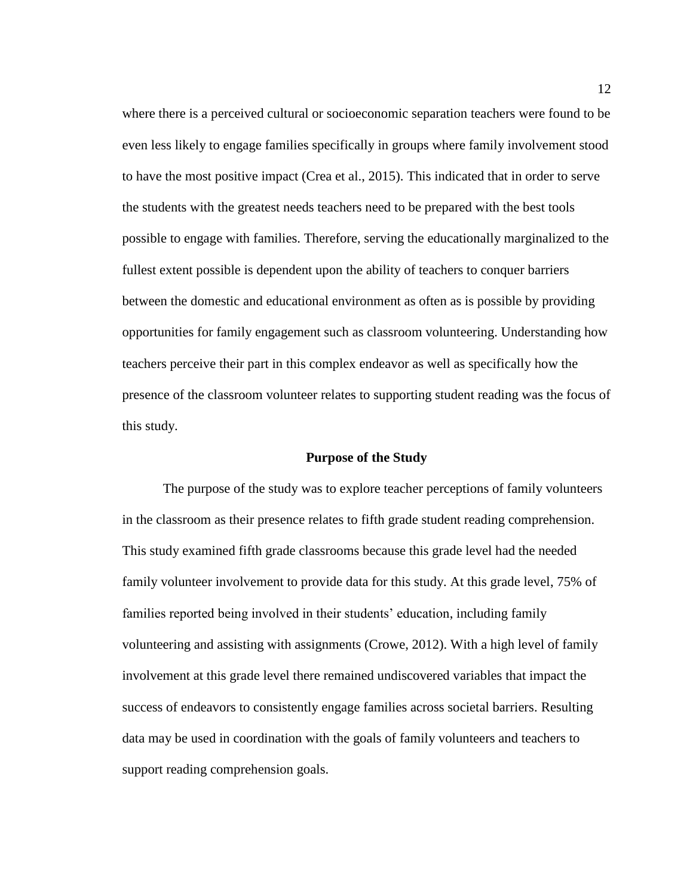where there is a perceived cultural or socioeconomic separation teachers were found to be even less likely to engage families specifically in groups where family involvement stood to have the most positive impact (Crea et al., 2015). This indicated that in order to serve the students with the greatest needs teachers need to be prepared with the best tools possible to engage with families. Therefore, serving the educationally marginalized to the fullest extent possible is dependent upon the ability of teachers to conquer barriers between the domestic and educational environment as often as is possible by providing opportunities for family engagement such as classroom volunteering. Understanding how teachers perceive their part in this complex endeavor as well as specifically how the presence of the classroom volunteer relates to supporting student reading was the focus of this study.

## Purpose of the Study

The purpose of the study was to explore teacher perceptions of family volunteers in the classroom as their presence relates to fifth grade student reading comprehension. This study examined fifth grade classrooms because this grade level had the needed family volunteer involvement to provide data for this study. At this grade level, 75% of families reported being involved in their students' education, including family volunteering and assisting with assignments (Crowe, 2012). With a high level of family involvement at this grade level there remained undiscovered variables that impact the success of endeavors to consistently engage families across societal barriers. Resulting data may be used in coordination with the goals of family volunteers and teachers to support reading comprehension goals.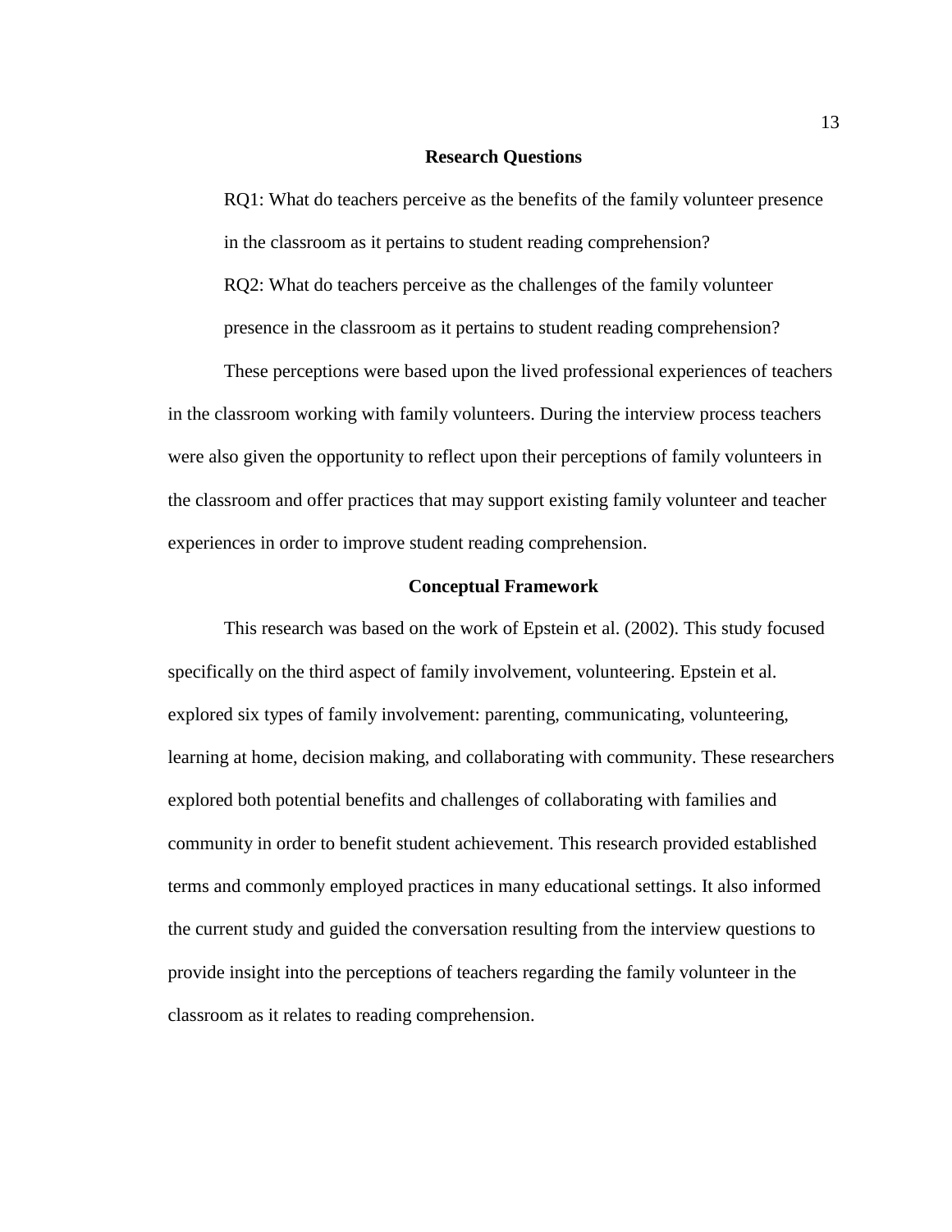## Research Questions

RQ1: What do teachers perceive as the benefits of the family volunteer presence in the classroom as it pertains to student reading comprehension?

RQ2: What do teachers perceive as the challenges of the family volunteer presence in the classroom as it pertains to student reading comprehension?

These perceptions were based upon the lived professional experiences of teachers in the classroom working with family volunteers. During the interview process teachers were also given the opportunity to reflect upon their perceptions of family volunteers in the classroom and offer practices that may support existing family volunteer and teacher experiences in order to improve student reading comprehension.

## Conceptual Framework

This research was based on the work of Epstein et al. (2002). This study focused specifically on the third aspect of family involvement, volunteering. Epstein et al. explored six types of family involvement: parenting, communicating, volunteering, learning at home, decision making, and collaborating with community. These researchers explored both potential benefits and challenges of collaborating with families and community in order to benefit student achievement. This research provided established terms and commonly employed practices in many educational settings. It also informed the current study and guided the conversation resulting from the interview questions to provide insight into the perceptions of teachers regarding the family volunteer in the classroom as it relates to reading comprehension.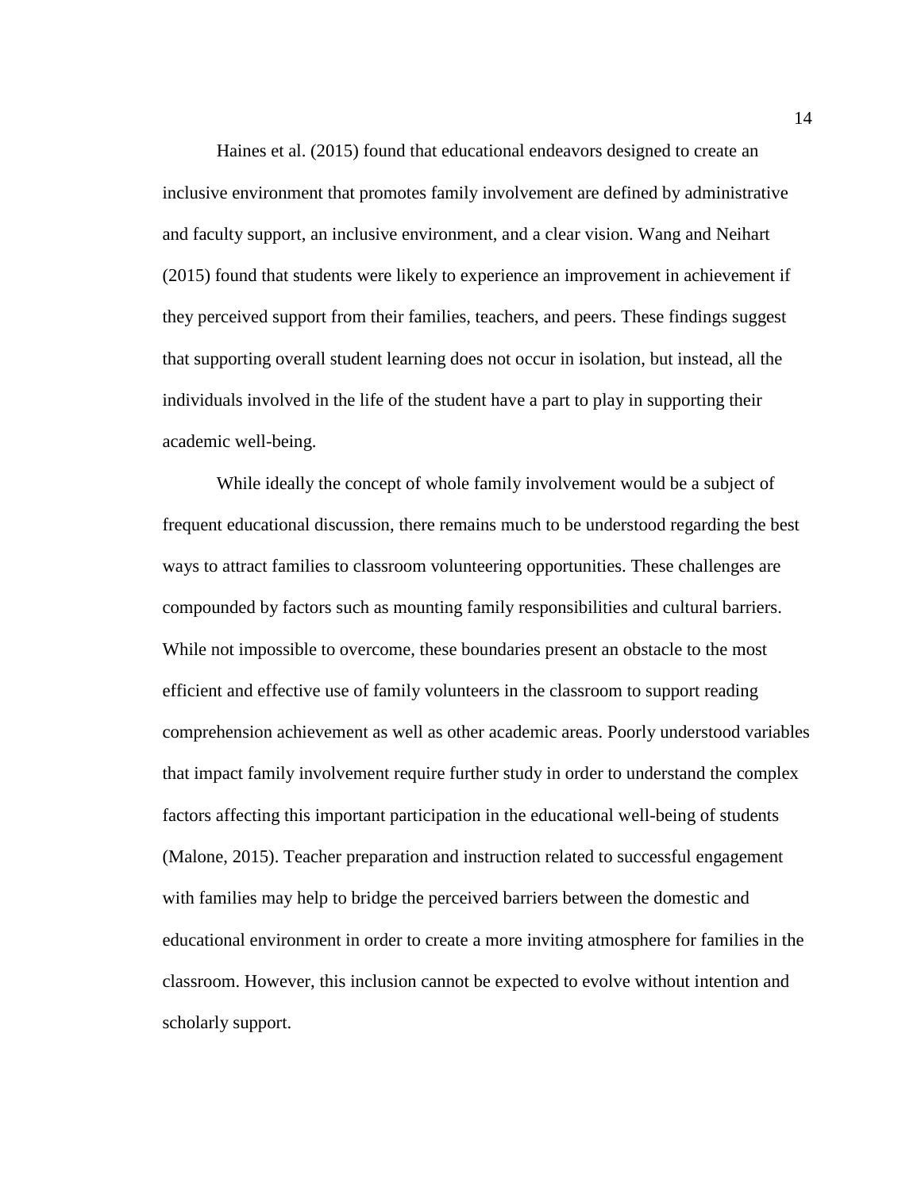Haines et al. (2015) found that educational endeavors designed to create an inclusive environment that promotes family involvement are defined by administrative and faculty support, an inclusive environment, and a clear vision. Wang and Neihart (2015) found that students were likely to experience an improvement in achievement if they perceived support from their families, teachers, and peers. These findings suggest that supporting overall student learning does not occur in isolation, but instead, all the individuals involved in the life of the student have a part to play in supporting their academic well-being.

While ideally the concept of whole family involvement would be a subject of frequent educational discussion, there remains much to be understood regarding the best ways to attract families to classroom volunteering opportunities. These challenges are compounded by factors such as mounting family responsibilities and cultural barriers. While not impossible to overcome, these boundaries present an obstacle to the most efficient and effective use of family volunteers in the classroom to support reading comprehension achievement as well as other academic areas. Poorly understood variables that impact family involvement require further study in order to understand the complex factors affecting this important participation in the educational well-being of students (Malone, 2015). Teacher preparation and instruction related to successful engagement with families may help to bridge the perceived barriers between the domestic and educational environment in order to create a more inviting atmosphere for families in the classroom. However, this inclusion cannot be expected to evolve without intention and scholarly support.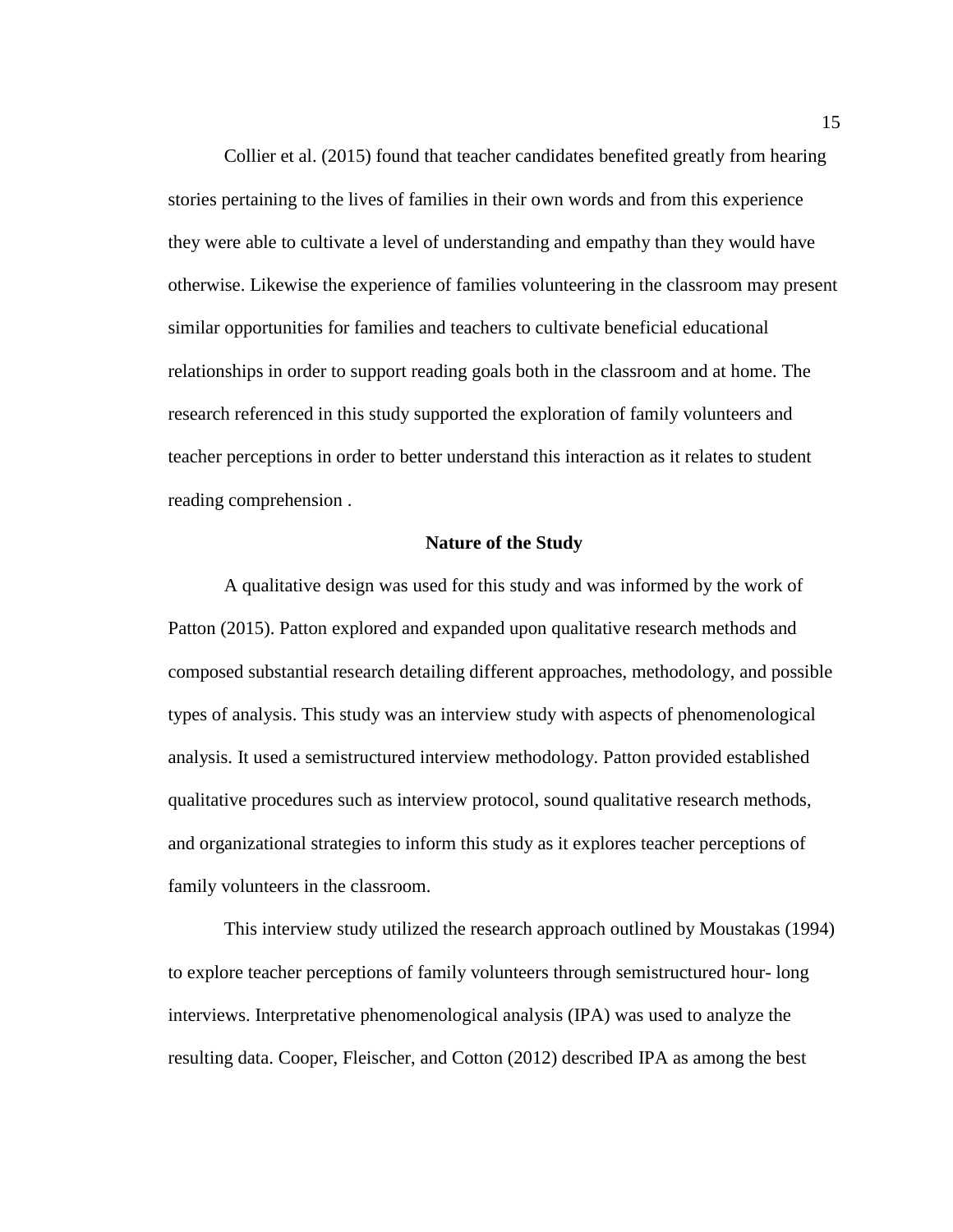Collier et al. (2015) found that teacher candidates benefited greatly from hearing stories pertaining to the lives of families in their own words and from this experience they were able to cultivate a level of understanding and empathy than they would have otherwise. Likewise the experience of families volunteering in the classroom may present similar opportunities for families and teachers to cultivate beneficial educational relationships in order to support reading goals both in the classroom and at home. The research referenced in this study supported the exploration of family volunteers and teacher perceptions in order to better understand this interaction as it relates to student reading comprehension .

## Nature of the Study

A qualitative design was used for this study and was informed by the work of Patton (2015). Patton explored and expanded upon qualitative research methods and composed substantial research detailing different approaches, methodology, and possible types of analysis. This study was an interview study with aspects of phenomenological analysis. It used a semistructured interview methodology. Patton provided established qualitative procedures such as interview protocol, sound qualitative research methods, and organizational strategies to inform this study as it explores teacher perceptions of family volunteers in the classroom.

This interview study utilized the research approach outlined by Moustakas (1994) to explore teacher perceptions of family volunteers through semistructured hour- long interviews. Interpretative phenomenological analysis (IPA) was used to analyze the resulting data. Cooper, Fleischer, and Cotton (2012) described IPA as among the best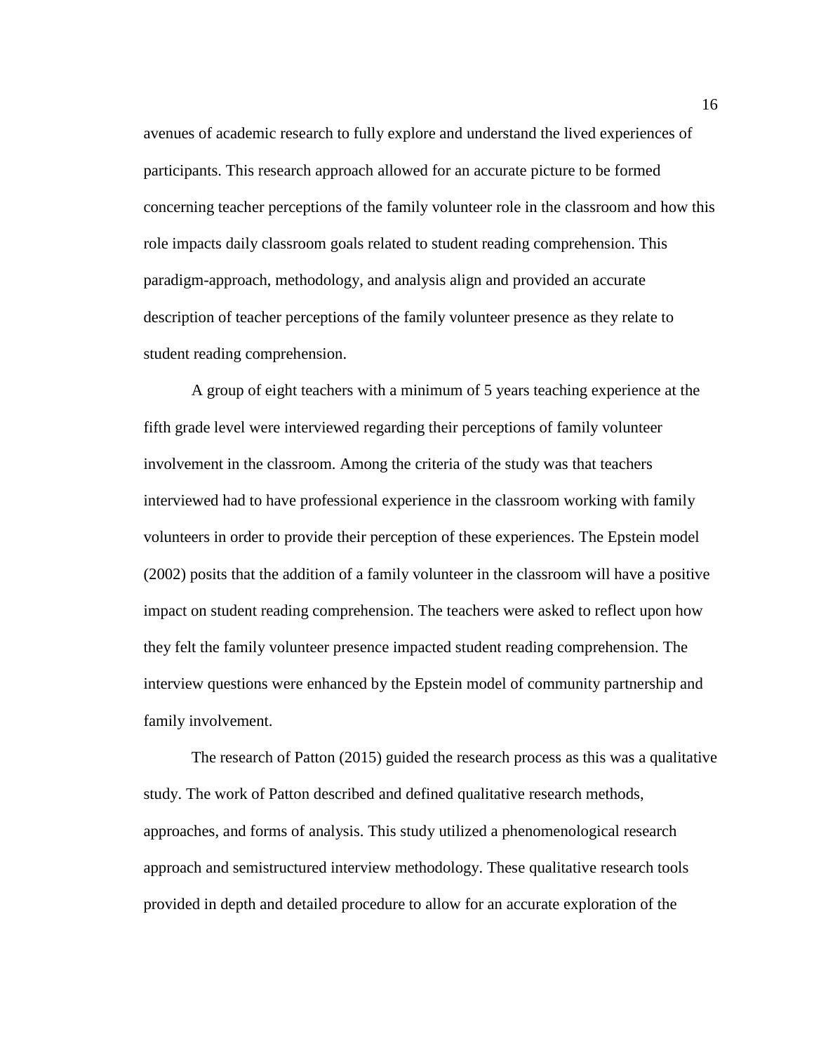avenues of academic research to fully explore and understand the lived experiences of participants. This research approach allowed for an accurate picture to be formed concerning teacher perceptions of the family volunteer role in the classroom and how this role impacts daily classroom goals related to student reading comprehension. This paradigm-approach, methodology, and analysis align and provided an accurate description of teacher perceptions of the family volunteer presence as they relate to student reading comprehension.

A group of eight teachers with a minimum of 5 years teaching experience at the fifth grade level were interviewed regarding their perceptions of family volunteer involvement in the classroom. Among the criteria of the study was that teachers interviewed had to have professional experience in the classroom working with family volunteers in order to provide their perception of these experiences. The Epstein model (2002) posits that the addition of a family volunteer in the classroom will have a positive impact on student reading comprehension. The teachers were asked to reflect upon how they felt the family volunteer presence impacted student reading comprehension. The interview questions were enhanced by the Epstein model of community partnership and family involvement.

The research of Patton (2015) guided the research process as this was a qualitative study. The work of Patton described and defined qualitative research methods, approaches, and forms of analysis. This study utilized a phenomenological research approach and semistructured interview methodology. These qualitative research tools provided in depth and detailed procedure to allow for an accurate exploration of the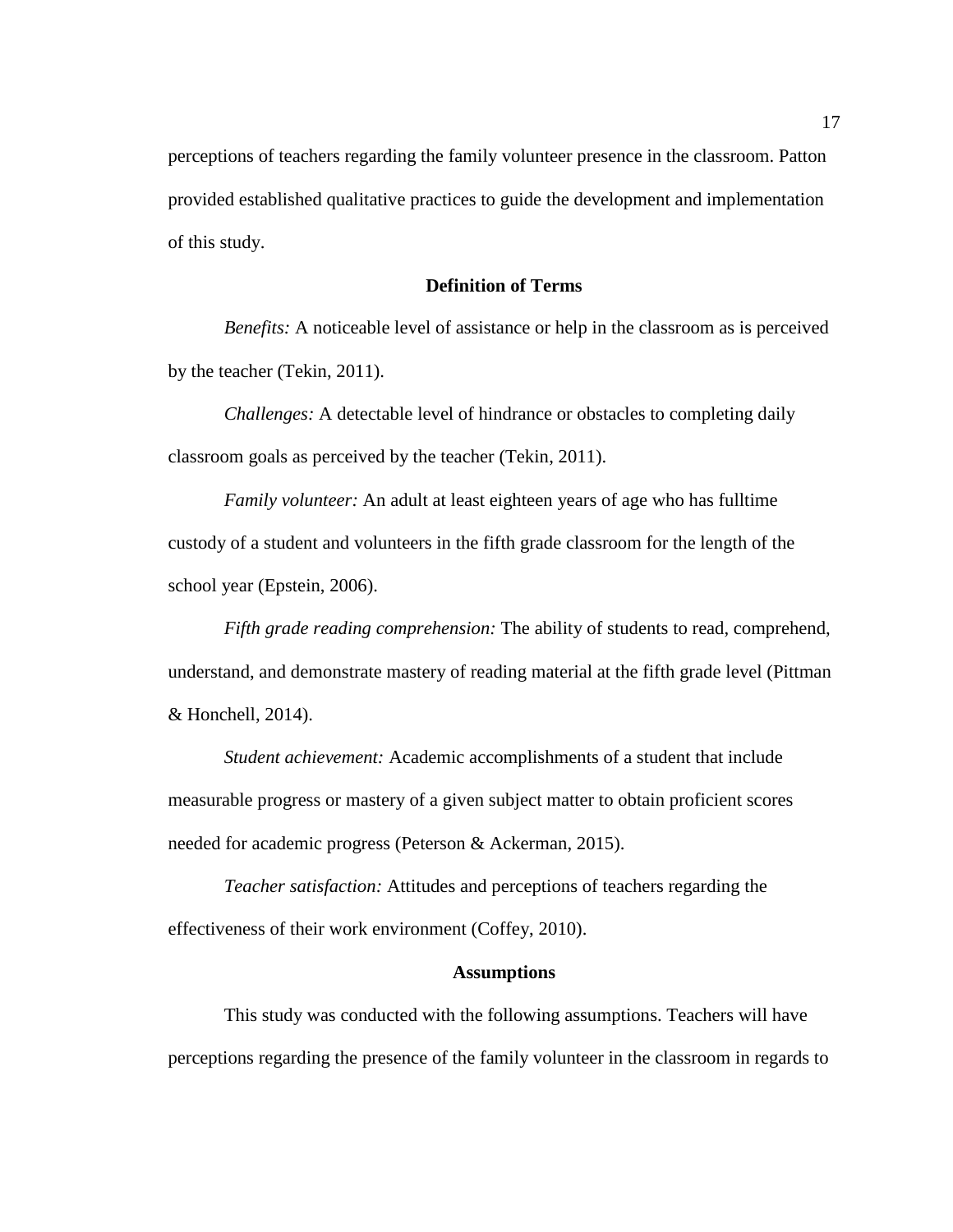perceptions of teachers regarding the family volunteer presence in the classroom. Patton provided established qualitative practices to guide the development and implementation of this study.

## Definition of Terms

*Benefits:* A noticeable level of assistance or help in the classroom as is perceived by the teacher (Tekin, 2011).

*Challenges:* A detectable level of hindrance or obstacles to completing daily classroom goals as perceived by the teacher (Tekin, 2011).

*Family volunteer:* An adult at least eighteen years of age who has fulltime custody of a student and volunteers in the fifth grade classroom for the length of the school year (Epstein, 2006).

*Fifth grade reading comprehension:* The ability of students to read, comprehend, understand, and demonstrate mastery of reading material at the fifth grade level (Pittman & Honchell, 2014).

*Student achievement:* Academic accomplishments of a student that include measurable progress or mastery of a given subject matter to obtain proficient scores needed for academic progress (Peterson & Ackerman, 2015).

*Teacher satisfaction:* Attitudes and perceptions of teachers regarding the effectiveness of their work environment (Coffey, 2010).

## Assumptions

This study was conducted with the following assumptions. Teachers will have perceptions regarding the presence of the family volunteer in the classroom in regards to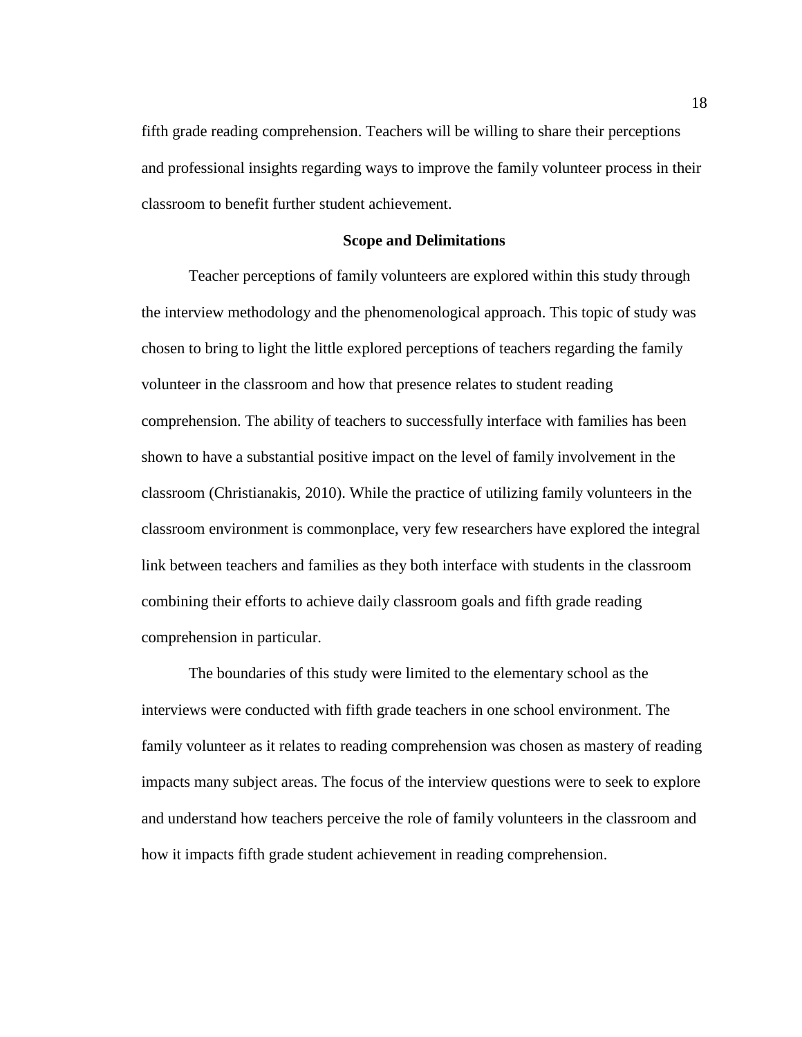fifth grade reading comprehension. Teachers will be willing to share their perceptions and professional insights regarding ways to improve the family volunteer process in their classroom to benefit further student achievement.

## Scope and Delimitations

Teacher perceptions of family volunteers are explored within this study through the interview methodology and the phenomenological approach. This topic of study was chosen to bring to light the little explored perceptions of teachers regarding the family volunteer in the classroom and how that presence relates to student reading comprehension. The ability of teachers to successfully interface with families has been shown to have a substantial positive impact on the level of family involvement in the classroom (Christianakis, 2010). While the practice of utilizing family volunteers in the classroom environment is commonplace, very few researchers have explored the integral link between teachers and families as they both interface with students in the classroom combining their efforts to achieve daily classroom goals and fifth grade reading comprehension in particular.

The boundaries of this study were limited to the elementary school as the interviews were conducted with fifth grade teachers in one school environment. The family volunteer as it relates to reading comprehension was chosen as mastery of reading impacts many subject areas. The focus of the interview questions were to seek to explore and understand how teachers perceive the role of family volunteers in the classroom and how it impacts fifth grade student achievement in reading comprehension.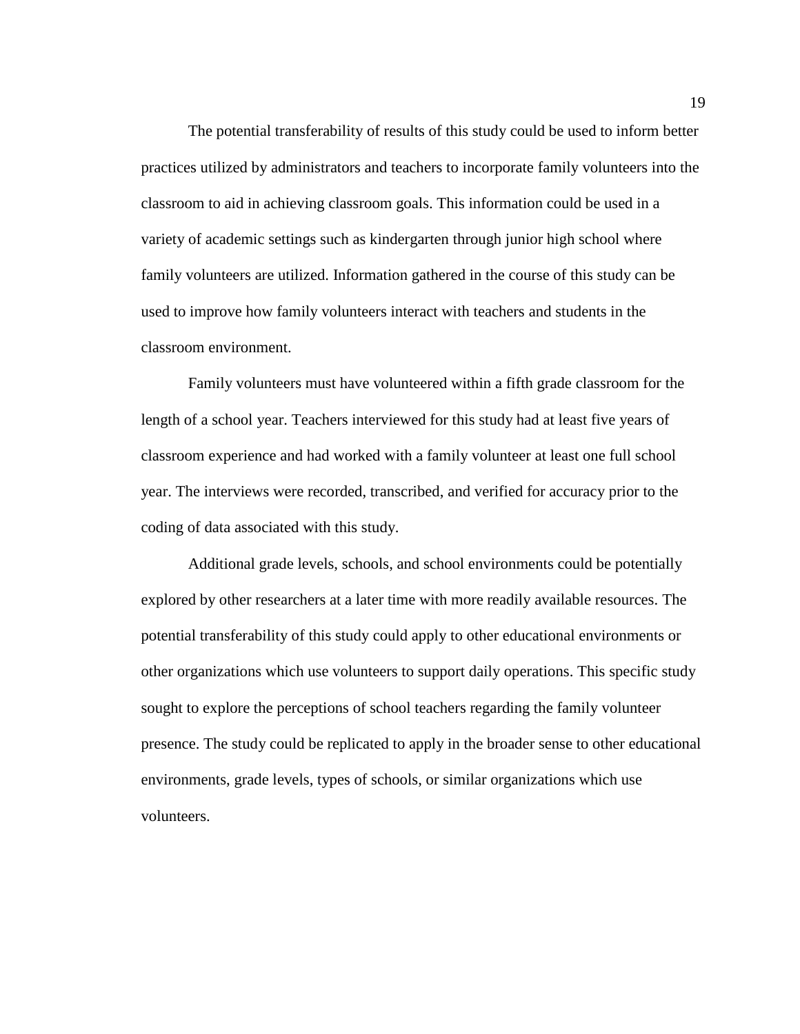The potential transferability of results of this study could be used to inform better practices utilized by administrators and teachers to incorporate family volunteers into the classroom to aid in achieving classroom goals. This information could be used in a variety of academic settings such as kindergarten through junior high school where family volunteers are utilized. Information gathered in the course of this study can be used to improve how family volunteers interact with teachers and students in the classroom environment.

Family volunteers must have volunteered within a fifth grade classroom for the length of a school year. Teachers interviewed for this study had at least five years of classroom experience and had worked with a family volunteer at least one full school year. The interviews were recorded, transcribed, and verified for accuracy prior to the coding of data associated with this study.

Additional grade levels, schools, and school environments could be potentially explored by other researchers at a later time with more readily available resources. The potential transferability of this study could apply to other educational environments or other organizations which use volunteers to support daily operations. This specific study sought to explore the perceptions of school teachers regarding the family volunteer presence. The study could be replicated to apply in the broader sense to other educational environments, grade levels, types of schools, or similar organizations which use volunteers.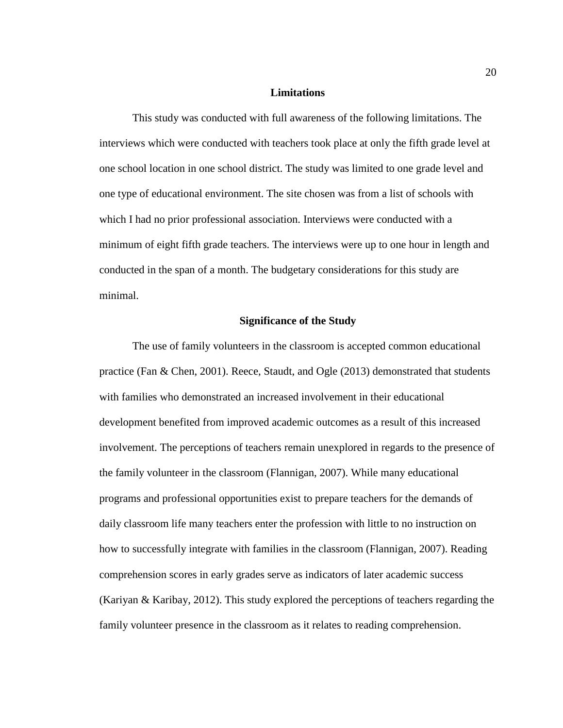## Limitations

This study was conducted with full awareness of the following limitations. The interviews which were conducted with teachers took place at only the fifth grade level at one school location in one school district. The study was limited to one grade level and one type of educational environment. The site chosen was from a list of schools with which I had no prior professional association. Interviews were conducted with a minimum of eight fifth grade teachers. The interviews were up to one hour in length and conducted in the span of a month. The budgetary considerations for this study are minimal.

## Significance of the Study

The use of family volunteers in the classroom is accepted common educational practice (Fan & Chen, 2001). Reece, Staudt, and Ogle (2013) demonstrated that students with families who demonstrated an increased involvement in their educational development benefited from improved academic outcomes as a result of this increased involvement. The perceptions of teachers remain unexplored in regards to the presence of the family volunteer in the classroom (Flannigan, 2007). While many educational programs and professional opportunities exist to prepare teachers for the demands of daily classroom life many teachers enter the profession with little to no instruction on how to successfully integrate with families in the classroom (Flannigan, 2007). Reading comprehension scores in early grades serve as indicators of later academic success (Kariyan & Karibay, 2012). This study explored the perceptions of teachers regarding the family volunteer presence in the classroom as it relates to reading comprehension.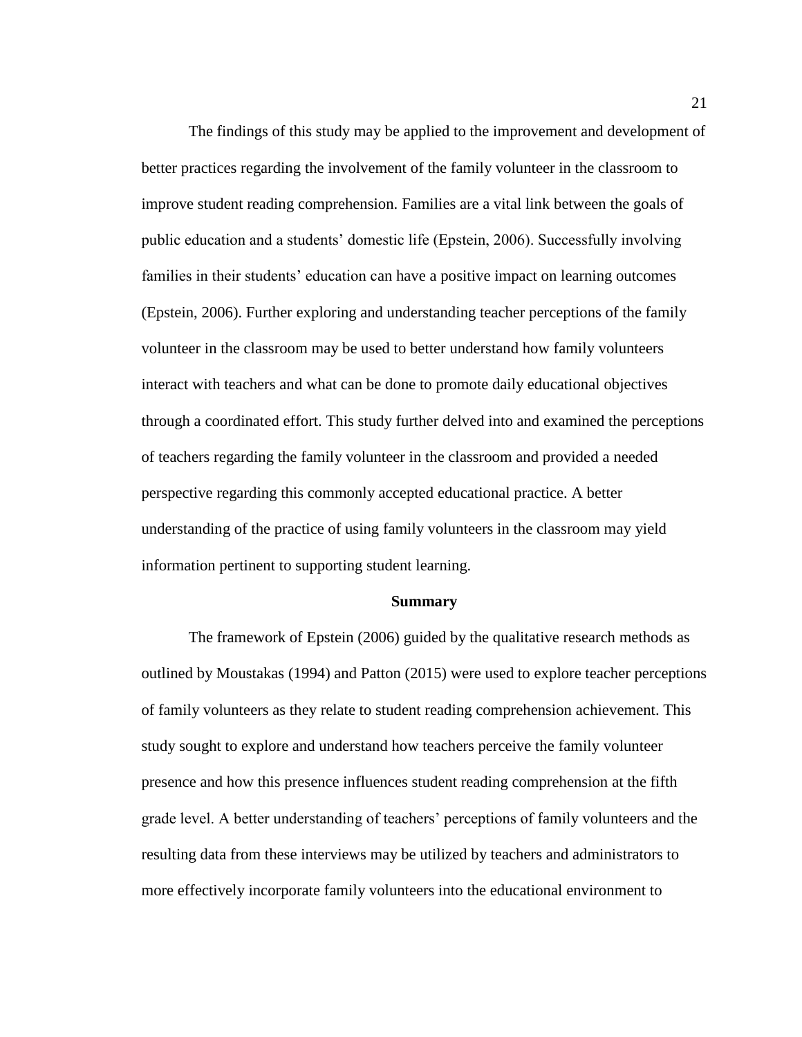The findings of this study may be applied to the improvement and development of better practices regarding the involvement of the family volunteer in the classroom to improve student reading comprehension. Families are a vital link between the goals of public education and a students' domestic life (Epstein, 2006). Successfully involving families in their students' education can have a positive impact on learning outcomes (Epstein, 2006). Further exploring and understanding teacher perceptions of the family volunteer in the classroom may be used to better understand how family volunteers interact with teachers and what can be done to promote daily educational objectives through a coordinated effort. This study further delved into and examined the perceptions of teachers regarding the family volunteer in the classroom and provided a needed perspective regarding this commonly accepted educational practice. A better understanding of the practice of using family volunteers in the classroom may yield information pertinent to supporting student learning.

## Summary

The framework of Epstein (2006) guided by the qualitative research methods as outlined by Moustakas (1994) and Patton (2015) were used to explore teacher perceptions of family volunteers as they relate to student reading comprehension achievement. This study sought to explore and understand how teachers perceive the family volunteer presence and how this presence influences student reading comprehension at the fifth grade level. A better understanding of teachers' perceptions of family volunteers and the resulting data from these interviews may be utilized by teachers and administrators to more effectively incorporate family volunteers into the educational environment to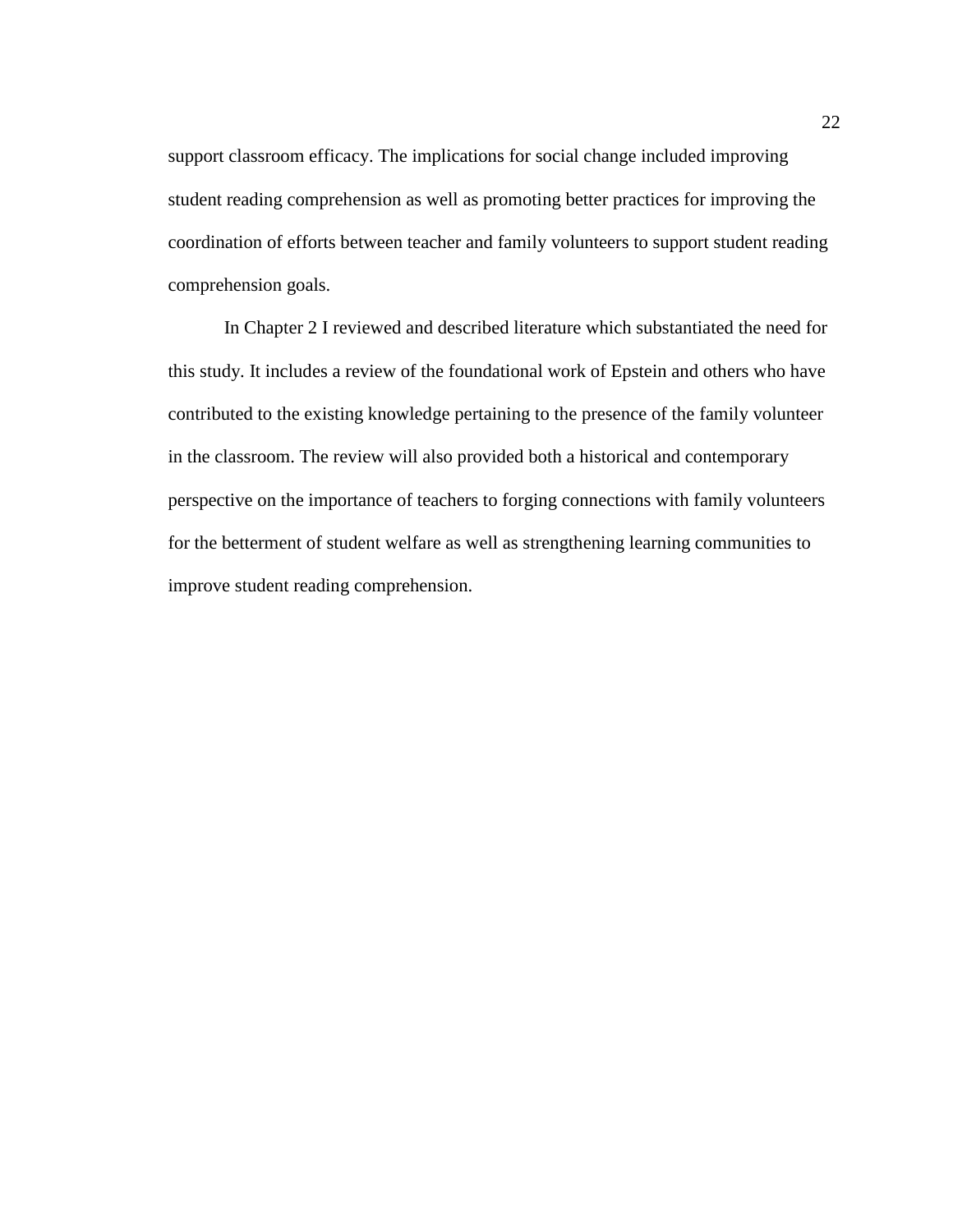support classroom efficacy. The implications for social change included improving student reading comprehension as well as promoting better practices for improving the coordination of efforts between teacher and family volunteers to support student reading comprehension goals.

In Chapter 2 I reviewed and described literature which substantiated the need for this study. It includes a review of the foundational work of Epstein and others who have contributed to the existing knowledge pertaining to the presence of the family volunteer in the classroom. The review will also provided both a historical and contemporary perspective on the importance of teachers to forging connections with family volunteers for the betterment of student welfare as well as strengthening learning communities to improve student reading comprehension.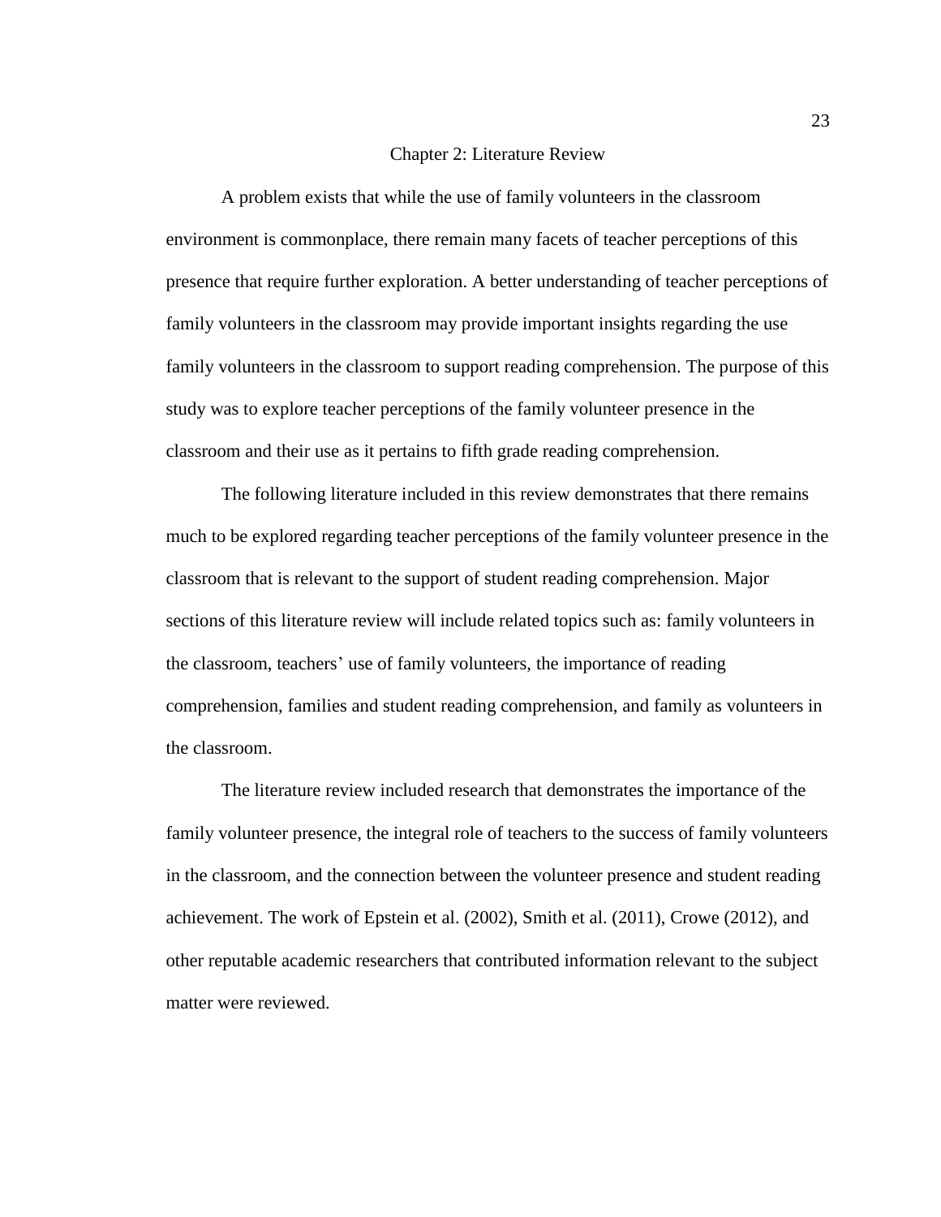# Chapter 2: Literature Review

A problem exists that while the use of family volunteers in the classroom environment is commonplace, there remain many facets of teacher perceptions of this presence that require further exploration. A better understanding of teacher perceptions of family volunteers in the classroom may provide important insights regarding the use family volunteers in the classroom to support reading comprehension. The purpose of this study was to explore teacher perceptions of the family volunteer presence in the classroom and their use as it pertains to fifth grade reading comprehension.

The following literature included in this review demonstrates that there remains much to be explored regarding teacher perceptions of the family volunteer presence in the classroom that is relevant to the support of student reading comprehension. Major sections of this literature review will include related topics such as: family volunteers in the classroom, teachers' use of family volunteers, the importance of reading comprehension, families and student reading comprehension, and family as volunteers in the classroom.

The literature review included research that demonstrates the importance of the family volunteer presence, the integral role of teachers to the success of family volunteers in the classroom, and the connection between the volunteer presence and student reading achievement. The work of Epstein et al. (2002), Smith et al. (2011), Crowe (2012), and other reputable academic researchers that contributed information relevant to the subject matter were reviewed.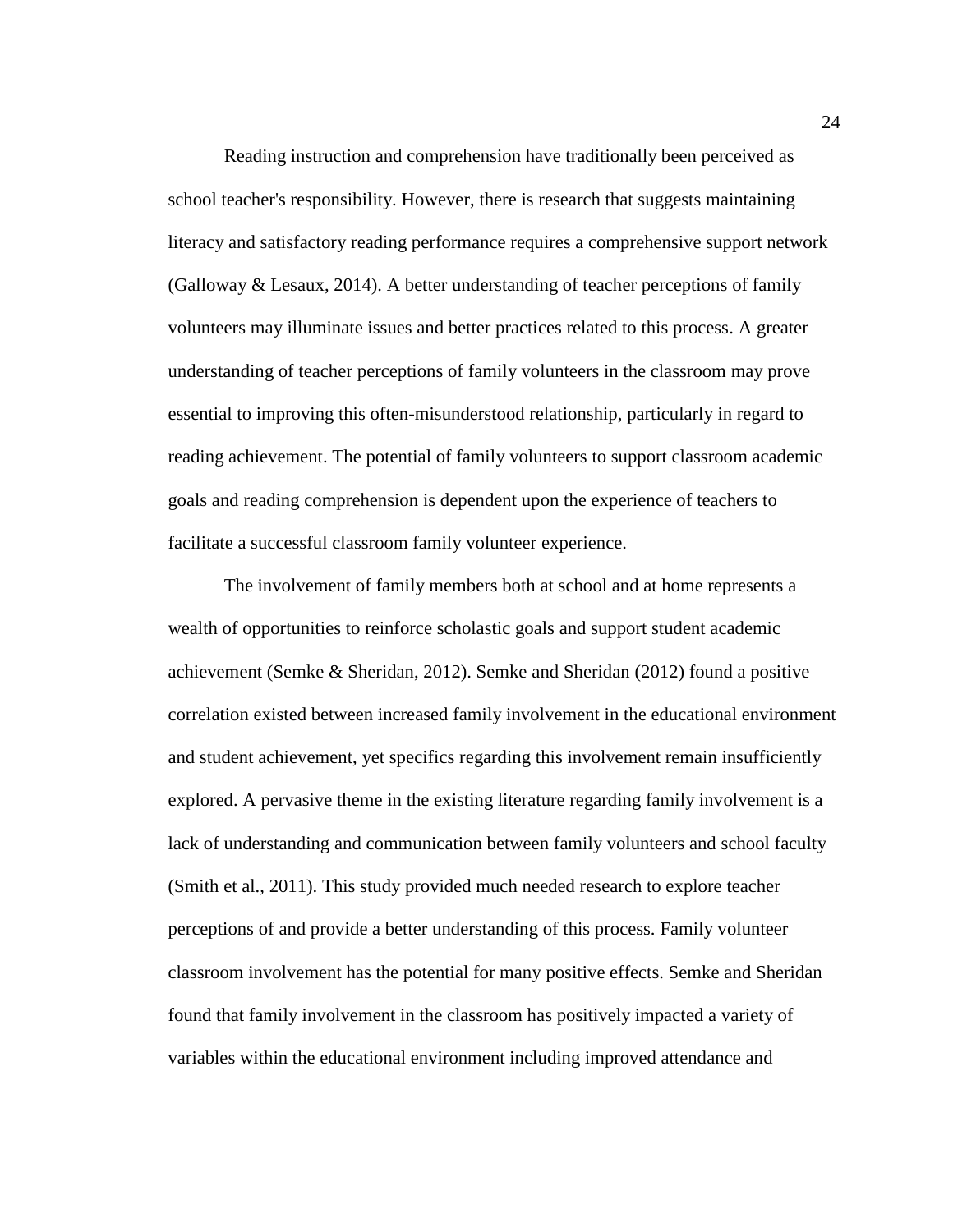Reading instruction and comprehension have traditionally been perceived as school teacher's responsibility. However, there is research that suggests maintaining literacy and satisfactory reading performance requires a comprehensive support network (Galloway & Lesaux, 2014). A better understanding of teacher perceptions of family volunteers may illuminate issues and better practices related to this process. A greater understanding of teacher perceptions of family volunteers in the classroom may prove essential to improving this often-misunderstood relationship, particularly in regard to reading achievement. The potential of family volunteers to support classroom academic goals and reading comprehension is dependent upon the experience of teachers to facilitate a successful classroom family volunteer experience.

The involvement of family members both at school and at home represents a wealth of opportunities to reinforce scholastic goals and support student academic achievement (Semke & Sheridan, 2012). Semke and Sheridan (2012) found a positive correlation existed between increased family involvement in the educational environment and student achievement, yet specifics regarding this involvement remain insufficiently explored. A pervasive theme in the existing literature regarding family involvement is a lack of understanding and communication between family volunteers and school faculty (Smith et al., 2011). This study provided much needed research to explore teacher perceptions of and provide a better understanding of this process. Family volunteer classroom involvement has the potential for many positive effects. Semke and Sheridan found that family involvement in the classroom has positively impacted a variety of variables within the educational environment including improved attendance and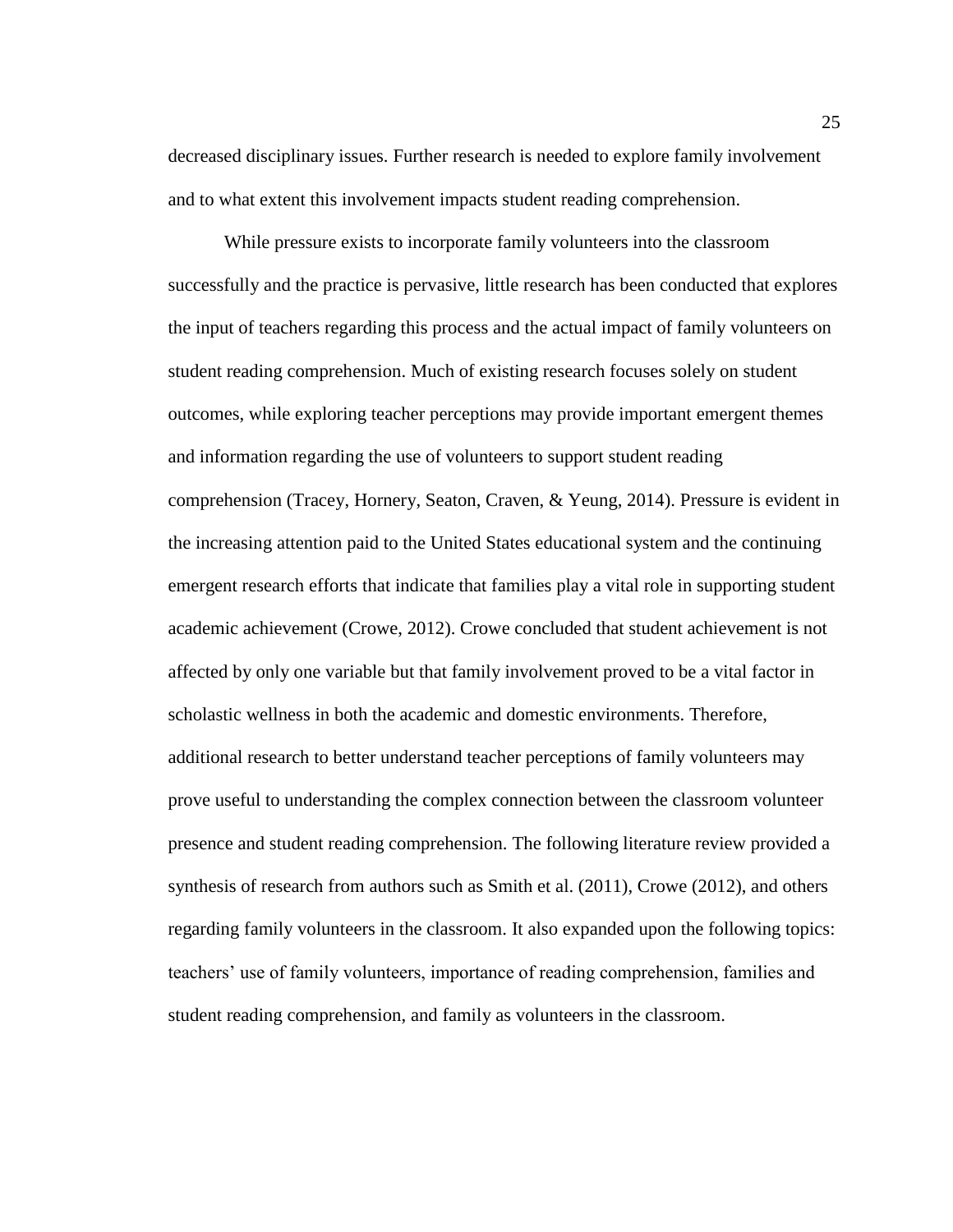decreased disciplinary issues. Further research is needed to explore family involvement and to what extent this involvement impacts student reading comprehension.

While pressure exists to incorporate family volunteers into the classroom successfully and the practice is pervasive, little research has been conducted that explores the input of teachers regarding this process and the actual impact of family volunteers on student reading comprehension. Much of existing research focuses solely on student outcomes, while exploring teacher perceptions may provide important emergent themes and information regarding the use of volunteers to support student reading comprehension (Tracey, Hornery, Seaton, Craven, & Yeung, 2014). Pressure is evident in the increasing attention paid to the United States educational system and the continuing emergent research efforts that indicate that families play a vital role in supporting student academic achievement (Crowe, 2012). Crowe concluded that student achievement is not affected by only one variable but that family involvement proved to be a vital factor in scholastic wellness in both the academic and domestic environments. Therefore, additional research to better understand teacher perceptions of family volunteers may prove useful to understanding the complex connection between the classroom volunteer presence and student reading comprehension. The following literature review provided a synthesis of research from authors such as Smith et al. (2011), Crowe (2012), and others regarding family volunteers in the classroom. It also expanded upon the following topics: teachers' use of family volunteers, importance of reading comprehension, families and student reading comprehension, and family as volunteers in the classroom.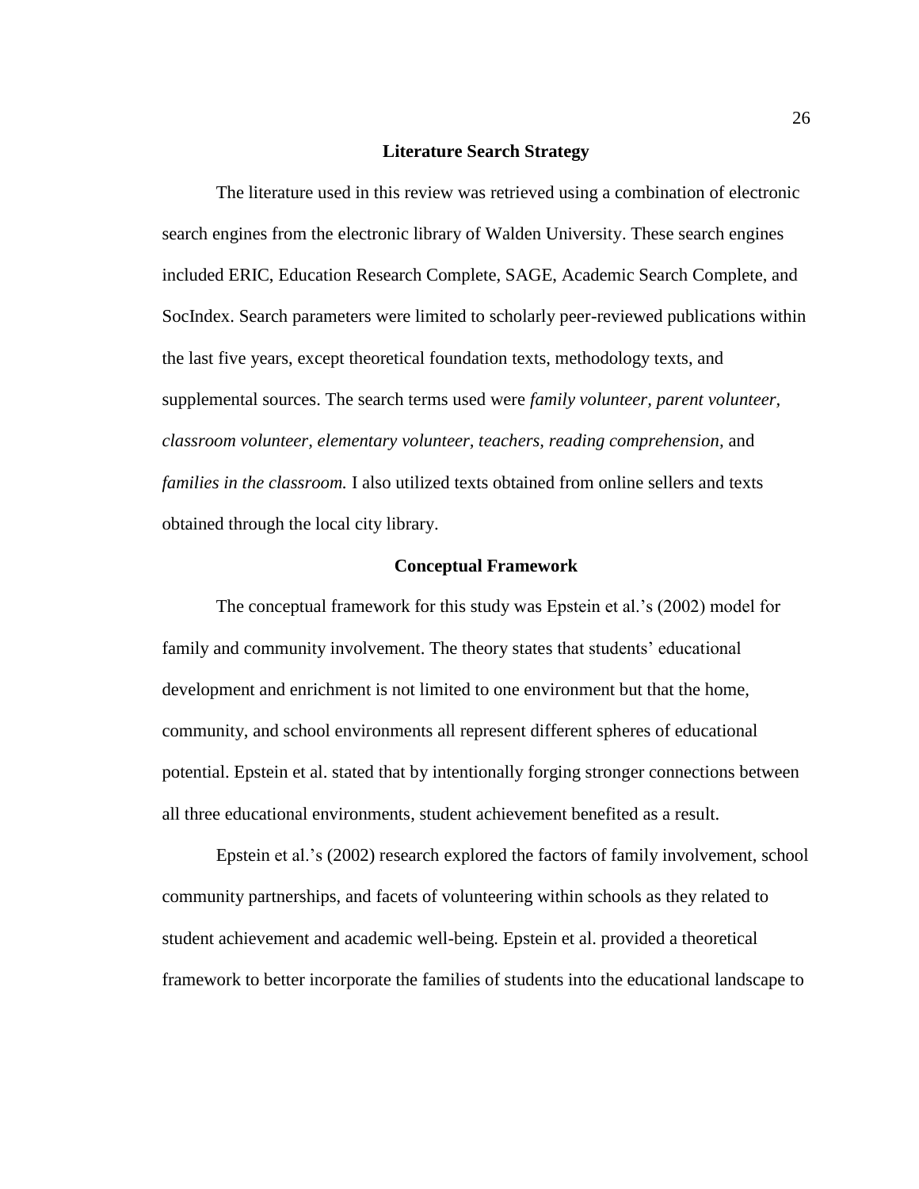## Literature Search Strategy

The literature used in this review was retrieved using a combination of electronic search engines from the electronic library of Walden University. These search engines included ERIC, Education Research Complete, SAGE, Academic Search Complete, and SocIndex. Search parameters were limited to scholarly peer-reviewed publications within the last five years, except theoretical foundation texts, methodology texts, and supplemental sources. The search terms used were *family volunteer, parent volunteer, classroom volunteer, elementary volunteer, teachers, reading comprehension,* and *families in the classroom.* I also utilized texts obtained from online sellers and texts obtained through the local city library.

## Conceptual Framework

The conceptual framework for this study was Epstein et al.'s (2002) model for family and community involvement. The theory states that students' educational development and enrichment is not limited to one environment but that the home, community, and school environments all represent different spheres of educational potential. Epstein et al. stated that by intentionally forging stronger connections between all three educational environments, student achievement benefited as a result.

Epstein et al.'s (2002) research explored the factors of family involvement, school community partnerships, and facets of volunteering within schools as they related to student achievement and academic well-being. Epstein et al. provided a theoretical framework to better incorporate the families of students into the educational landscape to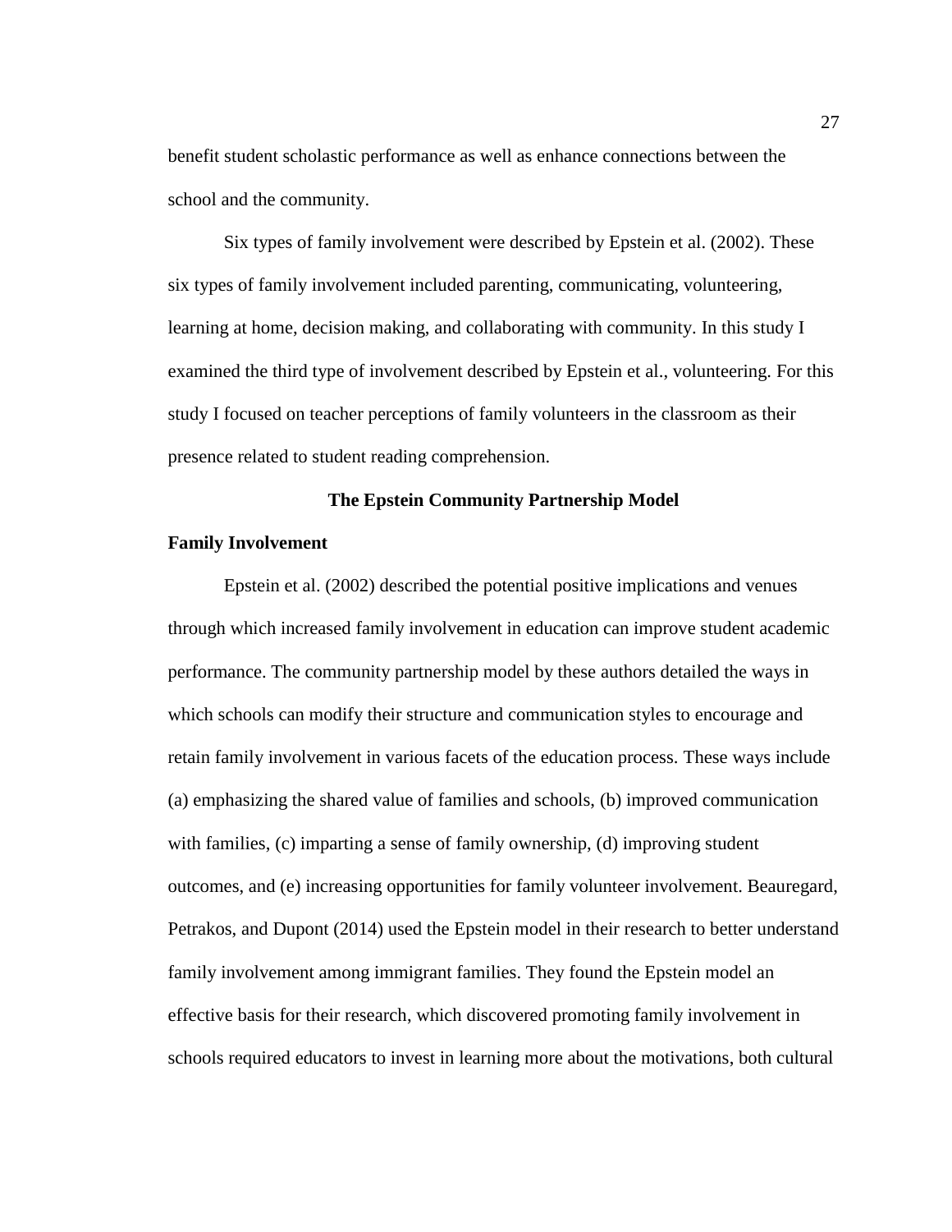benefit student scholastic performance as well as enhance connections between the school and the community.

Six types of family involvement were described by Epstein et al. (2002). These six types of family involvement included parenting, communicating, volunteering, learning at home, decision making, and collaborating with community. In this study I examined the third type of involvement described by Epstein et al., volunteering. For this study I focused on teacher perceptions of family volunteers in the classroom as their presence related to student reading comprehension.

## The Epstein Community Partnership Model

### Family Involvement

Epstein et al. (2002) described the potential positive implications and venues through which increased family involvement in education can improve student academic performance. The community partnership model by these authors detailed the ways in which schools can modify their structure and communication styles to encourage and retain family involvement in various facets of the education process. These ways include (a) emphasizing the shared value of families and schools, (b) improved communication with families, (c) imparting a sense of family ownership, (d) improving student outcomes, and (e) increasing opportunities for family volunteer involvement. Beauregard, Petrakos, and Dupont (2014) used the Epstein model in their research to better understand family involvement among immigrant families. They found the Epstein model an effective basis for their research, which discovered promoting family involvement in schools required educators to invest in learning more about the motivations, both cultural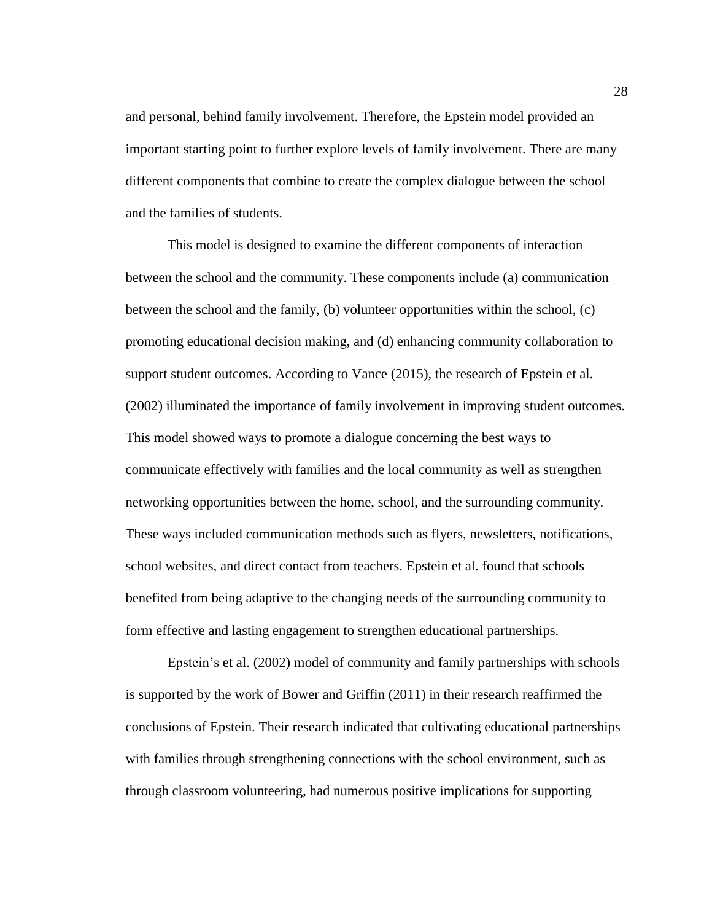and personal, behind family involvement. Therefore, the Epstein model provided an important starting point to further explore levels of family involvement. There are many different components that combine to create the complex dialogue between the school and the families of students.

This model is designed to examine the different components of interaction between the school and the community. These components include (a) communication between the school and the family, (b) volunteer opportunities within the school, (c) promoting educational decision making, and (d) enhancing community collaboration to support student outcomes. According to Vance (2015), the research of Epstein et al. (2002) illuminated the importance of family involvement in improving student outcomes. This model showed ways to promote a dialogue concerning the best ways to communicate effectively with families and the local community as well as strengthen networking opportunities between the home, school, and the surrounding community. These ways included communication methods such as flyers, newsletters, notifications, school websites, and direct contact from teachers. Epstein et al. found that schools benefited from being adaptive to the changing needs of the surrounding community to form effective and lasting engagement to strengthen educational partnerships.

Epstein's et al. (2002) model of community and family partnerships with schools is supported by the work of Bower and Griffin (2011) in their research reaffirmed the conclusions of Epstein. Their research indicated that cultivating educational partnerships with families through strengthening connections with the school environment, such as through classroom volunteering, had numerous positive implications for supporting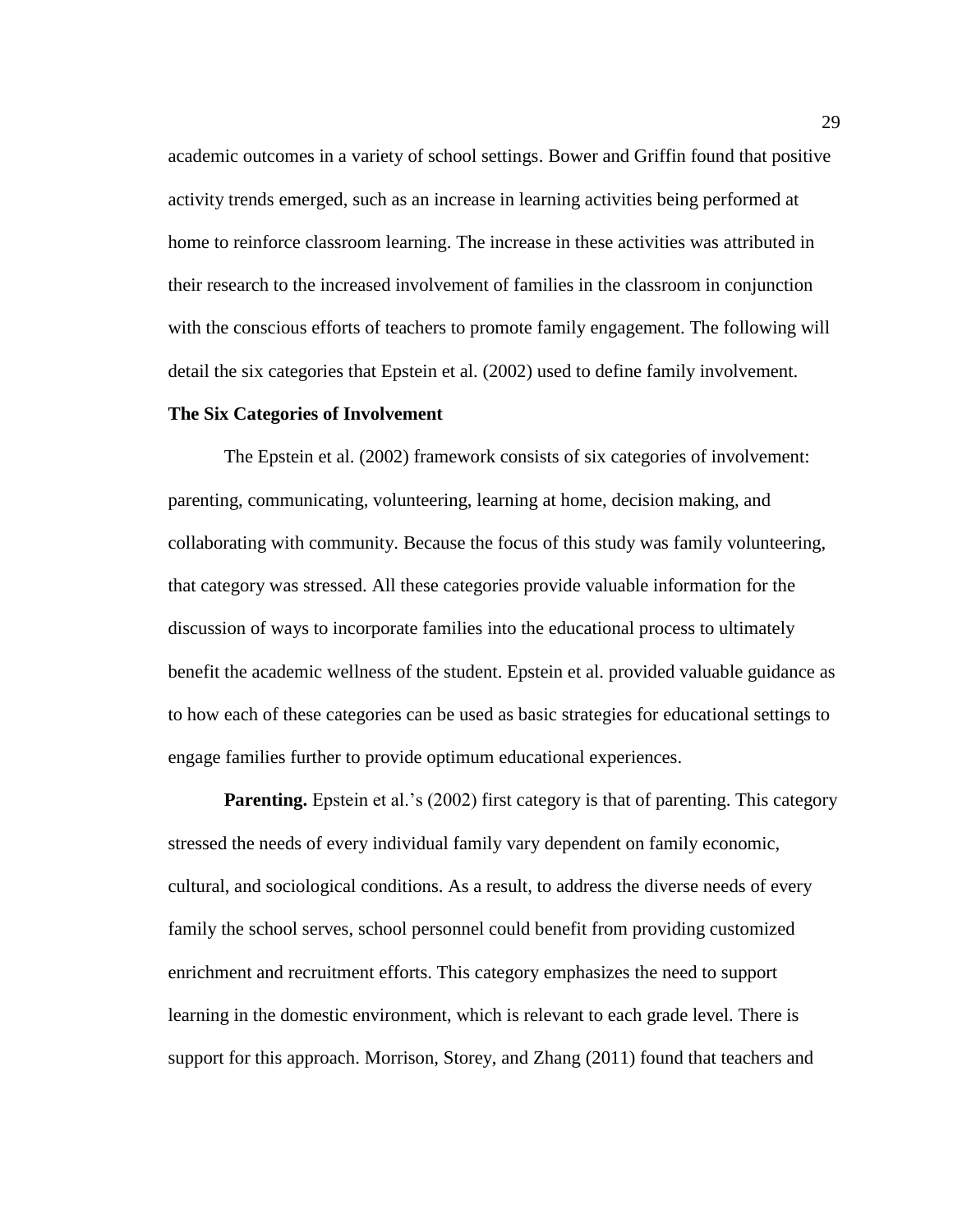academic outcomes in a variety of school settings. Bower and Griffin found that positive activity trends emerged, such as an increase in learning activities being performed at home to reinforce classroom learning. The increase in these activities was attributed in their research to the increased involvement of families in the classroom in conjunction with the conscious efforts of teachers to promote family engagement. The following will detail the six categories that Epstein et al. (2002) used to define family involvement.

## The Six Categories of Involvement

The Epstein et al. (2002) framework consists of six categories of involvement: parenting, communicating, volunteering, learning at home, decision making, and collaborating with community. Because the focus of this study was family volunteering, that category was stressed. All these categories provide valuable information for the discussion of ways to incorporate families into the educational process to ultimately benefit the academic wellness of the student. Epstein et al. provided valuable guidance as to how each of these categories can be used as basic strategies for educational settings to engage families further to provide optimum educational experiences.

**Parenting.** Epstein et al.'s (2002) first category is that of parenting. This category stressed the needs of every individual family vary dependent on family economic, cultural, and sociological conditions. As a result, to address the diverse needs of every family the school serves, school personnel could benefit from providing customized enrichment and recruitment efforts. This category emphasizes the need to support learning in the domestic environment, which is relevant to each grade level. There is support for this approach. Morrison, Storey, and Zhang (2011) found that teachers and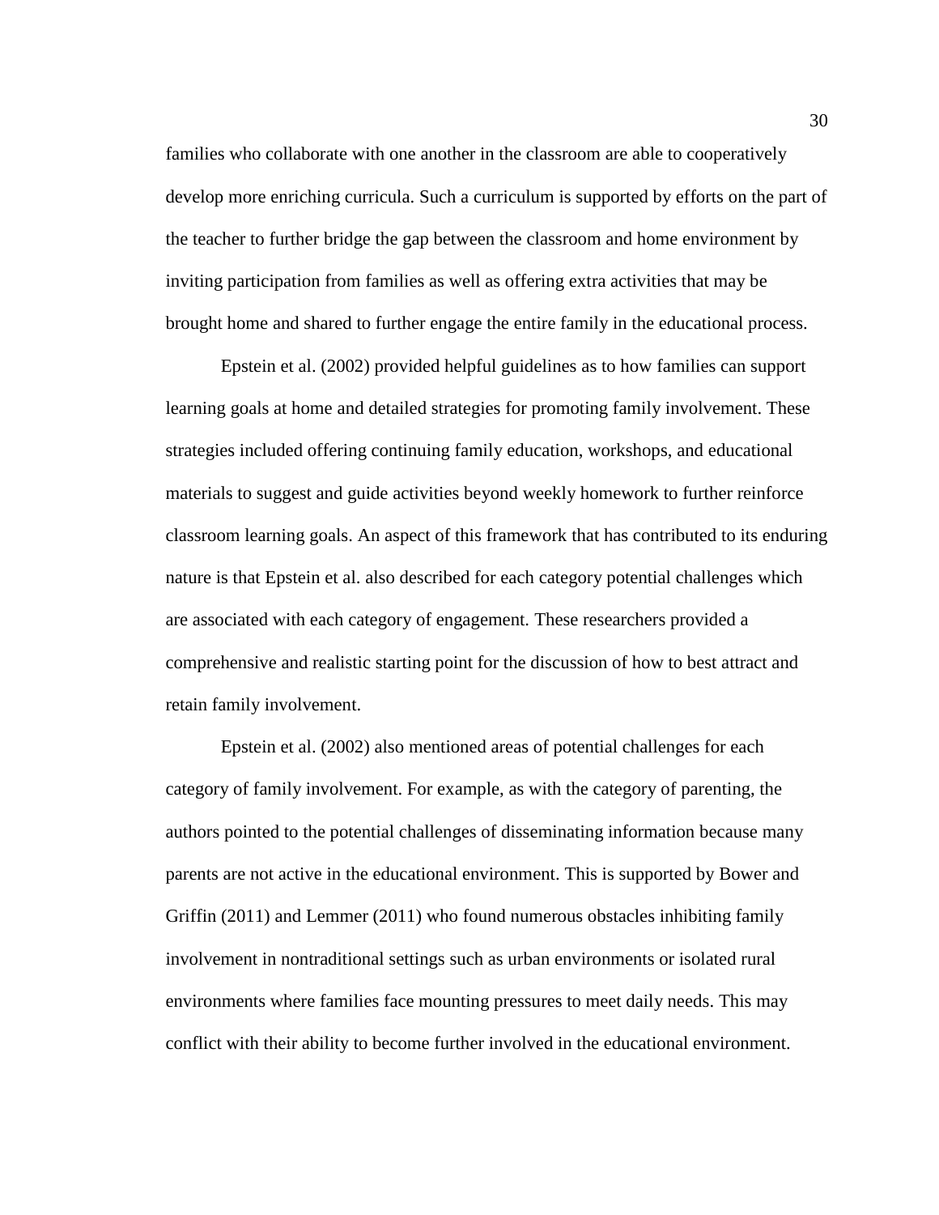families who collaborate with one another in the classroom are able to cooperatively develop more enriching curricula. Such a curriculum is supported by efforts on the part of the teacher to further bridge the gap between the classroom and home environment by inviting participation from families as well as offering extra activities that may be brought home and shared to further engage the entire family in the educational process.

Epstein et al. (2002) provided helpful guidelines as to how families can support learning goals at home and detailed strategies for promoting family involvement. These strategies included offering continuing family education, workshops, and educational materials to suggest and guide activities beyond weekly homework to further reinforce classroom learning goals. An aspect of this framework that has contributed to its enduring nature is that Epstein et al. also described for each category potential challenges which are associated with each category of engagement. These researchers provided a comprehensive and realistic starting point for the discussion of how to best attract and retain family involvement.

Epstein et al. (2002) also mentioned areas of potential challenges for each category of family involvement. For example, as with the category of parenting, the authors pointed to the potential challenges of disseminating information because many parents are not active in the educational environment. This is supported by Bower and Griffin (2011) and Lemmer (2011) who found numerous obstacles inhibiting family involvement in nontraditional settings such as urban environments or isolated rural environments where families face mounting pressures to meet daily needs. This may conflict with their ability to become further involved in the educational environment.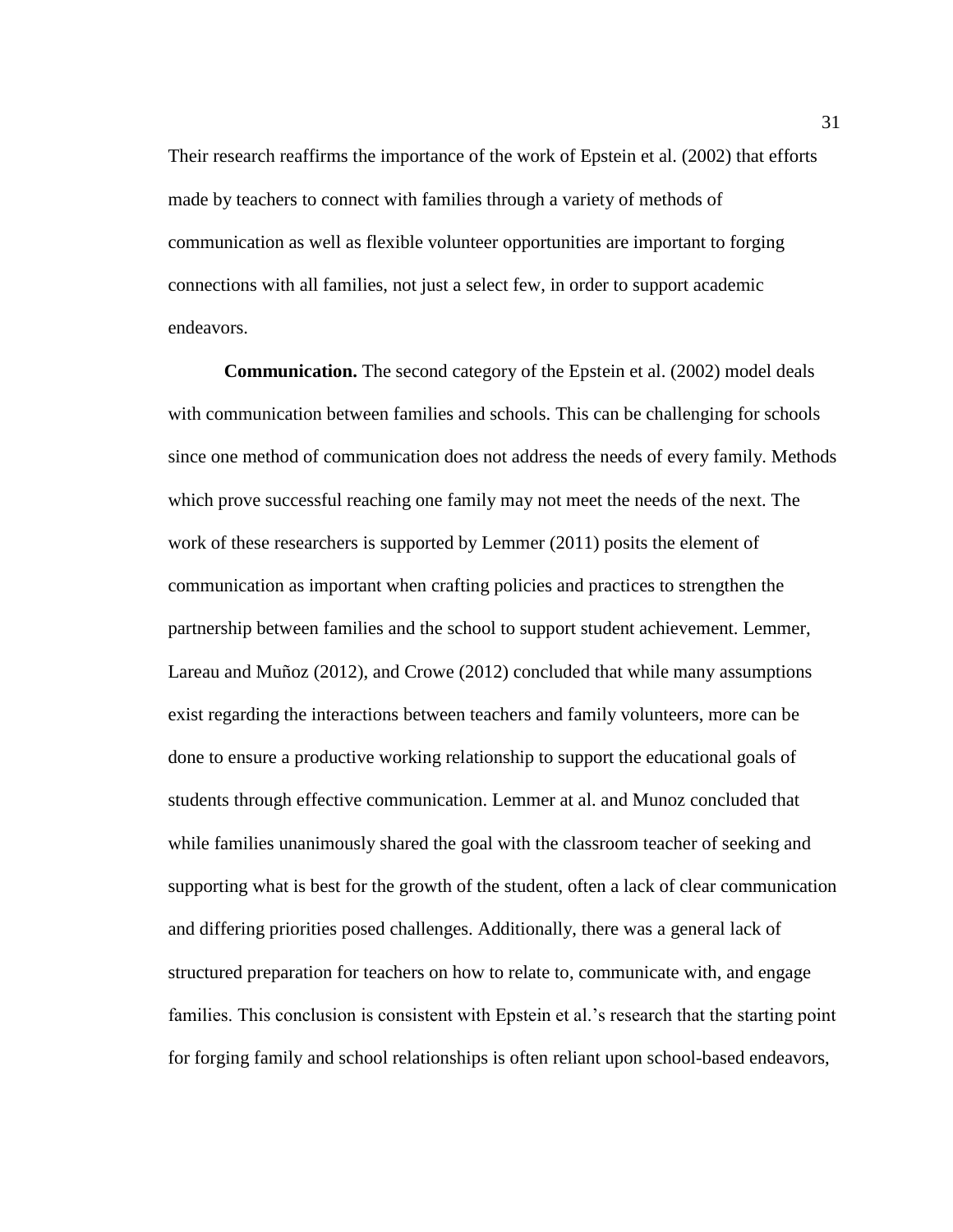Their research reaffirms the importance of the work of Epstein et al. (2002) that efforts made by teachers to connect with families through a variety of methods of communication as well as flexible volunteer opportunities are important to forging connections with all families, not just a select few, in order to support academic endeavors.

**Communication.** The second category of the Epstein et al. (2002) model deals with communication between families and schools. This can be challenging for schools since one method of communication does not address the needs of every family. Methods which prove successful reaching one family may not meet the needs of the next. The work of these researchers is supported by Lemmer (2011) posits the element of communication as important when crafting policies and practices to strengthen the partnership between families and the school to support student achievement. Lemmer, Lareau and Muñoz (2012), and Crowe (2012) concluded that while many assumptions exist regarding the interactions between teachers and family volunteers, more can be done to ensure a productive working relationship to support the educational goals of students through effective communication. Lemmer at al. and Munoz concluded that while families unanimously shared the goal with the classroom teacher of seeking and supporting what is best for the growth of the student, often a lack of clear communication and differing priorities posed challenges. Additionally, there was a general lack of structured preparation for teachers on how to relate to, communicate with, and engage families. This conclusion is consistent with Epstein et al.'s research that the starting point for forging family and school relationships is often reliant upon school-based endeavors,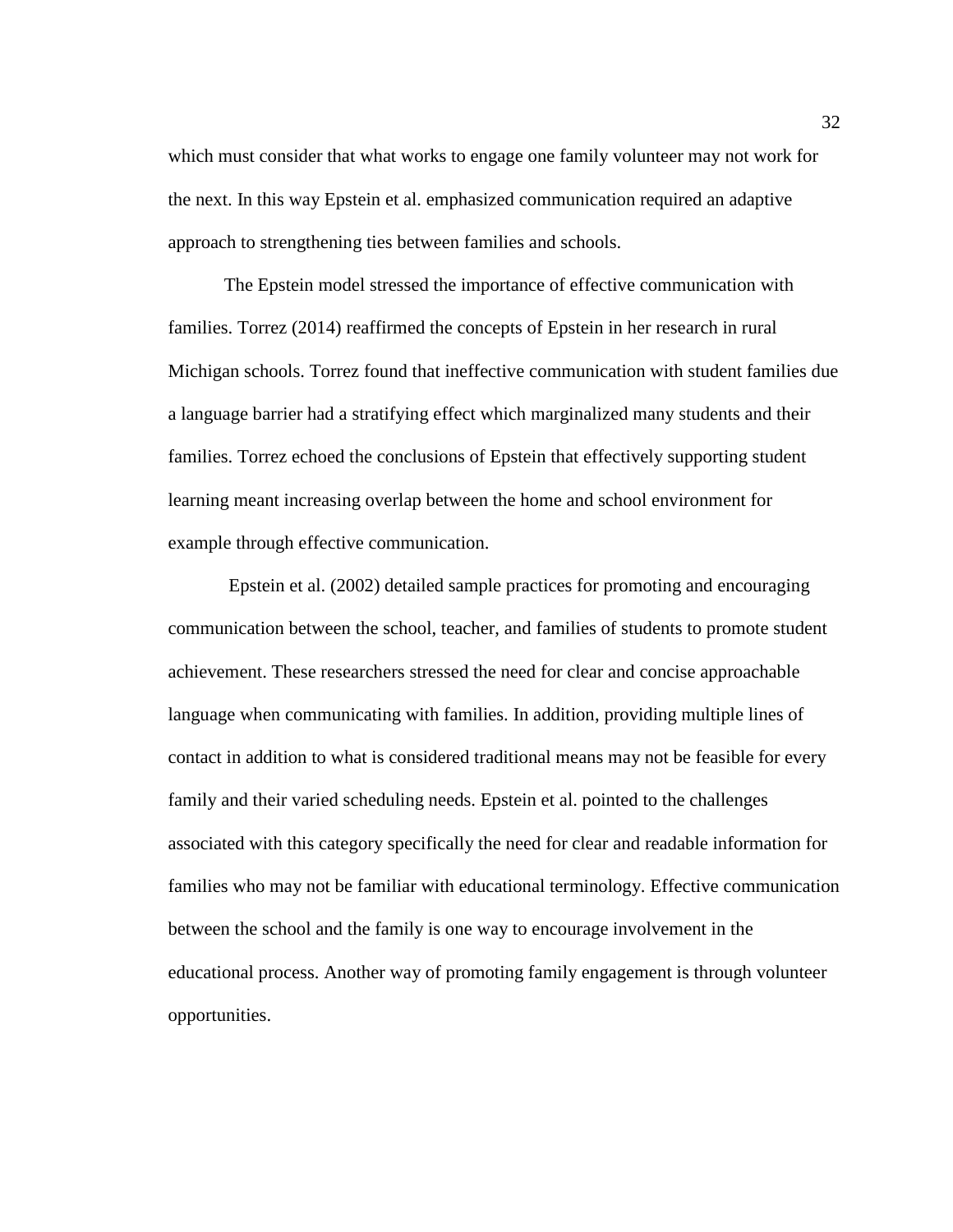which must consider that what works to engage one family volunteer may not work for the next. In this way Epstein et al. emphasized communication required an adaptive approach to strengthening ties between families and schools.

The Epstein model stressed the importance of effective communication with families. Torrez (2014) reaffirmed the concepts of Epstein in her research in rural Michigan schools. Torrez found that ineffective communication with student families due a language barrier had a stratifying effect which marginalized many students and their families. Torrez echoed the conclusions of Epstein that effectively supporting student learning meant increasing overlap between the home and school environment for example through effective communication.

Epstein et al. (2002) detailed sample practices for promoting and encouraging communication between the school, teacher, and families of students to promote student achievement. These researchers stressed the need for clear and concise approachable language when communicating with families. In addition, providing multiple lines of contact in addition to what is considered traditional means may not be feasible for every family and their varied scheduling needs. Epstein et al. pointed to the challenges associated with this category specifically the need for clear and readable information for families who may not be familiar with educational terminology. Effective communication between the school and the family is one way to encourage involvement in the educational process. Another way of promoting family engagement is through volunteer opportunities.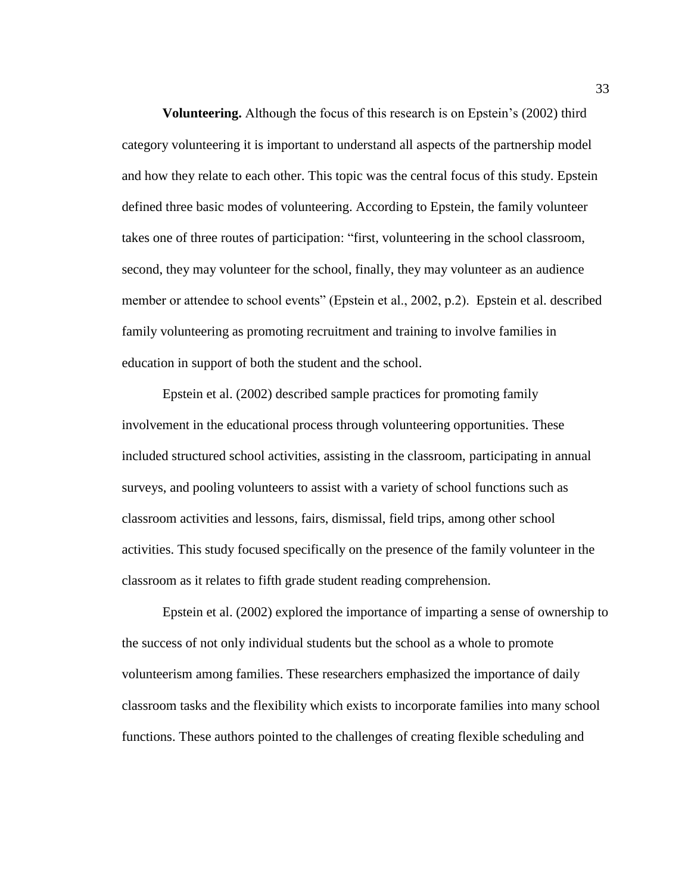**Volunteering.** Although the focus of this research is on Epstein's (2002) third category volunteering it is important to understand all aspects of the partnership model and how they relate to each other. This topic was the central focus of this study. Epstein defined three basic modes of volunteering. According to Epstein, the family volunteer takes one of three routes of participation: "first, volunteering in the school classroom, second, they may volunteer for the school, finally, they may volunteer as an audience member or attendee to school events" (Epstein et al., 2002, p.2). Epstein et al. described family volunteering as promoting recruitment and training to involve families in education in support of both the student and the school.

Epstein et al. (2002) described sample practices for promoting family involvement in the educational process through volunteering opportunities. These included structured school activities, assisting in the classroom, participating in annual surveys, and pooling volunteers to assist with a variety of school functions such as classroom activities and lessons, fairs, dismissal, field trips, among other school activities. This study focused specifically on the presence of the family volunteer in the classroom as it relates to fifth grade student reading comprehension.

Epstein et al. (2002) explored the importance of imparting a sense of ownership to the success of not only individual students but the school as a whole to promote volunteerism among families. These researchers emphasized the importance of daily classroom tasks and the flexibility which exists to incorporate families into many school functions. These authors pointed to the challenges of creating flexible scheduling and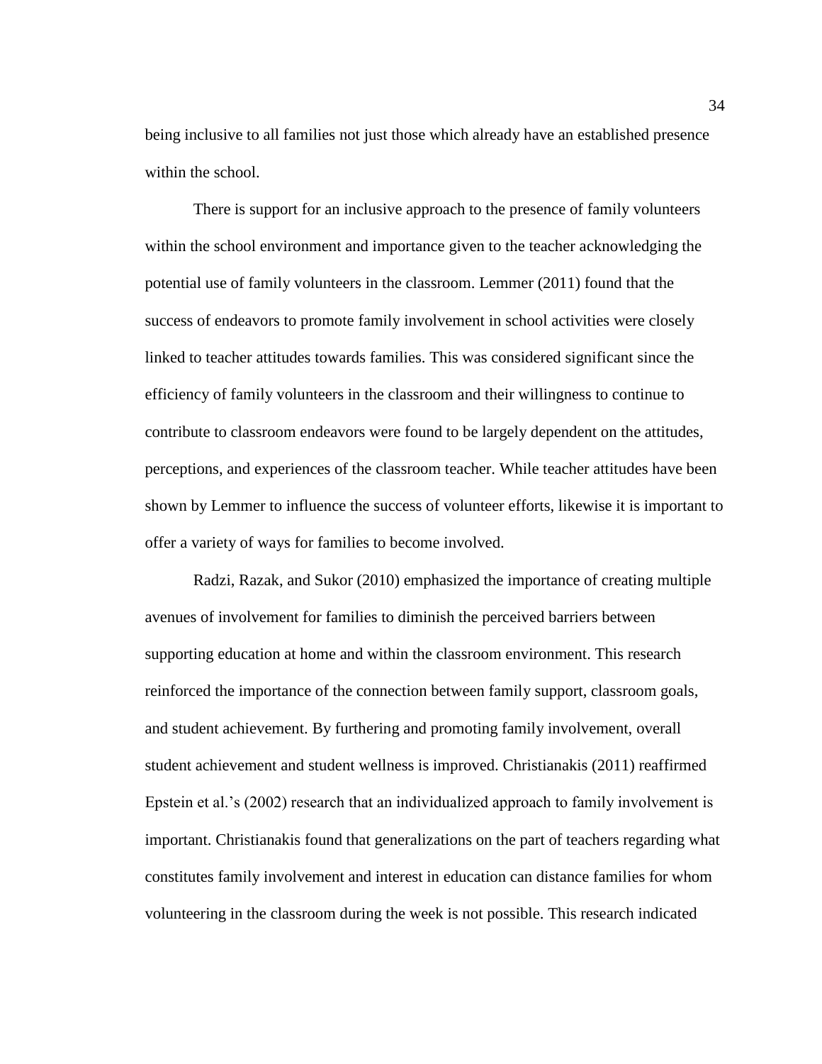being inclusive to all families not just those which already have an established presence within the school.

There is support for an inclusive approach to the presence of family volunteers within the school environment and importance given to the teacher acknowledging the potential use of family volunteers in the classroom. Lemmer (2011) found that the success of endeavors to promote family involvement in school activities were closely linked to teacher attitudes towards families. This was considered significant since the efficiency of family volunteers in the classroom and their willingness to continue to contribute to classroom endeavors were found to be largely dependent on the attitudes, perceptions, and experiences of the classroom teacher. While teacher attitudes have been shown by Lemmer to influence the success of volunteer efforts, likewise it is important to offer a variety of ways for families to become involved.

Radzi, Razak, and Sukor (2010) emphasized the importance of creating multiple avenues of involvement for families to diminish the perceived barriers between supporting education at home and within the classroom environment. This research reinforced the importance of the connection between family support, classroom goals, and student achievement. By furthering and promoting family involvement, overall student achievement and student wellness is improved. Christianakis (2011) reaffirmed Epstein et al.'s (2002) research that an individualized approach to family involvement is important. Christianakis found that generalizations on the part of teachers regarding what constitutes family involvement and interest in education can distance families for whom volunteering in the classroom during the week is not possible. This research indicated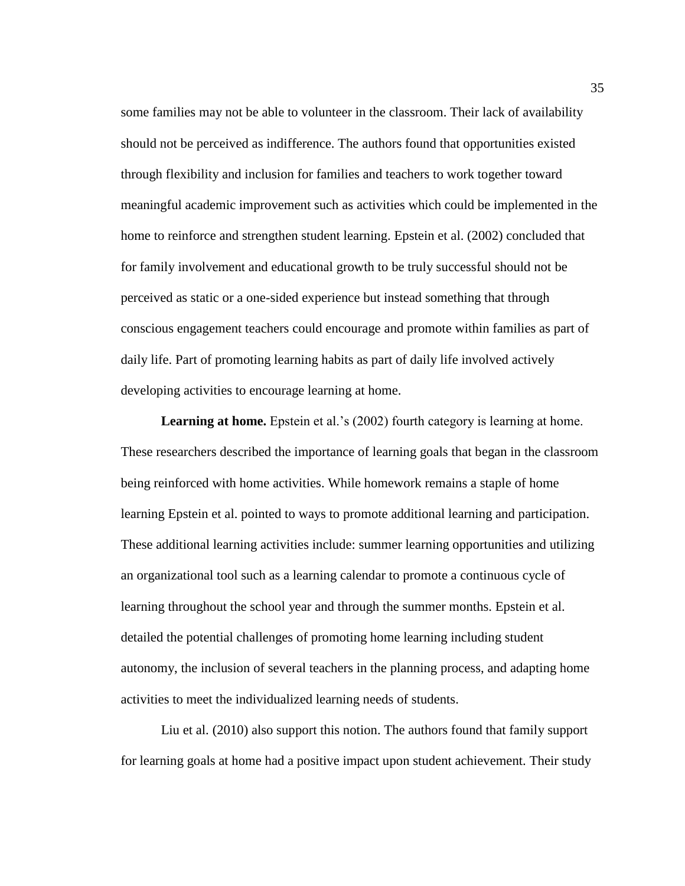some families may not be able to volunteer in the classroom. Their lack of availability should not be perceived as indifference. The authors found that opportunities existed through flexibility and inclusion for families and teachers to work together toward meaningful academic improvement such as activities which could be implemented in the home to reinforce and strengthen student learning. Epstein et al. (2002) concluded that for family involvement and educational growth to be truly successful should not be perceived as static or a one-sided experience but instead something that through conscious engagement teachers could encourage and promote within families as part of daily life. Part of promoting learning habits as part of daily life involved actively developing activities to encourage learning at home.

**Learning at home.** Epstein et al.'s (2002) fourth category is learning at home. These researchers described the importance of learning goals that began in the classroom being reinforced with home activities. While homework remains a staple of home learning Epstein et al. pointed to ways to promote additional learning and participation. These additional learning activities include: summer learning opportunities and utilizing an organizational tool such as a learning calendar to promote a continuous cycle of learning throughout the school year and through the summer months. Epstein et al. detailed the potential challenges of promoting home learning including student autonomy, the inclusion of several teachers in the planning process, and adapting home activities to meet the individualized learning needs of students.

Liu et al. (2010) also support this notion. The authors found that family support for learning goals at home had a positive impact upon student achievement. Their study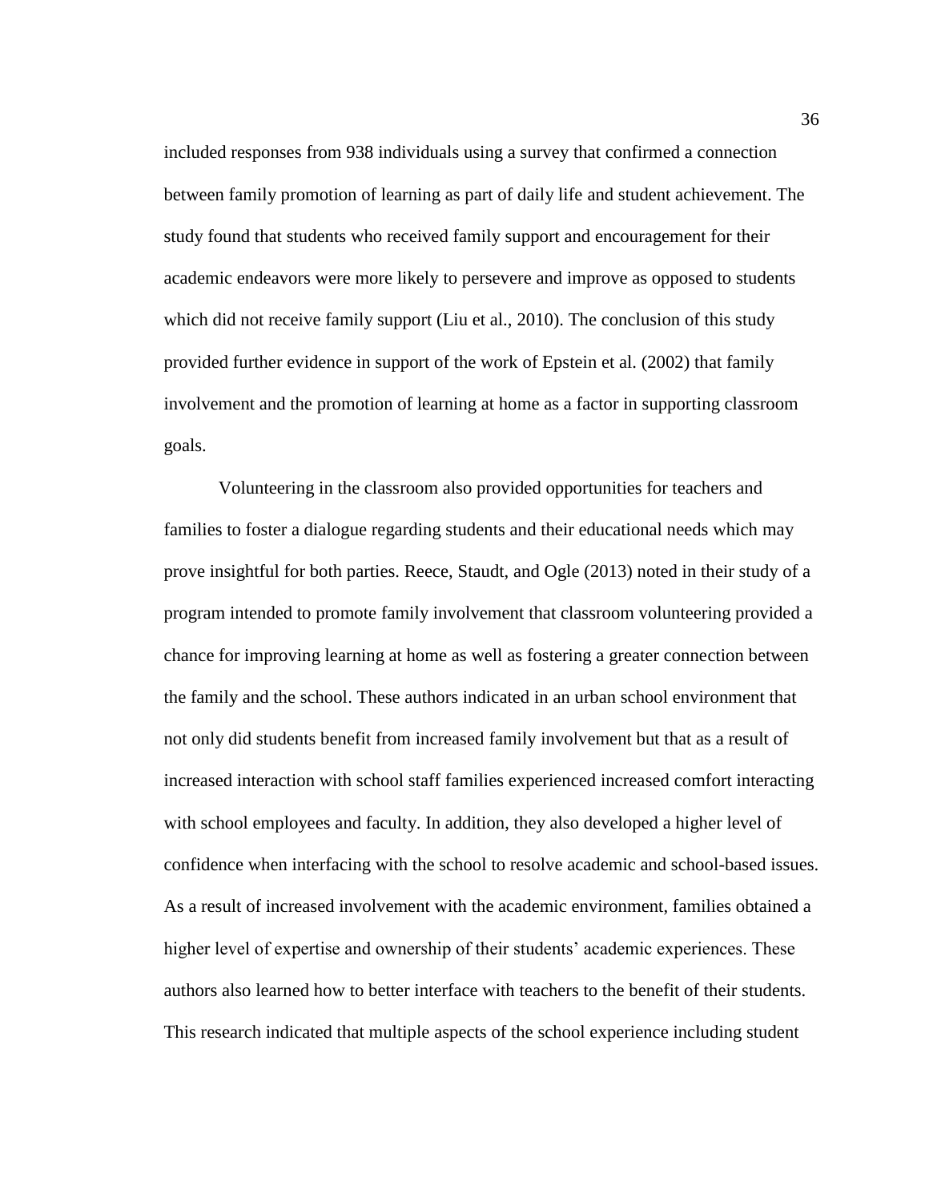included responses from 938 individuals using a survey that confirmed a connection between family promotion of learning as part of daily life and student achievement. The study found that students who received family support and encouragement for their academic endeavors were more likely to persevere and improve as opposed to students which did not receive family support (Liu et al., 2010). The conclusion of this study provided further evidence in support of the work of Epstein et al. (2002) that family involvement and the promotion of learning at home as a factor in supporting classroom goals.

Volunteering in the classroom also provided opportunities for teachers and families to foster a dialogue regarding students and their educational needs which may prove insightful for both parties. Reece, Staudt, and Ogle (2013) noted in their study of a program intended to promote family involvement that classroom volunteering provided a chance for improving learning at home as well as fostering a greater connection between the family and the school. These authors indicated in an urban school environment that not only did students benefit from increased family involvement but that as a result of increased interaction with school staff families experienced increased comfort interacting with school employees and faculty. In addition, they also developed a higher level of confidence when interfacing with the school to resolve academic and school-based issues. As a result of increased involvement with the academic environment, families obtained a higher level of expertise and ownership of their students' academic experiences. These authors also learned how to better interface with teachers to the benefit of their students. This research indicated that multiple aspects of the school experience including student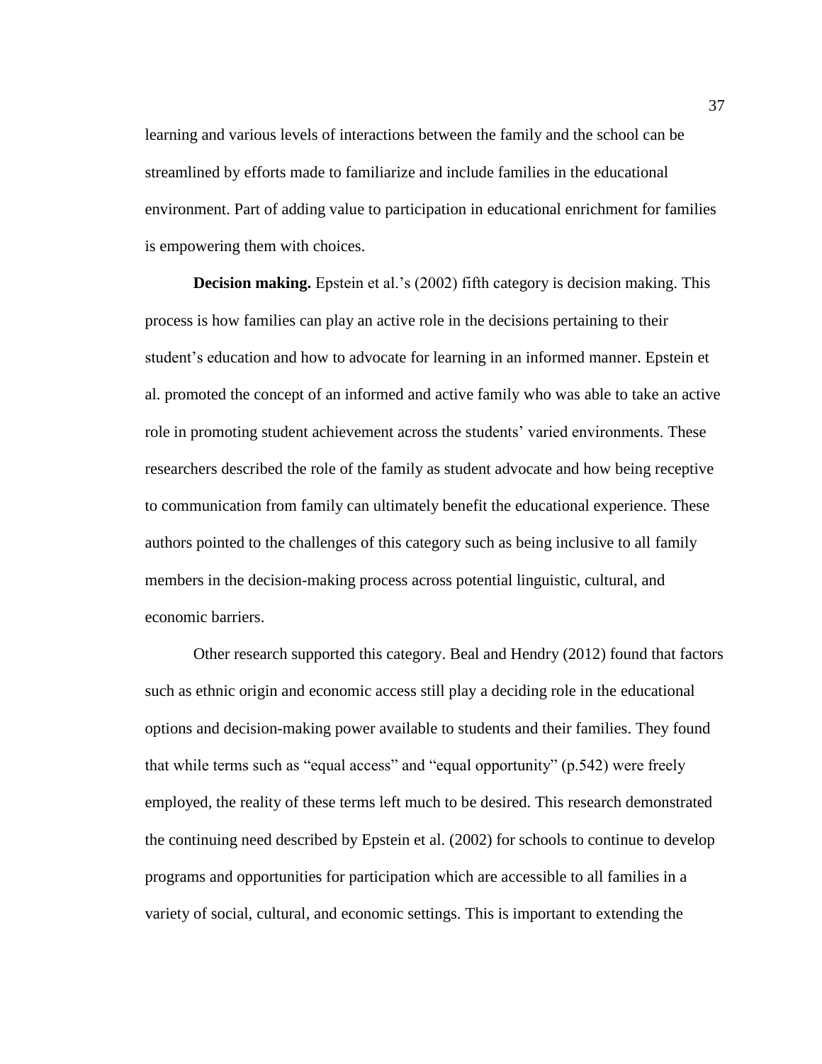learning and various levels of interactions between the family and the school can be streamlined by efforts made to familiarize and include families in the educational environment. Part of adding value to participation in educational enrichment for families is empowering them with choices.

**Decision making.** Epstein et al.'s (2002) fifth category is decision making. This process is how families can play an active role in the decisions pertaining to their student's education and how to advocate for learning in an informed manner. Epstein et al. promoted the concept of an informed and active family who was able to take an active role in promoting student achievement across the students' varied environments. These researchers described the role of the family as student advocate and how being receptive to communication from family can ultimately benefit the educational experience. These authors pointed to the challenges of this category such as being inclusive to all family members in the decision-making process across potential linguistic, cultural, and economic barriers.

Other research supported this category. Beal and Hendry (2012) found that factors such as ethnic origin and economic access still play a deciding role in the educational options and decision-making power available to students and their families. They found that while terms such as "equal access" and "equal opportunity" (p.542) were freely employed, the reality of these terms left much to be desired. This research demonstrated the continuing need described by Epstein et al. (2002) for schools to continue to develop programs and opportunities for participation which are accessible to all families in a variety of social, cultural, and economic settings. This is important to extending the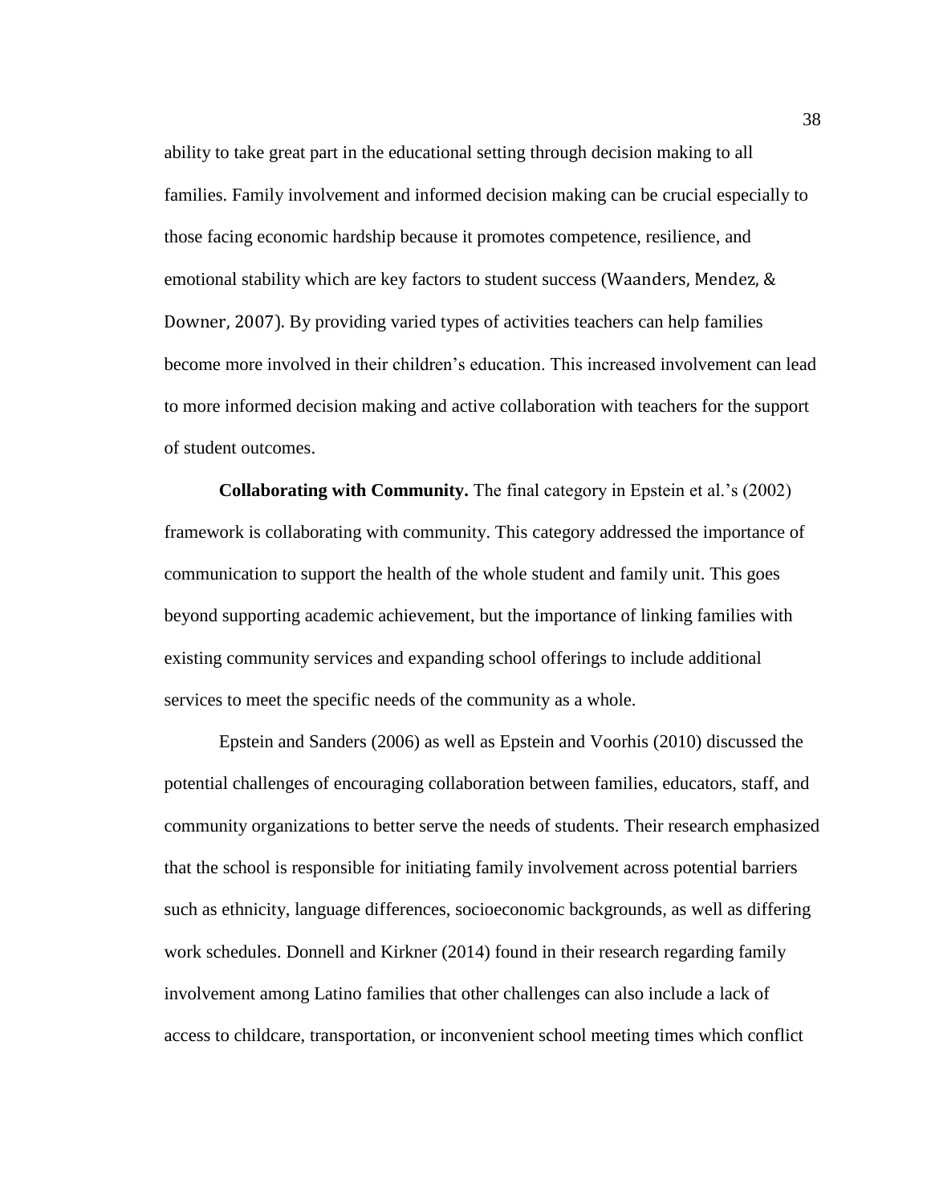ability to take great part in the educational setting through decision making to all families. Family involvement and informed decision making can be crucial especially to those facing economic hardship because it promotes competence, resilience, and emotional stability which are key factors to student success (Waanders, Mendez, & Downer, 2007). By providing varied types of activities teachers can help families become more involved in their children's education. This increased involvement can lead to more informed decision making and active collaboration with teachers for the support of student outcomes.

**Collaborating with Community.** The final category in Epstein et al.'s (2002) framework is collaborating with community. This category addressed the importance of communication to support the health of the whole student and family unit. This goes beyond supporting academic achievement, but the importance of linking families with existing community services and expanding school offerings to include additional services to meet the specific needs of the community as a whole.

Epstein and Sanders (2006) as well as Epstein and Voorhis (2010) discussed the potential challenges of encouraging collaboration between families, educators, staff, and community organizations to better serve the needs of students. Their research emphasized that the school is responsible for initiating family involvement across potential barriers such as ethnicity, language differences, socioeconomic backgrounds, as well as differing work schedules. Donnell and Kirkner (2014) found in their research regarding family involvement among Latino families that other challenges can also include a lack of access to childcare, transportation, or inconvenient school meeting times which conflict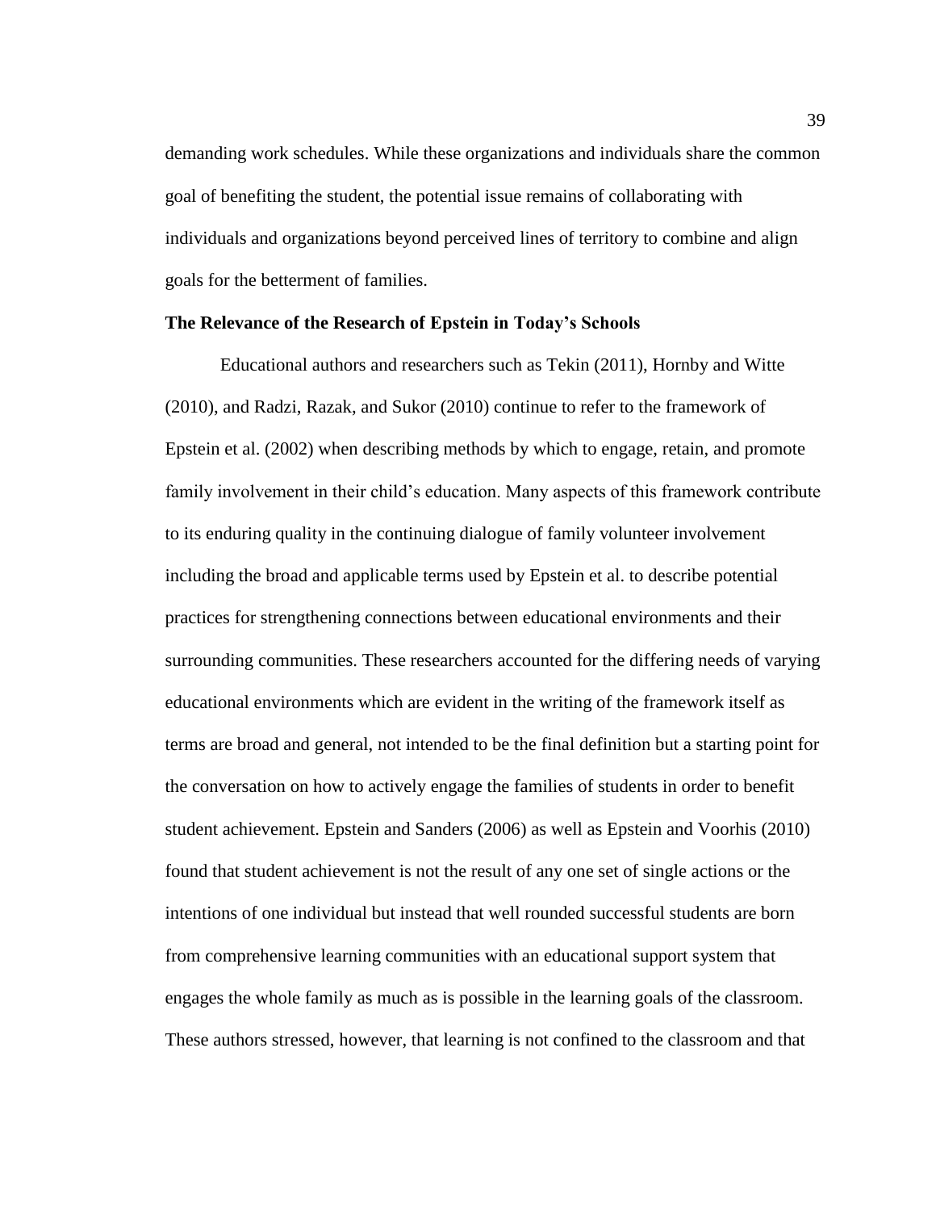demanding work schedules. While these organizations and individuals share the common goal of benefiting the student, the potential issue remains of collaborating with individuals and organizations beyond perceived lines of territory to combine and align goals for the betterment of families.

### The Relevance of the Research of Epstein in Today's Schools

Educational authors and researchers such as Tekin (2011), Hornby and Witte (2010), and Radzi, Razak, and Sukor (2010) continue to refer to the framework of Epstein et al. (2002) when describing methods by which to engage, retain, and promote family involvement in their child's education. Many aspects of this framework contribute to its enduring quality in the continuing dialogue of family volunteer involvement including the broad and applicable terms used by Epstein et al. to describe potential practices for strengthening connections between educational environments and their surrounding communities. These researchers accounted for the differing needs of varying educational environments which are evident in the writing of the framework itself as terms are broad and general, not intended to be the final definition but a starting point for the conversation on how to actively engage the families of students in order to benefit student achievement. Epstein and Sanders (2006) as well as Epstein and Voorhis (2010) found that student achievement is not the result of any one set of single actions or the intentions of one individual but instead that well rounded successful students are born from comprehensive learning communities with an educational support system that engages the whole family as much as is possible in the learning goals of the classroom. These authors stressed, however, that learning is not confined to the classroom and that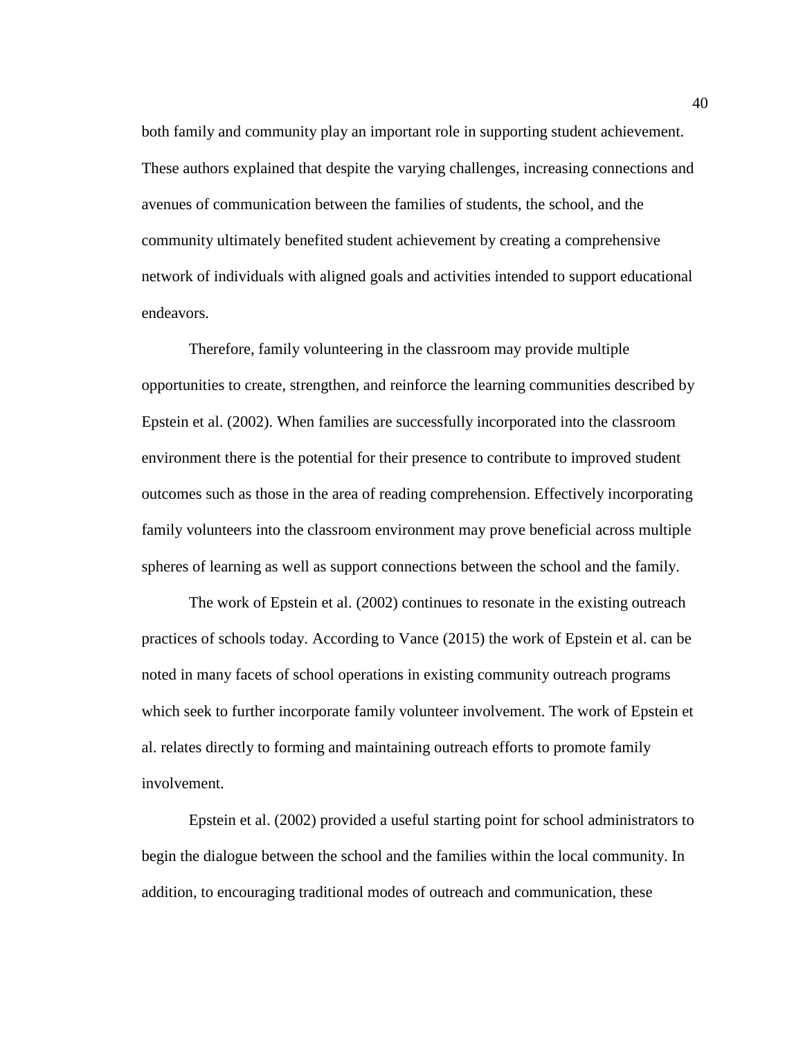both family and community play an important role in supporting student achievement. These authors explained that despite the varying challenges, increasing connections and avenues of communication between the families of students, the school, and the community ultimately benefited student achievement by creating a comprehensive network of individuals with aligned goals and activities intended to support educational endeavors.

Therefore, family volunteering in the classroom may provide multiple opportunities to create, strengthen, and reinforce the learning communities described by Epstein et al. (2002). When families are successfully incorporated into the classroom environment there is the potential for their presence to contribute to improved student outcomes such as those in the area of reading comprehension. Effectively incorporating family volunteers into the classroom environment may prove beneficial across multiple spheres of learning as well as support connections between the school and the family.

The work of Epstein et al. (2002) continues to resonate in the existing outreach practices of schools today. According to Vance (2015) the work of Epstein et al. can be noted in many facets of school operations in existing community outreach programs which seek to further incorporate family volunteer involvement. The work of Epstein et al. relates directly to forming and maintaining outreach efforts to promote family involvement.

Epstein et al. (2002) provided a useful starting point for school administrators to begin the dialogue between the school and the families within the local community. In addition, to encouraging traditional modes of outreach and communication, these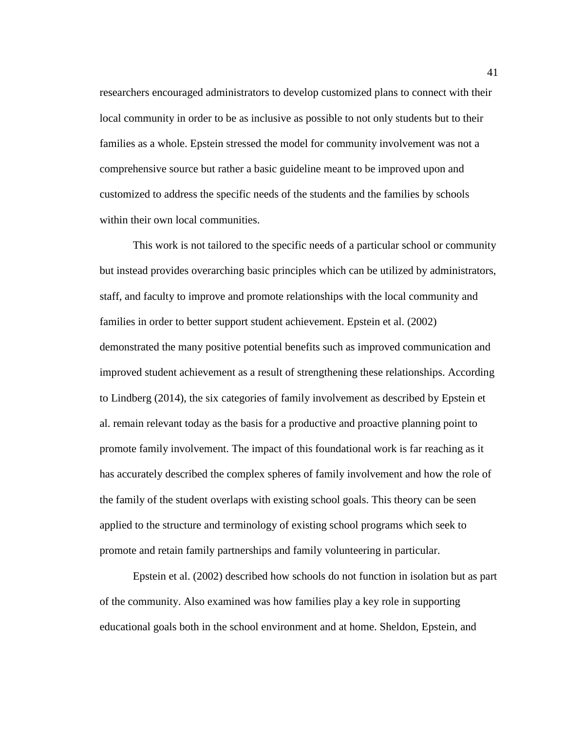researchers encouraged administrators to develop customized plans to connect with their local community in order to be as inclusive as possible to not only students but to their families as a whole. Epstein stressed the model for community involvement was not a comprehensive source but rather a basic guideline meant to be improved upon and customized to address the specific needs of the students and the families by schools within their own local communities.

This work is not tailored to the specific needs of a particular school or community but instead provides overarching basic principles which can be utilized by administrators, staff, and faculty to improve and promote relationships with the local community and families in order to better support student achievement. Epstein et al. (2002) demonstrated the many positive potential benefits such as improved communication and improved student achievement as a result of strengthening these relationships. According to Lindberg (2014), the six categories of family involvement as described by Epstein et al. remain relevant today as the basis for a productive and proactive planning point to promote family involvement. The impact of this foundational work is far reaching as it has accurately described the complex spheres of family involvement and how the role of the family of the student overlaps with existing school goals. This theory can be seen applied to the structure and terminology of existing school programs which seek to promote and retain family partnerships and family volunteering in particular.

Epstein et al. (2002) described how schools do not function in isolation but as part of the community. Also examined was how families play a key role in supporting educational goals both in the school environment and at home. Sheldon, Epstein, and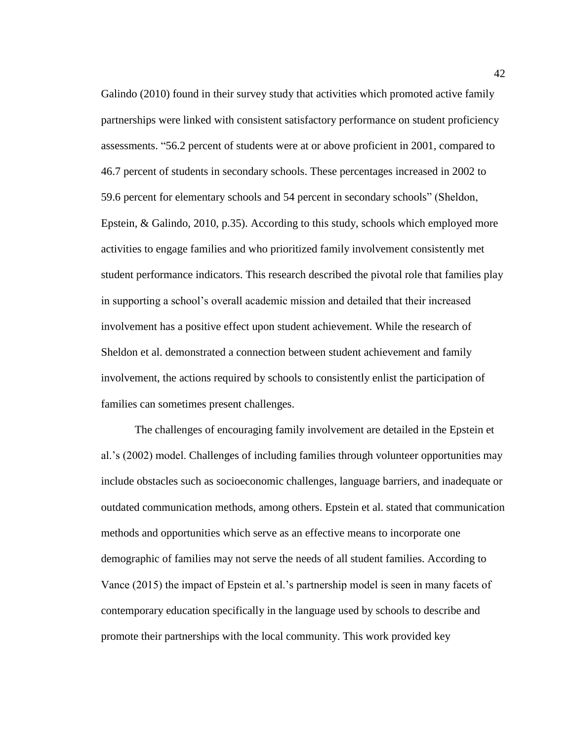Galindo (2010) found in their survey study that activities which promoted active family partnerships were linked with consistent satisfactory performance on student proficiency assessments. "56.2 percent of students were at or above proficient in 2001, compared to 46.7 percent of students in secondary schools. These percentages increased in 2002 to 59.6 percent for elementary schools and 54 percent in secondary schools" (Sheldon, Epstein, & Galindo, 2010, p.35). According to this study, schools which employed more activities to engage families and who prioritized family involvement consistently met student performance indicators. This research described the pivotal role that families play in supporting a school's overall academic mission and detailed that their increased involvement has a positive effect upon student achievement. While the research of Sheldon et al. demonstrated a connection between student achievement and family involvement, the actions required by schools to consistently enlist the participation of families can sometimes present challenges.

The challenges of encouraging family involvement are detailed in the Epstein et al.'s (2002) model. Challenges of including families through volunteer opportunities may include obstacles such as socioeconomic challenges, language barriers, and inadequate or outdated communication methods, among others. Epstein et al. stated that communication methods and opportunities which serve as an effective means to incorporate one demographic of families may not serve the needs of all student families. According to Vance (2015) the impact of Epstein et al.'s partnership model is seen in many facets of contemporary education specifically in the language used by schools to describe and promote their partnerships with the local community. This work provided key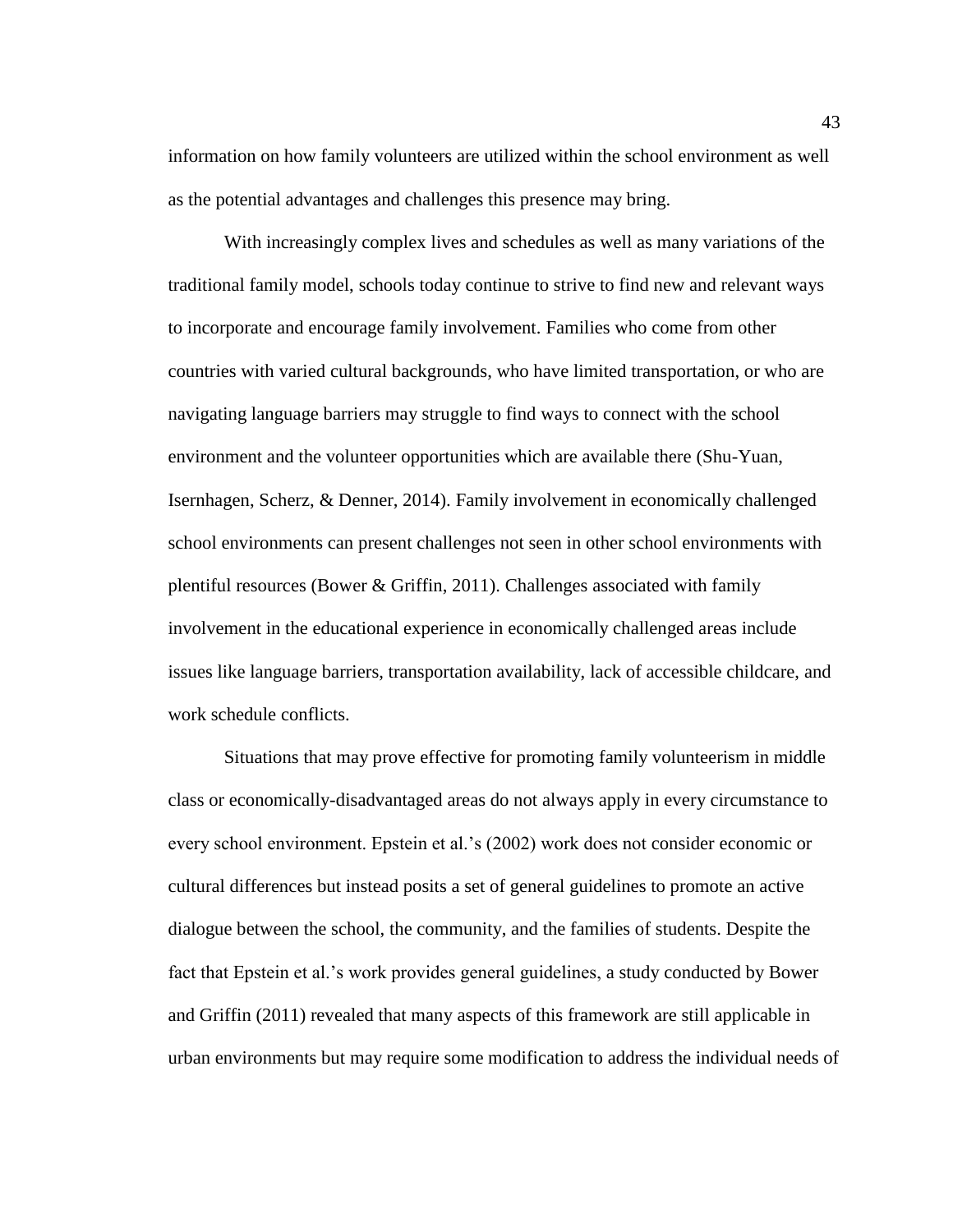information on how family volunteers are utilized within the school environment as well as the potential advantages and challenges this presence may bring.

With increasingly complex lives and schedules as well as many variations of the traditional family model, schools today continue to strive to find new and relevant ways to incorporate and encourage family involvement. Families who come from other countries with varied cultural backgrounds, who have limited transportation, or who are navigating language barriers may struggle to find ways to connect with the school environment and the volunteer opportunities which are available there (Shu-Yuan, Isernhagen, Scherz, & Denner, 2014). Family involvement in economically challenged school environments can present challenges not seen in other school environments with plentiful resources (Bower & Griffin, 2011). Challenges associated with family involvement in the educational experience in economically challenged areas include issues like language barriers, transportation availability, lack of accessible childcare, and work schedule conflicts.

Situations that may prove effective for promoting family volunteerism in middle class or economically-disadvantaged areas do not always apply in every circumstance to every school environment. Epstein et al.'s (2002) work does not consider economic or cultural differences but instead posits a set of general guidelines to promote an active dialogue between the school, the community, and the families of students. Despite the fact that Epstein et al.'s work provides general guidelines, a study conducted by Bower and Griffin (2011) revealed that many aspects of this framework are still applicable in urban environments but may require some modification to address the individual needs of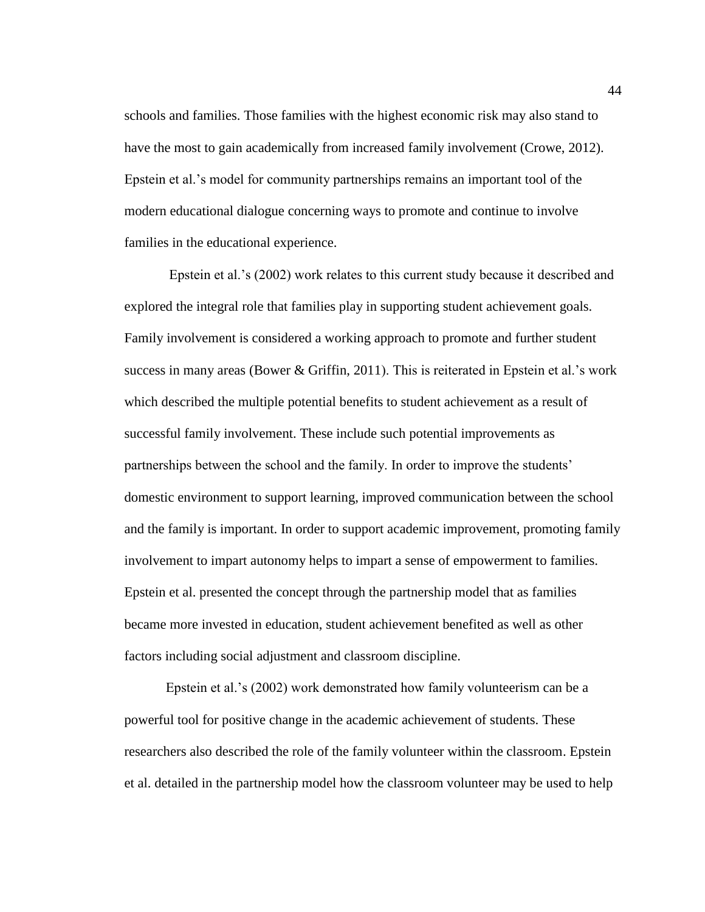schools and families. Those families with the highest economic risk may also stand to have the most to gain academically from increased family involvement (Crowe, 2012). Epstein et al.'s model for community partnerships remains an important tool of the modern educational dialogue concerning ways to promote and continue to involve families in the educational experience.

Epstein et al.'s (2002) work relates to this current study because it described and explored the integral role that families play in supporting student achievement goals. Family involvement is considered a working approach to promote and further student success in many areas (Bower & Griffin, 2011). This is reiterated in Epstein et al.'s work which described the multiple potential benefits to student achievement as a result of successful family involvement. These include such potential improvements as partnerships between the school and the family. In order to improve the students' domestic environment to support learning, improved communication between the school and the family is important. In order to support academic improvement, promoting family involvement to impart autonomy helps to impart a sense of empowerment to families. Epstein et al. presented the concept through the partnership model that as families became more invested in education, student achievement benefited as well as other factors including social adjustment and classroom discipline.

Epstein et al.'s (2002) work demonstrated how family volunteerism can be a powerful tool for positive change in the academic achievement of students. These researchers also described the role of the family volunteer within the classroom. Epstein et al. detailed in the partnership model how the classroom volunteer may be used to help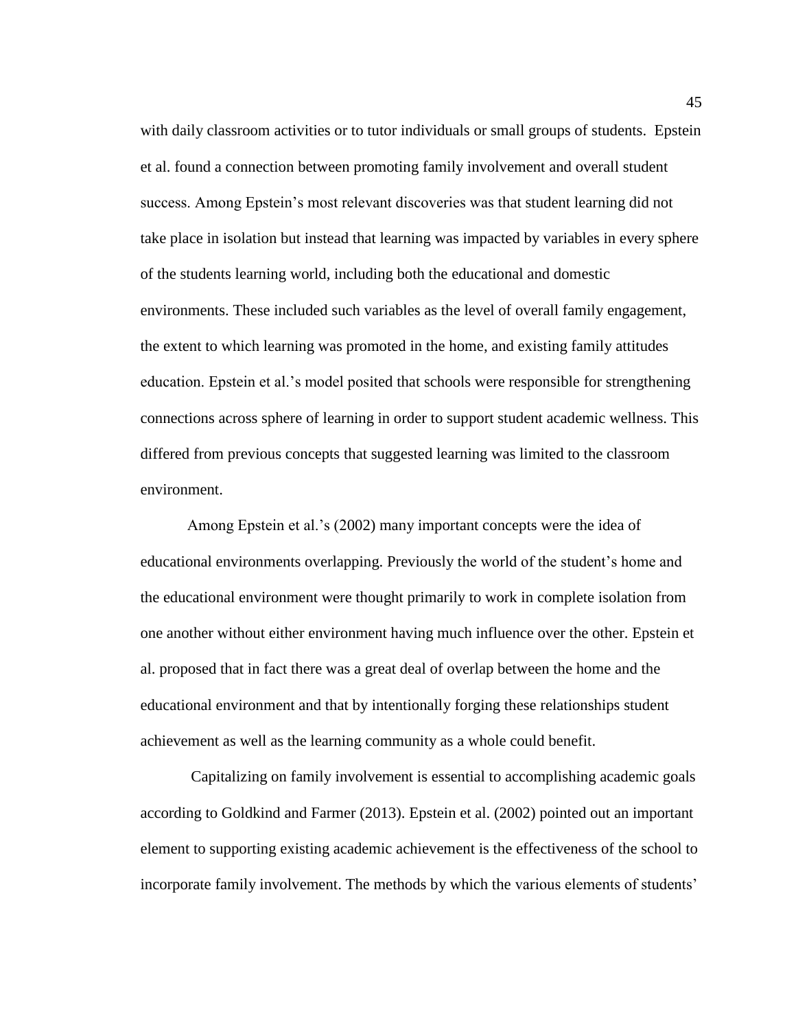with daily classroom activities or to tutor individuals or small groups of students. Epstein et al. found a connection between promoting family involvement and overall student success. Among Epstein's most relevant discoveries was that student learning did not take place in isolation but instead that learning was impacted by variables in every sphere of the students learning world, including both the educational and domestic environments. These included such variables as the level of overall family engagement, the extent to which learning was promoted in the home, and existing family attitudes education. Epstein et al.'s model posited that schools were responsible for strengthening connections across sphere of learning in order to support student academic wellness. This differed from previous concepts that suggested learning was limited to the classroom environment.

Among Epstein et al.'s (2002) many important concepts were the idea of educational environments overlapping. Previously the world of the student's home and the educational environment were thought primarily to work in complete isolation from one another without either environment having much influence over the other. Epstein et al. proposed that in fact there was a great deal of overlap between the home and the educational environment and that by intentionally forging these relationships student achievement as well as the learning community as a whole could benefit.

Capitalizing on family involvement is essential to accomplishing academic goals according to Goldkind and Farmer (2013). Epstein et al. (2002) pointed out an important element to supporting existing academic achievement is the effectiveness of the school to incorporate family involvement. The methods by which the various elements of students'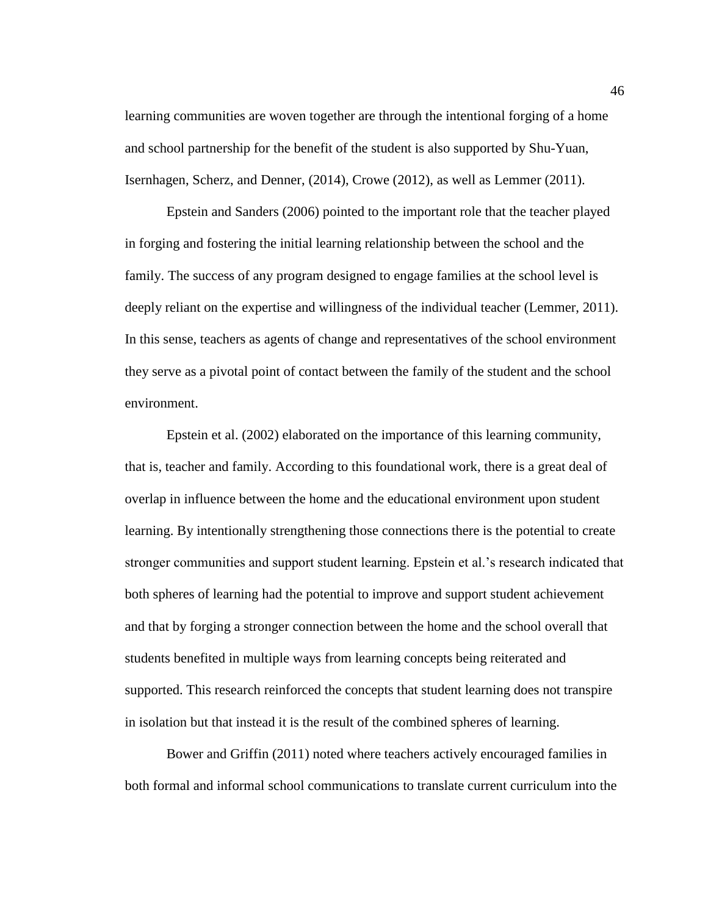learning communities are woven together are through the intentional forging of a home and school partnership for the benefit of the student is also supported by Shu-Yuan, Isernhagen, Scherz, and Denner, (2014), Crowe (2012), as well as Lemmer (2011).

Epstein and Sanders (2006) pointed to the important role that the teacher played in forging and fostering the initial learning relationship between the school and the family. The success of any program designed to engage families at the school level is deeply reliant on the expertise and willingness of the individual teacher (Lemmer, 2011). In this sense, teachers as agents of change and representatives of the school environment they serve as a pivotal point of contact between the family of the student and the school environment.

Epstein et al. (2002) elaborated on the importance of this learning community, that is, teacher and family. According to this foundational work, there is a great deal of overlap in influence between the home and the educational environment upon student learning. By intentionally strengthening those connections there is the potential to create stronger communities and support student learning. Epstein et al.'s research indicated that both spheres of learning had the potential to improve and support student achievement and that by forging a stronger connection between the home and the school overall that students benefited in multiple ways from learning concepts being reiterated and supported. This research reinforced the concepts that student learning does not transpire in isolation but that instead it is the result of the combined spheres of learning.

Bower and Griffin (2011) noted where teachers actively encouraged families in both formal and informal school communications to translate current curriculum into the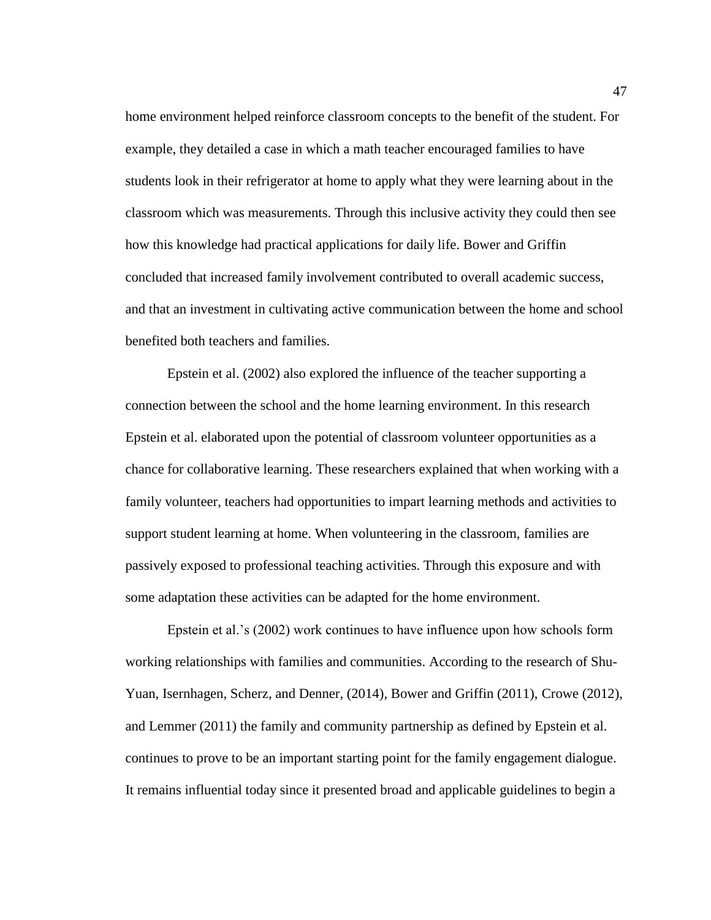home environment helped reinforce classroom concepts to the benefit of the student. For example, they detailed a case in which a math teacher encouraged families to have students look in their refrigerator at home to apply what they were learning about in the classroom which was measurements. Through this inclusive activity they could then see how this knowledge had practical applications for daily life. Bower and Griffin concluded that increased family involvement contributed to overall academic success, and that an investment in cultivating active communication between the home and school benefited both teachers and families.

Epstein et al. (2002) also explored the influence of the teacher supporting a connection between the school and the home learning environment. In this research Epstein et al. elaborated upon the potential of classroom volunteer opportunities as a chance for collaborative learning. These researchers explained that when working with a family volunteer, teachers had opportunities to impart learning methods and activities to support student learning at home. When volunteering in the classroom, families are passively exposed to professional teaching activities. Through this exposure and with some adaptation these activities can be adapted for the home environment.

Epstein et al.'s (2002) work continues to have influence upon how schools form working relationships with families and communities. According to the research of Shu-Yuan, Isernhagen, Scherz, and Denner, (2014), Bower and Griffin (2011), Crowe (2012), and Lemmer (2011) the family and community partnership as defined by Epstein et al. continues to prove to be an important starting point for the family engagement dialogue. It remains influential today since it presented broad and applicable guidelines to begin a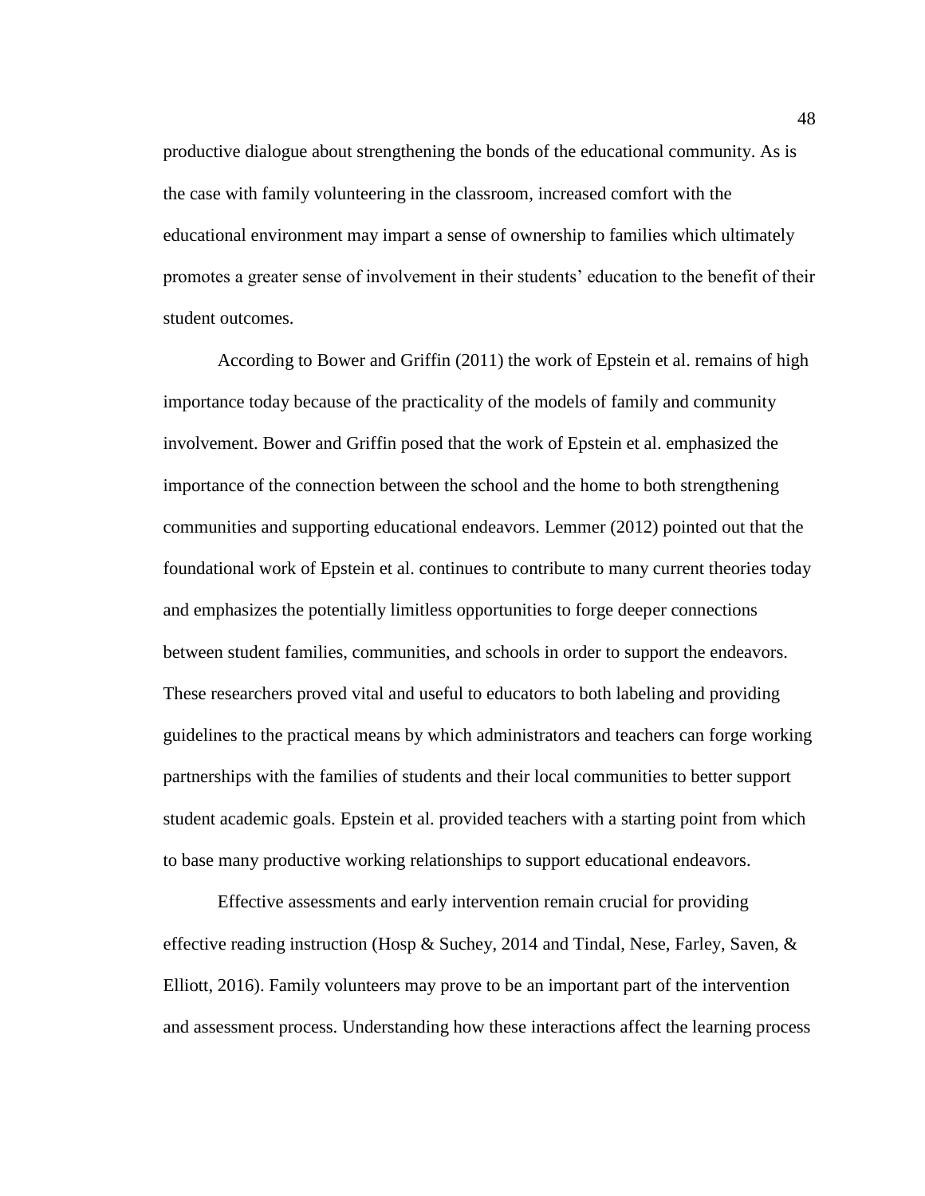productive dialogue about strengthening the bonds of the educational community. As is the case with family volunteering in the classroom, increased comfort with the educational environment may impart a sense of ownership to families which ultimately promotes a greater sense of involvement in their students' education to the benefit of their student outcomes.

According to Bower and Griffin (2011) the work of Epstein et al. remains of high importance today because of the practicality of the models of family and community involvement. Bower and Griffin posed that the work of Epstein et al. emphasized the importance of the connection between the school and the home to both strengthening communities and supporting educational endeavors. Lemmer (2012) pointed out that the foundational work of Epstein et al. continues to contribute to many current theories today and emphasizes the potentially limitless opportunities to forge deeper connections between student families, communities, and schools in order to support the endeavors. These researchers proved vital and useful to educators to both labeling and providing guidelines to the practical means by which administrators and teachers can forge working partnerships with the families of students and their local communities to better support student academic goals. Epstein et al. provided teachers with a starting point from which to base many productive working relationships to support educational endeavors.

Effective assessments and early intervention remain crucial for providing effective reading instruction (Hosp & Suchey, 2014 and Tindal, Nese, Farley, Saven, & Elliott, 2016). Family volunteers may prove to be an important part of the intervention and assessment process. Understanding how these interactions affect the learning process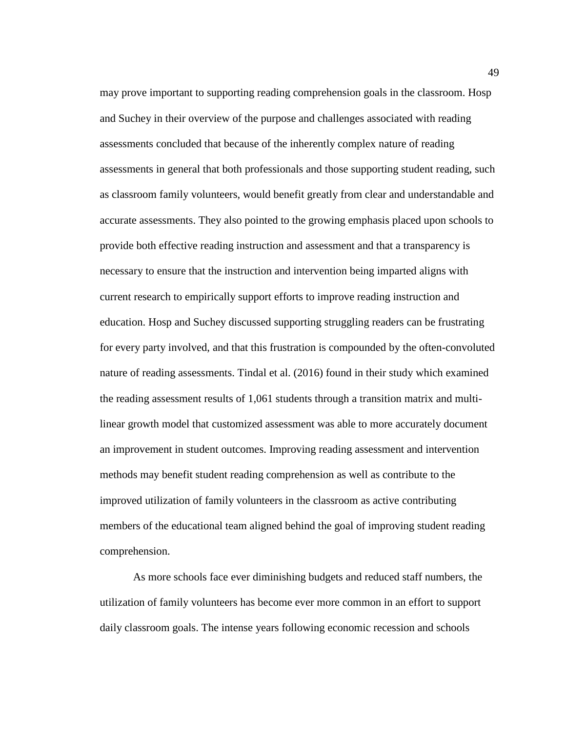may prove important to supporting reading comprehension goals in the classroom. Hosp and Suchey in their overview of the purpose and challenges associated with reading assessments concluded that because of the inherently complex nature of reading assessments in general that both professionals and those supporting student reading, such as classroom family volunteers, would benefit greatly from clear and understandable and accurate assessments. They also pointed to the growing emphasis placed upon schools to provide both effective reading instruction and assessment and that a transparency is necessary to ensure that the instruction and intervention being imparted aligns with current research to empirically support efforts to improve reading instruction and education. Hosp and Suchey discussed supporting struggling readers can be frustrating for every party involved, and that this frustration is compounded by the often-convoluted nature of reading assessments. Tindal et al. (2016) found in their study which examined the reading assessment results of 1,061 students through a transition matrix and multi-linear growth model that customized assessment was able to more accurately document an improvement in student outcomes. Improving reading assessment and intervention methods may benefit student reading comprehension as well as contribute to the improved utilization of family volunteers in the classroom as active contributing members of the educational team aligned behind the goal of improving student reading comprehension.

As more schools face ever diminishing budgets and reduced staff numbers, the utilization of family volunteers has become ever more common in an effort to support daily classroom goals. The intense years following economic recession and schools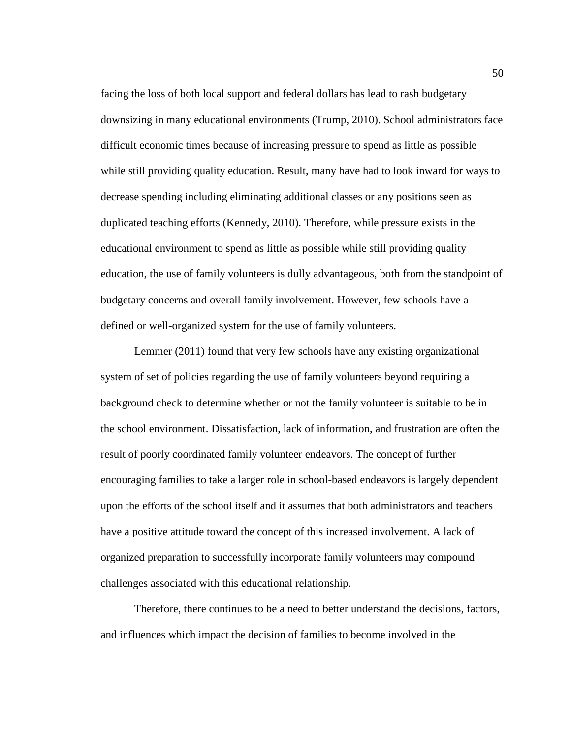facing the loss of both local support and federal dollars has lead to rash budgetary downsizing in many educational environments (Trump, 2010). School administrators face difficult economic times because of increasing pressure to spend as little as possible while still providing quality education. Result, many have had to look inward for ways to decrease spending including eliminating additional classes or any positions seen as duplicated teaching efforts (Kennedy, 2010). Therefore, while pressure exists in the educational environment to spend as little as possible while still providing quality education, the use of family volunteers is dully advantageous, both from the standpoint of budgetary concerns and overall family involvement. However, few schools have a defined or well-organized system for the use of family volunteers.

Lemmer (2011) found that very few schools have any existing organizational system of set of policies regarding the use of family volunteers beyond requiring a background check to determine whether or not the family volunteer is suitable to be in the school environment. Dissatisfaction, lack of information, and frustration are often the result of poorly coordinated family volunteer endeavors. The concept of further encouraging families to take a larger role in school-based endeavors is largely dependent upon the efforts of the school itself and it assumes that both administrators and teachers have a positive attitude toward the concept of this increased involvement. A lack of organized preparation to successfully incorporate family volunteers may compound challenges associated with this educational relationship.

Therefore, there continues to be a need to better understand the decisions, factors, and influences which impact the decision of families to become involved in the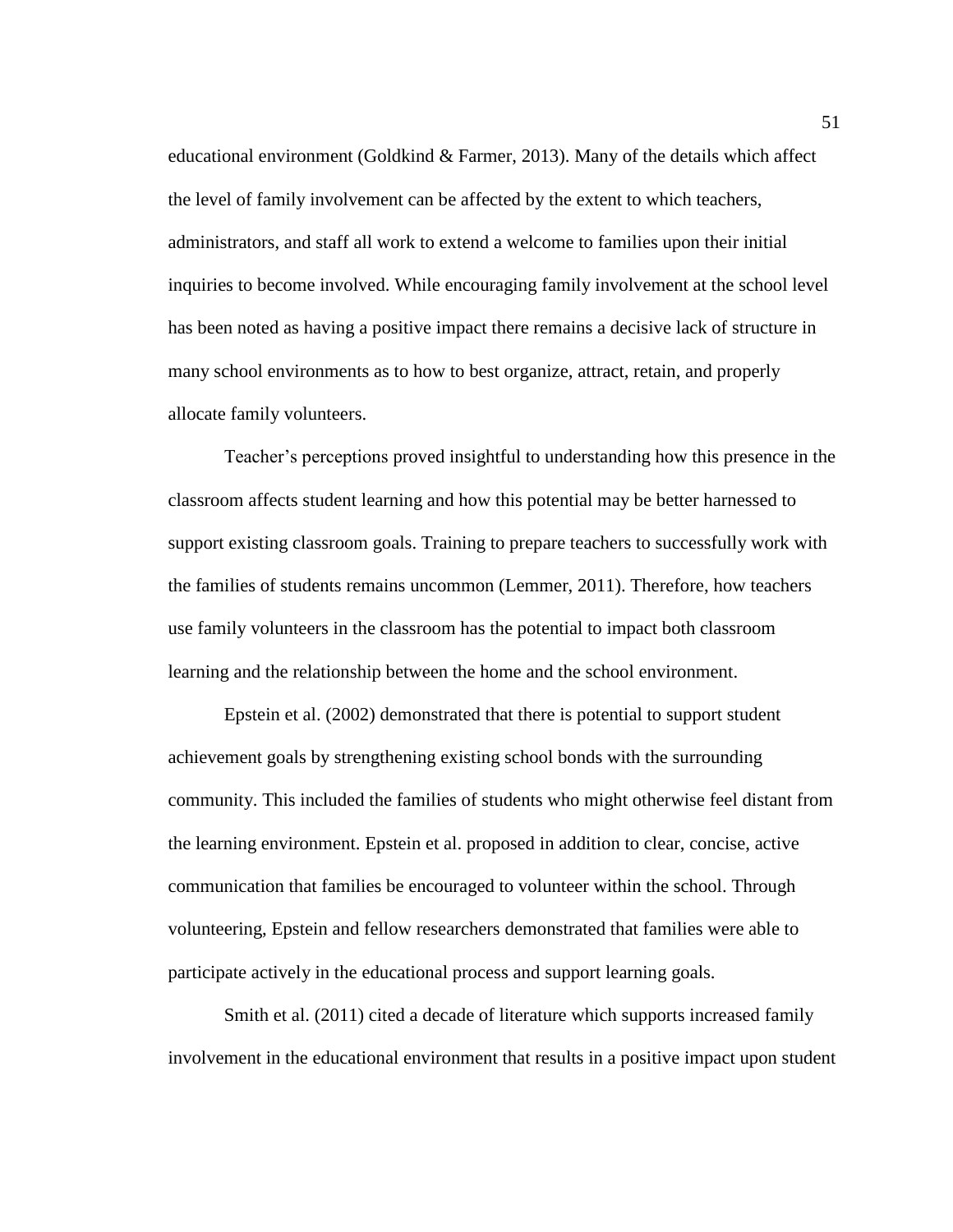educational environment (Goldkind & Farmer, 2013). Many of the details which affect the level of family involvement can be affected by the extent to which teachers, administrators, and staff all work to extend a welcome to families upon their initial inquiries to become involved. While encouraging family involvement at the school level has been noted as having a positive impact there remains a decisive lack of structure in many school environments as to how to best organize, attract, retain, and properly allocate family volunteers.

Teacher's perceptions proved insightful to understanding how this presence in the classroom affects student learning and how this potential may be better harnessed to support existing classroom goals. Training to prepare teachers to successfully work with the families of students remains uncommon (Lemmer, 2011). Therefore, how teachers use family volunteers in the classroom has the potential to impact both classroom learning and the relationship between the home and the school environment.

Epstein et al. (2002) demonstrated that there is potential to support student achievement goals by strengthening existing school bonds with the surrounding community. This included the families of students who might otherwise feel distant from the learning environment. Epstein et al. proposed in addition to clear, concise, active communication that families be encouraged to volunteer within the school. Through volunteering, Epstein and fellow researchers demonstrated that families were able to participate actively in the educational process and support learning goals.

Smith et al. (2011) cited a decade of literature which supports increased family involvement in the educational environment that results in a positive impact upon student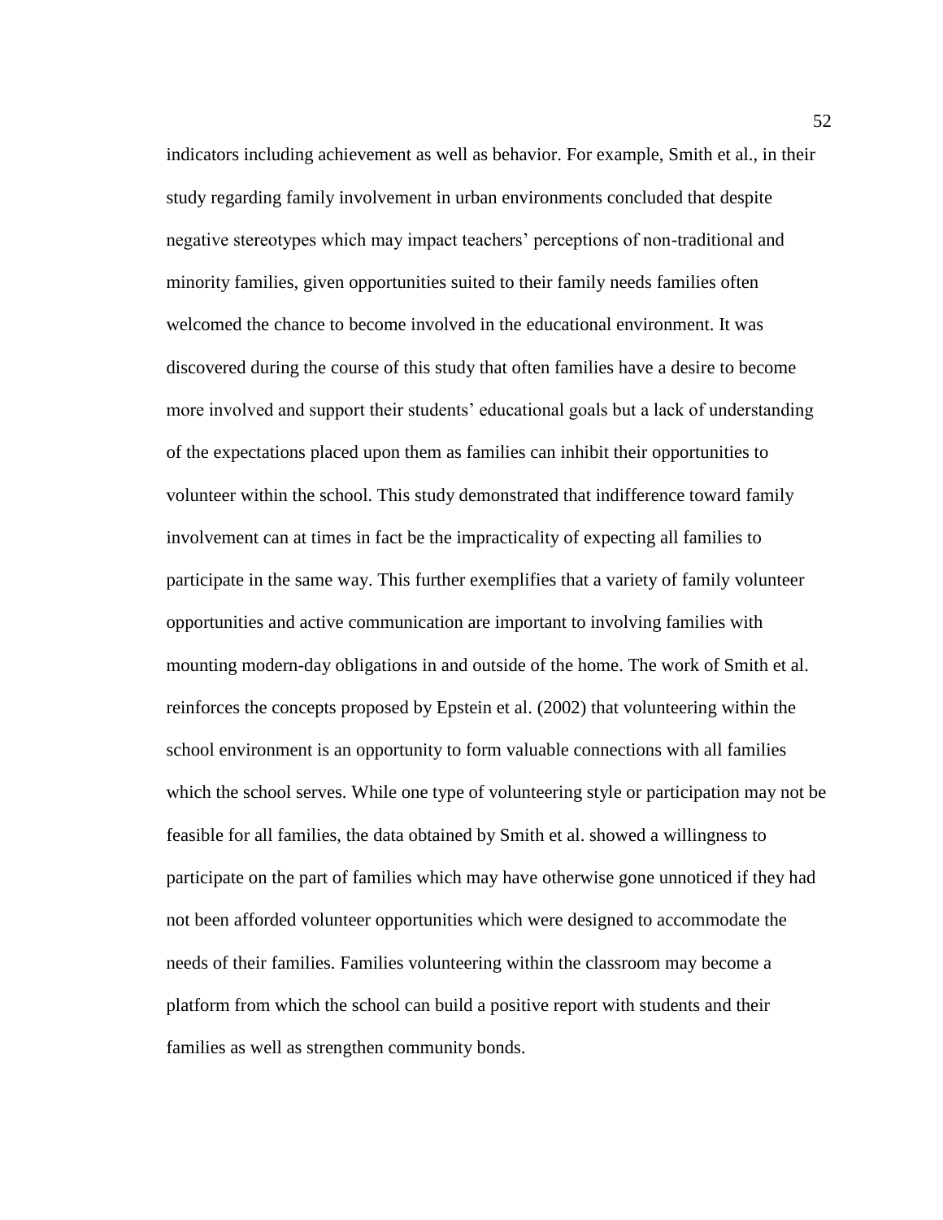indicators including achievement as well as behavior. For example, Smith et al., in their study regarding family involvement in urban environments concluded that despite negative stereotypes which may impact teachers' perceptions of non-traditional and minority families, given opportunities suited to their family needs families often welcomed the chance to become involved in the educational environment. It was discovered during the course of this study that often families have a desire to become more involved and support their students' educational goals but a lack of understanding of the expectations placed upon them as families can inhibit their opportunities to volunteer within the school. This study demonstrated that indifference toward family involvement can at times in fact be the impracticality of expecting all families to participate in the same way. This further exemplifies that a variety of family volunteer opportunities and active communication are important to involving families with mounting modern-day obligations in and outside of the home. The work of Smith et al. reinforces the concepts proposed by Epstein et al. (2002) that volunteering within the school environment is an opportunity to form valuable connections with all families which the school serves. While one type of volunteering style or participation may not be feasible for all families, the data obtained by Smith et al. showed a willingness to participate on the part of families which may have otherwise gone unnoticed if they had not been afforded volunteer opportunities which were designed to accommodate the needs of their families. Families volunteering within the classroom may become a platform from which the school can build a positive report with students and their families as well as strengthen community bonds.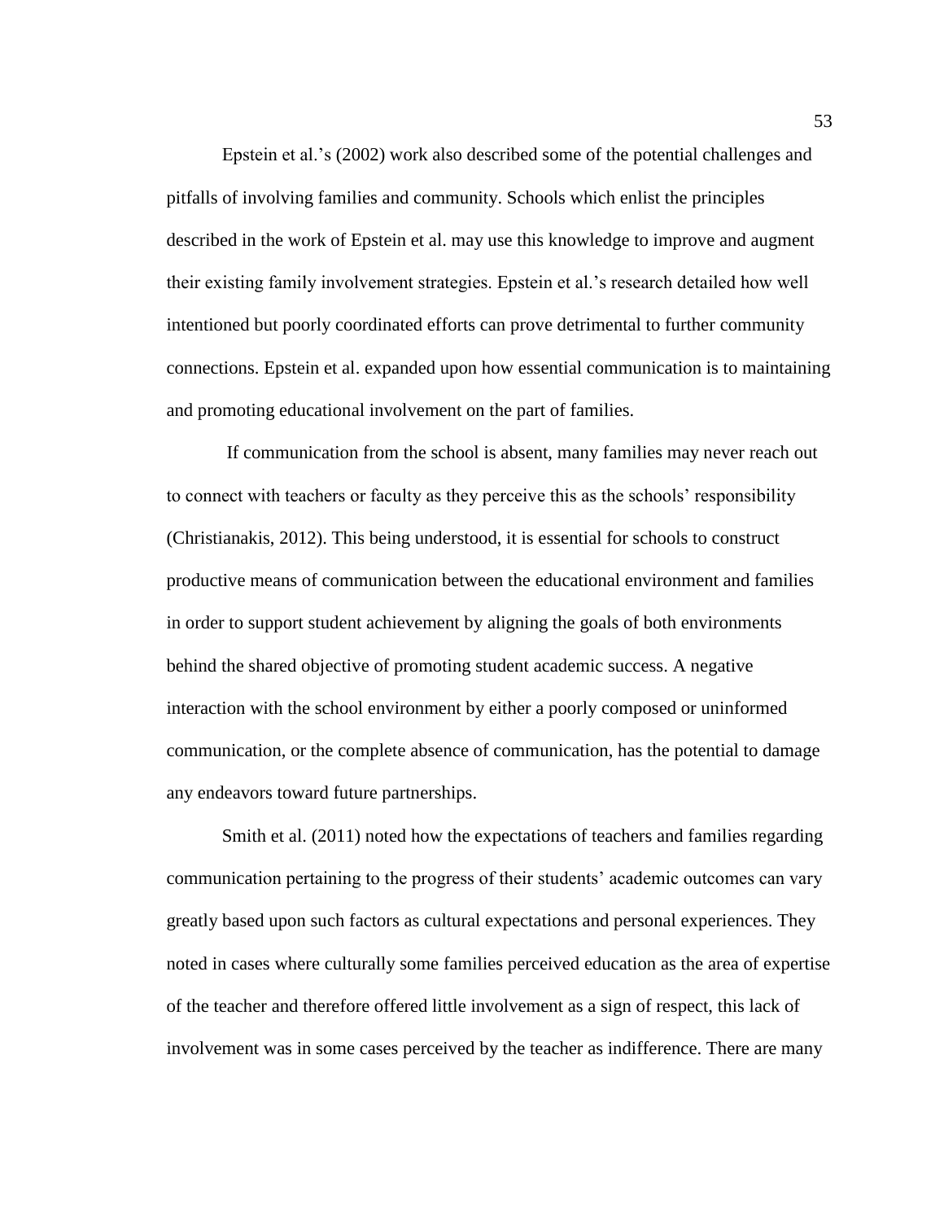Epstein et al.'s (2002) work also described some of the potential challenges and pitfalls of involving families and community. Schools which enlist the principles described in the work of Epstein et al. may use this knowledge to improve and augment their existing family involvement strategies. Epstein et al.'s research detailed how well intentioned but poorly coordinated efforts can prove detrimental to further community connections. Epstein et al. expanded upon how essential communication is to maintaining and promoting educational involvement on the part of families.

If communication from the school is absent, many families may never reach out to connect with teachers or faculty as they perceive this as the schools' responsibility (Christianakis, 2012). This being understood, it is essential for schools to construct productive means of communication between the educational environment and families in order to support student achievement by aligning the goals of both environments behind the shared objective of promoting student academic success. A negative interaction with the school environment by either a poorly composed or uninformed communication, or the complete absence of communication, has the potential to damage any endeavors toward future partnerships.

Smith et al. (2011) noted how the expectations of teachers and families regarding communication pertaining to the progress of their students' academic outcomes can vary greatly based upon such factors as cultural expectations and personal experiences. They noted in cases where culturally some families perceived education as the area of expertise of the teacher and therefore offered little involvement as a sign of respect, this lack of involvement was in some cases perceived by the teacher as indifference. There are many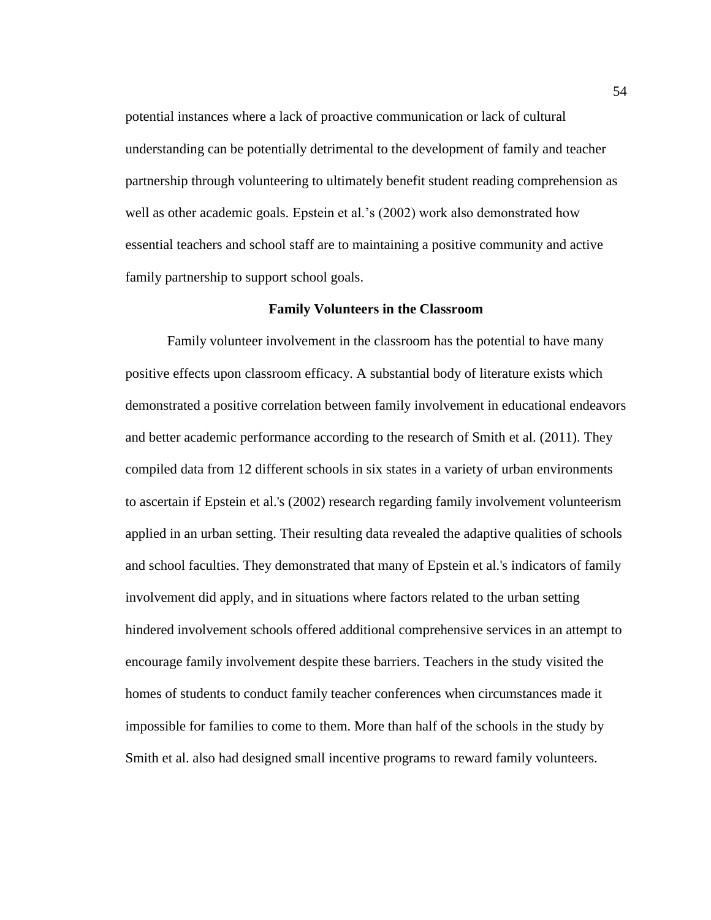potential instances where a lack of proactive communication or lack of cultural understanding can be potentially detrimental to the development of family and teacher partnership through volunteering to ultimately benefit student reading comprehension as well as other academic goals. Epstein et al.'s (2002) work also demonstrated how essential teachers and school staff are to maintaining a positive community and active family partnership to support school goals.

## Family Volunteers in the Classroom

Family volunteer involvement in the classroom has the potential to have many positive effects upon classroom efficacy. A substantial body of literature exists which demonstrated a positive correlation between family involvement in educational endeavors and better academic performance according to the research of Smith et al. (2011). They compiled data from 12 different schools in six states in a variety of urban environments to ascertain if Epstein et al.'s (2002) research regarding family involvement volunteerism applied in an urban setting. Their resulting data revealed the adaptive qualities of schools and school faculties. They demonstrated that many of Epstein et al.'s indicators of family involvement did apply, and in situations where factors related to the urban setting hindered involvement schools offered additional comprehensive services in an attempt to encourage family involvement despite these barriers. Teachers in the study visited the homes of students to conduct family teacher conferences when circumstances made it impossible for families to come to them. More than half of the schools in the study by Smith et al. also had designed small incentive programs to reward family volunteers.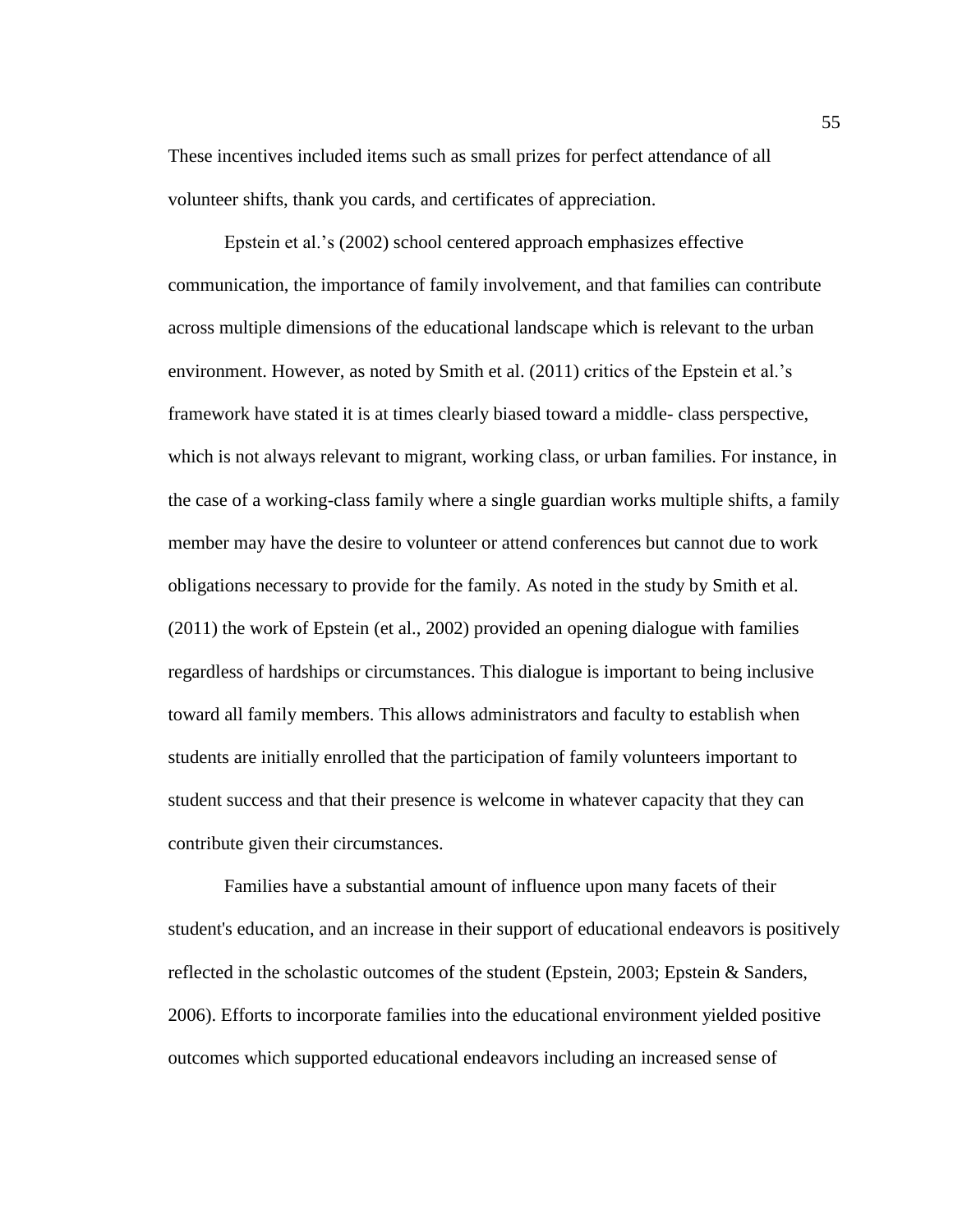These incentives included items such as small prizes for perfect attendance of all volunteer shifts, thank you cards, and certificates of appreciation.

Epstein et al.'s (2002) school centered approach emphasizes effective communication, the importance of family involvement, and that families can contribute across multiple dimensions of the educational landscape which is relevant to the urban environment. However, as noted by Smith et al. (2011) critics of the Epstein et al.'s framework have stated it is at times clearly biased toward a middle- class perspective, which is not always relevant to migrant, working class, or urban families. For instance, in the case of a working-class family where a single guardian works multiple shifts, a family member may have the desire to volunteer or attend conferences but cannot due to work obligations necessary to provide for the family. As noted in the study by Smith et al. (2011) the work of Epstein (et al., 2002) provided an opening dialogue with families regardless of hardships or circumstances. This dialogue is important to being inclusive toward all family members. This allows administrators and faculty to establish when students are initially enrolled that the participation of family volunteers important to student success and that their presence is welcome in whatever capacity that they can contribute given their circumstances.

Families have a substantial amount of influence upon many facets of their student's education, and an increase in their support of educational endeavors is positively reflected in the scholastic outcomes of the student (Epstein, 2003; Epstein & Sanders, 2006). Efforts to incorporate families into the educational environment yielded positive outcomes which supported educational endeavors including an increased sense of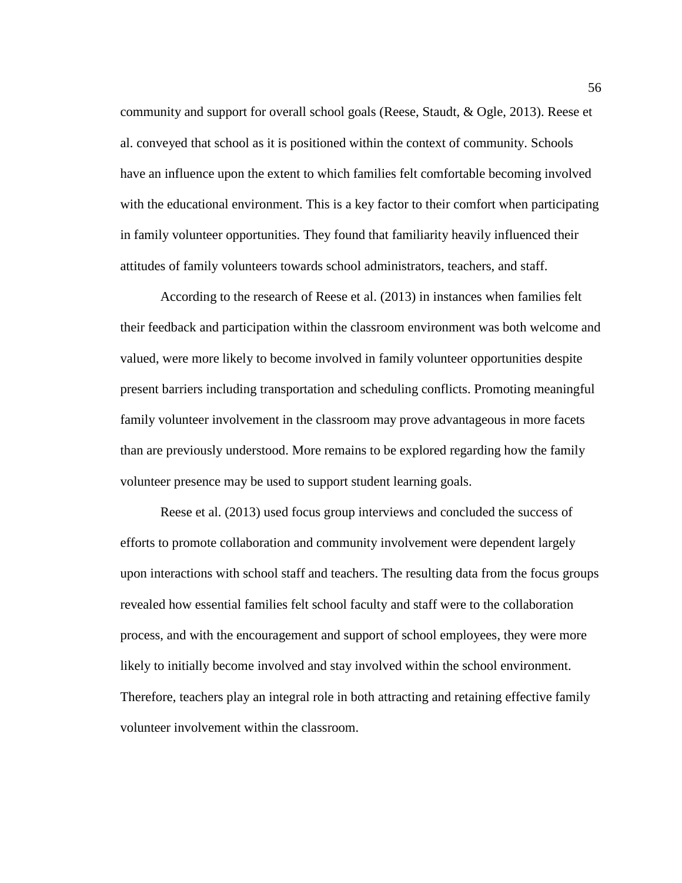community and support for overall school goals (Reese, Staudt, & Ogle, 2013). Reese et al. conveyed that school as it is positioned within the context of community. Schools have an influence upon the extent to which families felt comfortable becoming involved with the educational environment. This is a key factor to their comfort when participating in family volunteer opportunities. They found that familiarity heavily influenced their attitudes of family volunteers towards school administrators, teachers, and staff.

According to the research of Reese et al. (2013) in instances when families felt their feedback and participation within the classroom environment was both welcome and valued, were more likely to become involved in family volunteer opportunities despite present barriers including transportation and scheduling conflicts. Promoting meaningful family volunteer involvement in the classroom may prove advantageous in more facets than are previously understood. More remains to be explored regarding how the family volunteer presence may be used to support student learning goals.

Reese et al. (2013) used focus group interviews and concluded the success of efforts to promote collaboration and community involvement were dependent largely upon interactions with school staff and teachers. The resulting data from the focus groups revealed how essential families felt school faculty and staff were to the collaboration process, and with the encouragement and support of school employees, they were more likely to initially become involved and stay involved within the school environment. Therefore, teachers play an integral role in both attracting and retaining effective family volunteer involvement within the classroom.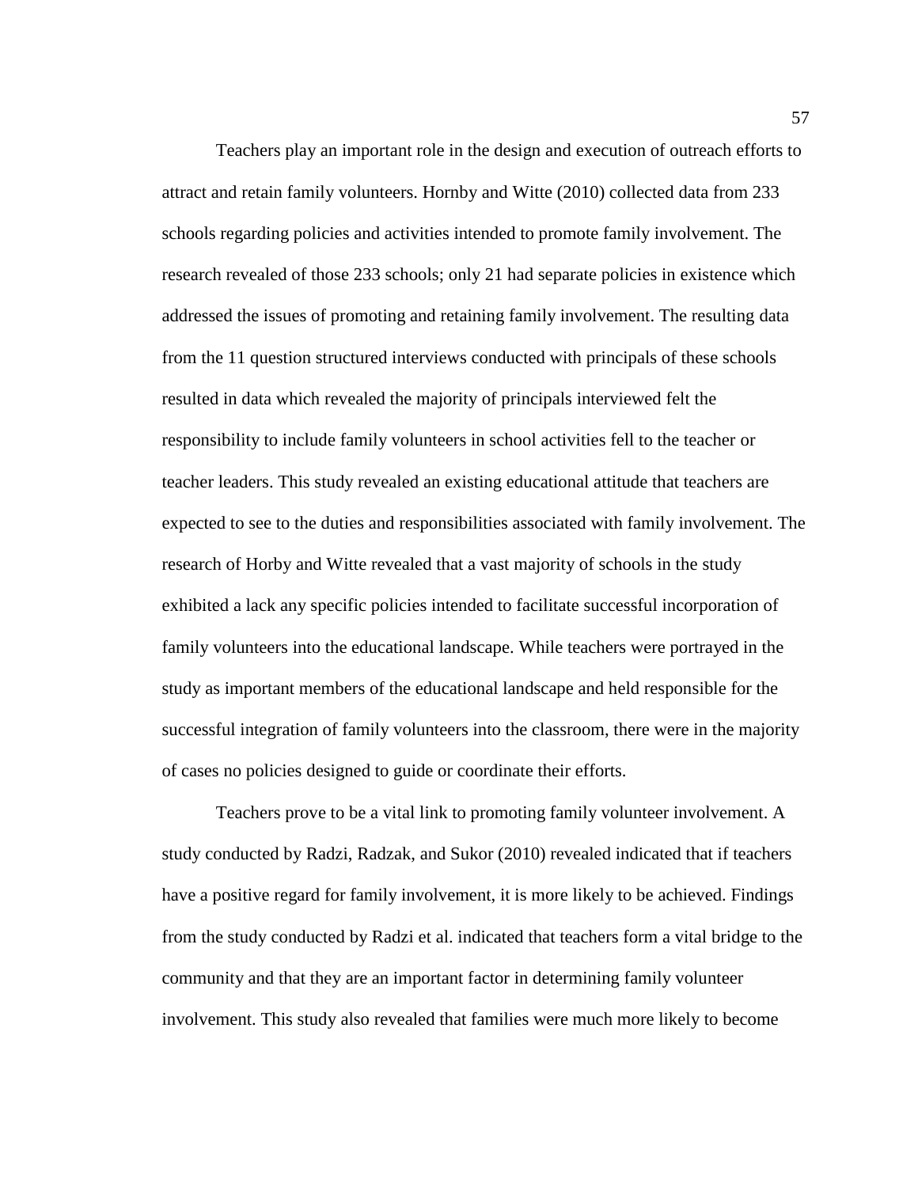Teachers play an important role in the design and execution of outreach efforts to attract and retain family volunteers. Hornby and Witte (2010) collected data from 233 schools regarding policies and activities intended to promote family involvement. The research revealed of those 233 schools; only 21 had separate policies in existence which addressed the issues of promoting and retaining family involvement. The resulting data from the 11 question structured interviews conducted with principals of these schools resulted in data which revealed the majority of principals interviewed felt the responsibility to include family volunteers in school activities fell to the teacher or teacher leaders. This study revealed an existing educational attitude that teachers are expected to see to the duties and responsibilities associated with family involvement. The research of Horby and Witte revealed that a vast majority of schools in the study exhibited a lack any specific policies intended to facilitate successful incorporation of family volunteers into the educational landscape. While teachers were portrayed in the study as important members of the educational landscape and held responsible for the successful integration of family volunteers into the classroom, there were in the majority of cases no policies designed to guide or coordinate their efforts.

Teachers prove to be a vital link to promoting family volunteer involvement. A study conducted by Radzi, Radzak, and Sukor (2010) revealed indicated that if teachers have a positive regard for family involvement, it is more likely to be achieved. Findings from the study conducted by Radzi et al. indicated that teachers form a vital bridge to the community and that they are an important factor in determining family volunteer involvement. This study also revealed that families were much more likely to become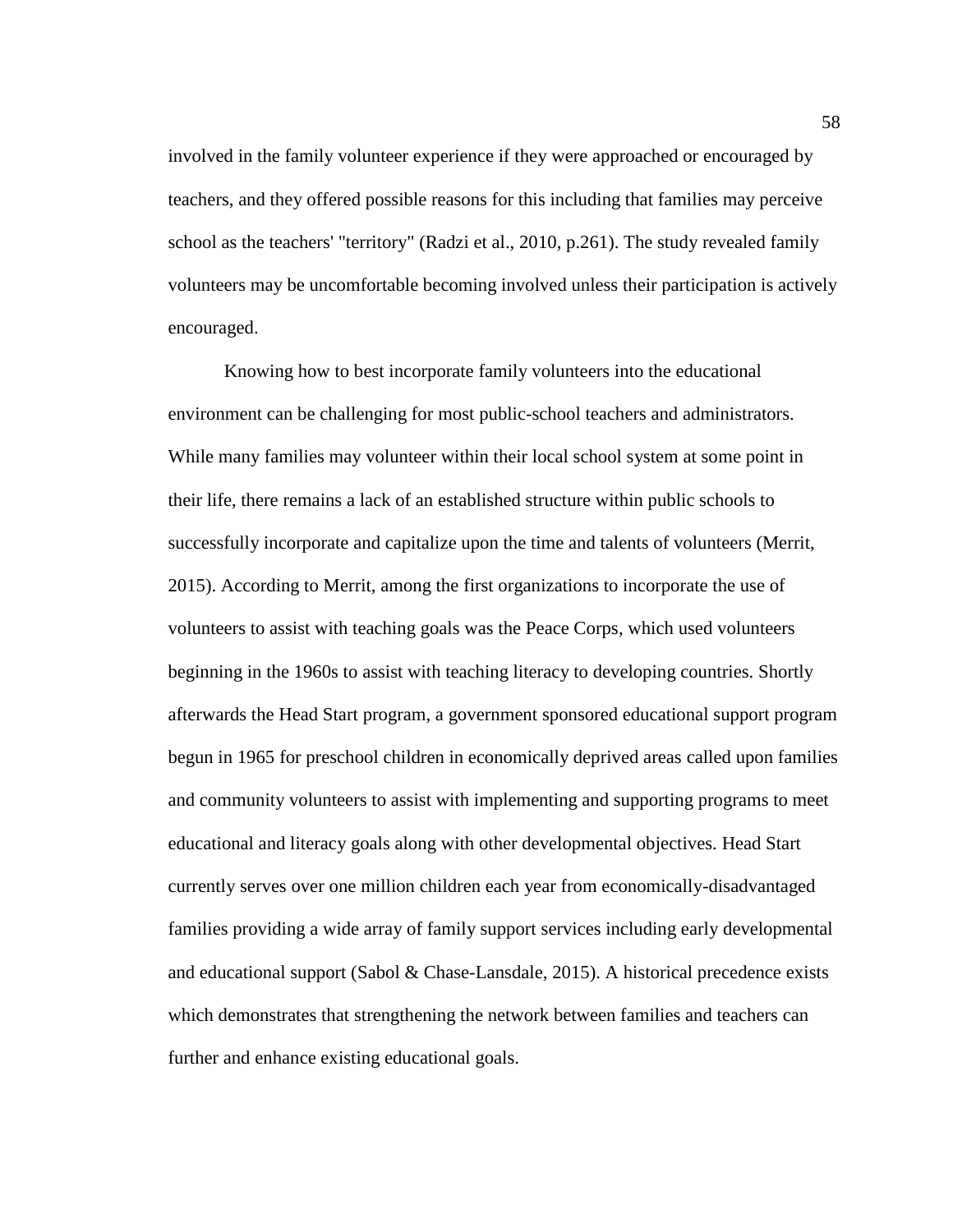involved in the family volunteer experience if they were approached or encouraged by teachers, and they offered possible reasons for this including that families may perceive school as the teachers' "territory" (Radzi et al., 2010, p.261). The study revealed family volunteers may be uncomfortable becoming involved unless their participation is actively encouraged.

Knowing how to best incorporate family volunteers into the educational environment can be challenging for most public-school teachers and administrators. While many families may volunteer within their local school system at some point in their life, there remains a lack of an established structure within public schools to successfully incorporate and capitalize upon the time and talents of volunteers (Merrit, 2015). According to Merrit, among the first organizations to incorporate the use of volunteers to assist with teaching goals was the Peace Corps, which used volunteers beginning in the 1960s to assist with teaching literacy to developing countries. Shortly afterwards the Head Start program, a government sponsored educational support program begun in 1965 for preschool children in economically deprived areas called upon families and community volunteers to assist with implementing and supporting programs to meet educational and literacy goals along with other developmental objectives. Head Start currently serves over one million children each year from economically-disadvantaged families providing a wide array of family support services including early developmental and educational support (Sabol & Chase-Lansdale, 2015). A historical precedence exists which demonstrates that strengthening the network between families and teachers can further and enhance existing educational goals.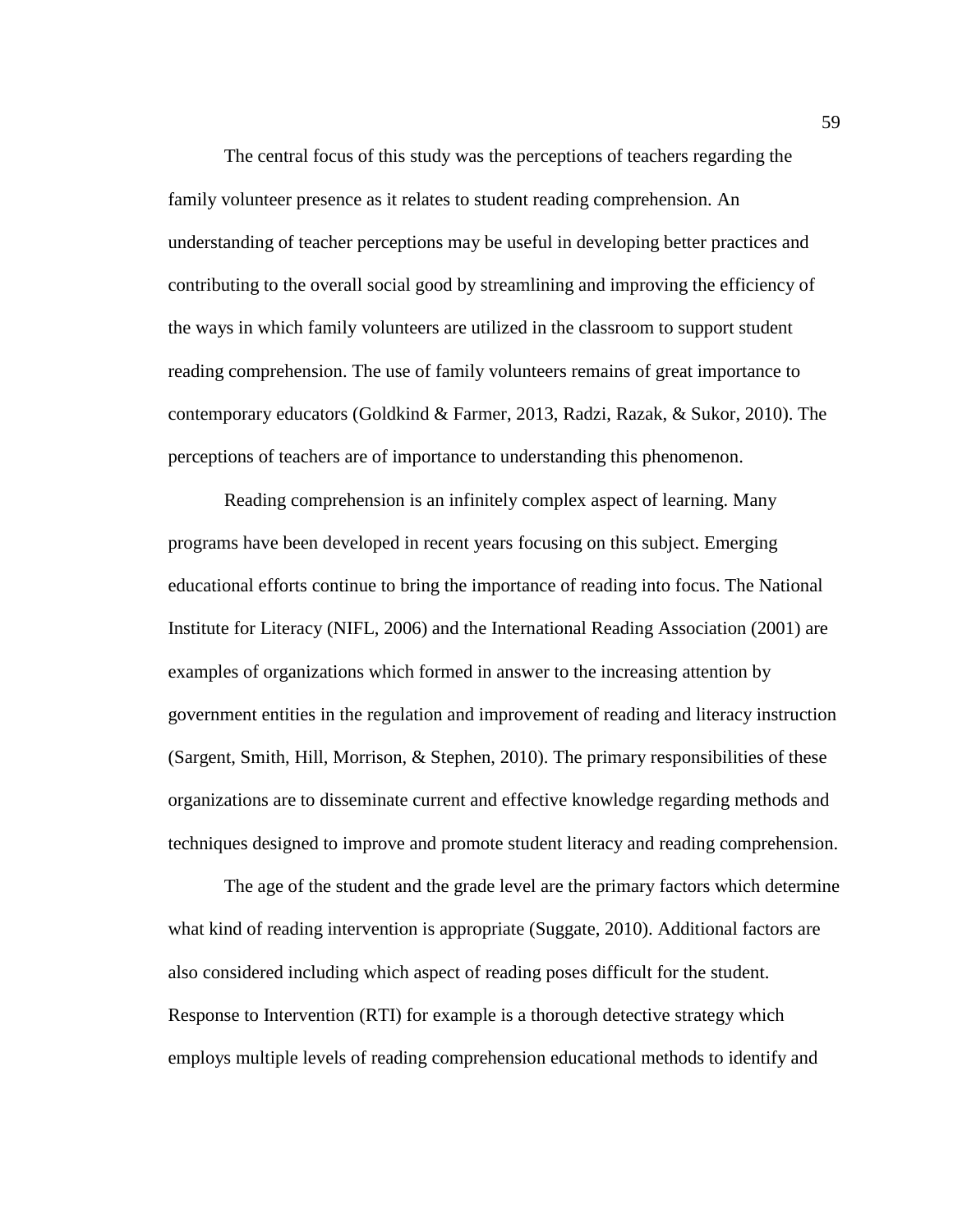The central focus of this study was the perceptions of teachers regarding the family volunteer presence as it relates to student reading comprehension. An understanding of teacher perceptions may be useful in developing better practices and contributing to the overall social good by streamlining and improving the efficiency of the ways in which family volunteers are utilized in the classroom to support student reading comprehension. The use of family volunteers remains of great importance to contemporary educators (Goldkind & Farmer, 2013, Radzi, Razak, & Sukor, 2010). The perceptions of teachers are of importance to understanding this phenomenon.

Reading comprehension is an infinitely complex aspect of learning. Many programs have been developed in recent years focusing on this subject. Emerging educational efforts continue to bring the importance of reading into focus. The National Institute for Literacy (NIFL, 2006) and the International Reading Association (2001) are examples of organizations which formed in answer to the increasing attention by government entities in the regulation and improvement of reading and literacy instruction (Sargent, Smith, Hill, Morrison, & Stephen, 2010). The primary responsibilities of these organizations are to disseminate current and effective knowledge regarding methods and techniques designed to improve and promote student literacy and reading comprehension.

The age of the student and the grade level are the primary factors which determine what kind of reading intervention is appropriate (Suggate, 2010). Additional factors are also considered including which aspect of reading poses difficult for the student. Response to Intervention (RTI) for example is a thorough detective strategy which employs multiple levels of reading comprehension educational methods to identify and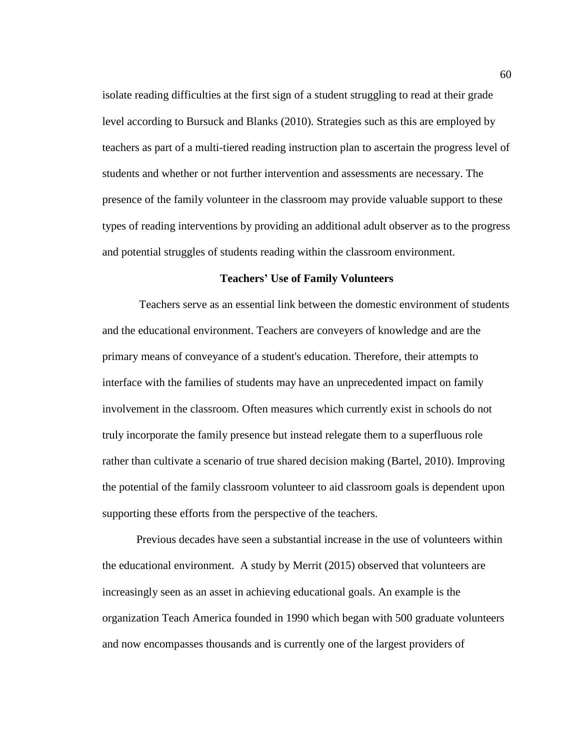isolate reading difficulties at the first sign of a student struggling to read at their grade level according to Bursuck and Blanks (2010). Strategies such as this are employed by teachers as part of a multi-tiered reading instruction plan to ascertain the progress level of students and whether or not further intervention and assessments are necessary. The presence of the family volunteer in the classroom may provide valuable support to these types of reading interventions by providing an additional adult observer as to the progress and potential struggles of students reading within the classroom environment.

## Teachers' Use of Family Volunteers

Teachers serve as an essential link between the domestic environment of students and the educational environment. Teachers are conveyers of knowledge and are the primary means of conveyance of a student's education. Therefore, their attempts to interface with the families of students may have an unprecedented impact on family involvement in the classroom. Often measures which currently exist in schools do not truly incorporate the family presence but instead relegate them to a superfluous role rather than cultivate a scenario of true shared decision making (Bartel, 2010). Improving the potential of the family classroom volunteer to aid classroom goals is dependent upon supporting these efforts from the perspective of the teachers.

Previous decades have seen a substantial increase in the use of volunteers within the educational environment. A study by Merrit (2015) observed that volunteers are increasingly seen as an asset in achieving educational goals. An example is the organization Teach America founded in 1990 which began with 500 graduate volunteers and now encompasses thousands and is currently one of the largest providers of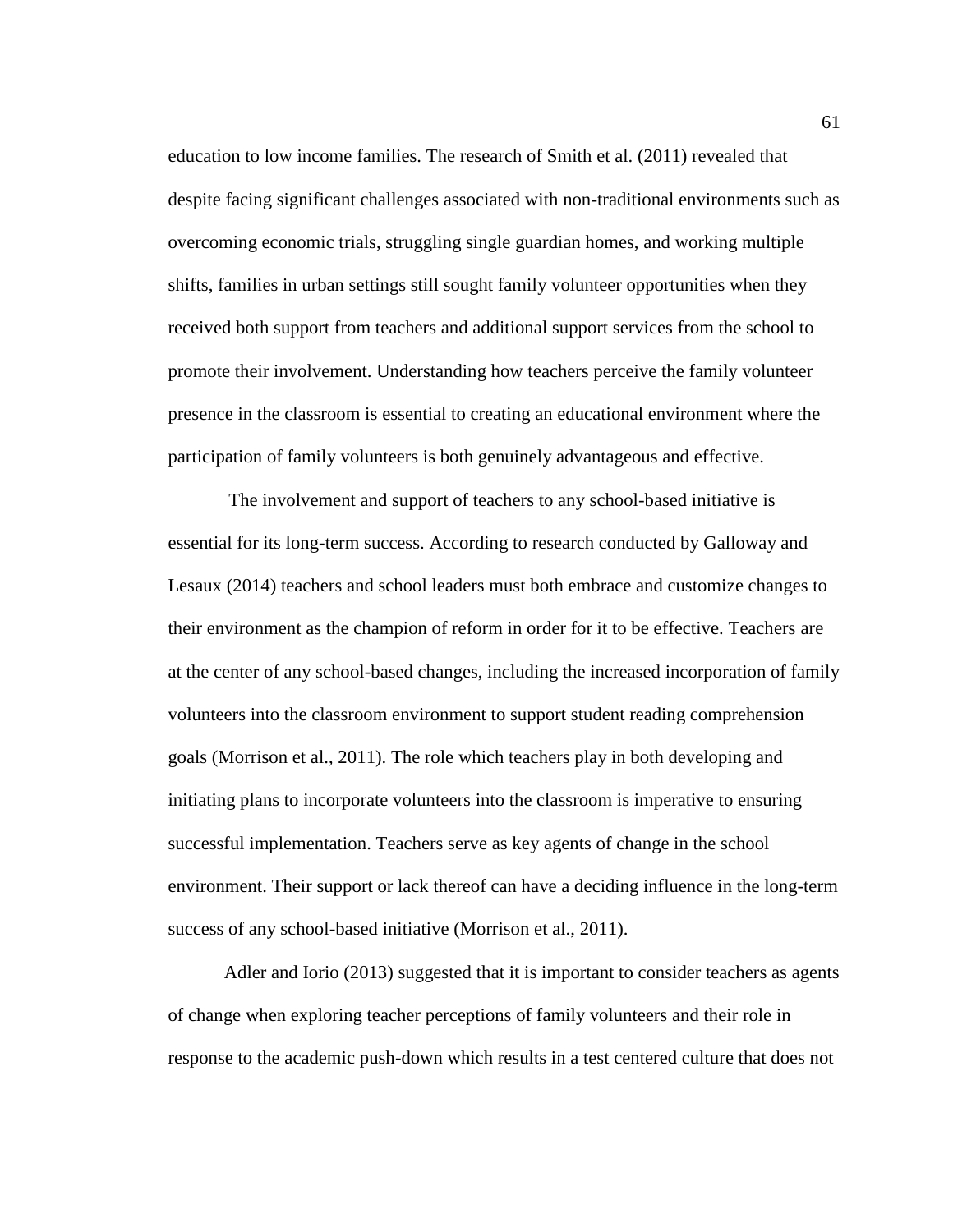education to low income families. The research of Smith et al. (2011) revealed that despite facing significant challenges associated with non-traditional environments such as overcoming economic trials, struggling single guardian homes, and working multiple shifts, families in urban settings still sought family volunteer opportunities when they received both support from teachers and additional support services from the school to promote their involvement. Understanding how teachers perceive the family volunteer presence in the classroom is essential to creating an educational environment where the participation of family volunteers is both genuinely advantageous and effective.

The involvement and support of teachers to any school-based initiative is essential for its long-term success. According to research conducted by Galloway and Lesaux (2014) teachers and school leaders must both embrace and customize changes to their environment as the champion of reform in order for it to be effective. Teachers are at the center of any school-based changes, including the increased incorporation of family volunteers into the classroom environment to support student reading comprehension goals (Morrison et al., 2011). The role which teachers play in both developing and initiating plans to incorporate volunteers into the classroom is imperative to ensuring successful implementation. Teachers serve as key agents of change in the school environment. Their support or lack thereof can have a deciding influence in the long-term success of any school-based initiative (Morrison et al., 2011).

Adler and Iorio (2013) suggested that it is important to consider teachers as agents of change when exploring teacher perceptions of family volunteers and their role in response to the academic push-down which results in a test centered culture that does not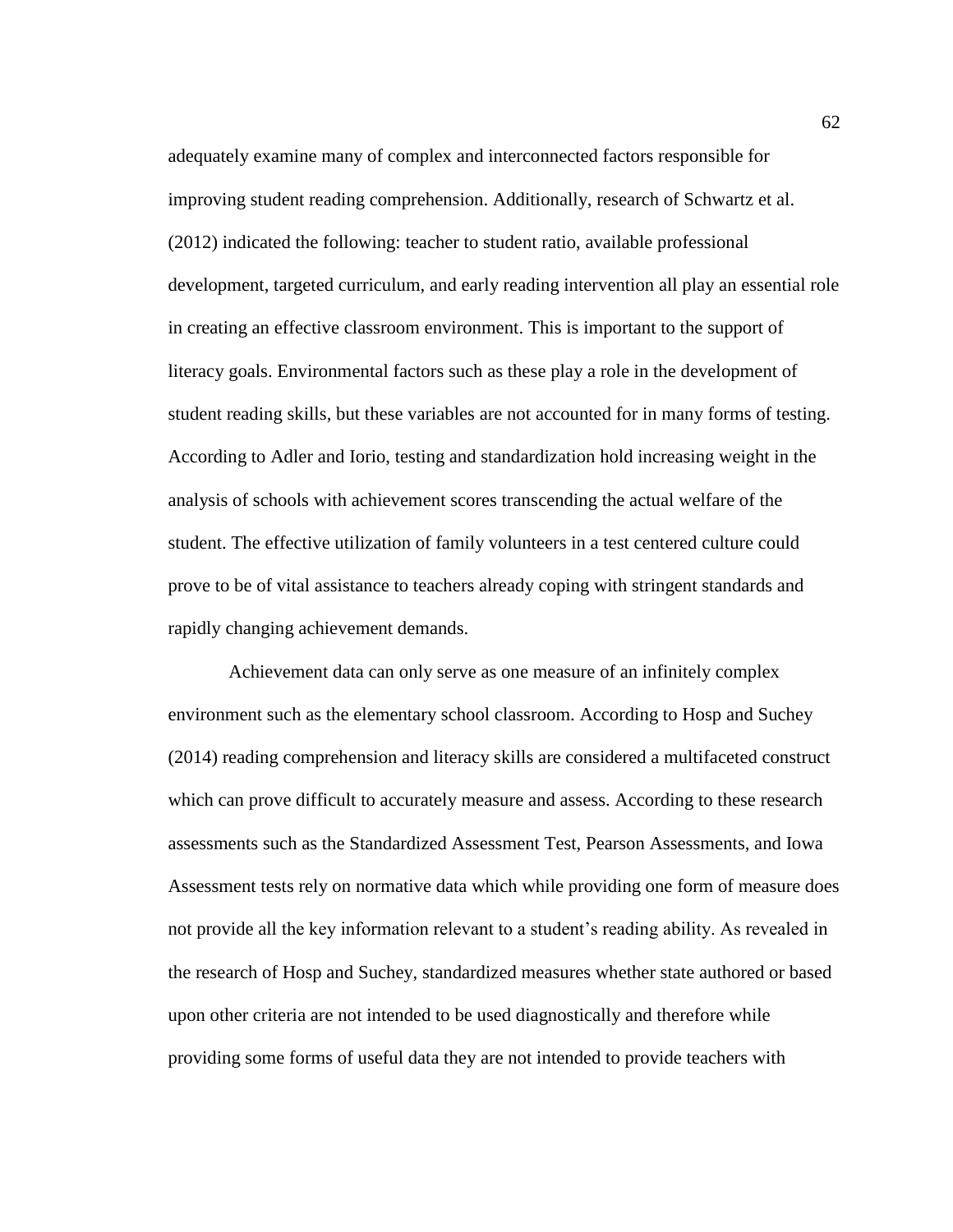adequately examine many of complex and interconnected factors responsible for improving student reading comprehension. Additionally, research of Schwartz et al. (2012) indicated the following: teacher to student ratio, available professional development, targeted curriculum, and early reading intervention all play an essential role in creating an effective classroom environment. This is important to the support of literacy goals. Environmental factors such as these play a role in the development of student reading skills, but these variables are not accounted for in many forms of testing. According to Adler and Iorio, testing and standardization hold increasing weight in the analysis of schools with achievement scores transcending the actual welfare of the student. The effective utilization of family volunteers in a test centered culture could prove to be of vital assistance to teachers already coping with stringent standards and rapidly changing achievement demands.

Achievement data can only serve as one measure of an infinitely complex environment such as the elementary school classroom. According to Hosp and Suchey (2014) reading comprehension and literacy skills are considered a multifaceted construct which can prove difficult to accurately measure and assess. According to these research assessments such as the Standardized Assessment Test, Pearson Assessments, and Iowa Assessment tests rely on normative data which while providing one form of measure does not provide all the key information relevant to a student's reading ability. As revealed in the research of Hosp and Suchey, standardized measures whether state authored or based upon other criteria are not intended to be used diagnostically and therefore while providing some forms of useful data they are not intended to provide teachers with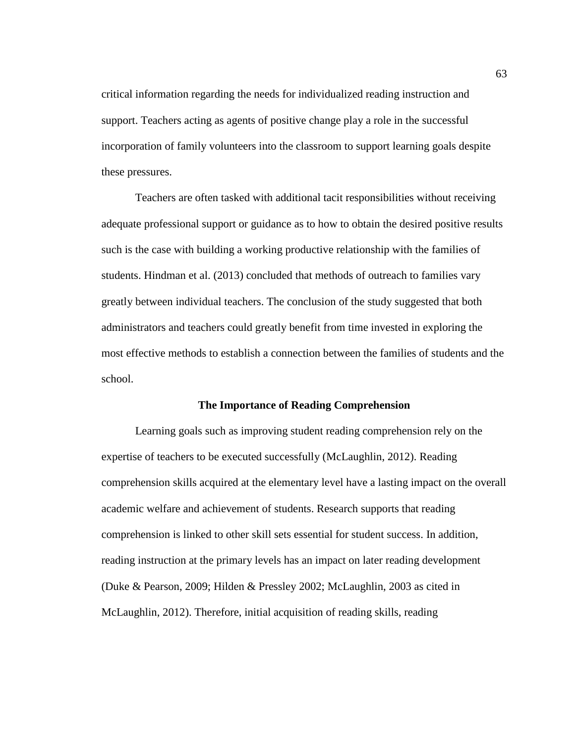critical information regarding the needs for individualized reading instruction and support. Teachers acting as agents of positive change play a role in the successful incorporation of family volunteers into the classroom to support learning goals despite these pressures.

Teachers are often tasked with additional tacit responsibilities without receiving adequate professional support or guidance as to how to obtain the desired positive results such is the case with building a working productive relationship with the families of students. Hindman et al. (2013) concluded that methods of outreach to families vary greatly between individual teachers. The conclusion of the study suggested that both administrators and teachers could greatly benefit from time invested in exploring the most effective methods to establish a connection between the families of students and the school.

## The Importance of Reading Comprehension

Learning goals such as improving student reading comprehension rely on the expertise of teachers to be executed successfully (McLaughlin, 2012). Reading comprehension skills acquired at the elementary level have a lasting impact on the overall academic welfare and achievement of students. Research supports that reading comprehension is linked to other skill sets essential for student success. In addition, reading instruction at the primary levels has an impact on later reading development (Duke & Pearson, 2009; Hilden & Pressley 2002; McLaughlin, 2003 as cited in McLaughlin, 2012). Therefore, initial acquisition of reading skills, reading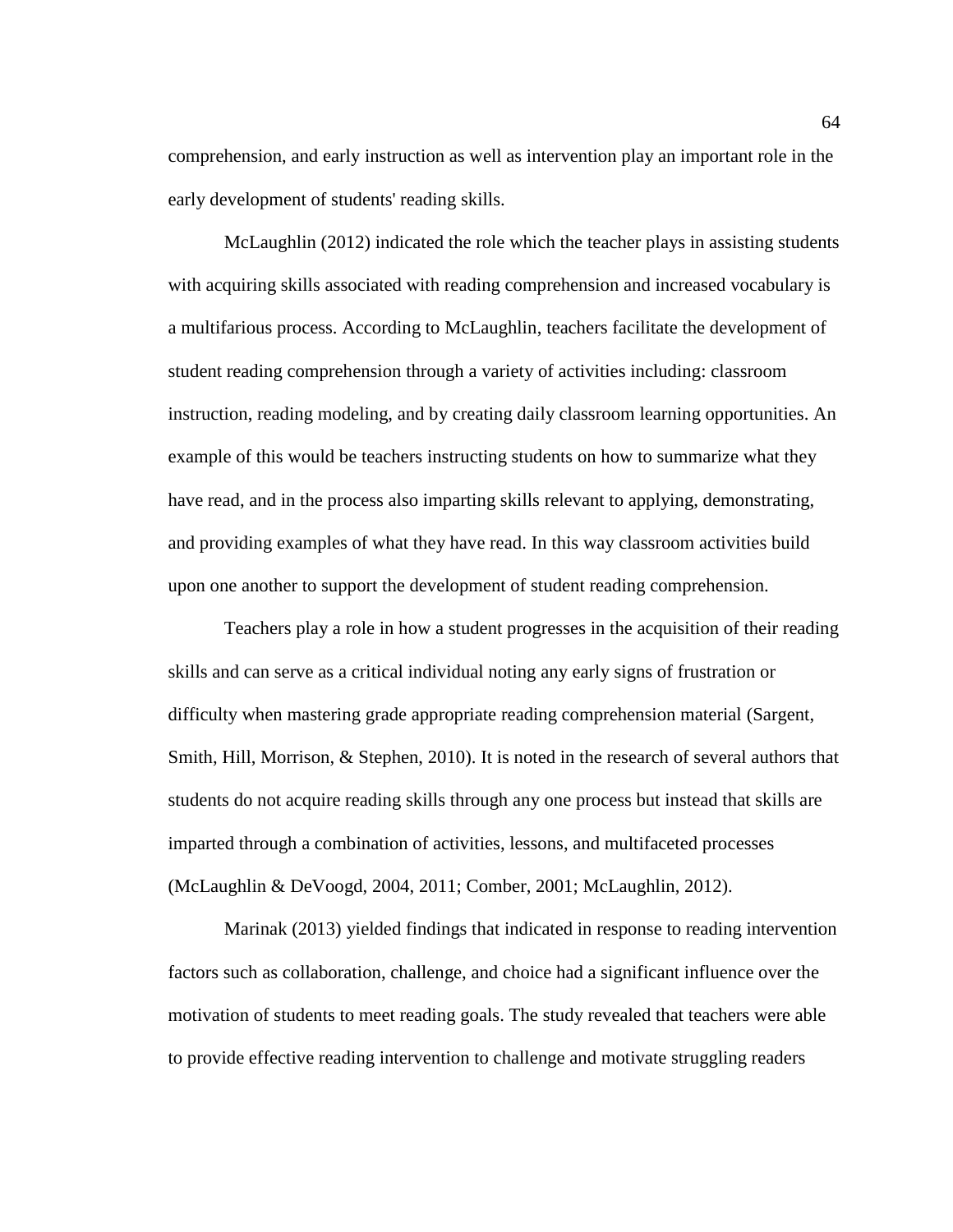comprehension, and early instruction as well as intervention play an important role in the early development of students' reading skills.

McLaughlin (2012) indicated the role which the teacher plays in assisting students with acquiring skills associated with reading comprehension and increased vocabulary is a multifarious process. According to McLaughlin, teachers facilitate the development of student reading comprehension through a variety of activities including: classroom instruction, reading modeling, and by creating daily classroom learning opportunities. An example of this would be teachers instructing students on how to summarize what they have read, and in the process also imparting skills relevant to applying, demonstrating, and providing examples of what they have read. In this way classroom activities build upon one another to support the development of student reading comprehension.

Teachers play a role in how a student progresses in the acquisition of their reading skills and can serve as a critical individual noting any early signs of frustration or difficulty when mastering grade appropriate reading comprehension material (Sargent, Smith, Hill, Morrison, & Stephen, 2010). It is noted in the research of several authors that students do not acquire reading skills through any one process but instead that skills are imparted through a combination of activities, lessons, and multifaceted processes (McLaughlin & DeVoogd, 2004, 2011; Comber, 2001; McLaughlin, 2012).

Marinak (2013) yielded findings that indicated in response to reading intervention factors such as collaboration, challenge, and choice had a significant influence over the motivation of students to meet reading goals. The study revealed that teachers were able to provide effective reading intervention to challenge and motivate struggling readers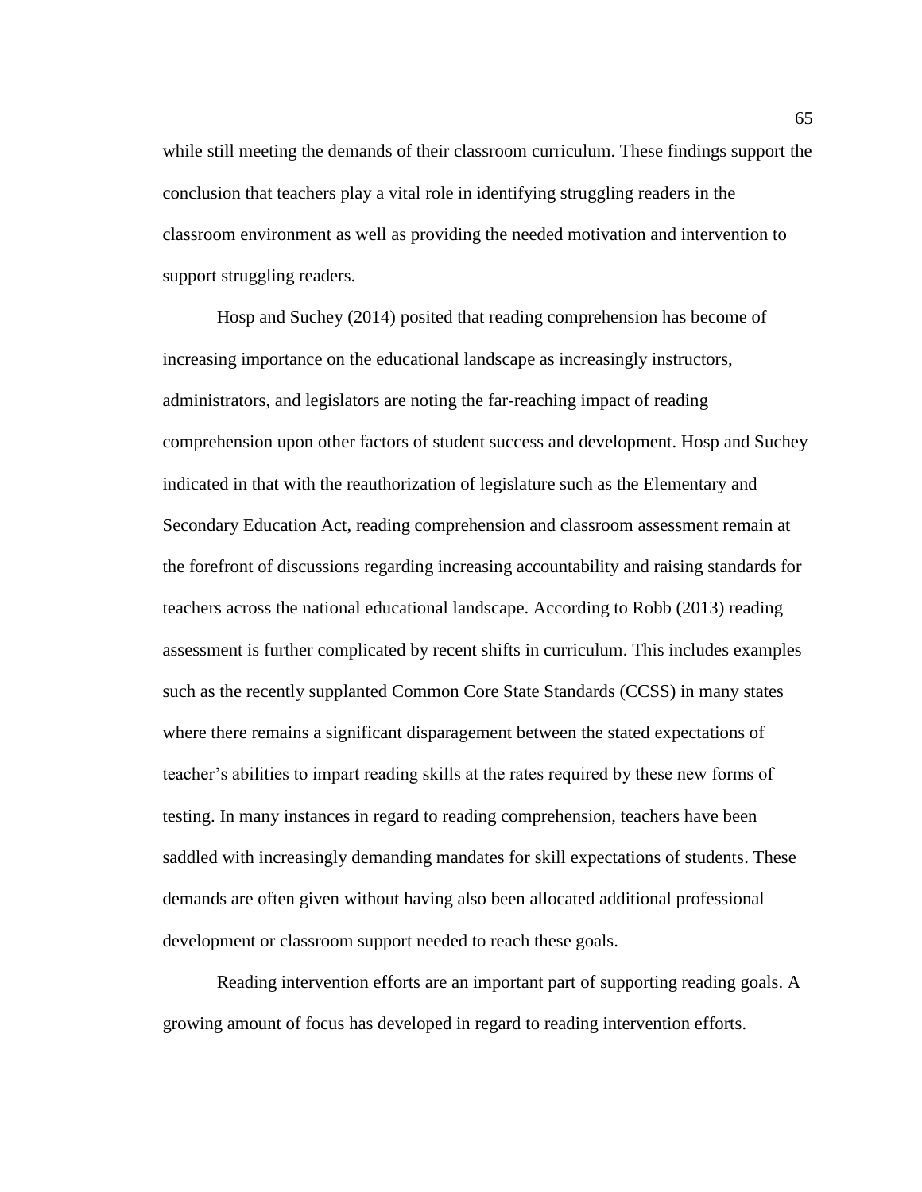while still meeting the demands of their classroom curriculum. These findings support the conclusion that teachers play a vital role in identifying struggling readers in the classroom environment as well as providing the needed motivation and intervention to support struggling readers.

Hosp and Suchey (2014) posited that reading comprehension has become of increasing importance on the educational landscape as increasingly instructors, administrators, and legislators are noting the far-reaching impact of reading comprehension upon other factors of student success and development. Hosp and Suchey indicated in that with the reauthorization of legislature such as the Elementary and Secondary Education Act, reading comprehension and classroom assessment remain at the forefront of discussions regarding increasing accountability and raising standards for teachers across the national educational landscape. According to Robb (2013) reading assessment is further complicated by recent shifts in curriculum. This includes examples such as the recently supplanted Common Core State Standards (CCSS) in many states where there remains a significant disparagement between the stated expectations of teacher's abilities to impart reading skills at the rates required by these new forms of testing. In many instances in regard to reading comprehension, teachers have been saddled with increasingly demanding mandates for skill expectations of students. These demands are often given without having also been allocated additional professional development or classroom support needed to reach these goals.

Reading intervention efforts are an important part of supporting reading goals. A growing amount of focus has developed in regard to reading intervention efforts.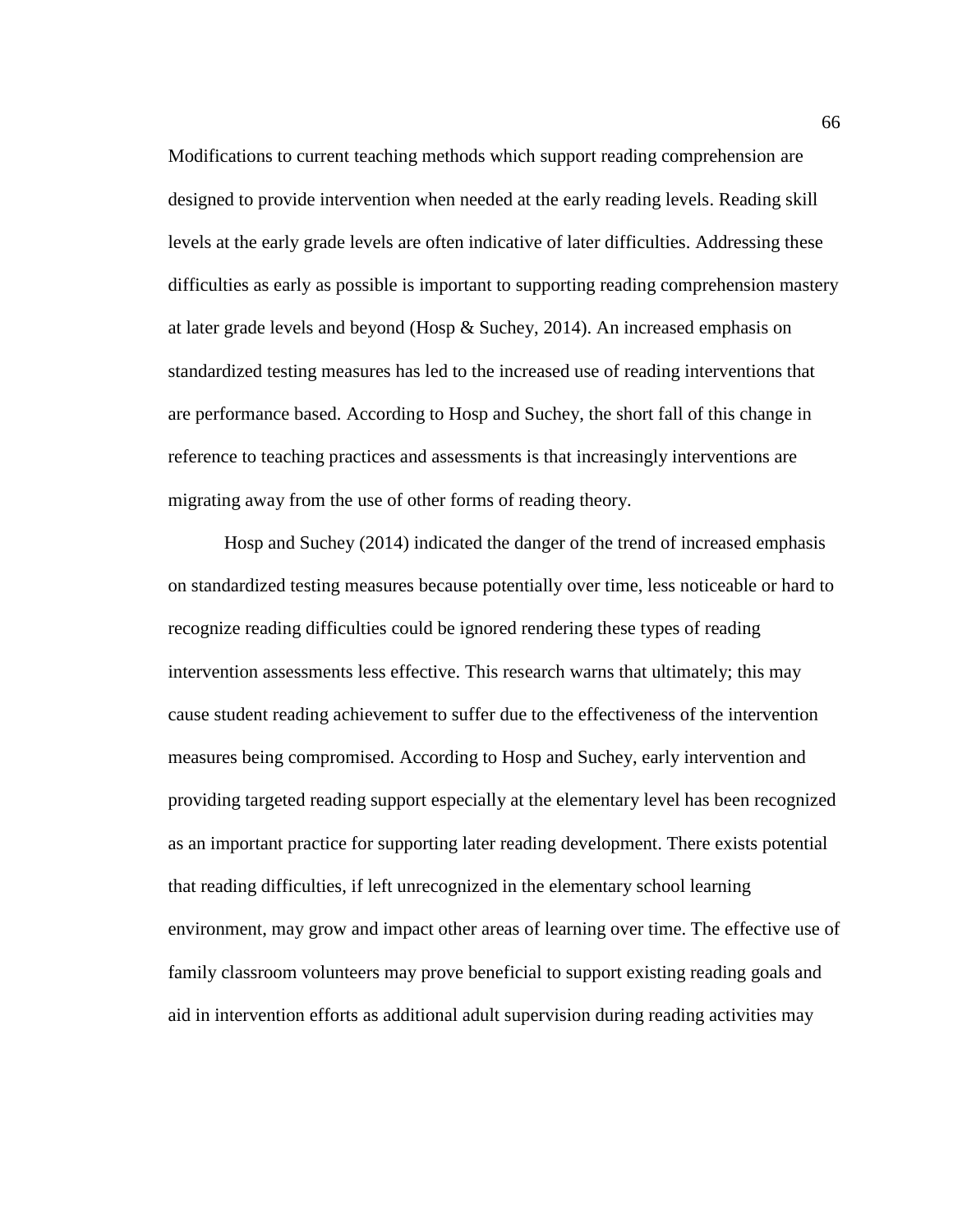Modifications to current teaching methods which support reading comprehension are designed to provide intervention when needed at the early reading levels. Reading skill levels at the early grade levels are often indicative of later difficulties. Addressing these difficulties as early as possible is important to supporting reading comprehension mastery at later grade levels and beyond (Hosp & Suchey, 2014). An increased emphasis on standardized testing measures has led to the increased use of reading interventions that are performance based. According to Hosp and Suchey, the short fall of this change in reference to teaching practices and assessments is that increasingly interventions are migrating away from the use of other forms of reading theory.

Hosp and Suchey (2014) indicated the danger of the trend of increased emphasis on standardized testing measures because potentially over time, less noticeable or hard to recognize reading difficulties could be ignored rendering these types of reading intervention assessments less effective. This research warns that ultimately; this may cause student reading achievement to suffer due to the effectiveness of the intervention measures being compromised. According to Hosp and Suchey, early intervention and providing targeted reading support especially at the elementary level has been recognized as an important practice for supporting later reading development. There exists potential that reading difficulties, if left unrecognized in the elementary school learning environment, may grow and impact other areas of learning over time. The effective use of family classroom volunteers may prove beneficial to support existing reading goals and aid in intervention efforts as additional adult supervision during reading activities may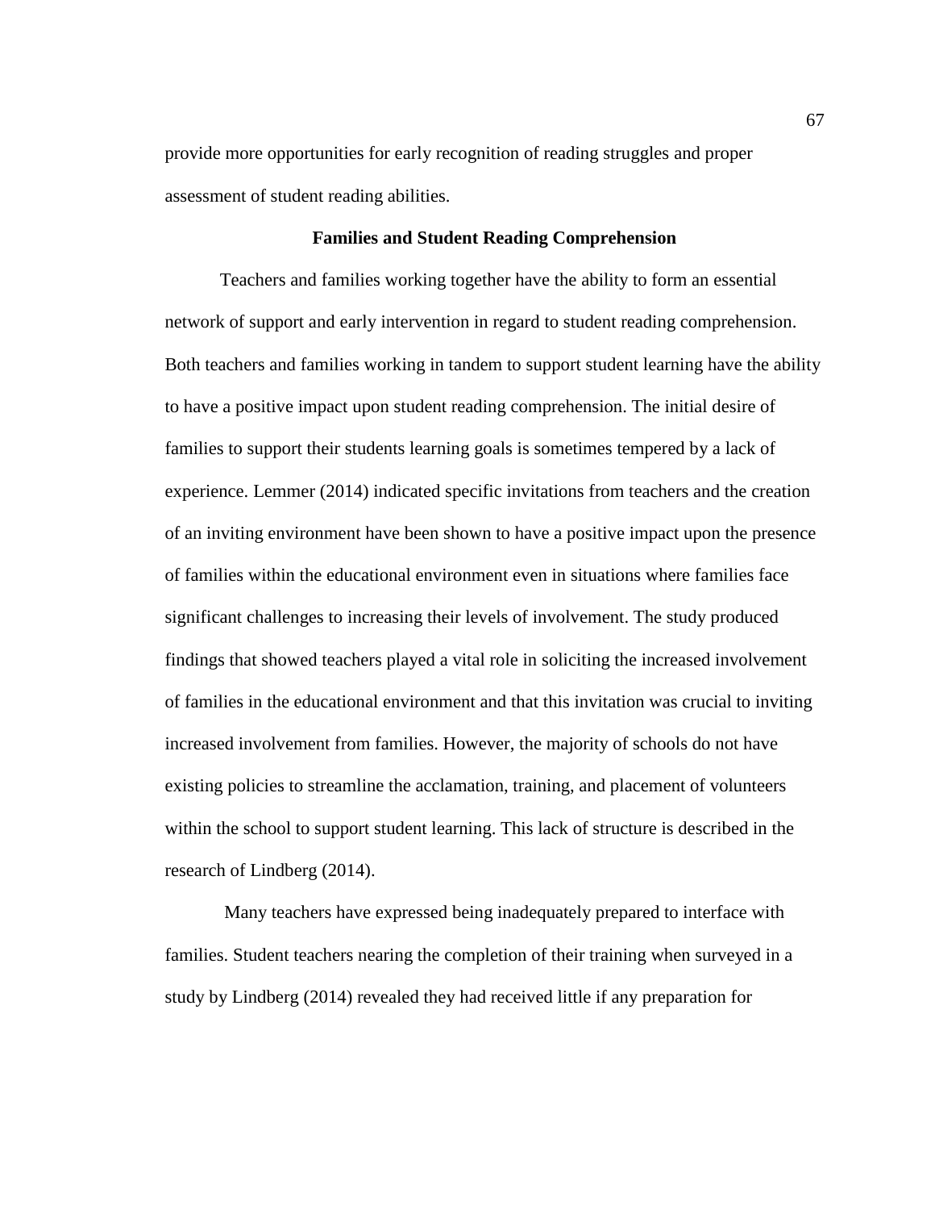provide more opportunities for early recognition of reading struggles and proper assessment of student reading abilities.

## Families and Student Reading Comprehension

Teachers and families working together have the ability to form an essential network of support and early intervention in regard to student reading comprehension. Both teachers and families working in tandem to support student learning have the ability to have a positive impact upon student reading comprehension. The initial desire of families to support their students learning goals is sometimes tempered by a lack of experience. Lemmer (2014) indicated specific invitations from teachers and the creation of an inviting environment have been shown to have a positive impact upon the presence of families within the educational environment even in situations where families face significant challenges to increasing their levels of involvement. The study produced findings that showed teachers played a vital role in soliciting the increased involvement of families in the educational environment and that this invitation was crucial to inviting increased involvement from families. However, the majority of schools do not have existing policies to streamline the acclamation, training, and placement of volunteers within the school to support student learning. This lack of structure is described in the research of Lindberg (2014).

Many teachers have expressed being inadequately prepared to interface with families. Student teachers nearing the completion of their training when surveyed in a study by Lindberg (2014) revealed they had received little if any preparation for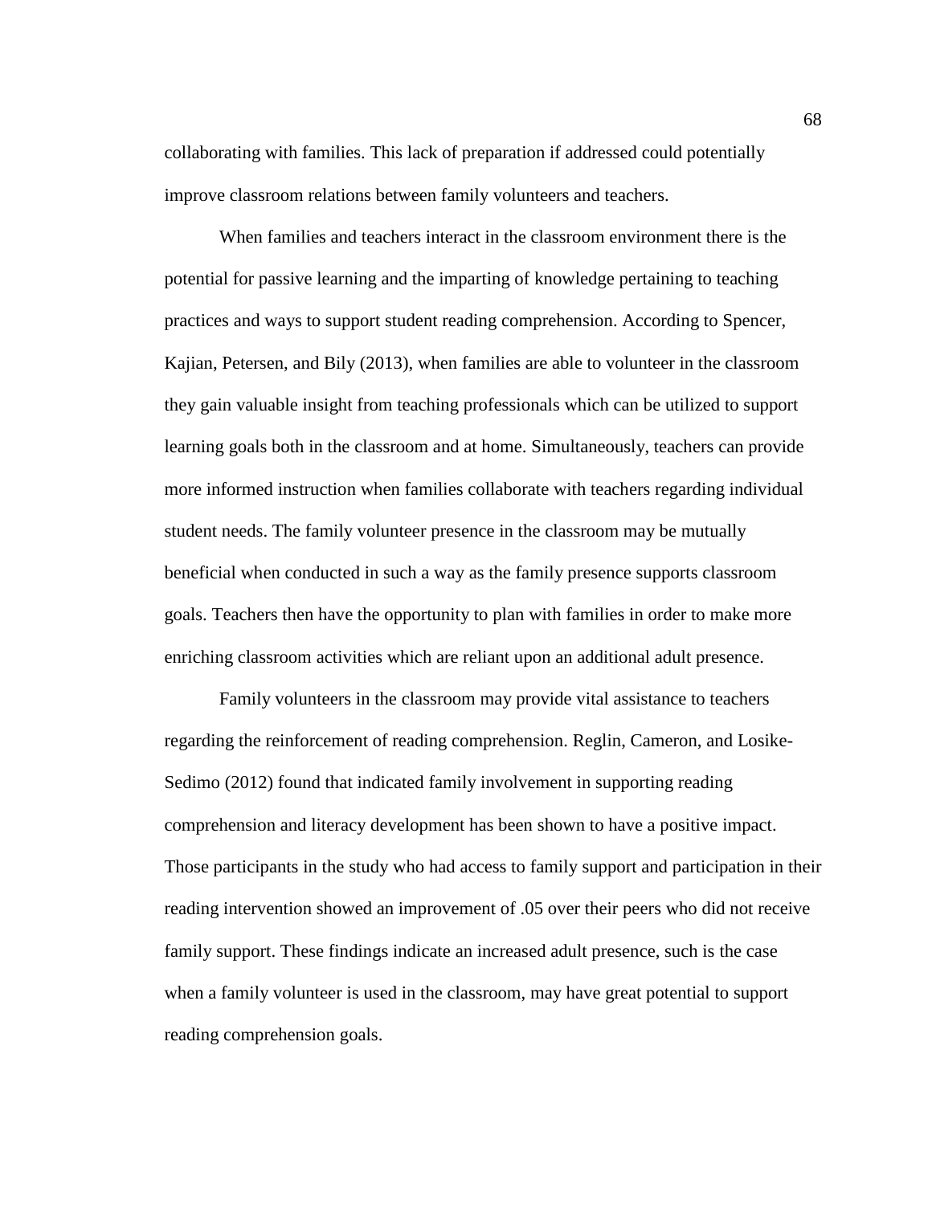collaborating with families. This lack of preparation if addressed could potentially improve classroom relations between family volunteers and teachers.

When families and teachers interact in the classroom environment there is the potential for passive learning and the imparting of knowledge pertaining to teaching practices and ways to support student reading comprehension. According to Spencer, Kajian, Petersen, and Bily (2013), when families are able to volunteer in the classroom they gain valuable insight from teaching professionals which can be utilized to support learning goals both in the classroom and at home. Simultaneously, teachers can provide more informed instruction when families collaborate with teachers regarding individual student needs. The family volunteer presence in the classroom may be mutually beneficial when conducted in such a way as the family presence supports classroom goals. Teachers then have the opportunity to plan with families in order to make more enriching classroom activities which are reliant upon an additional adult presence.

Family volunteers in the classroom may provide vital assistance to teachers regarding the reinforcement of reading comprehension. Reglin, Cameron, and Losike-Sedimo (2012) found that indicated family involvement in supporting reading comprehension and literacy development has been shown to have a positive impact. Those participants in the study who had access to family support and participation in their reading intervention showed an improvement of .05 over their peers who did not receive family support. These findings indicate an increased adult presence, such is the case when a family volunteer is used in the classroom, may have great potential to support reading comprehension goals.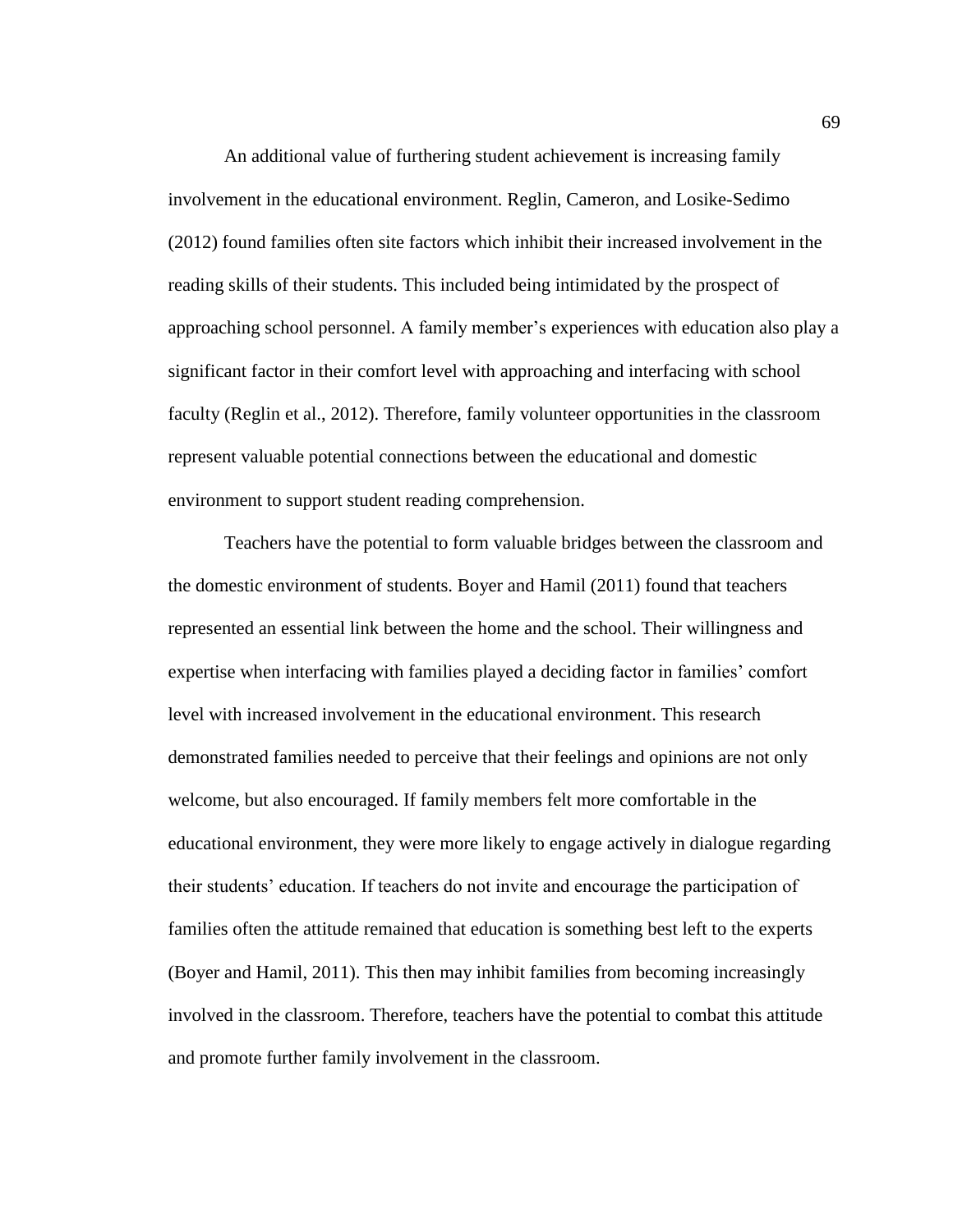An additional value of furthering student achievement is increasing family involvement in the educational environment. Reglin, Cameron, and Losike-Sedimo (2012) found families often site factors which inhibit their increased involvement in the reading skills of their students. This included being intimidated by the prospect of approaching school personnel. A family member's experiences with education also play a significant factor in their comfort level with approaching and interfacing with school faculty (Reglin et al., 2012). Therefore, family volunteer opportunities in the classroom represent valuable potential connections between the educational and domestic environment to support student reading comprehension.

Teachers have the potential to form valuable bridges between the classroom and the domestic environment of students. Boyer and Hamil (2011) found that teachers represented an essential link between the home and the school. Their willingness and expertise when interfacing with families played a deciding factor in families' comfort level with increased involvement in the educational environment. This research demonstrated families needed to perceive that their feelings and opinions are not only welcome, but also encouraged. If family members felt more comfortable in the educational environment, they were more likely to engage actively in dialogue regarding their students' education. If teachers do not invite and encourage the participation of families often the attitude remained that education is something best left to the experts (Boyer and Hamil, 2011). This then may inhibit families from becoming increasingly involved in the classroom. Therefore, teachers have the potential to combat this attitude and promote further family involvement in the classroom.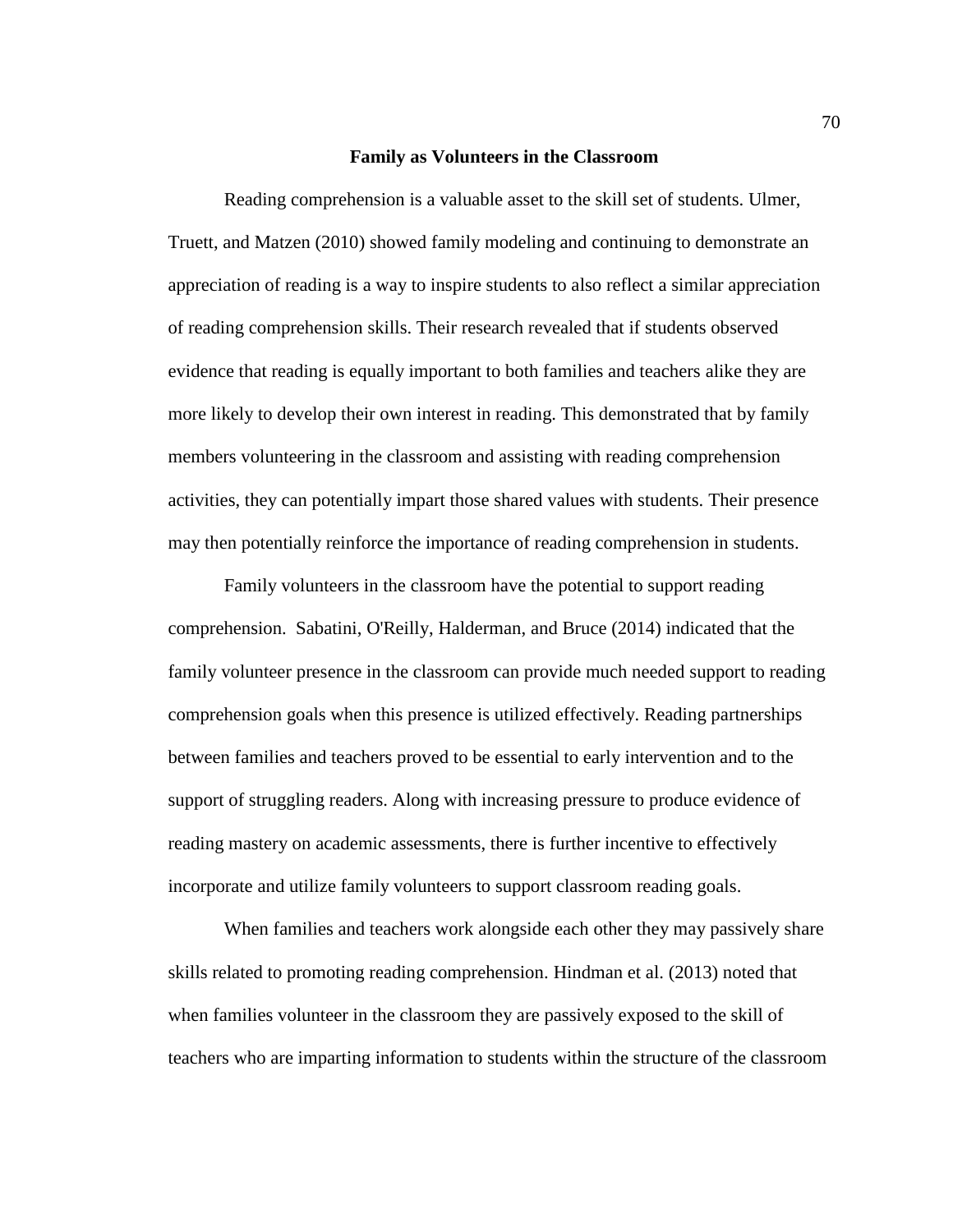## Family as Volunteers in the Classroom

Reading comprehension is a valuable asset to the skill set of students. Ulmer, Truett, and Matzen (2010) showed family modeling and continuing to demonstrate an appreciation of reading is a way to inspire students to also reflect a similar appreciation of reading comprehension skills. Their research revealed that if students observed evidence that reading is equally important to both families and teachers alike they are more likely to develop their own interest in reading. This demonstrated that by family members volunteering in the classroom and assisting with reading comprehension activities, they can potentially impart those shared values with students. Their presence may then potentially reinforce the importance of reading comprehension in students.

Family volunteers in the classroom have the potential to support reading comprehension. Sabatini, O'Reilly, Halderman, and Bruce (2014) indicated that the family volunteer presence in the classroom can provide much needed support to reading comprehension goals when this presence is utilized effectively. Reading partnerships between families and teachers proved to be essential to early intervention and to the support of struggling readers. Along with increasing pressure to produce evidence of reading mastery on academic assessments, there is further incentive to effectively incorporate and utilize family volunteers to support classroom reading goals.

When families and teachers work alongside each other they may passively share skills related to promoting reading comprehension. Hindman et al. (2013) noted that when families volunteer in the classroom they are passively exposed to the skill of teachers who are imparting information to students within the structure of the classroom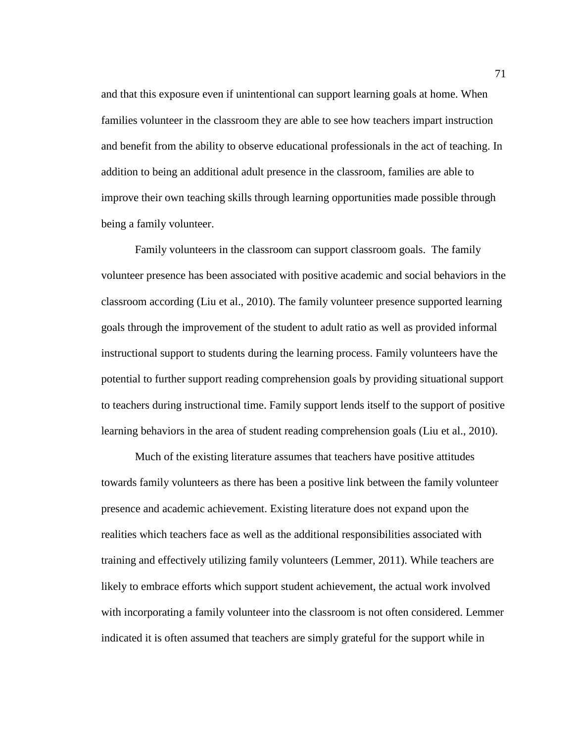and that this exposure even if unintentional can support learning goals at home. When families volunteer in the classroom they are able to see how teachers impart instruction and benefit from the ability to observe educational professionals in the act of teaching. In addition to being an additional adult presence in the classroom, families are able to improve their own teaching skills through learning opportunities made possible through being a family volunteer.

Family volunteers in the classroom can support classroom goals. The family volunteer presence has been associated with positive academic and social behaviors in the classroom according (Liu et al., 2010). The family volunteer presence supported learning goals through the improvement of the student to adult ratio as well as provided informal instructional support to students during the learning process. Family volunteers have the potential to further support reading comprehension goals by providing situational support to teachers during instructional time. Family support lends itself to the support of positive learning behaviors in the area of student reading comprehension goals (Liu et al., 2010).

Much of the existing literature assumes that teachers have positive attitudes towards family volunteers as there has been a positive link between the family volunteer presence and academic achievement. Existing literature does not expand upon the realities which teachers face as well as the additional responsibilities associated with training and effectively utilizing family volunteers (Lemmer, 2011). While teachers are likely to embrace efforts which support student achievement, the actual work involved with incorporating a family volunteer into the classroom is not often considered. Lemmer indicated it is often assumed that teachers are simply grateful for the support while in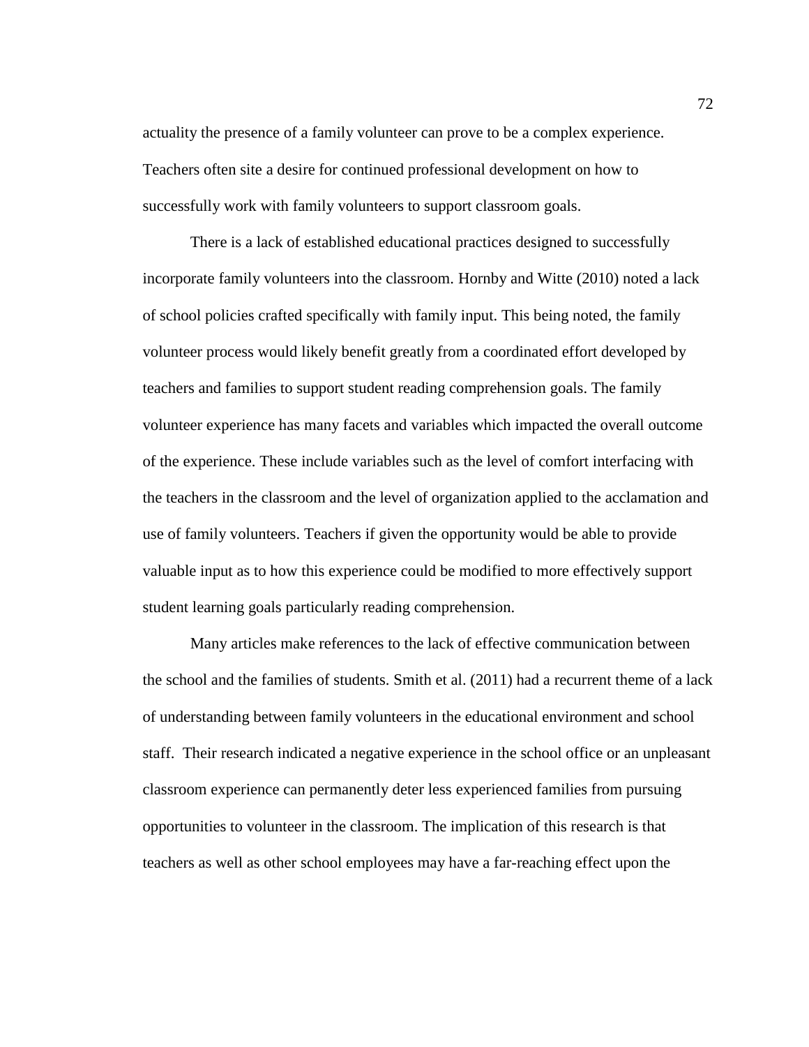actuality the presence of a family volunteer can prove to be a complex experience. Teachers often site a desire for continued professional development on how to successfully work with family volunteers to support classroom goals.

There is a lack of established educational practices designed to successfully incorporate family volunteers into the classroom. Hornby and Witte (2010) noted a lack of school policies crafted specifically with family input. This being noted, the family volunteer process would likely benefit greatly from a coordinated effort developed by teachers and families to support student reading comprehension goals. The family volunteer experience has many facets and variables which impacted the overall outcome of the experience. These include variables such as the level of comfort interfacing with the teachers in the classroom and the level of organization applied to the acclamation and use of family volunteers. Teachers if given the opportunity would be able to provide valuable input as to how this experience could be modified to more effectively support student learning goals particularly reading comprehension.

Many articles make references to the lack of effective communication between the school and the families of students. Smith et al. (2011) had a recurrent theme of a lack of understanding between family volunteers in the educational environment and school staff. Their research indicated a negative experience in the school office or an unpleasant classroom experience can permanently deter less experienced families from pursuing opportunities to volunteer in the classroom. The implication of this research is that teachers as well as other school employees may have a far-reaching effect upon the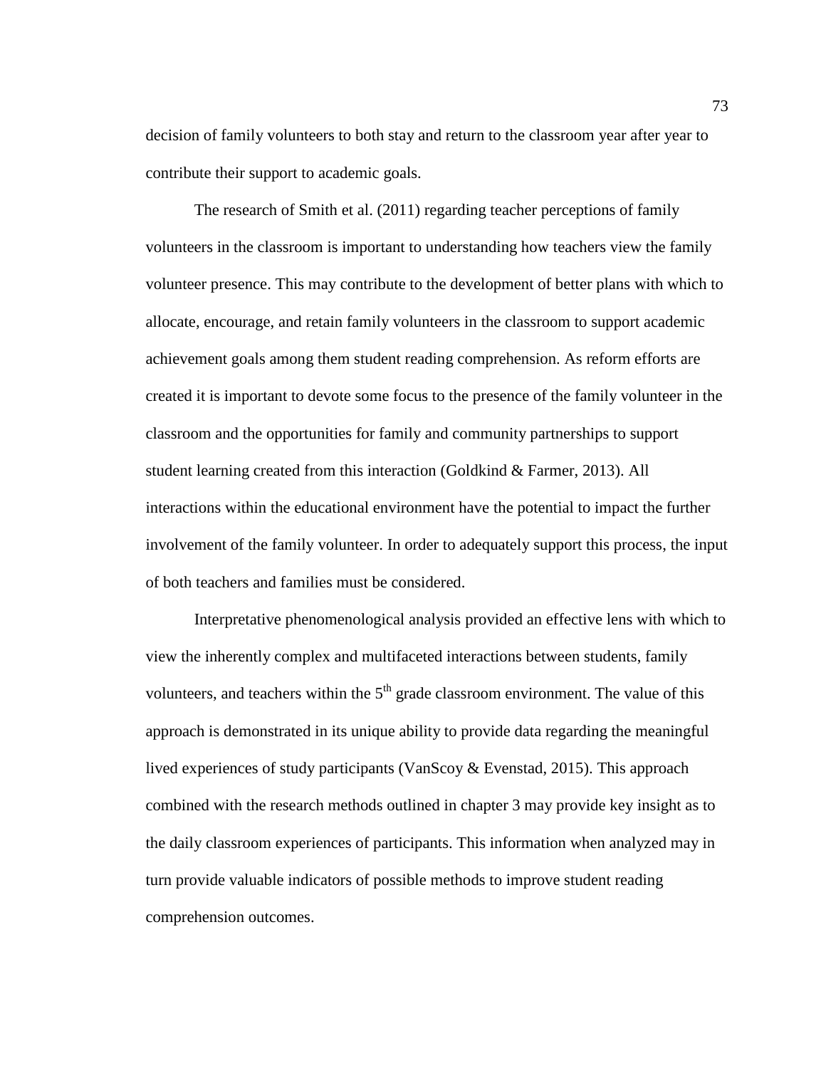decision of family volunteers to both stay and return to the classroom year after year to contribute their support to academic goals.

The research of Smith et al. (2011) regarding teacher perceptions of family volunteers in the classroom is important to understanding how teachers view the family volunteer presence. This may contribute to the development of better plans with which to allocate, encourage, and retain family volunteers in the classroom to support academic achievement goals among them student reading comprehension. As reform efforts are created it is important to devote some focus to the presence of the family volunteer in the classroom and the opportunities for family and community partnerships to support student learning created from this interaction (Goldkind & Farmer, 2013). All interactions within the educational environment have the potential to impact the further involvement of the family volunteer. In order to adequately support this process, the input of both teachers and families must be considered.

Interpretative phenomenological analysis provided an effective lens with which to view the inherently complex and multifaceted interactions between students, family volunteers, and teachers within the 5th grade classroom environment. The value of this approach is demonstrated in its unique ability to provide data regarding the meaningful lived experiences of study participants (VanScoy & Evenstad, 2015). This approach combined with the research methods outlined in chapter 3 may provide key insight as to the daily classroom experiences of participants. This information when analyzed may in turn provide valuable indicators of possible methods to improve student reading comprehension outcomes.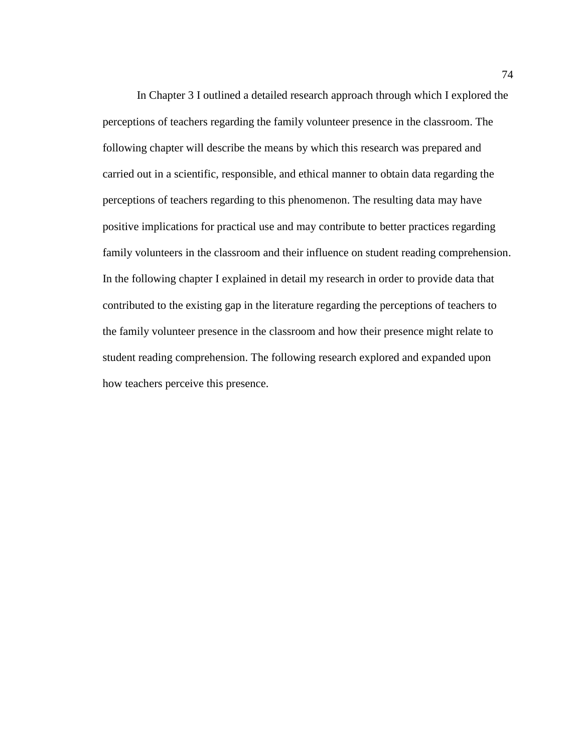In Chapter 3 I outlined a detailed research approach through which I explored the perceptions of teachers regarding the family volunteer presence in the classroom. The following chapter will describe the means by which this research was prepared and carried out in a scientific, responsible, and ethical manner to obtain data regarding the perceptions of teachers regarding to this phenomenon. The resulting data may have positive implications for practical use and may contribute to better practices regarding family volunteers in the classroom and their influence on student reading comprehension. In the following chapter I explained in detail my research in order to provide data that contributed to the existing gap in the literature regarding the perceptions of teachers to the family volunteer presence in the classroom and how their presence might relate to student reading comprehension. The following research explored and expanded upon how teachers perceive this presence.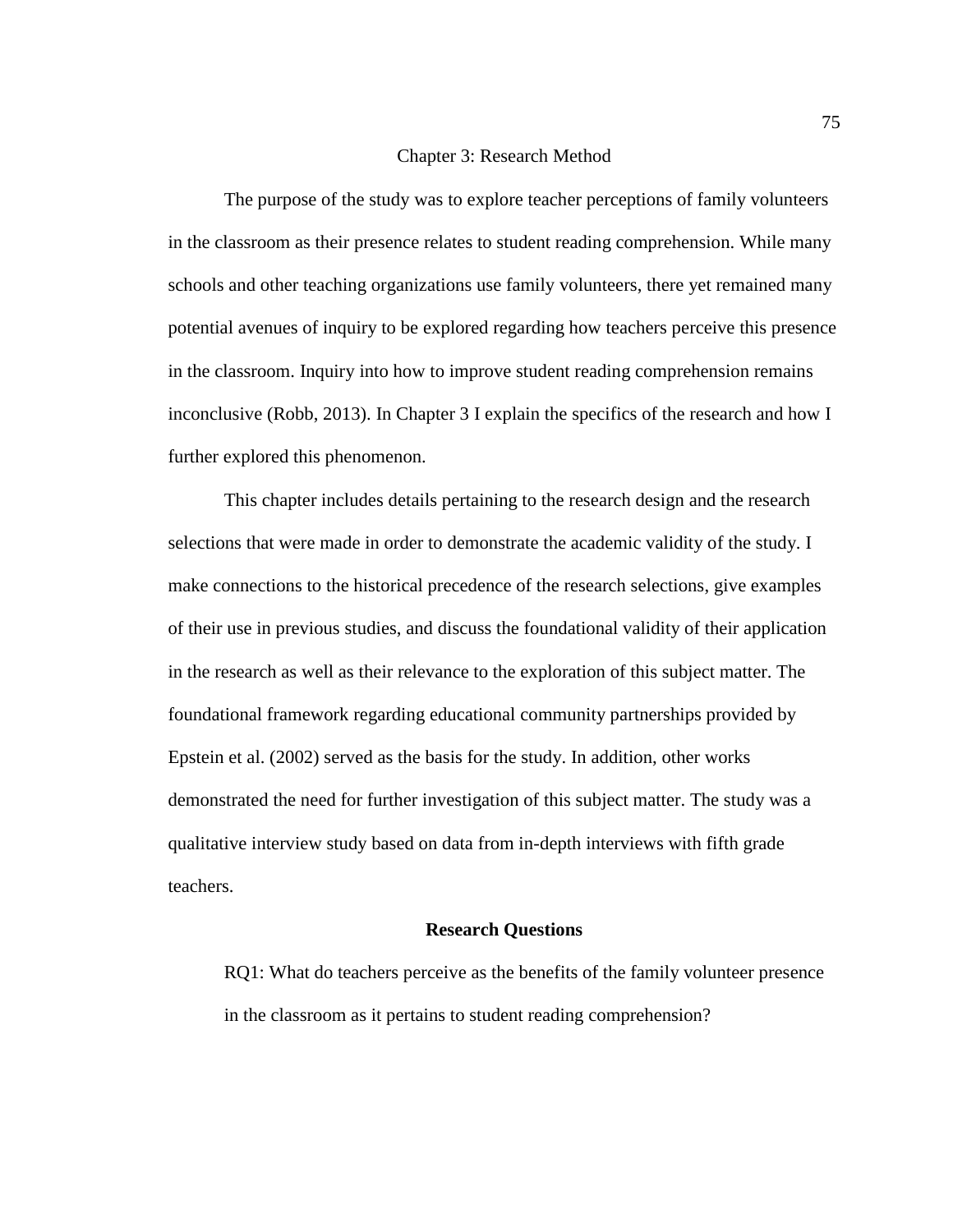# Chapter 3: Research Method

The purpose of the study was to explore teacher perceptions of family volunteers in the classroom as their presence relates to student reading comprehension. While many schools and other teaching organizations use family volunteers, there yet remained many potential avenues of inquiry to be explored regarding how teachers perceive this presence in the classroom. Inquiry into how to improve student reading comprehension remains inconclusive (Robb, 2013). In Chapter 3 I explain the specifics of the research and how I further explored this phenomenon.

This chapter includes details pertaining to the research design and the research selections that were made in order to demonstrate the academic validity of the study. I make connections to the historical precedence of the research selections, give examples of their use in previous studies, and discuss the foundational validity of their application in the research as well as their relevance to the exploration of this subject matter. The foundational framework regarding educational community partnerships provided by Epstein et al. (2002) served as the basis for the study. In addition, other works demonstrated the need for further investigation of this subject matter. The study was a qualitative interview study based on data from in-depth interviews with fifth grade teachers.

## Research Questions

RQ1: What do teachers perceive as the benefits of the family volunteer presence in the classroom as it pertains to student reading comprehension?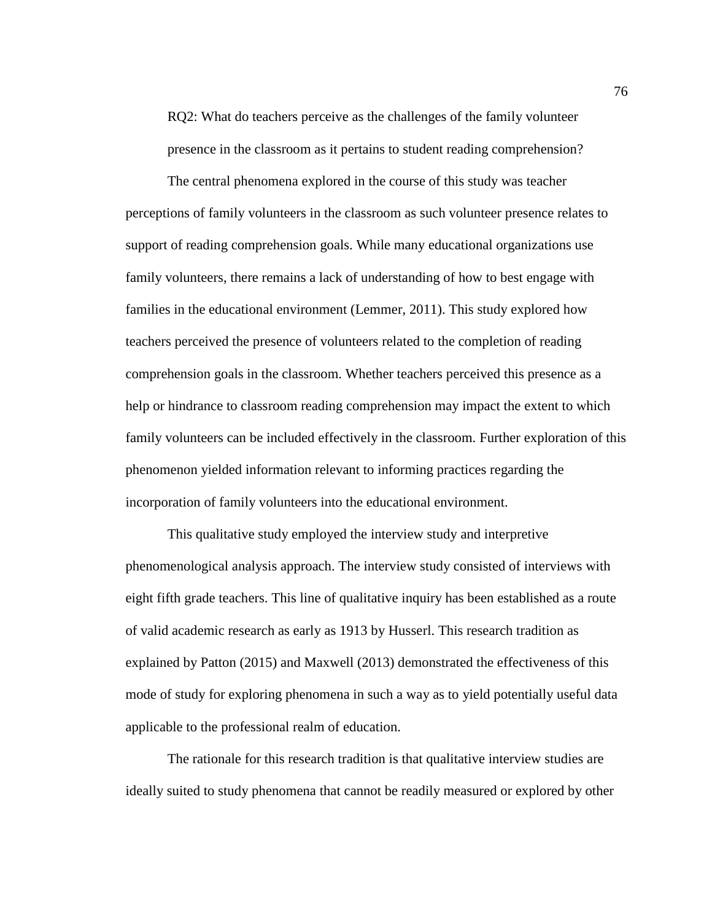RQ2: What do teachers perceive as the challenges of the family volunteer presence in the classroom as it pertains to student reading comprehension?

The central phenomena explored in the course of this study was teacher perceptions of family volunteers in the classroom as such volunteer presence relates to support of reading comprehension goals. While many educational organizations use family volunteers, there remains a lack of understanding of how to best engage with families in the educational environment (Lemmer, 2011). This study explored how teachers perceived the presence of volunteers related to the completion of reading comprehension goals in the classroom. Whether teachers perceived this presence as a help or hindrance to classroom reading comprehension may impact the extent to which family volunteers can be included effectively in the classroom. Further exploration of this phenomenon yielded information relevant to informing practices regarding the incorporation of family volunteers into the educational environment.

This qualitative study employed the interview study and interpretive phenomenological analysis approach. The interview study consisted of interviews with eight fifth grade teachers. This line of qualitative inquiry has been established as a route of valid academic research as early as 1913 by Husserl. This research tradition as explained by Patton (2015) and Maxwell (2013) demonstrated the effectiveness of this mode of study for exploring phenomena in such a way as to yield potentially useful data applicable to the professional realm of education.

The rationale for this research tradition is that qualitative interview studies are ideally suited to study phenomena that cannot be readily measured or explored by other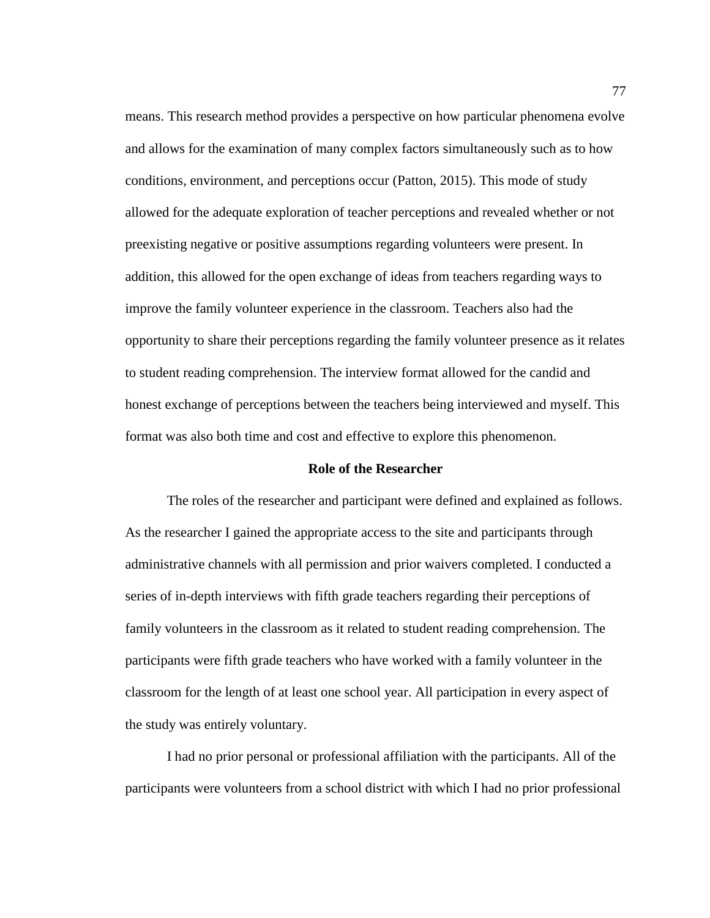means. This research method provides a perspective on how particular phenomena evolve and allows for the examination of many complex factors simultaneously such as to how conditions, environment, and perceptions occur (Patton, 2015). This mode of study allowed for the adequate exploration of teacher perceptions and revealed whether or not preexisting negative or positive assumptions regarding volunteers were present. In addition, this allowed for the open exchange of ideas from teachers regarding ways to improve the family volunteer experience in the classroom. Teachers also had the opportunity to share their perceptions regarding the family volunteer presence as it relates to student reading comprehension. The interview format allowed for the candid and honest exchange of perceptions between the teachers being interviewed and myself. This format was also both time and cost and effective to explore this phenomenon.

## Role of the Researcher

The roles of the researcher and participant were defined and explained as follows. As the researcher I gained the appropriate access to the site and participants through administrative channels with all permission and prior waivers completed. I conducted a series of in-depth interviews with fifth grade teachers regarding their perceptions of family volunteers in the classroom as it related to student reading comprehension. The participants were fifth grade teachers who have worked with a family volunteer in the classroom for the length of at least one school year. All participation in every aspect of the study was entirely voluntary.

I had no prior personal or professional affiliation with the participants. All of the participants were volunteers from a school district with which I had no prior professional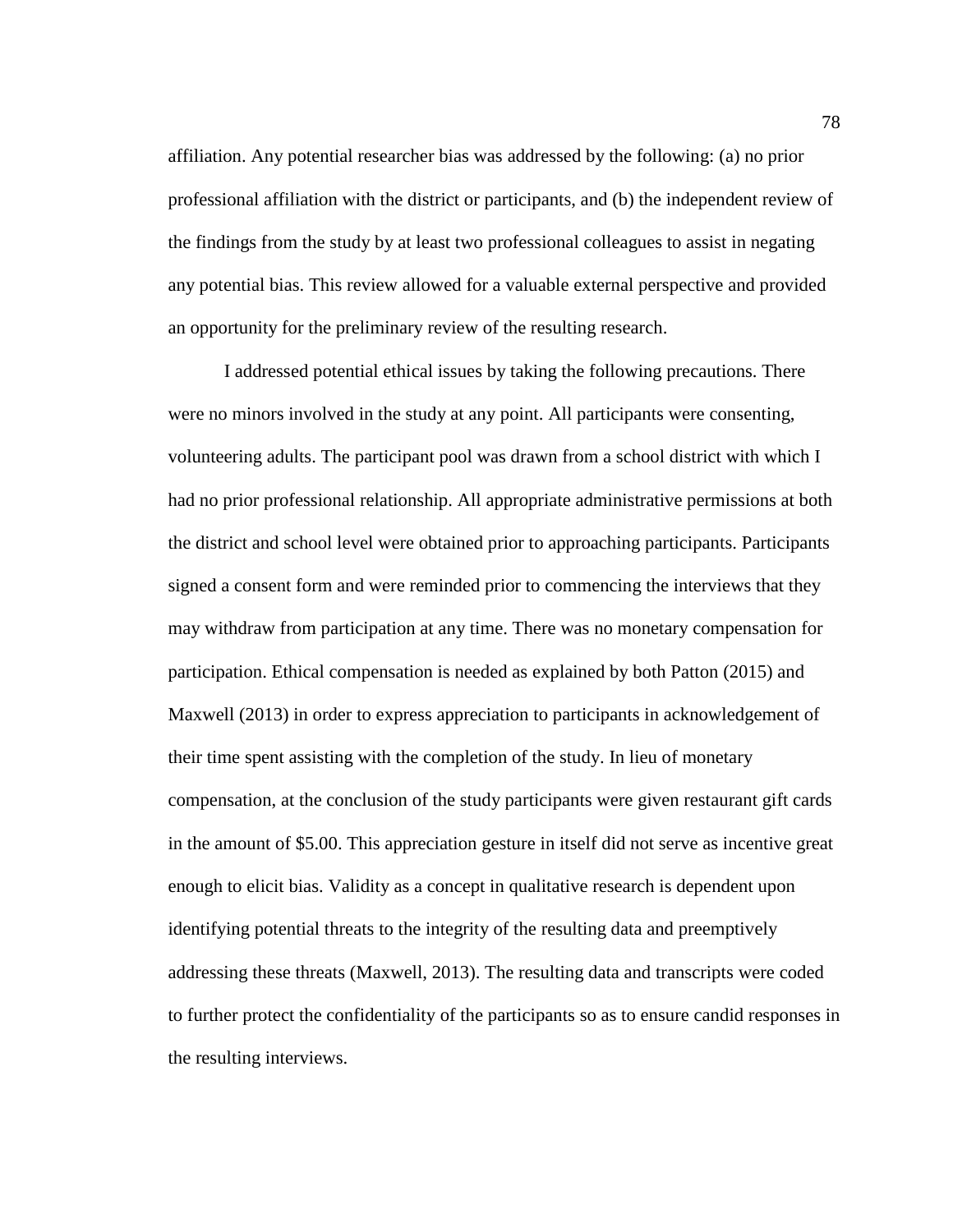affiliation. Any potential researcher bias was addressed by the following: (a) no prior professional affiliation with the district or participants, and (b) the independent review of the findings from the study by at least two professional colleagues to assist in negating any potential bias. This review allowed for a valuable external perspective and provided an opportunity for the preliminary review of the resulting research.

I addressed potential ethical issues by taking the following precautions. There were no minors involved in the study at any point. All participants were consenting, volunteering adults. The participant pool was drawn from a school district with which I had no prior professional relationship. All appropriate administrative permissions at both the district and school level were obtained prior to approaching participants. Participants signed a consent form and were reminded prior to commencing the interviews that they may withdraw from participation at any time. There was no monetary compensation for participation. Ethical compensation is needed as explained by both Patton (2015) and Maxwell (2013) in order to express appreciation to participants in acknowledgement of their time spent assisting with the completion of the study. In lieu of monetary compensation, at the conclusion of the study participants were given restaurant gift cards in the amount of $5.00. This appreciation gesture in itself did not serve as incentive great enough to elicit bias. Validity as a concept in qualitative research is dependent upon identifying potential threats to the integrity of the resulting data and preemptively addressing these threats (Maxwell, 2013). The resulting data and transcripts were coded to further protect the confidentiality of the participants so as to ensure candid responses in the resulting interviews.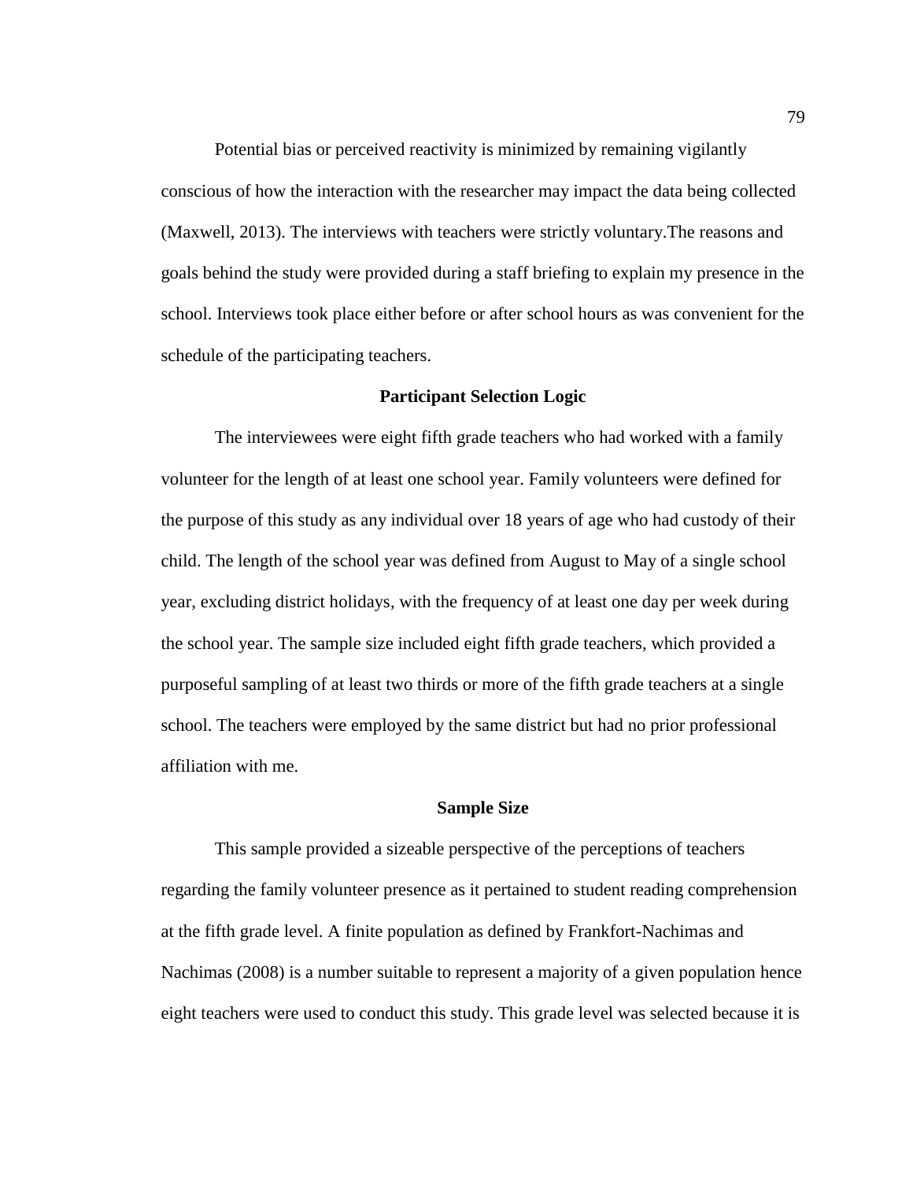Potential bias or perceived reactivity is minimized by remaining vigilantly conscious of how the interaction with the researcher may impact the data being collected (Maxwell, 2013). The interviews with teachers were strictly voluntary.The reasons and goals behind the study were provided during a staff briefing to explain my presence in the school. Interviews took place either before or after school hours as was convenient for the schedule of the participating teachers.

### Participant Selection Logic

The interviewees were eight fifth grade teachers who had worked with a family volunteer for the length of at least one school year. Family volunteers were defined for the purpose of this study as any individual over 18 years of age who had custody of their child. The length of the school year was defined from August to May of a single school year, excluding district holidays, with the frequency of at least one day per week during the school year. The sample size included eight fifth grade teachers, which provided a purposeful sampling of at least two thirds or more of the fifth grade teachers at a single school. The teachers were employed by the same district but had no prior professional affiliation with me.

### Sample Size

This sample provided a sizeable perspective of the perceptions of teachers regarding the family volunteer presence as it pertained to student reading comprehension at the fifth grade level. A finite population as defined by Frankfort-Nachimas and Nachimas (2008) is a number suitable to represent a majority of a given population hence eight teachers were used to conduct this study. This grade level was selected because it is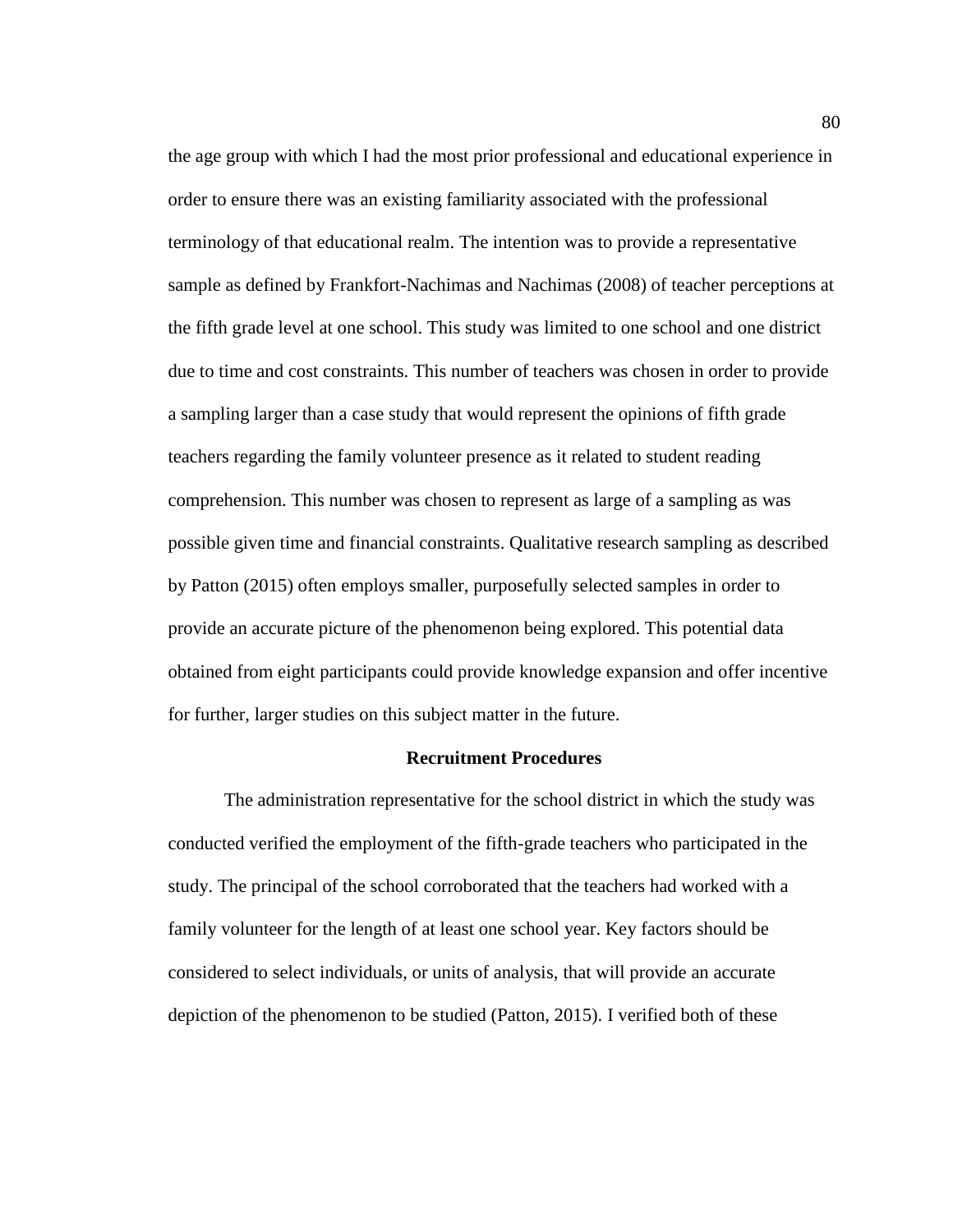the age group with which I had the most prior professional and educational experience in order to ensure there was an existing familiarity associated with the professional terminology of that educational realm. The intention was to provide a representative sample as defined by Frankfort-Nachimas and Nachimas (2008) of teacher perceptions at the fifth grade level at one school. This study was limited to one school and one district due to time and cost constraints. This number of teachers was chosen in order to provide a sampling larger than a case study that would represent the opinions of fifth grade teachers regarding the family volunteer presence as it related to student reading comprehension. This number was chosen to represent as large of a sampling as was possible given time and financial constraints. Qualitative research sampling as described by Patton (2015) often employs smaller, purposefully selected samples in order to provide an accurate picture of the phenomenon being explored. This potential data obtained from eight participants could provide knowledge expansion and offer incentive for further, larger studies on this subject matter in the future.

## Recruitment Procedures

The administration representative for the school district in which the study was conducted verified the employment of the fifth-grade teachers who participated in the study. The principal of the school corroborated that the teachers had worked with a family volunteer for the length of at least one school year. Key factors should be considered to select individuals, or units of analysis, that will provide an accurate depiction of the phenomenon to be studied (Patton, 2015). I verified both of these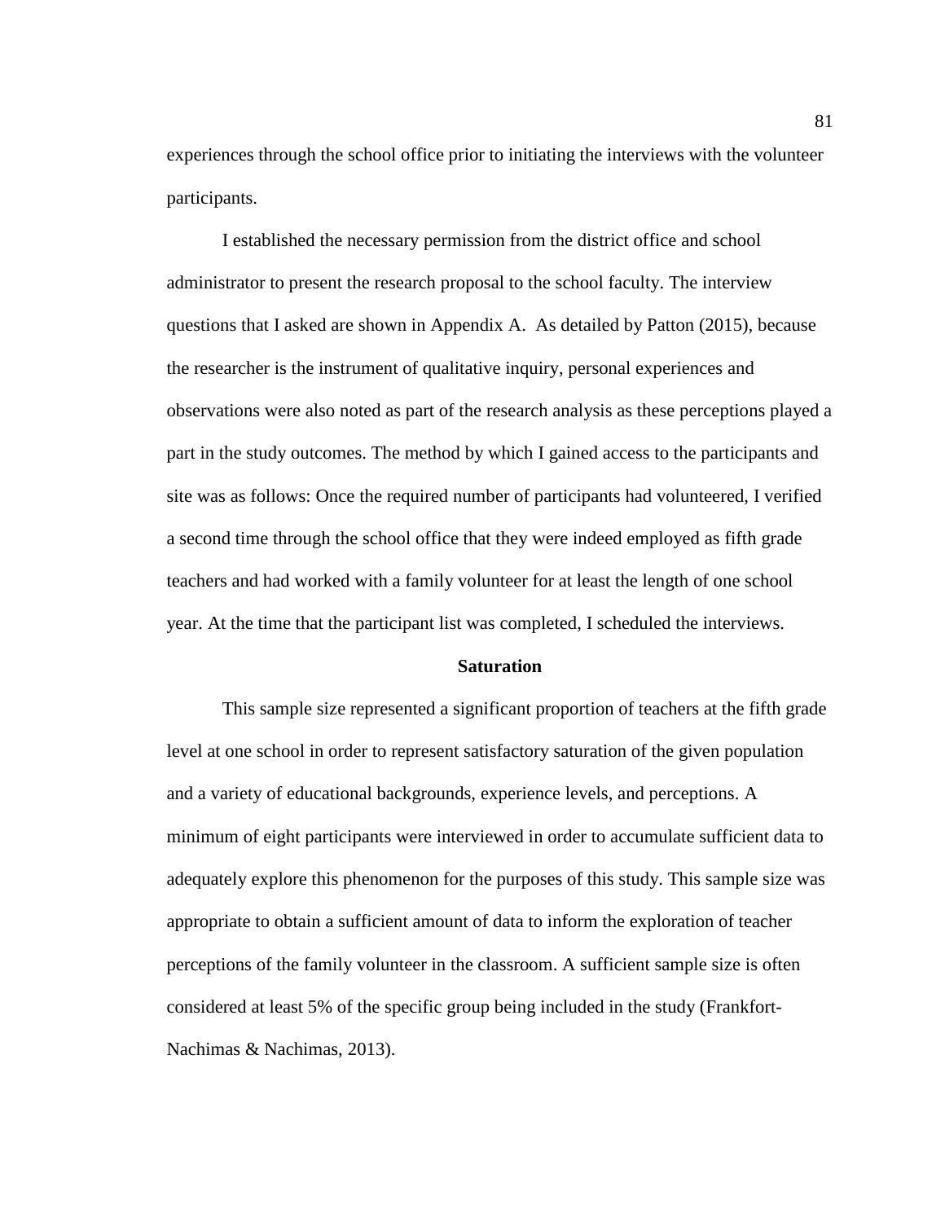experiences through the school office prior to initiating the interviews with the volunteer participants.

I established the necessary permission from the district office and school administrator to present the research proposal to the school faculty. The interview questions that I asked are shown in Appendix A. As detailed by Patton (2015), because the researcher is the instrument of qualitative inquiry, personal experiences and observations were also noted as part of the research analysis as these perceptions played a part in the study outcomes. The method by which I gained access to the participants and site was as follows: Once the required number of participants had volunteered, I verified a second time through the school office that they were indeed employed as fifth grade teachers and had worked with a family volunteer for at least the length of one school year. At the time that the participant list was completed, I scheduled the interviews.

## Saturation

This sample size represented a significant proportion of teachers at the fifth grade level at one school in order to represent satisfactory saturation of the given population and a variety of educational backgrounds, experience levels, and perceptions. A minimum of eight participants were interviewed in order to accumulate sufficient data to adequately explore this phenomenon for the purposes of this study. This sample size was appropriate to obtain a sufficient amount of data to inform the exploration of teacher perceptions of the family volunteer in the classroom. A sufficient sample size is often considered at least 5% of the specific group being included in the study (Frankfort-Nachimas & Nachimas, 2013).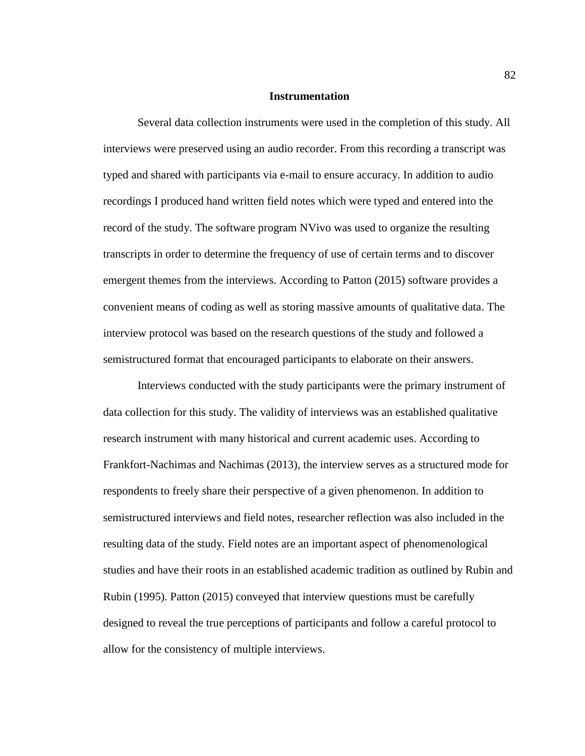## Instrumentation

Several data collection instruments were used in the completion of this study. All interviews were preserved using an audio recorder. From this recording a transcript was typed and shared with participants via e-mail to ensure accuracy. In addition to audio recordings I produced hand written field notes which were typed and entered into the record of the study. The software program NVivo was used to organize the resulting transcripts in order to determine the frequency of use of certain terms and to discover emergent themes from the interviews. According to Patton (2015) software provides a convenient means of coding as well as storing massive amounts of qualitative data. The interview protocol was based on the research questions of the study and followed a semistructured format that encouraged participants to elaborate on their answers.

Interviews conducted with the study participants were the primary instrument of data collection for this study. The validity of interviews was an established qualitative research instrument with many historical and current academic uses. According to Frankfort-Nachimas and Nachimas (2013), the interview serves as a structured mode for respondents to freely share their perspective of a given phenomenon. In addition to semistructured interviews and field notes, researcher reflection was also included in the resulting data of the study. Field notes are an important aspect of phenomenological studies and have their roots in an established academic tradition as outlined by Rubin and Rubin (1995). Patton (2015) conveyed that interview questions must be carefully designed to reveal the true perceptions of participants and follow a careful protocol to allow for the consistency of multiple interviews.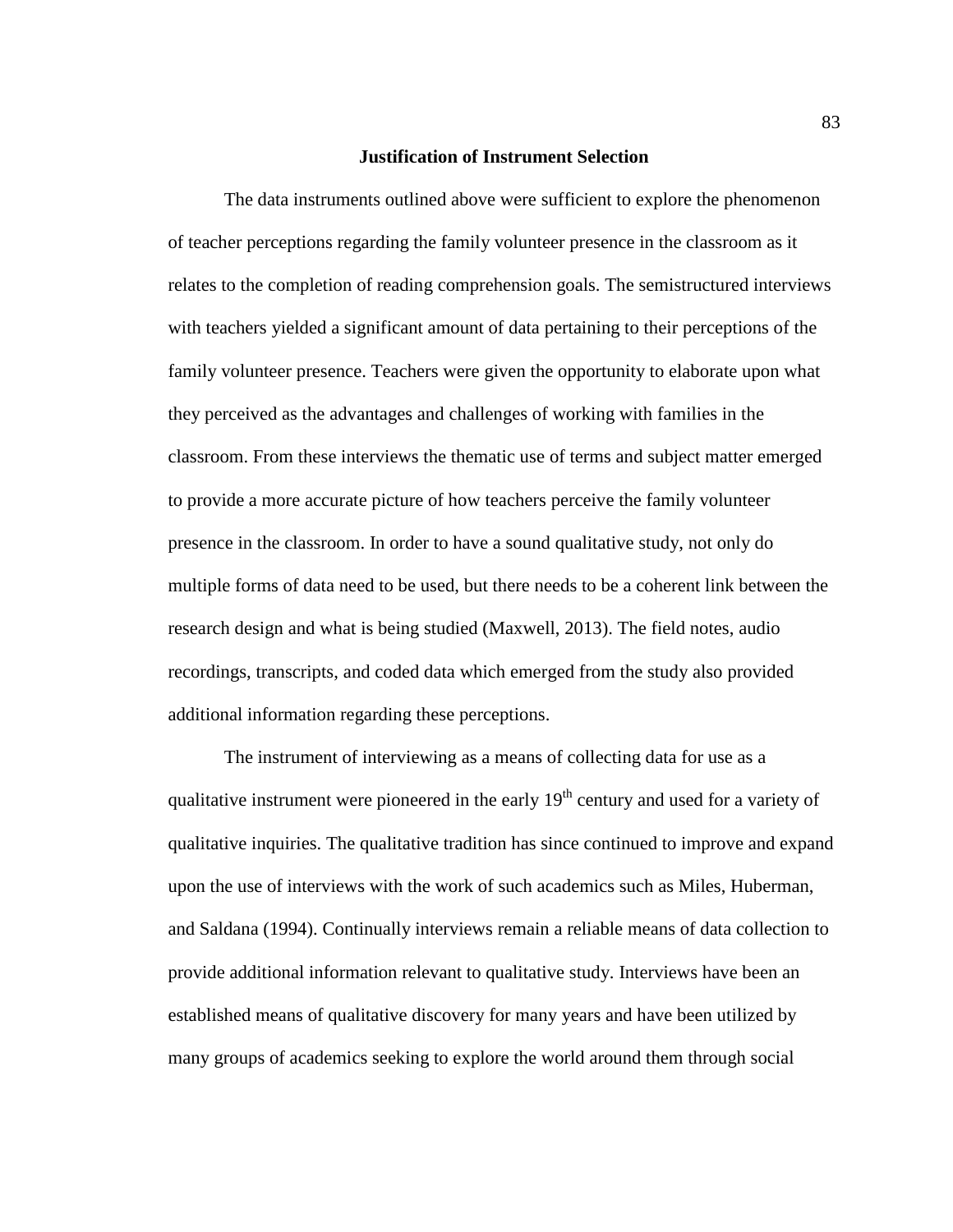## Justification of Instrument Selection

The data instruments outlined above were sufficient to explore the phenomenon of teacher perceptions regarding the family volunteer presence in the classroom as it relates to the completion of reading comprehension goals. The semistructured interviews with teachers yielded a significant amount of data pertaining to their perceptions of the family volunteer presence. Teachers were given the opportunity to elaborate upon what they perceived as the advantages and challenges of working with families in the classroom. From these interviews the thematic use of terms and subject matter emerged to provide a more accurate picture of how teachers perceive the family volunteer presence in the classroom. In order to have a sound qualitative study, not only do multiple forms of data need to be used, but there needs to be a coherent link between the research design and what is being studied (Maxwell, 2013). The field notes, audio recordings, transcripts, and coded data which emerged from the study also provided additional information regarding these perceptions.

The instrument of interviewing as a means of collecting data for use as a qualitative instrument were pioneered in the early 19th century and used for a variety of qualitative inquiries. The qualitative tradition has since continued to improve and expand upon the use of interviews with the work of such academics such as Miles, Huberman, and Saldana (1994). Continually interviews remain a reliable means of data collection to provide additional information relevant to qualitative study. Interviews have been an established means of qualitative discovery for many years and have been utilized by many groups of academics seeking to explore the world around them through social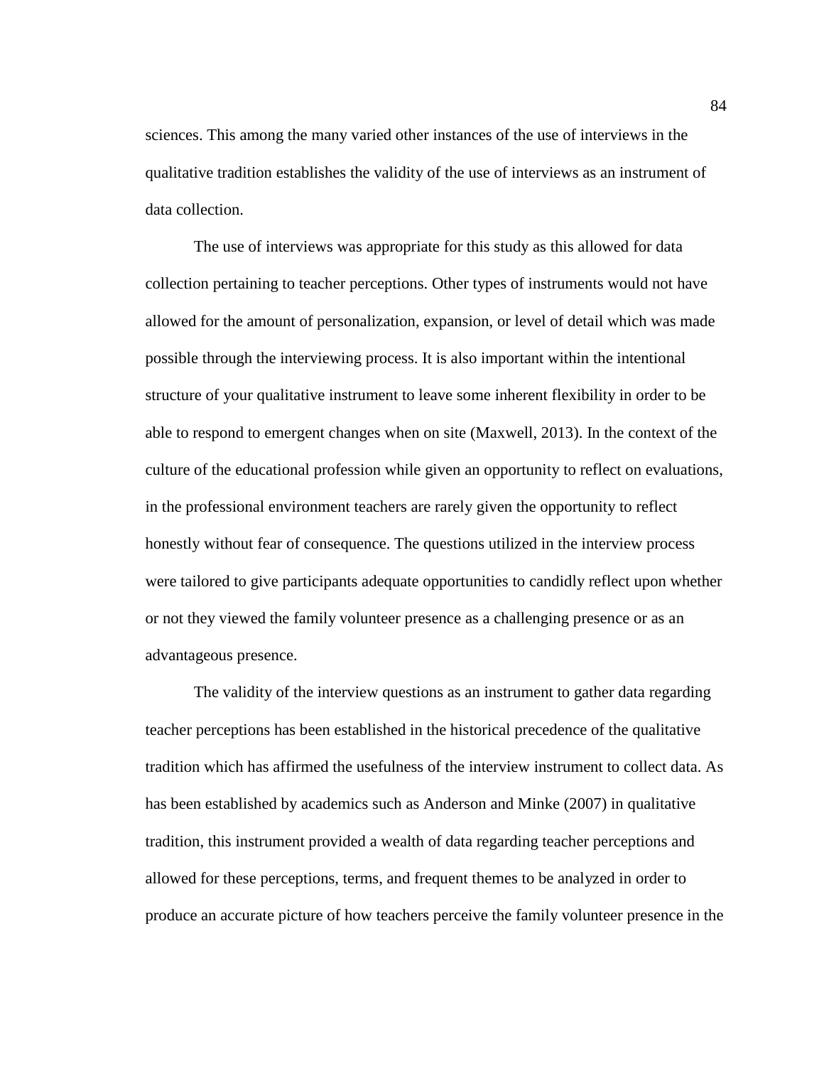sciences. This among the many varied other instances of the use of interviews in the qualitative tradition establishes the validity of the use of interviews as an instrument of data collection.

The use of interviews was appropriate for this study as this allowed for data collection pertaining to teacher perceptions. Other types of instruments would not have allowed for the amount of personalization, expansion, or level of detail which was made possible through the interviewing process. It is also important within the intentional structure of your qualitative instrument to leave some inherent flexibility in order to be able to respond to emergent changes when on site (Maxwell, 2013). In the context of the culture of the educational profession while given an opportunity to reflect on evaluations, in the professional environment teachers are rarely given the opportunity to reflect honestly without fear of consequence. The questions utilized in the interview process were tailored to give participants adequate opportunities to candidly reflect upon whether or not they viewed the family volunteer presence as a challenging presence or as an advantageous presence.

The validity of the interview questions as an instrument to gather data regarding teacher perceptions has been established in the historical precedence of the qualitative tradition which has affirmed the usefulness of the interview instrument to collect data. As has been established by academics such as Anderson and Minke (2007) in qualitative tradition, this instrument provided a wealth of data regarding teacher perceptions and allowed for these perceptions, terms, and frequent themes to be analyzed in order to produce an accurate picture of how teachers perceive the family volunteer presence in the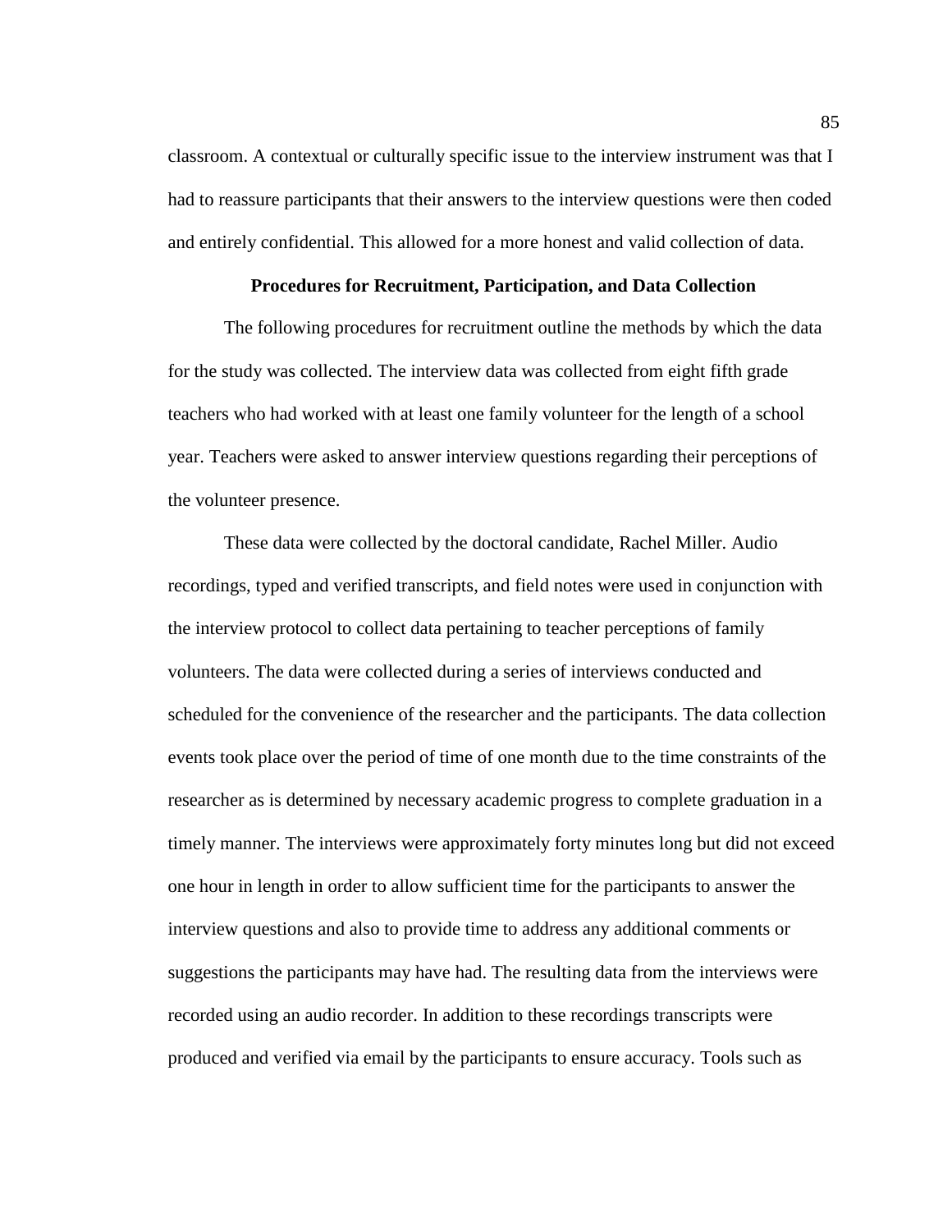classroom. A contextual or culturally specific issue to the interview instrument was that I had to reassure participants that their answers to the interview questions were then coded and entirely confidential. This allowed for a more honest and valid collection of data.

## Procedures for Recruitment, Participation, and Data Collection

The following procedures for recruitment outline the methods by which the data for the study was collected. The interview data was collected from eight fifth grade teachers who had worked with at least one family volunteer for the length of a school year. Teachers were asked to answer interview questions regarding their perceptions of the volunteer presence.

These data were collected by the doctoral candidate, Rachel Miller. Audio recordings, typed and verified transcripts, and field notes were used in conjunction with the interview protocol to collect data pertaining to teacher perceptions of family volunteers. The data were collected during a series of interviews conducted and scheduled for the convenience of the researcher and the participants. The data collection events took place over the period of time of one month due to the time constraints of the researcher as is determined by necessary academic progress to complete graduation in a timely manner. The interviews were approximately forty minutes long but did not exceed one hour in length in order to allow sufficient time for the participants to answer the interview questions and also to provide time to address any additional comments or suggestions the participants may have had. The resulting data from the interviews were recorded using an audio recorder. In addition to these recordings transcripts were produced and verified via email by the participants to ensure accuracy. Tools such as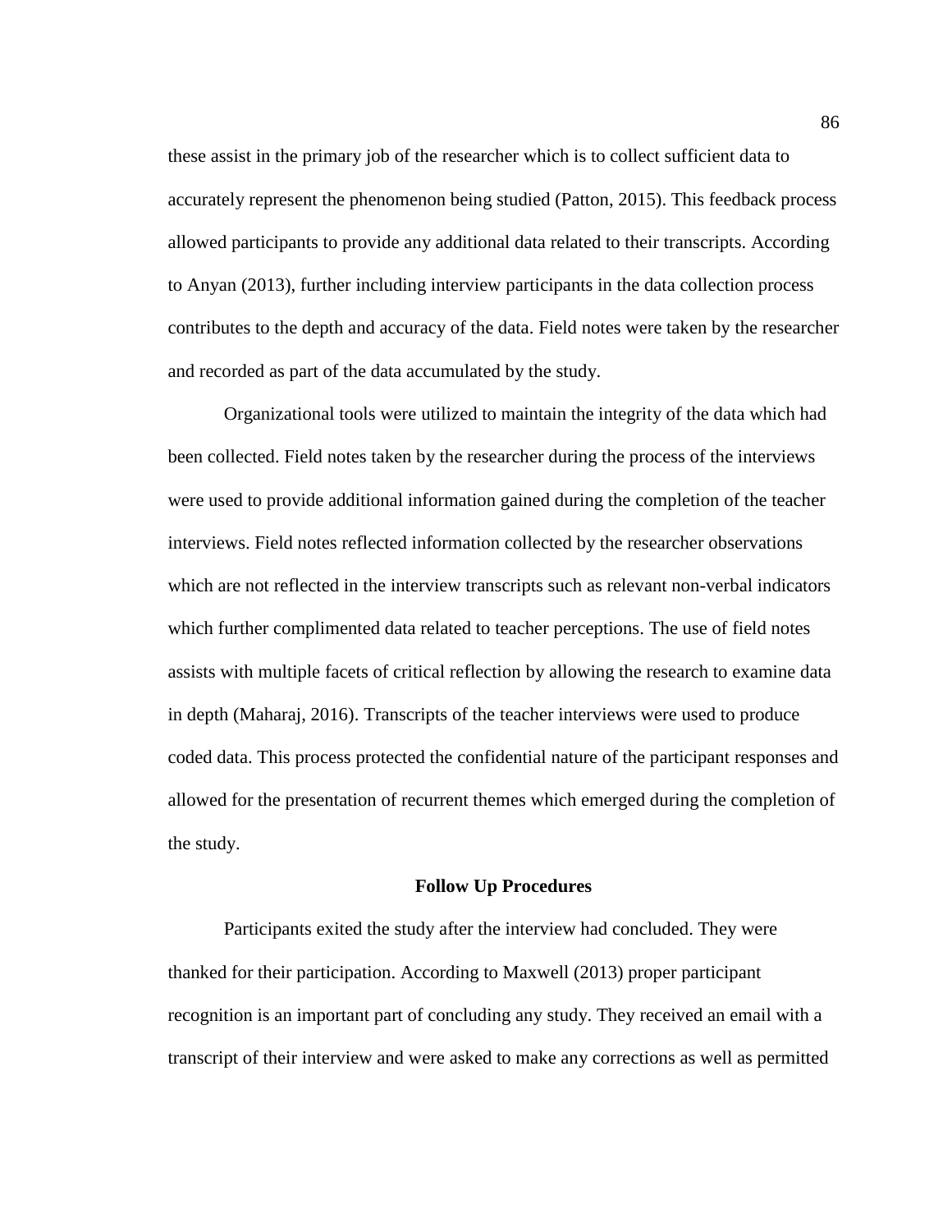these assist in the primary job of the researcher which is to collect sufficient data to accurately represent the phenomenon being studied (Patton, 2015). This feedback process allowed participants to provide any additional data related to their transcripts. According to Anyan (2013), further including interview participants in the data collection process contributes to the depth and accuracy of the data. Field notes were taken by the researcher and recorded as part of the data accumulated by the study.

Organizational tools were utilized to maintain the integrity of the data which had been collected. Field notes taken by the researcher during the process of the interviews were used to provide additional information gained during the completion of the teacher interviews. Field notes reflected information collected by the researcher observations which are not reflected in the interview transcripts such as relevant non-verbal indicators which further complimented data related to teacher perceptions. The use of field notes assists with multiple facets of critical reflection by allowing the research to examine data in depth (Maharaj, 2016). Transcripts of the teacher interviews were used to produce coded data. This process protected the confidential nature of the participant responses and allowed for the presentation of recurrent themes which emerged during the completion of the study.

## Follow Up Procedures

Participants exited the study after the interview had concluded. They were thanked for their participation. According to Maxwell (2013) proper participant recognition is an important part of concluding any study. They received an email with a transcript of their interview and were asked to make any corrections as well as permitted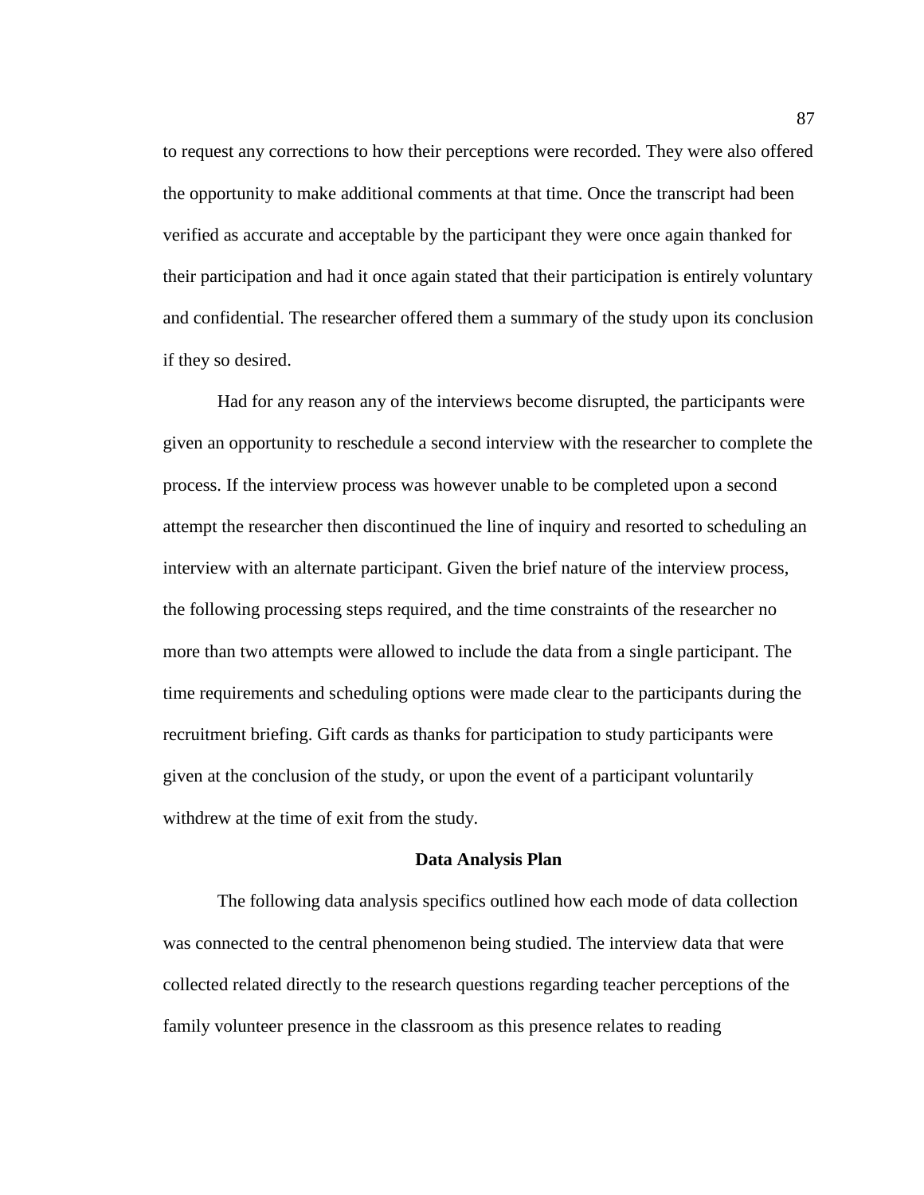to request any corrections to how their perceptions were recorded. They were also offered the opportunity to make additional comments at that time. Once the transcript had been verified as accurate and acceptable by the participant they were once again thanked for their participation and had it once again stated that their participation is entirely voluntary and confidential. The researcher offered them a summary of the study upon its conclusion if they so desired.

Had for any reason any of the interviews become disrupted, the participants were given an opportunity to reschedule a second interview with the researcher to complete the process. If the interview process was however unable to be completed upon a second attempt the researcher then discontinued the line of inquiry and resorted to scheduling an interview with an alternate participant. Given the brief nature of the interview process, the following processing steps required, and the time constraints of the researcher no more than two attempts were allowed to include the data from a single participant. The time requirements and scheduling options were made clear to the participants during the recruitment briefing. Gift cards as thanks for participation to study participants were given at the conclusion of the study, or upon the event of a participant voluntarily withdrew at the time of exit from the study.

## Data Analysis Plan

The following data analysis specifics outlined how each mode of data collection was connected to the central phenomenon being studied. The interview data that were collected related directly to the research questions regarding teacher perceptions of the family volunteer presence in the classroom as this presence relates to reading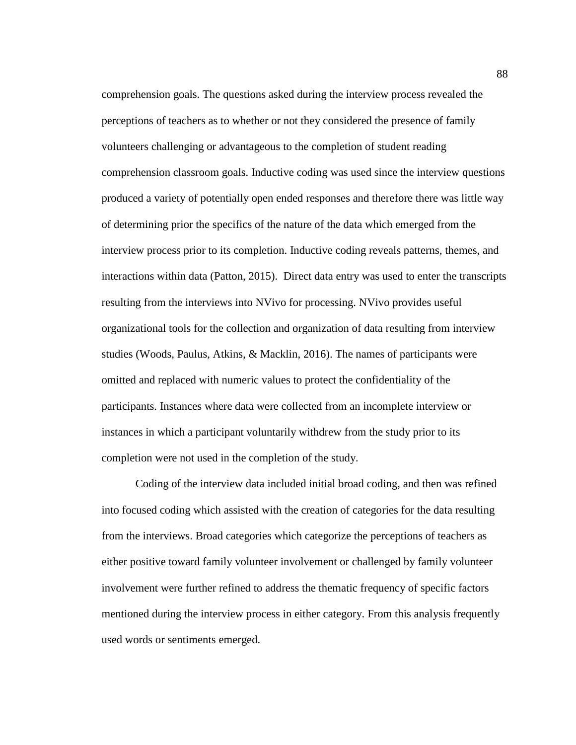comprehension goals. The questions asked during the interview process revealed the perceptions of teachers as to whether or not they considered the presence of family volunteers challenging or advantageous to the completion of student reading comprehension classroom goals. Inductive coding was used since the interview questions produced a variety of potentially open ended responses and therefore there was little way of determining prior the specifics of the nature of the data which emerged from the interview process prior to its completion. Inductive coding reveals patterns, themes, and interactions within data (Patton, 2015). Direct data entry was used to enter the transcripts resulting from the interviews into NVivo for processing. NVivo provides useful organizational tools for the collection and organization of data resulting from interview studies (Woods, Paulus, Atkins, & Macklin, 2016). The names of participants were omitted and replaced with numeric values to protect the confidentiality of the participants. Instances where data were collected from an incomplete interview or instances in which a participant voluntarily withdrew from the study prior to its completion were not used in the completion of the study.

Coding of the interview data included initial broad coding, and then was refined into focused coding which assisted with the creation of categories for the data resulting from the interviews. Broad categories which categorize the perceptions of teachers as either positive toward family volunteer involvement or challenged by family volunteer involvement were further refined to address the thematic frequency of specific factors mentioned during the interview process in either category. From this analysis frequently used words or sentiments emerged.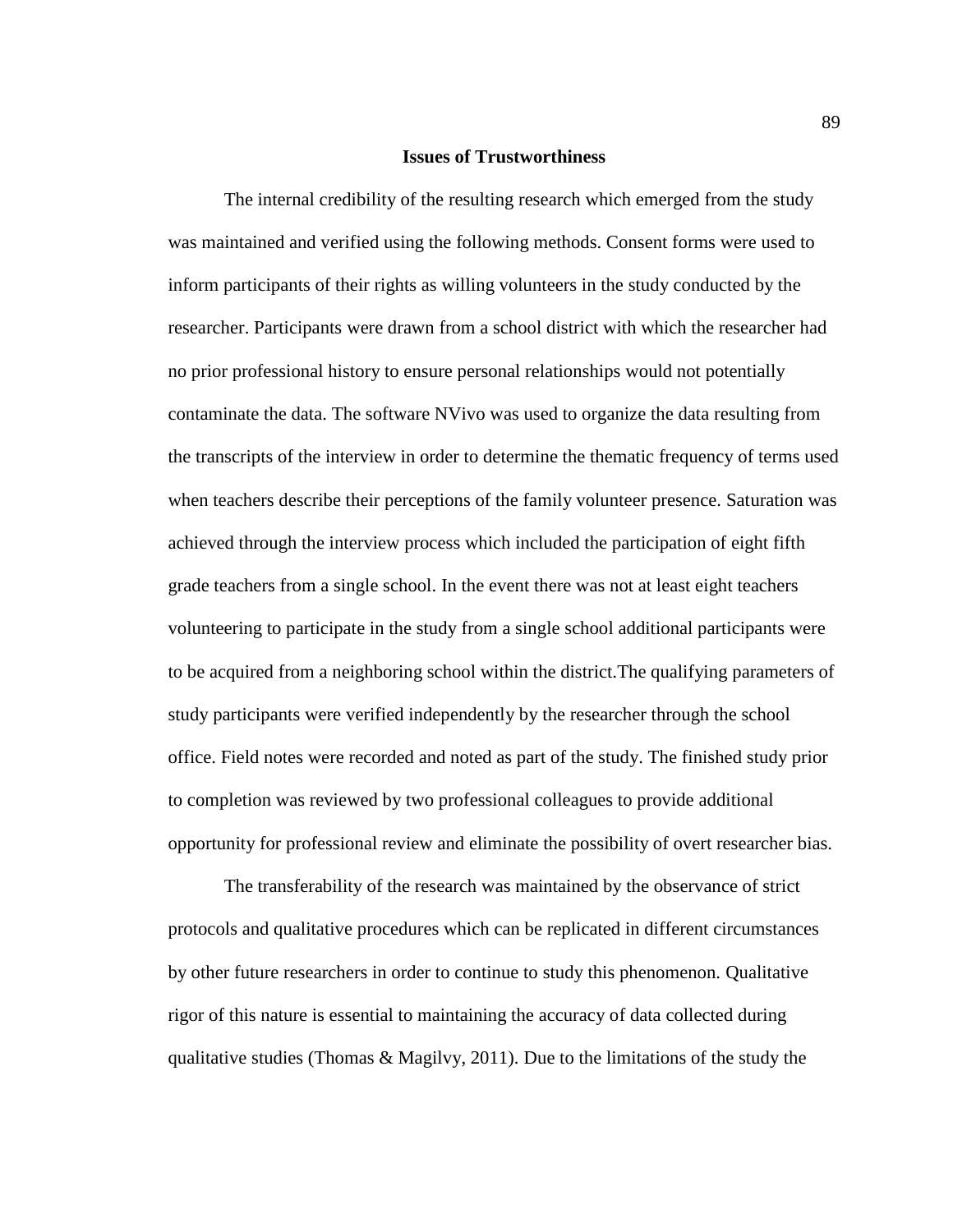**Issues of Trustworthiness**

The internal credibility of the resulting research which emerged from the study was maintained and verified using the following methods. Consent forms were used to inform participants of their rights as willing volunteers in the study conducted by the researcher. Participants were drawn from a school district with which the researcher had no prior professional history to ensure personal relationships would not potentially contaminate the data. The software NVivo was used to organize the data resulting from the transcripts of the interview in order to determine the thematic frequency of terms used when teachers describe their perceptions of the family volunteer presence. Saturation was achieved through the interview process which included the participation of eight fifth grade teachers from a single school. In the event there was not at least eight teachers volunteering to participate in the study from a single school additional participants were to be acquired from a neighboring school within the district.The qualifying parameters of study participants were verified independently by the researcher through the school office. Field notes were recorded and noted as part of the study. The finished study prior to completion was reviewed by two professional colleagues to provide additional opportunity for professional review and eliminate the possibility of overt researcher bias.

The transferability of the research was maintained by the observance of strict protocols and qualitative procedures which can be replicated in different circumstances by other future researchers in order to continue to study this phenomenon. Qualitative rigor of this nature is essential to maintaining the accuracy of data collected during qualitative studies (Thomas & Magilvy, 2011). Due to the limitations of the study the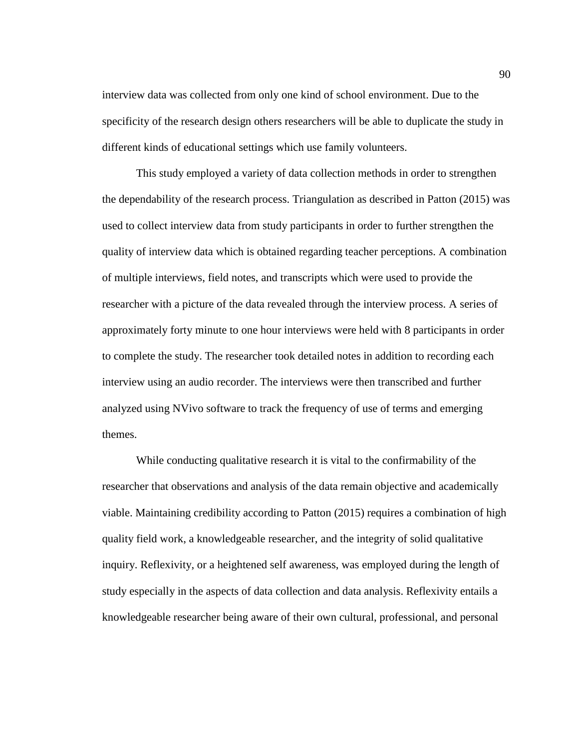interview data was collected from only one kind of school environment. Due to the specificity of the research design others researchers will be able to duplicate the study in different kinds of educational settings which use family volunteers.

This study employed a variety of data collection methods in order to strengthen the dependability of the research process. Triangulation as described in Patton (2015) was used to collect interview data from study participants in order to further strengthen the quality of interview data which is obtained regarding teacher perceptions. A combination of multiple interviews, field notes, and transcripts which were used to provide the researcher with a picture of the data revealed through the interview process. A series of approximately forty minute to one hour interviews were held with 8 participants in order to complete the study. The researcher took detailed notes in addition to recording each interview using an audio recorder. The interviews were then transcribed and further analyzed using NVivo software to track the frequency of use of terms and emerging themes.

While conducting qualitative research it is vital to the confirmability of the researcher that observations and analysis of the data remain objective and academically viable. Maintaining credibility according to Patton (2015) requires a combination of high quality field work, a knowledgeable researcher, and the integrity of solid qualitative inquiry. Reflexivity, or a heightened self awareness, was employed during the length of study especially in the aspects of data collection and data analysis. Reflexivity entails a knowledgeable researcher being aware of their own cultural, professional, and personal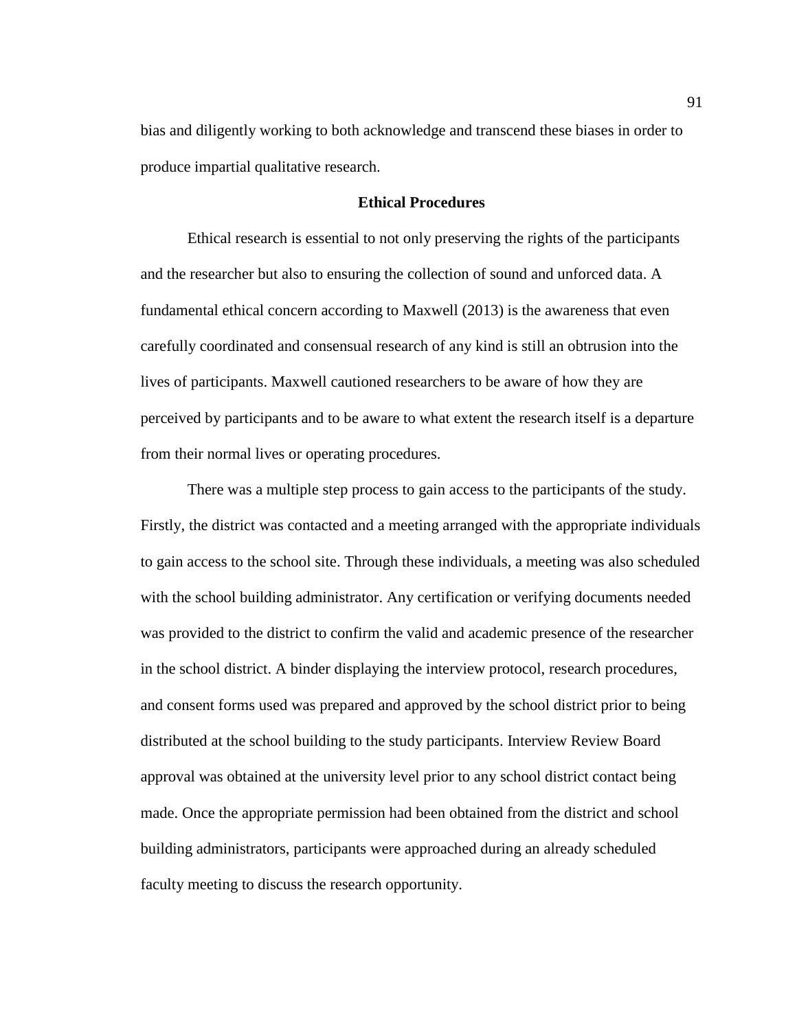bias and diligently working to both acknowledge and transcend these biases in order to produce impartial qualitative research.

## Ethical Procedures

Ethical research is essential to not only preserving the rights of the participants and the researcher but also to ensuring the collection of sound and unforced data. A fundamental ethical concern according to Maxwell (2013) is the awareness that even carefully coordinated and consensual research of any kind is still an obtrusion into the lives of participants. Maxwell cautioned researchers to be aware of how they are perceived by participants and to be aware to what extent the research itself is a departure from their normal lives or operating procedures.

There was a multiple step process to gain access to the participants of the study. Firstly, the district was contacted and a meeting arranged with the appropriate individuals to gain access to the school site. Through these individuals, a meeting was also scheduled with the school building administrator. Any certification or verifying documents needed was provided to the district to confirm the valid and academic presence of the researcher in the school district. A binder displaying the interview protocol, research procedures, and consent forms used was prepared and approved by the school district prior to being distributed at the school building to the study participants. Interview Review Board approval was obtained at the university level prior to any school district contact being made. Once the appropriate permission had been obtained from the district and school building administrators, participants were approached during an already scheduled faculty meeting to discuss the research opportunity.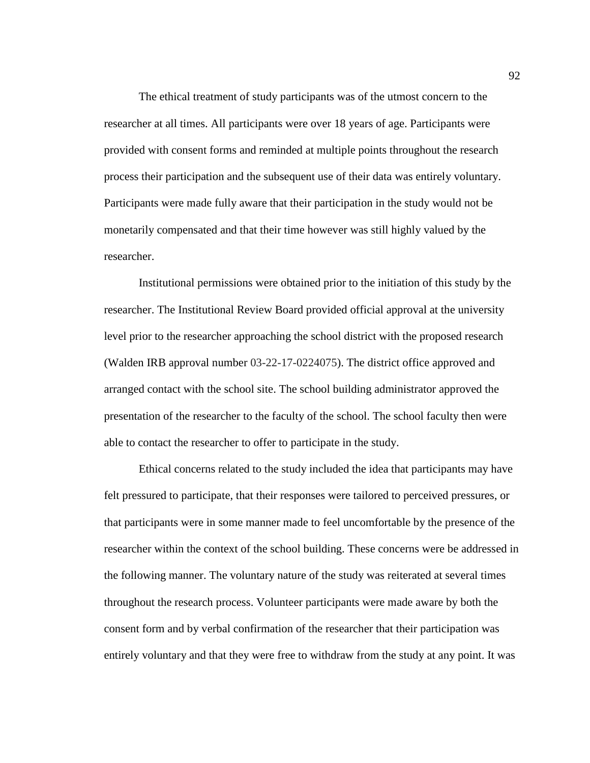The ethical treatment of study participants was of the utmost concern to the researcher at all times. All participants were over 18 years of age. Participants were provided with consent forms and reminded at multiple points throughout the research process their participation and the subsequent use of their data was entirely voluntary. Participants were made fully aware that their participation in the study would not be monetarily compensated and that their time however was still highly valued by the researcher.

Institutional permissions were obtained prior to the initiation of this study by the researcher. The Institutional Review Board provided official approval at the university level prior to the researcher approaching the school district with the proposed research (Walden IRB approval number 03-22-17-0224075). The district office approved and arranged contact with the school site. The school building administrator approved the presentation of the researcher to the faculty of the school. The school faculty then were able to contact the researcher to offer to participate in the study.

Ethical concerns related to the study included the idea that participants may have felt pressured to participate, that their responses were tailored to perceived pressures, or that participants were in some manner made to feel uncomfortable by the presence of the researcher within the context of the school building. These concerns were be addressed in the following manner. The voluntary nature of the study was reiterated at several times throughout the research process. Volunteer participants were made aware by both the consent form and by verbal confirmation of the researcher that their participation was entirely voluntary and that they were free to withdraw from the study at any point. It was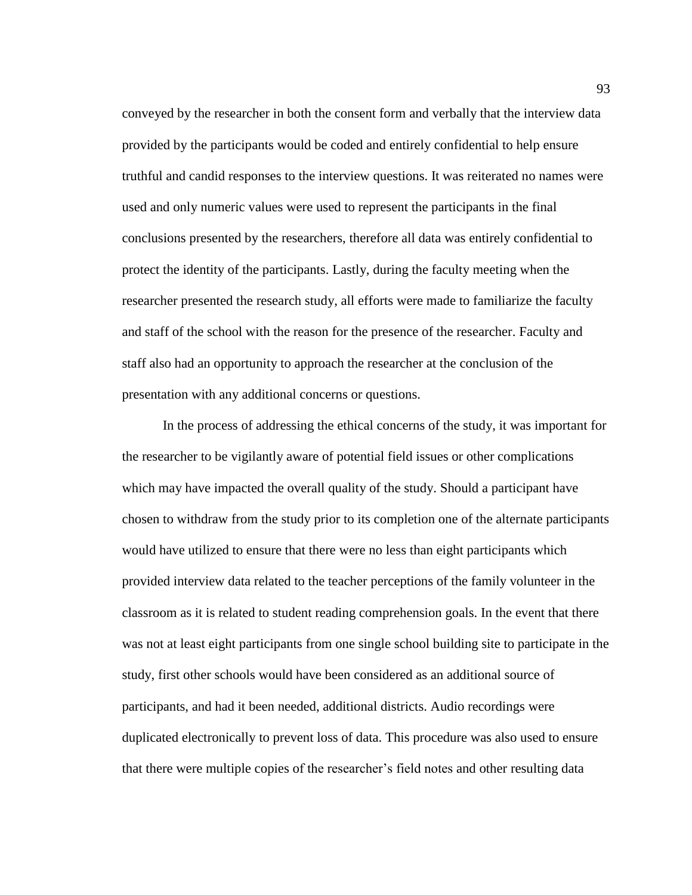conveyed by the researcher in both the consent form and verbally that the interview data provided by the participants would be coded and entirely confidential to help ensure truthful and candid responses to the interview questions. It was reiterated no names were used and only numeric values were used to represent the participants in the final conclusions presented by the researchers, therefore all data was entirely confidential to protect the identity of the participants. Lastly, during the faculty meeting when the researcher presented the research study, all efforts were made to familiarize the faculty and staff of the school with the reason for the presence of the researcher. Faculty and staff also had an opportunity to approach the researcher at the conclusion of the presentation with any additional concerns or questions.

In the process of addressing the ethical concerns of the study, it was important for the researcher to be vigilantly aware of potential field issues or other complications which may have impacted the overall quality of the study. Should a participant have chosen to withdraw from the study prior to its completion one of the alternate participants would have utilized to ensure that there were no less than eight participants which provided interview data related to the teacher perceptions of the family volunteer in the classroom as it is related to student reading comprehension goals. In the event that there was not at least eight participants from one single school building site to participate in the study, first other schools would have been considered as an additional source of participants, and had it been needed, additional districts. Audio recordings were duplicated electronically to prevent loss of data. This procedure was also used to ensure that there were multiple copies of the researcher's field notes and other resulting data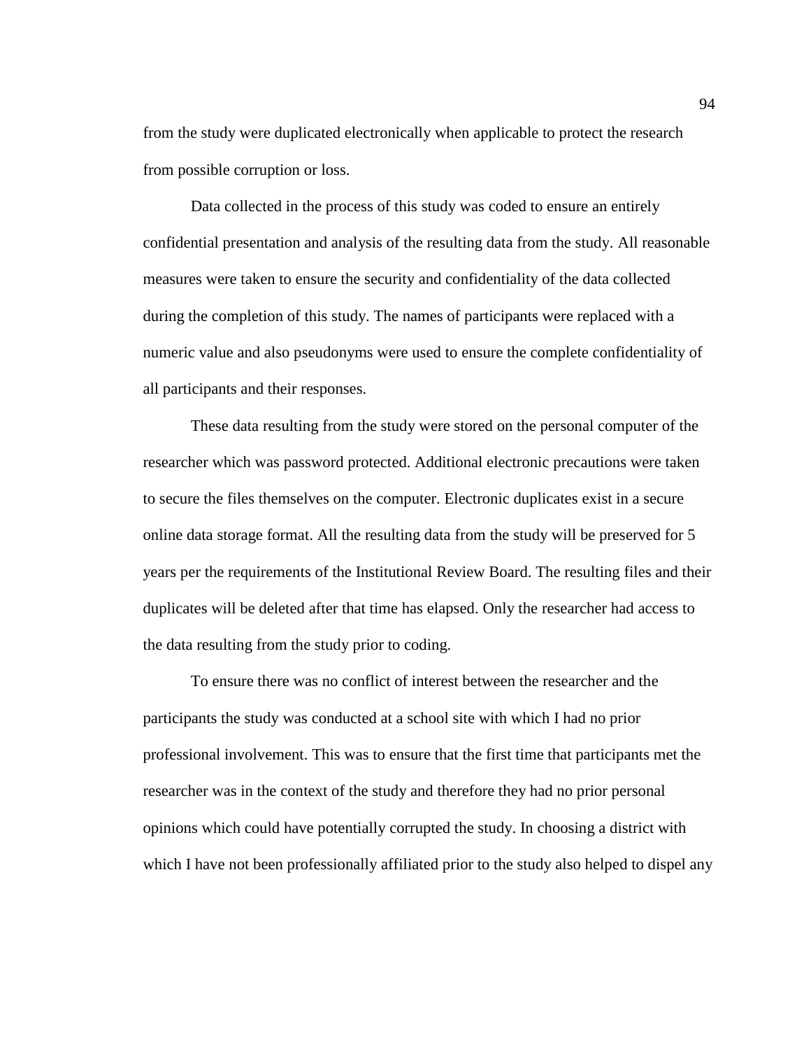from the study were duplicated electronically when applicable to protect the research from possible corruption or loss.

Data collected in the process of this study was coded to ensure an entirely confidential presentation and analysis of the resulting data from the study. All reasonable measures were taken to ensure the security and confidentiality of the data collected during the completion of this study. The names of participants were replaced with a numeric value and also pseudonyms were used to ensure the complete confidentiality of all participants and their responses.

These data resulting from the study were stored on the personal computer of the researcher which was password protected. Additional electronic precautions were taken to secure the files themselves on the computer. Electronic duplicates exist in a secure online data storage format. All the resulting data from the study will be preserved for 5 years per the requirements of the Institutional Review Board. The resulting files and their duplicates will be deleted after that time has elapsed. Only the researcher had access to the data resulting from the study prior to coding.

To ensure there was no conflict of interest between the researcher and the participants the study was conducted at a school site with which I had no prior professional involvement. This was to ensure that the first time that participants met the researcher was in the context of the study and therefore they had no prior personal opinions which could have potentially corrupted the study. In choosing a district with which I have not been professionally affiliated prior to the study also helped to dispel any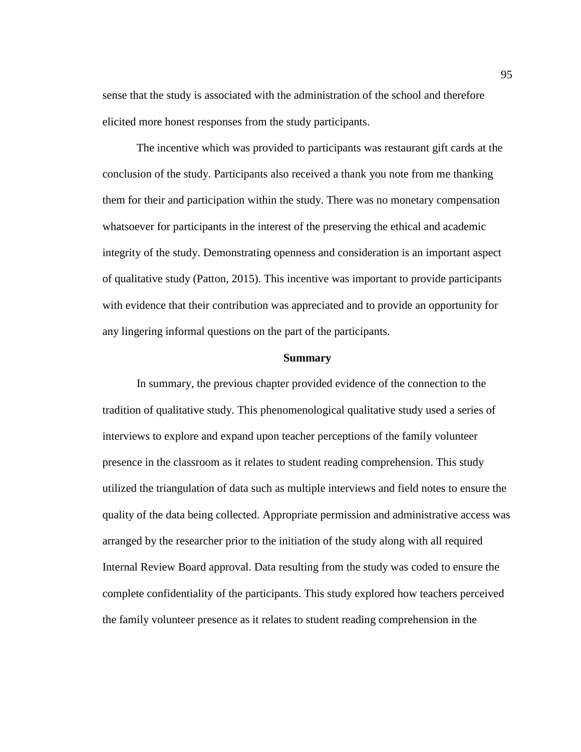sense that the study is associated with the administration of the school and therefore elicited more honest responses from the study participants.

The incentive which was provided to participants was restaurant gift cards at the conclusion of the study. Participants also received a thank you note from me thanking them for their and participation within the study. There was no monetary compensation whatsoever for participants in the interest of the preserving the ethical and academic integrity of the study. Demonstrating openness and consideration is an important aspect of qualitative study (Patton, 2015). This incentive was important to provide participants with evidence that their contribution was appreciated and to provide an opportunity for any lingering informal questions on the part of the participants.

**Summary**

In summary, the previous chapter provided evidence of the connection to the tradition of qualitative study. This phenomenological qualitative study used a series of interviews to explore and expand upon teacher perceptions of the family volunteer presence in the classroom as it relates to student reading comprehension. This study utilized the triangulation of data such as multiple interviews and field notes to ensure the quality of the data being collected. Appropriate permission and administrative access was arranged by the researcher prior to the initiation of the study along with all required Internal Review Board approval. Data resulting from the study was coded to ensure the complete confidentiality of the participants. This study explored how teachers perceived the family volunteer presence as it relates to student reading comprehension in the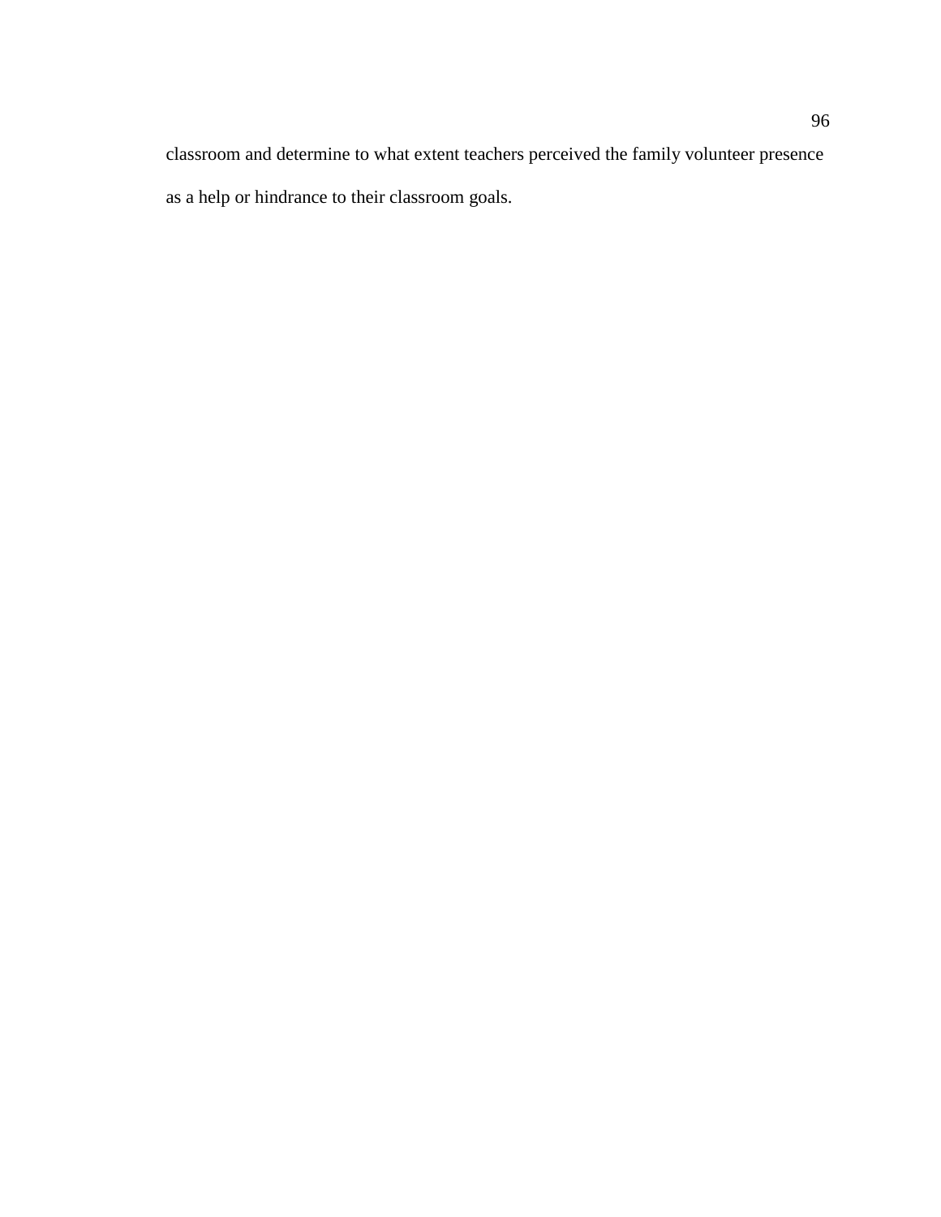classroom and determine to what extent teachers perceived the family volunteer presence as a help or hindrance to their classroom goals.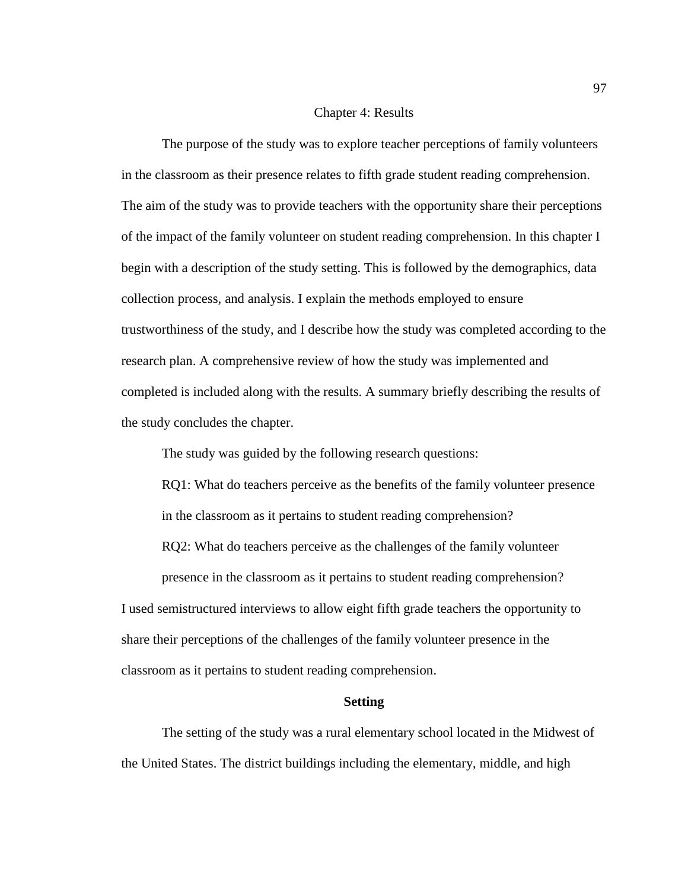# Chapter 4: Results

The purpose of the study was to explore teacher perceptions of family volunteers in the classroom as their presence relates to fifth grade student reading comprehension. The aim of the study was to provide teachers with the opportunity share their perceptions of the impact of the family volunteer on student reading comprehension. In this chapter I begin with a description of the study setting. This is followed by the demographics, data collection process, and analysis. I explain the methods employed to ensure trustworthiness of the study, and I describe how the study was completed according to the research plan. A comprehensive review of how the study was implemented and completed is included along with the results. A summary briefly describing the results of the study concludes the chapter.

The study was guided by the following research questions:

RQ1: What do teachers perceive as the benefits of the family volunteer presence in the classroom as it pertains to student reading comprehension?

RQ2: What do teachers perceive as the challenges of the family volunteer presence in the classroom as it pertains to student reading comprehension?

I used semistructured interviews to allow eight fifth grade teachers the opportunity to share their perceptions of the challenges of the family volunteer presence in the classroom as it pertains to student reading comprehension.

## Setting

The setting of the study was a rural elementary school located in the Midwest of the United States. The district buildings including the elementary, middle, and high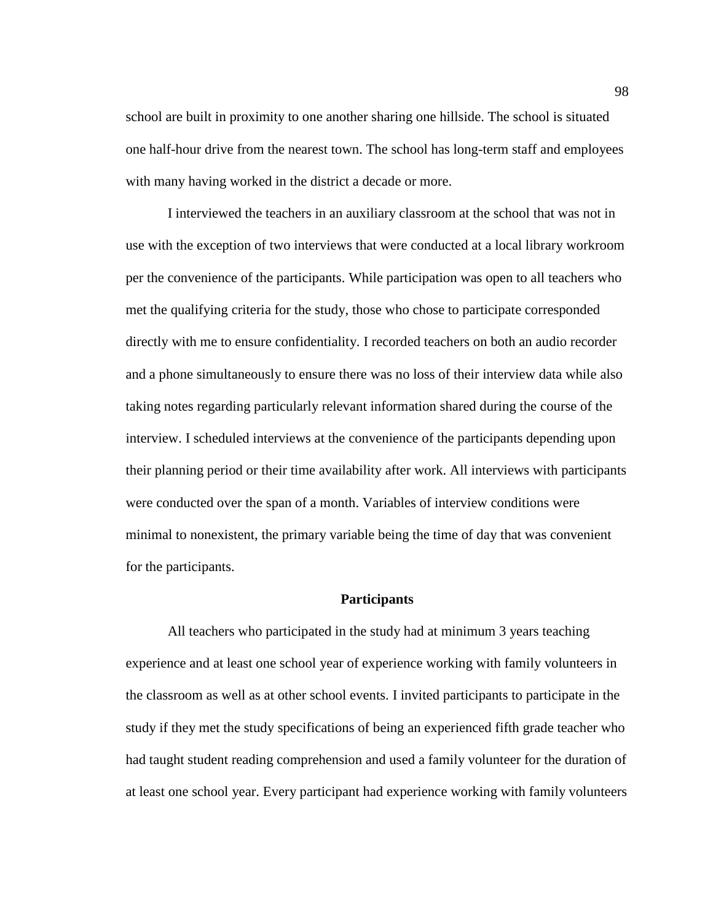school are built in proximity to one another sharing one hillside. The school is situated one half-hour drive from the nearest town. The school has long-term staff and employees with many having worked in the district a decade or more.

I interviewed the teachers in an auxiliary classroom at the school that was not in use with the exception of two interviews that were conducted at a local library workroom per the convenience of the participants. While participation was open to all teachers who met the qualifying criteria for the study, those who chose to participate corresponded directly with me to ensure confidentiality. I recorded teachers on both an audio recorder and a phone simultaneously to ensure there was no loss of their interview data while also taking notes regarding particularly relevant information shared during the course of the interview. I scheduled interviews at the convenience of the participants depending upon their planning period or their time availability after work. All interviews with participants were conducted over the span of a month. Variables of interview conditions were minimal to nonexistent, the primary variable being the time of day that was convenient for the participants.

## Participants

All teachers who participated in the study had at minimum 3 years teaching experience and at least one school year of experience working with family volunteers in the classroom as well as at other school events. I invited participants to participate in the study if they met the study specifications of being an experienced fifth grade teacher who had taught student reading comprehension and used a family volunteer for the duration of at least one school year. Every participant had experience working with family volunteers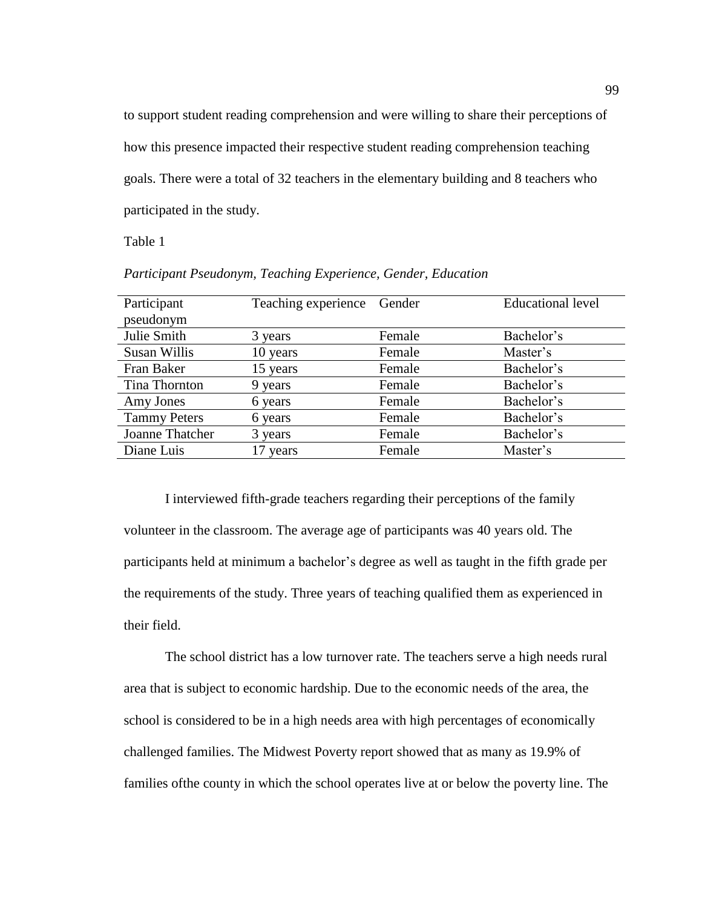to support student reading comprehension and were willing to share their perceptions of how this presence impacted their respective student reading comprehension teaching goals. There were a total of 32 teachers in the elementary building and 8 teachers who participated in the study.

Table 1

*Participant Pseudonym, Teaching Experience, Gender, Education*

| Participant pseudonym | Teaching experience | Gender | Educational level |
|---|---|---|---|
| Julie Smith | 3 years | Female | Bachelor's |
| Susan Willis | 10 years | Female | Master's |
| Fran Baker | 15 years | Female | Bachelor's |
| Tina Thornton | 9 years | Female | Bachelor's |
| Amy Jones | 6 years | Female | Bachelor's |
| Tammy Peters | 6 years | Female | Bachelor's |
| Joanne Thatcher | 3 years | Female | Bachelor's |
| Diane Luis | 17 years | Female | Master's |

I interviewed fifth-grade teachers regarding their perceptions of the family volunteer in the classroom. The average age of participants was 40 years old. The participants held at minimum a bachelor's degree as well as taught in the fifth grade per the requirements of the study. Three years of teaching qualified them as experienced in their field.

The school district has a low turnover rate. The teachers serve a high needs rural area that is subject to economic hardship. Due to the economic needs of the area, the school is considered to be in a high needs area with high percentages of economically challenged families. The Midwest Poverty report showed that as many as 19.9% of families ofthe county in which the school operates live at or below the poverty line. The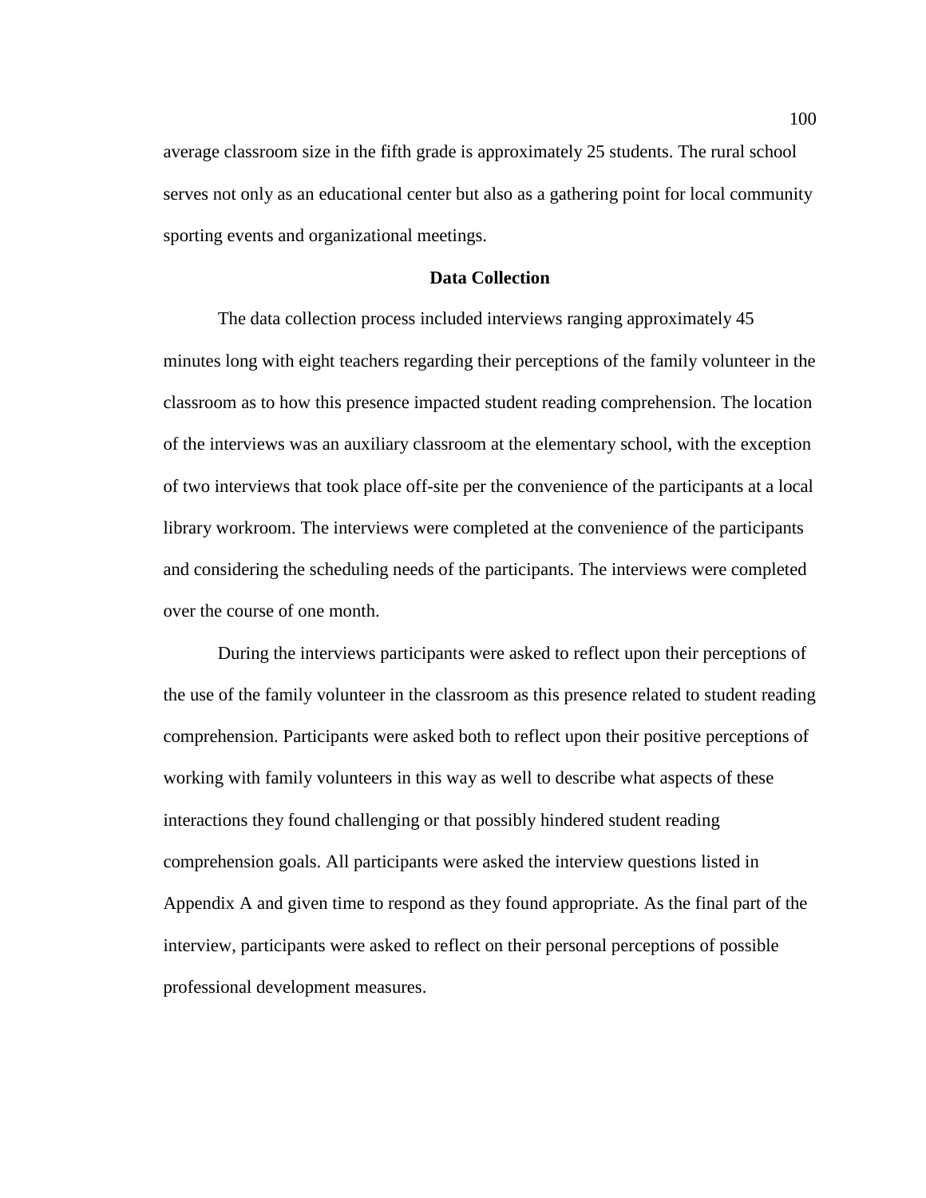average classroom size in the fifth grade is approximately 25 students. The rural school serves not only as an educational center but also as a gathering point for local community sporting events and organizational meetings.

## Data Collection

The data collection process included interviews ranging approximately 45 minutes long with eight teachers regarding their perceptions of the family volunteer in the classroom as to how this presence impacted student reading comprehension. The location of the interviews was an auxiliary classroom at the elementary school, with the exception of two interviews that took place off-site per the convenience of the participants at a local library workroom. The interviews were completed at the convenience of the participants and considering the scheduling needs of the participants. The interviews were completed over the course of one month.

During the interviews participants were asked to reflect upon their perceptions of the use of the family volunteer in the classroom as this presence related to student reading comprehension. Participants were asked both to reflect upon their positive perceptions of working with family volunteers in this way as well to describe what aspects of these interactions they found challenging or that possibly hindered student reading comprehension goals. All participants were asked the interview questions listed in Appendix A and given time to respond as they found appropriate. As the final part of the interview, participants were asked to reflect on their personal perceptions of possible professional development measures.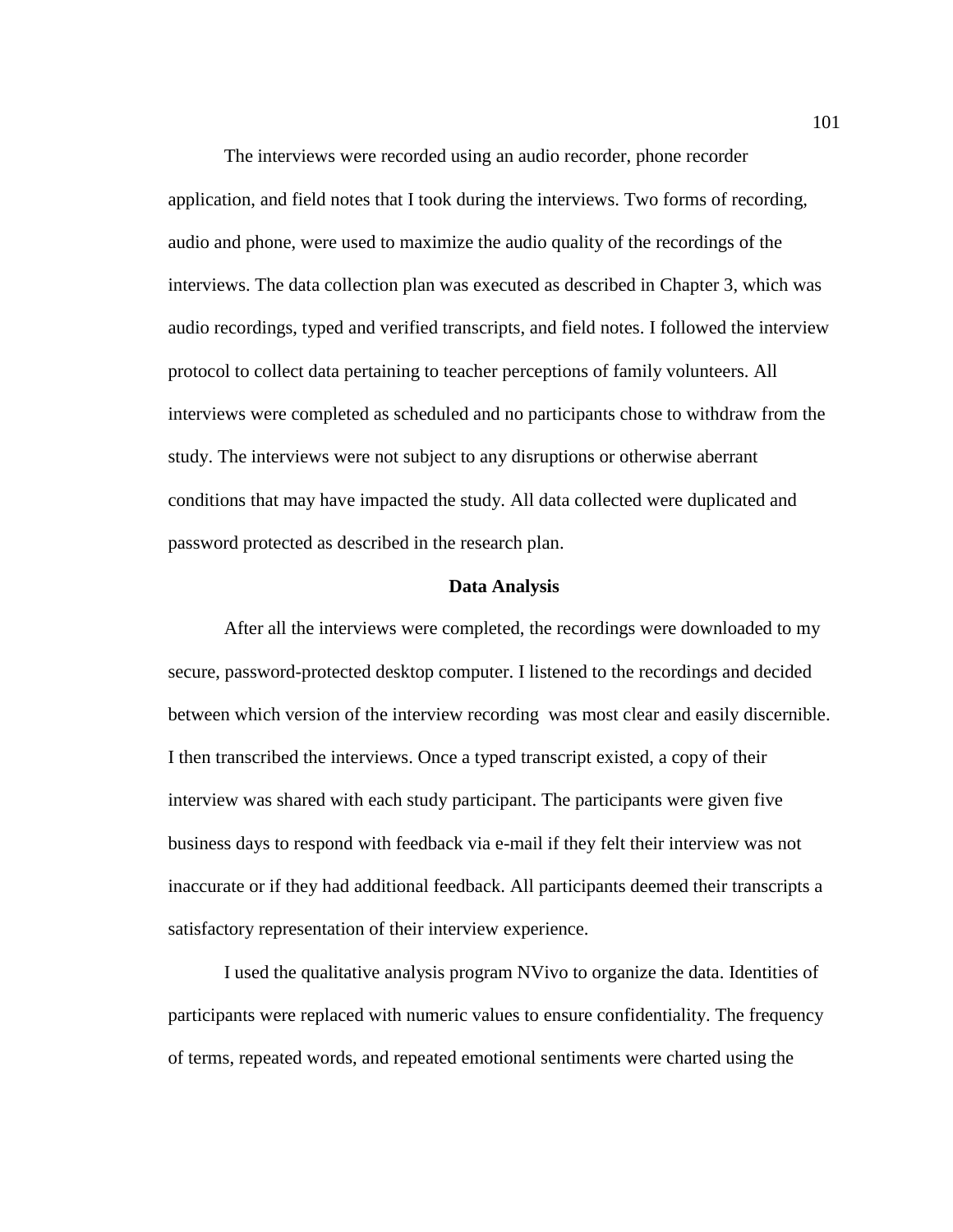The interviews were recorded using an audio recorder, phone recorder application, and field notes that I took during the interviews. Two forms of recording, audio and phone, were used to maximize the audio quality of the recordings of the interviews. The data collection plan was executed as described in Chapter 3, which was audio recordings, typed and verified transcripts, and field notes. I followed the interview protocol to collect data pertaining to teacher perceptions of family volunteers. All interviews were completed as scheduled and no participants chose to withdraw from the study. The interviews were not subject to any disruptions or otherwise aberrant conditions that may have impacted the study. All data collected were duplicated and password protected as described in the research plan.

## Data Analysis

After all the interviews were completed, the recordings were downloaded to my secure, password-protected desktop computer. I listened to the recordings and decided between which version of the interview recording was most clear and easily discernible. I then transcribed the interviews. Once a typed transcript existed, a copy of their interview was shared with each study participant. The participants were given five business days to respond with feedback via e-mail if they felt their interview was not inaccurate or if they had additional feedback. All participants deemed their transcripts a satisfactory representation of their interview experience.

I used the qualitative analysis program NVivo to organize the data. Identities of participants were replaced with numeric values to ensure confidentiality. The frequency of terms, repeated words, and repeated emotional sentiments were charted using the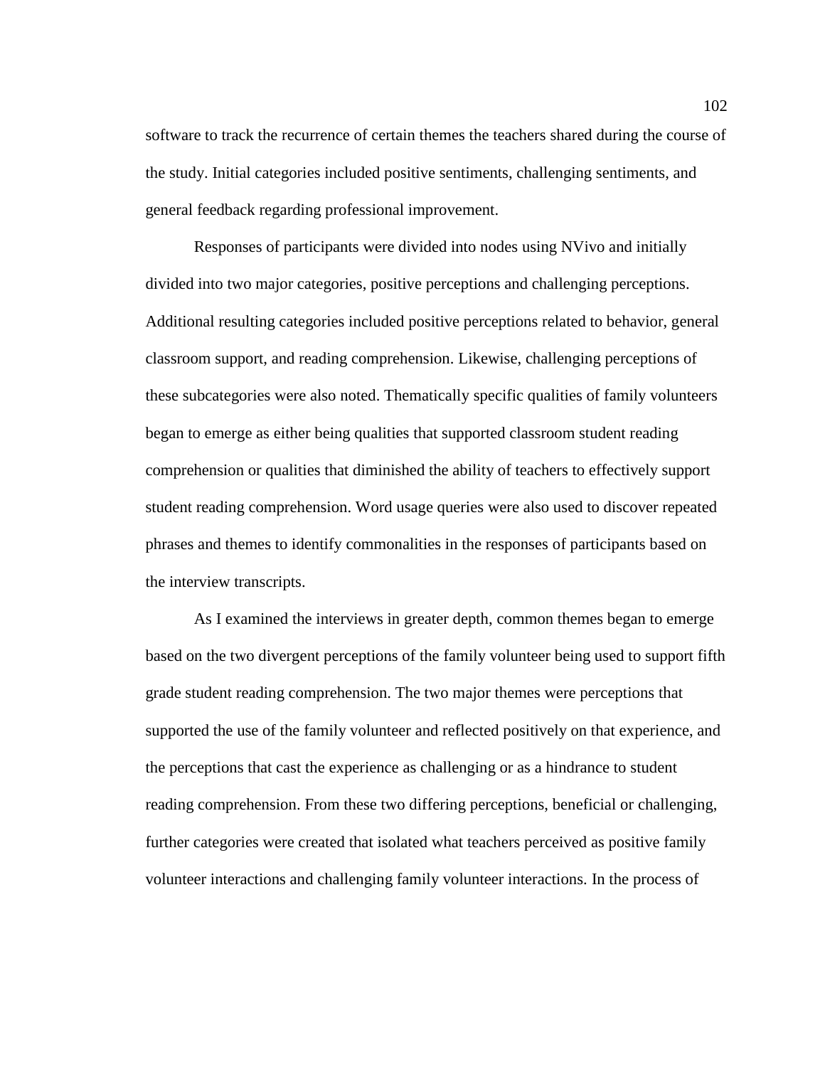software to track the recurrence of certain themes the teachers shared during the course of the study. Initial categories included positive sentiments, challenging sentiments, and general feedback regarding professional improvement.

Responses of participants were divided into nodes using NVivo and initially divided into two major categories, positive perceptions and challenging perceptions. Additional resulting categories included positive perceptions related to behavior, general classroom support, and reading comprehension. Likewise, challenging perceptions of these subcategories were also noted. Thematically specific qualities of family volunteers began to emerge as either being qualities that supported classroom student reading comprehension or qualities that diminished the ability of teachers to effectively support student reading comprehension. Word usage queries were also used to discover repeated phrases and themes to identify commonalities in the responses of participants based on the interview transcripts.

As I examined the interviews in greater depth, common themes began to emerge based on the two divergent perceptions of the family volunteer being used to support fifth grade student reading comprehension. The two major themes were perceptions that supported the use of the family volunteer and reflected positively on that experience, and the perceptions that cast the experience as challenging or as a hindrance to student reading comprehension. From these two differing perceptions, beneficial or challenging, further categories were created that isolated what teachers perceived as positive family volunteer interactions and challenging family volunteer interactions. In the process of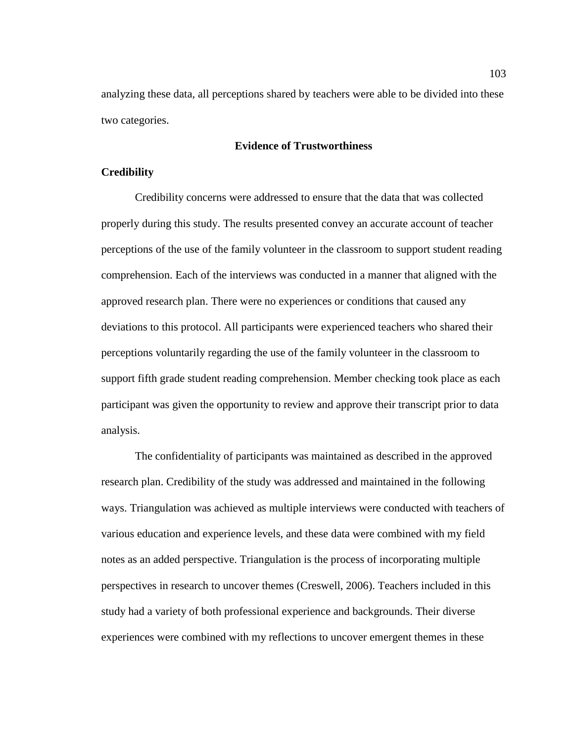analyzing these data, all perceptions shared by teachers were able to be divided into these two categories.

## Evidence of Trustworthiness

### Credibility

Credibility concerns were addressed to ensure that the data that was collected properly during this study. The results presented convey an accurate account of teacher perceptions of the use of the family volunteer in the classroom to support student reading comprehension. Each of the interviews was conducted in a manner that aligned with the approved research plan. There were no experiences or conditions that caused any deviations to this protocol. All participants were experienced teachers who shared their perceptions voluntarily regarding the use of the family volunteer in the classroom to support fifth grade student reading comprehension. Member checking took place as each participant was given the opportunity to review and approve their transcript prior to data analysis.

The confidentiality of participants was maintained as described in the approved research plan. Credibility of the study was addressed and maintained in the following ways. Triangulation was achieved as multiple interviews were conducted with teachers of various education and experience levels, and these data were combined with my field notes as an added perspective. Triangulation is the process of incorporating multiple perspectives in research to uncover themes (Creswell, 2006). Teachers included in this study had a variety of both professional experience and backgrounds. Their diverse experiences were combined with my reflections to uncover emergent themes in these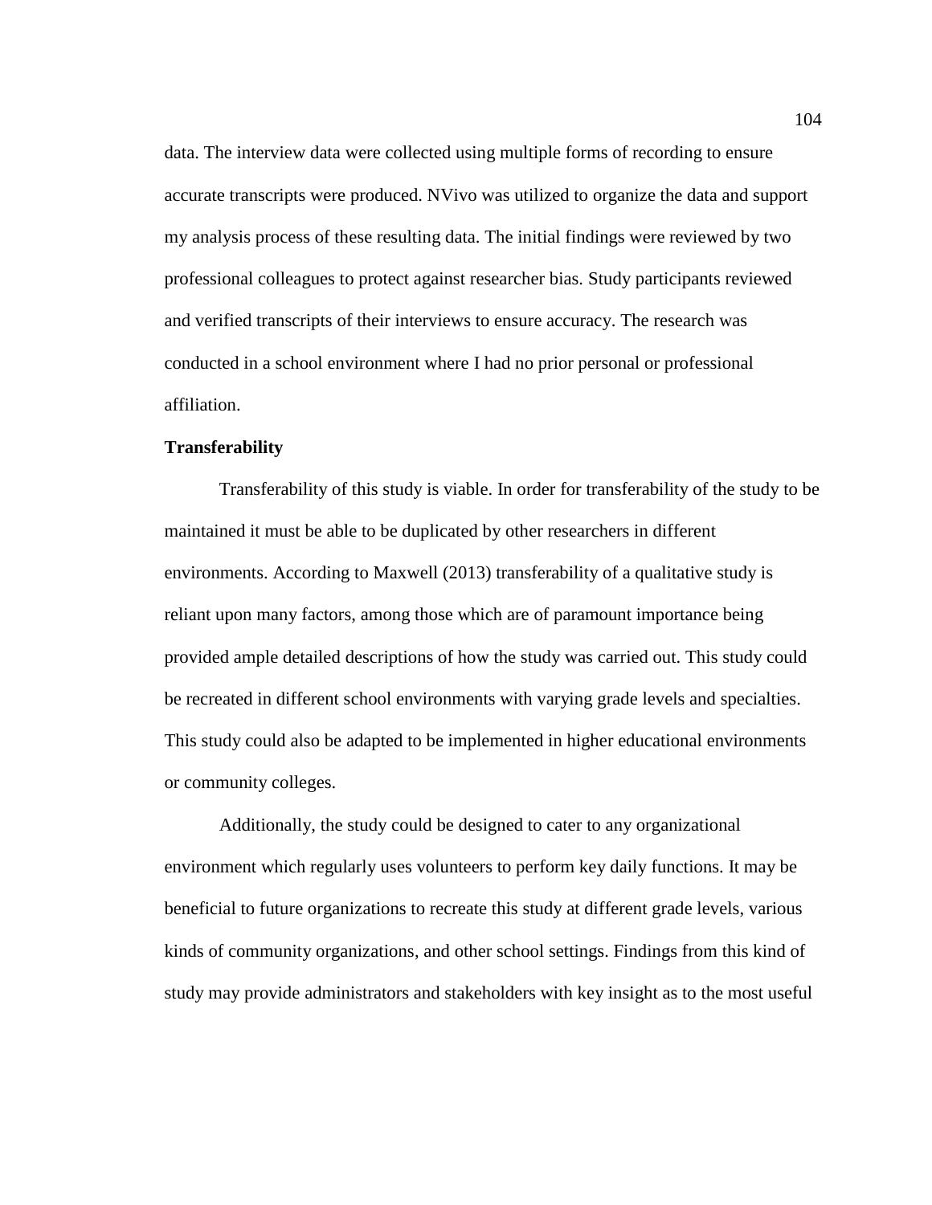data. The interview data were collected using multiple forms of recording to ensure accurate transcripts were produced. NVivo was utilized to organize the data and support my analysis process of these resulting data. The initial findings were reviewed by two professional colleagues to protect against researcher bias. Study participants reviewed and verified transcripts of their interviews to ensure accuracy. The research was conducted in a school environment where I had no prior personal or professional affiliation.

**Transferability**

Transferability of this study is viable. In order for transferability of the study to be maintained it must be able to be duplicated by other researchers in different environments. According to Maxwell (2013) transferability of a qualitative study is reliant upon many factors, among those which are of paramount importance being provided ample detailed descriptions of how the study was carried out. This study could be recreated in different school environments with varying grade levels and specialties. This study could also be adapted to be implemented in higher educational environments or community colleges.

Additionally, the study could be designed to cater to any organizational environment which regularly uses volunteers to perform key daily functions. It may be beneficial to future organizations to recreate this study at different grade levels, various kinds of community organizations, and other school settings. Findings from this kind of study may provide administrators and stakeholders with key insight as to the most useful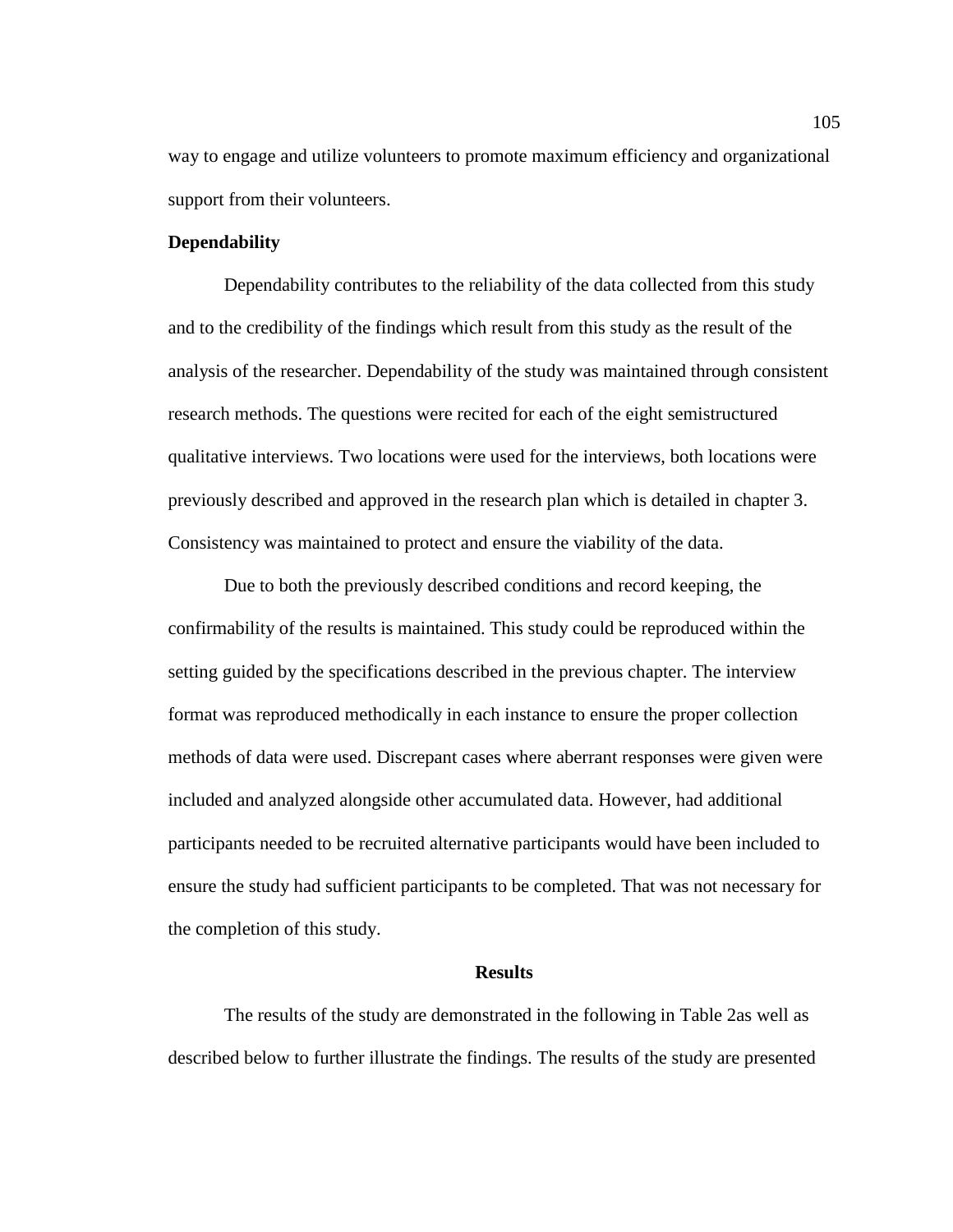way to engage and utilize volunteers to promote maximum efficiency and organizational support from their volunteers.

### Dependability

Dependability contributes to the reliability of the data collected from this study and to the credibility of the findings which result from this study as the result of the analysis of the researcher. Dependability of the study was maintained through consistent research methods. The questions were recited for each of the eight semistructured qualitative interviews. Two locations were used for the interviews, both locations were previously described and approved in the research plan which is detailed in chapter 3. Consistency was maintained to protect and ensure the viability of the data.

Due to both the previously described conditions and record keeping, the confirmability of the results is maintained. This study could be reproduced within the setting guided by the specifications described in the previous chapter. The interview format was reproduced methodically in each instance to ensure the proper collection methods of data were used. Discrepant cases where aberrant responses were given were included and analyzed alongside other accumulated data. However, had additional participants needed to be recruited alternative participants would have been included to ensure the study had sufficient participants to be completed. That was not necessary for the completion of this study.

## Results

The results of the study are demonstrated in the following in Table 2as well as described below to further illustrate the findings. The results of the study are presented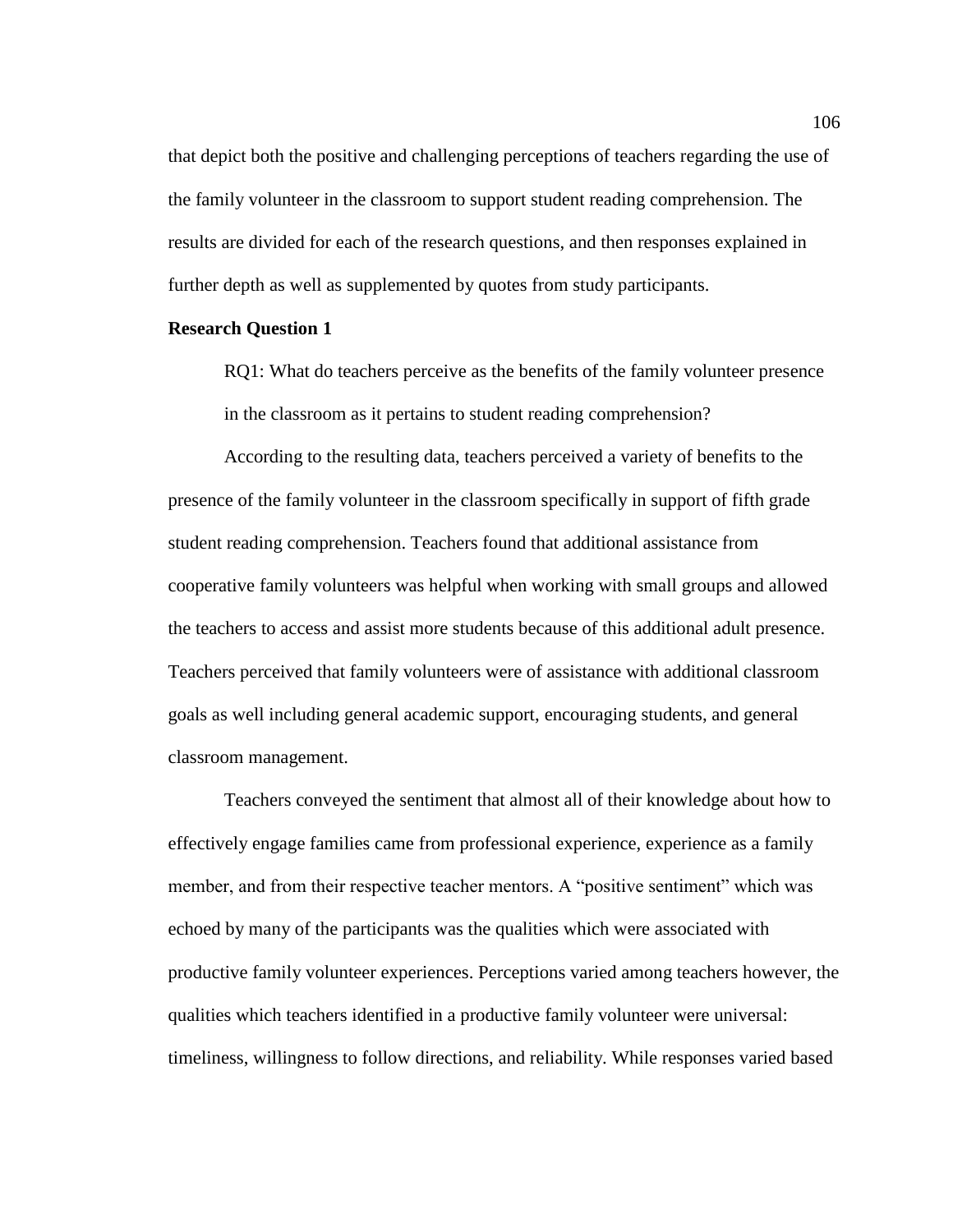that depict both the positive and challenging perceptions of teachers regarding the use of the family volunteer in the classroom to support student reading comprehension. The results are divided for each of the research questions, and then responses explained in further depth as well as supplemented by quotes from study participants.

**Research Question 1**

RQ1: What do teachers perceive as the benefits of the family volunteer presence in the classroom as it pertains to student reading comprehension?

According to the resulting data, teachers perceived a variety of benefits to the presence of the family volunteer in the classroom specifically in support of fifth grade student reading comprehension. Teachers found that additional assistance from cooperative family volunteers was helpful when working with small groups and allowed the teachers to access and assist more students because of this additional adult presence. Teachers perceived that family volunteers were of assistance with additional classroom goals as well including general academic support, encouraging students, and general classroom management.

Teachers conveyed the sentiment that almost all of their knowledge about how to effectively engage families came from professional experience, experience as a family member, and from their respective teacher mentors. A "positive sentiment" which was echoed by many of the participants was the qualities which were associated with productive family volunteer experiences. Perceptions varied among teachers however, the qualities which teachers identified in a productive family volunteer were universal: timeliness, willingness to follow directions, and reliability. While responses varied based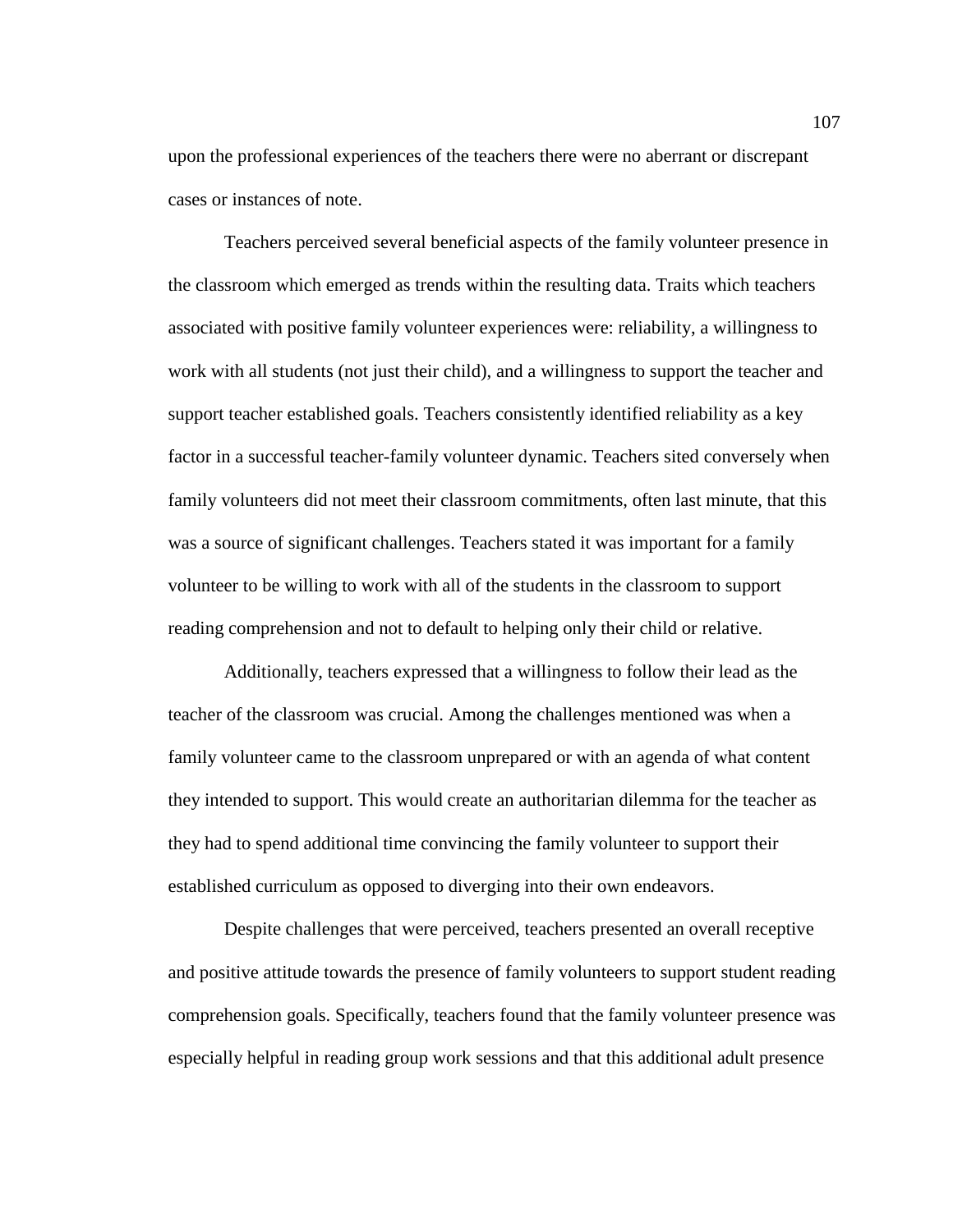upon the professional experiences of the teachers there were no aberrant or discrepant cases or instances of note.

Teachers perceived several beneficial aspects of the family volunteer presence in the classroom which emerged as trends within the resulting data. Traits which teachers associated with positive family volunteer experiences were: reliability, a willingness to work with all students (not just their child), and a willingness to support the teacher and support teacher established goals. Teachers consistently identified reliability as a key factor in a successful teacher-family volunteer dynamic. Teachers sited conversely when family volunteers did not meet their classroom commitments, often last minute, that this was a source of significant challenges. Teachers stated it was important for a family volunteer to be willing to work with all of the students in the classroom to support reading comprehension and not to default to helping only their child or relative.

Additionally, teachers expressed that a willingness to follow their lead as the teacher of the classroom was crucial. Among the challenges mentioned was when a family volunteer came to the classroom unprepared or with an agenda of what content they intended to support. This would create an authoritarian dilemma for the teacher as they had to spend additional time convincing the family volunteer to support their established curriculum as opposed to diverging into their own endeavors.

Despite challenges that were perceived, teachers presented an overall receptive and positive attitude towards the presence of family volunteers to support student reading comprehension goals. Specifically, teachers found that the family volunteer presence was especially helpful in reading group work sessions and that this additional adult presence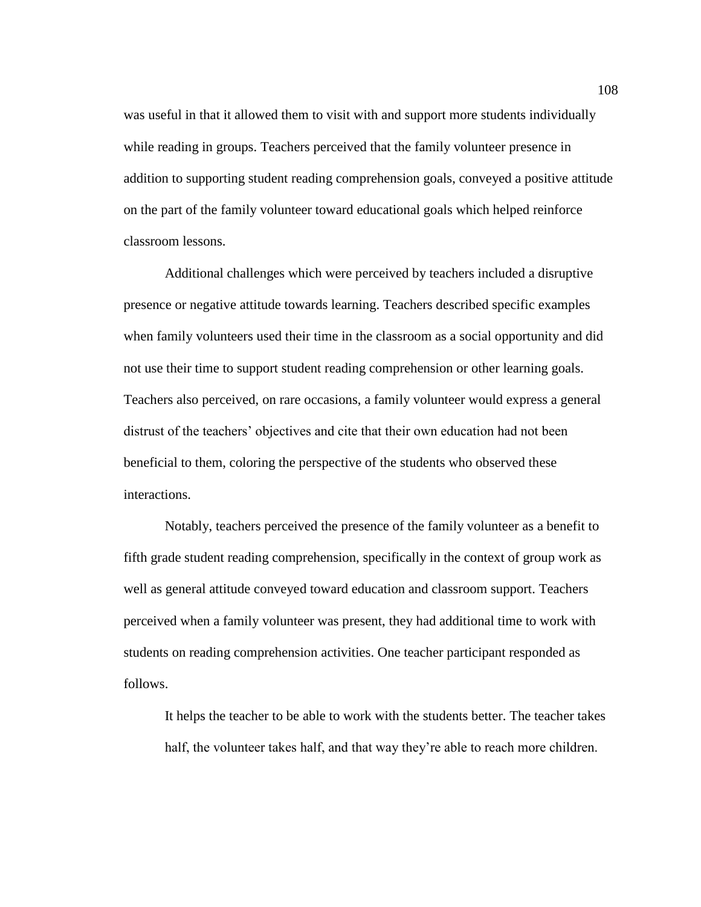was useful in that it allowed them to visit with and support more students individually while reading in groups. Teachers perceived that the family volunteer presence in addition to supporting student reading comprehension goals, conveyed a positive attitude on the part of the family volunteer toward educational goals which helped reinforce classroom lessons.

Additional challenges which were perceived by teachers included a disruptive presence or negative attitude towards learning. Teachers described specific examples when family volunteers used their time in the classroom as a social opportunity and did not use their time to support student reading comprehension or other learning goals. Teachers also perceived, on rare occasions, a family volunteer would express a general distrust of the teachers' objectives and cite that their own education had not been beneficial to them, coloring the perspective of the students who observed these interactions.

Notably, teachers perceived the presence of the family volunteer as a benefit to fifth grade student reading comprehension, specifically in the context of group work as well as general attitude conveyed toward education and classroom support. Teachers perceived when a family volunteer was present, they had additional time to work with students on reading comprehension activities. One teacher participant responded as follows.

> It helps the teacher to be able to work with the students better. The teacher takes half, the volunteer takes half, and that way they're able to reach more children.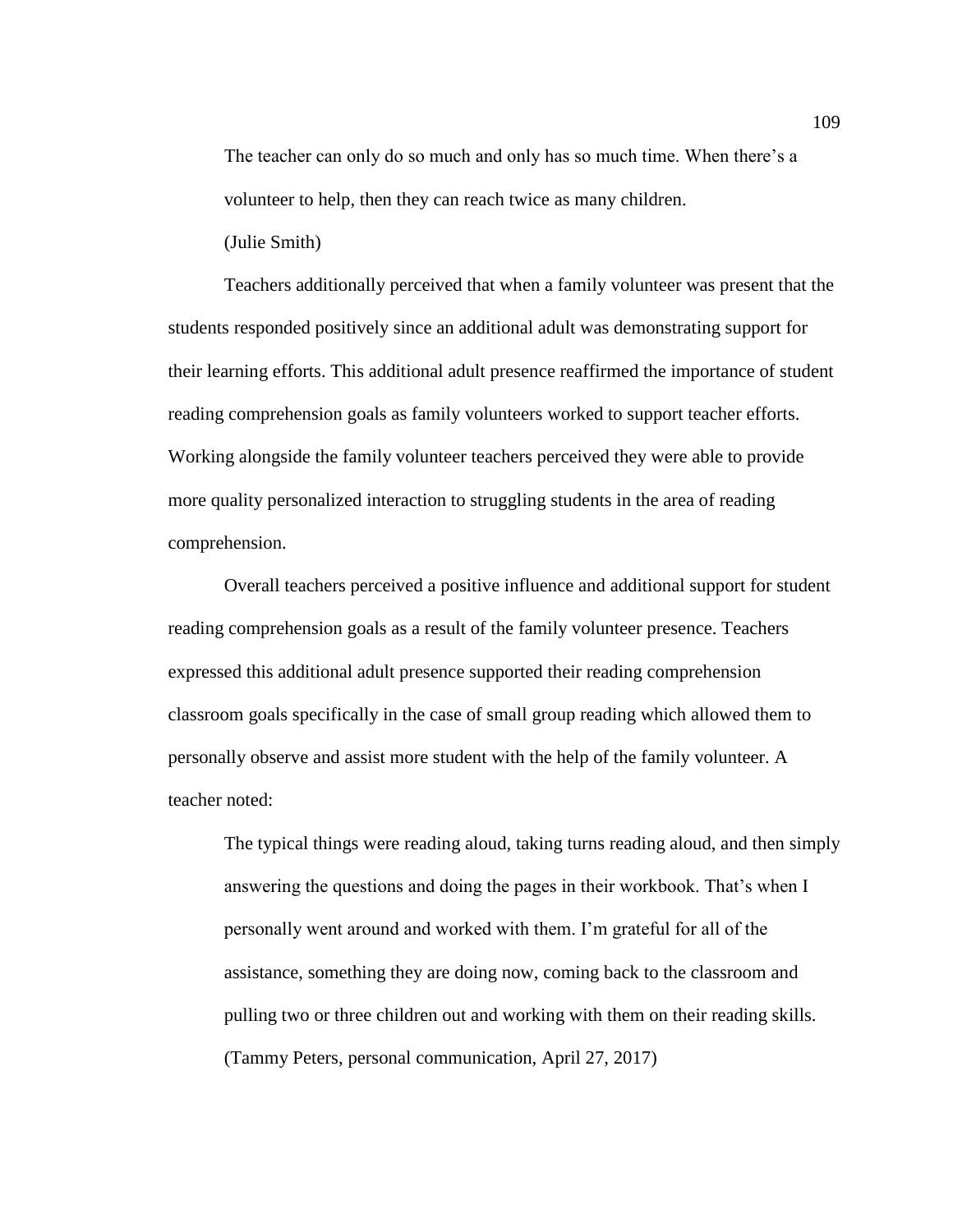> The teacher can only do so much and only has so much time. When there's a volunteer to help, then they can reach twice as many children.
>
> (Julie Smith)

Teachers additionally perceived that when a family volunteer was present that the students responded positively since an additional adult was demonstrating support for their learning efforts. This additional adult presence reaffirmed the importance of student reading comprehension goals as family volunteers worked to support teacher efforts. Working alongside the family volunteer teachers perceived they were able to provide more quality personalized interaction to struggling students in the area of reading comprehension.

Overall teachers perceived a positive influence and additional support for student reading comprehension goals as a result of the family volunteer presence. Teachers expressed this additional adult presence supported their reading comprehension classroom goals specifically in the case of small group reading which allowed them to personally observe and assist more student with the help of the family volunteer. A teacher noted:

> The typical things were reading aloud, taking turns reading aloud, and then simply answering the questions and doing the pages in their workbook. That's when I personally went around and worked with them. I'm grateful for all of the assistance, something they are doing now, coming back to the classroom and pulling two or three children out and working with them on their reading skills. (Tammy Peters, personal communication, April 27, 2017)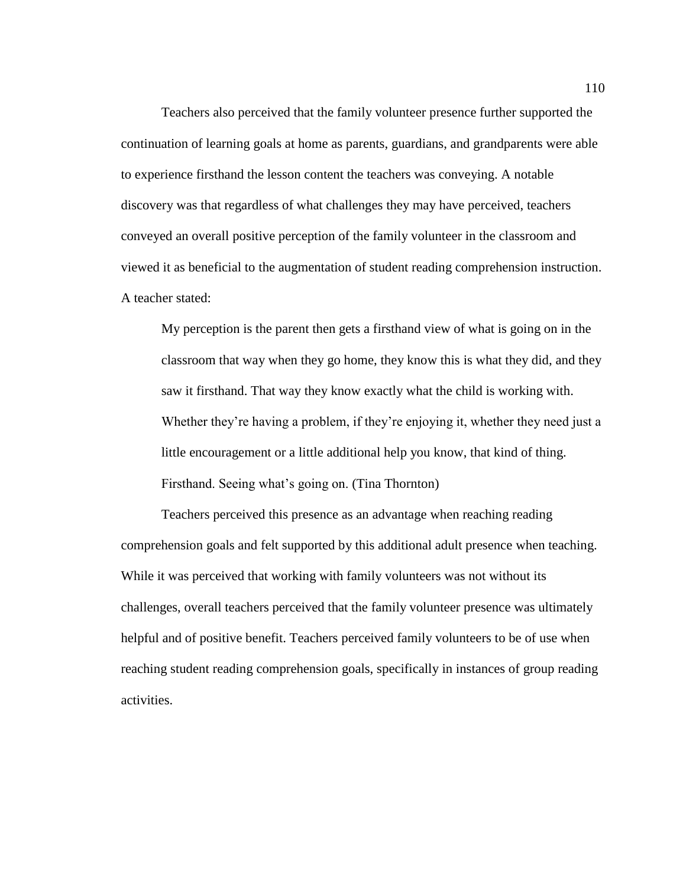Teachers also perceived that the family volunteer presence further supported the continuation of learning goals at home as parents, guardians, and grandparents were able to experience firsthand the lesson content the teachers was conveying. A notable discovery was that regardless of what challenges they may have perceived, teachers conveyed an overall positive perception of the family volunteer in the classroom and viewed it as beneficial to the augmentation of student reading comprehension instruction. A teacher stated:

> My perception is the parent then gets a firsthand view of what is going on in the classroom that way when they go home, they know this is what they did, and they saw it firsthand. That way they know exactly what the child is working with. Whether they're having a problem, if they're enjoying it, whether they need just a little encouragement or a little additional help you know, that kind of thing. Firsthand. Seeing what's going on. (Tina Thornton)

Teachers perceived this presence as an advantage when reaching reading comprehension goals and felt supported by this additional adult presence when teaching. While it was perceived that working with family volunteers was not without its challenges, overall teachers perceived that the family volunteer presence was ultimately helpful and of positive benefit. Teachers perceived family volunteers to be of use when reaching student reading comprehension goals, specifically in instances of group reading activities.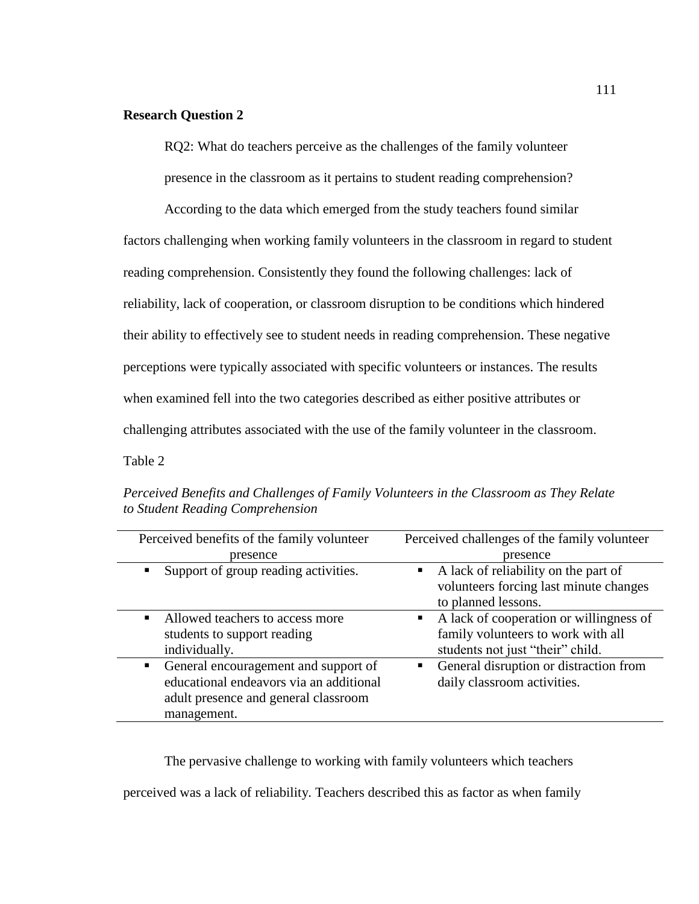**Research Question 2**

RQ2: What do teachers perceive as the challenges of the family volunteer presence in the classroom as it pertains to student reading comprehension?

According to the data which emerged from the study teachers found similar factors challenging when working family volunteers in the classroom in regard to student reading comprehension. Consistently they found the following challenges: lack of reliability, lack of cooperation, or classroom disruption to be conditions which hindered their ability to effectively see to student needs in reading comprehension. These negative perceptions were typically associated with specific volunteers or instances. The results when examined fell into the two categories described as either positive attributes or challenging attributes associated with the use of the family volunteer in the classroom.

Table 2

*Perceived Benefits and Challenges of Family Volunteers in the Classroom as They Relate to Student Reading Comprehension*

| Perceived benefits of the family volunteer presence | Perceived challenges of the family volunteer presence |
|---|---|
| ▪ Support of group reading activities. | ▪ A lack of reliability on the part of volunteers forcing last minute changes to planned lessons. |
| ▪ Allowed teachers to access more students to support reading individually. | ▪ A lack of cooperation or willingness of family volunteers to work with all students not just "their" child. |
| ▪ General encouragement and support of educational endeavors via an additional adult presence and general classroom management. | ▪ General disruption or distraction from daily classroom activities. |

The pervasive challenge to working with family volunteers which teachers perceived was a lack of reliability. Teachers described this as factor as when family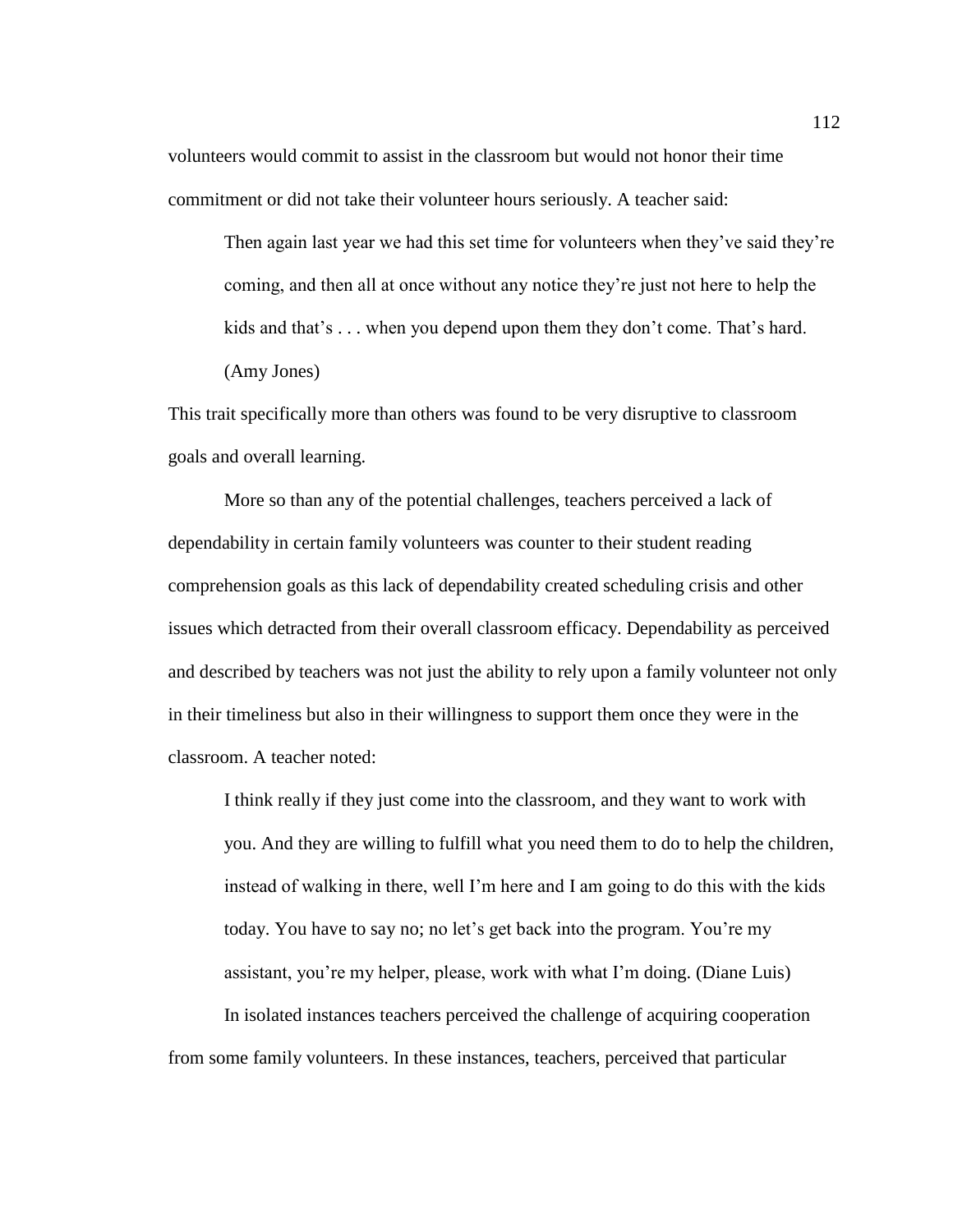volunteers would commit to assist in the classroom but would not honor their time commitment or did not take their volunteer hours seriously. A teacher said:

> Then again last year we had this set time for volunteers when they've said they're coming, and then all at once without any notice they're just not here to help the kids and that's . . . when you depend upon them they don't come. That's hard. (Amy Jones)

This trait specifically more than others was found to be very disruptive to classroom goals and overall learning.

More so than any of the potential challenges, teachers perceived a lack of dependability in certain family volunteers was counter to their student reading comprehension goals as this lack of dependability created scheduling crisis and other issues which detracted from their overall classroom efficacy. Dependability as perceived and described by teachers was not just the ability to rely upon a family volunteer not only in their timeliness but also in their willingness to support them once they were in the classroom. A teacher noted:

> I think really if they just come into the classroom, and they want to work with you. And they are willing to fulfill what you need them to do to help the children, instead of walking in there, well I'm here and I am going to do this with the kids today. You have to say no; no let's get back into the program. You're my assistant, you're my helper, please, work with what I'm doing. (Diane Luis)

In isolated instances teachers perceived the challenge of acquiring cooperation from some family volunteers. In these instances, teachers, perceived that particular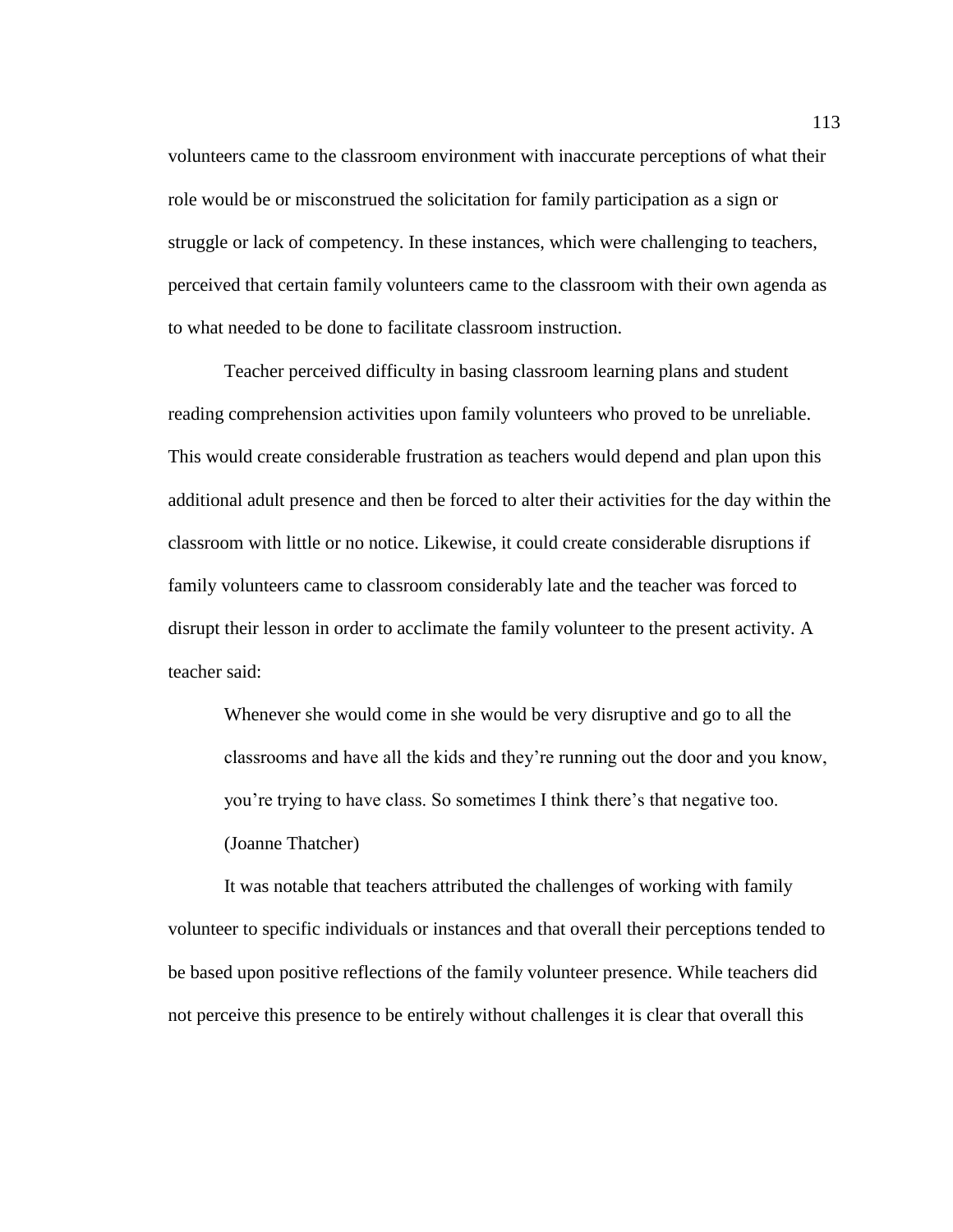volunteers came to the classroom environment with inaccurate perceptions of what their role would be or misconstrued the solicitation for family participation as a sign or struggle or lack of competency. In these instances, which were challenging to teachers, perceived that certain family volunteers came to the classroom with their own agenda as to what needed to be done to facilitate classroom instruction.

Teacher perceived difficulty in basing classroom learning plans and student reading comprehension activities upon family volunteers who proved to be unreliable. This would create considerable frustration as teachers would depend and plan upon this additional adult presence and then be forced to alter their activities for the day within the classroom with little or no notice. Likewise, it could create considerable disruptions if family volunteers came to classroom considerably late and the teacher was forced to disrupt their lesson in order to acclimate the family volunteer to the present activity. A teacher said:

> Whenever she would come in she would be very disruptive and go to all the classrooms and have all the kids and they're running out the door and you know, you're trying to have class. So sometimes I think there's that negative too. (Joanne Thatcher)

It was notable that teachers attributed the challenges of working with family volunteer to specific individuals or instances and that overall their perceptions tended to be based upon positive reflections of the family volunteer presence. While teachers did not perceive this presence to be entirely without challenges it is clear that overall this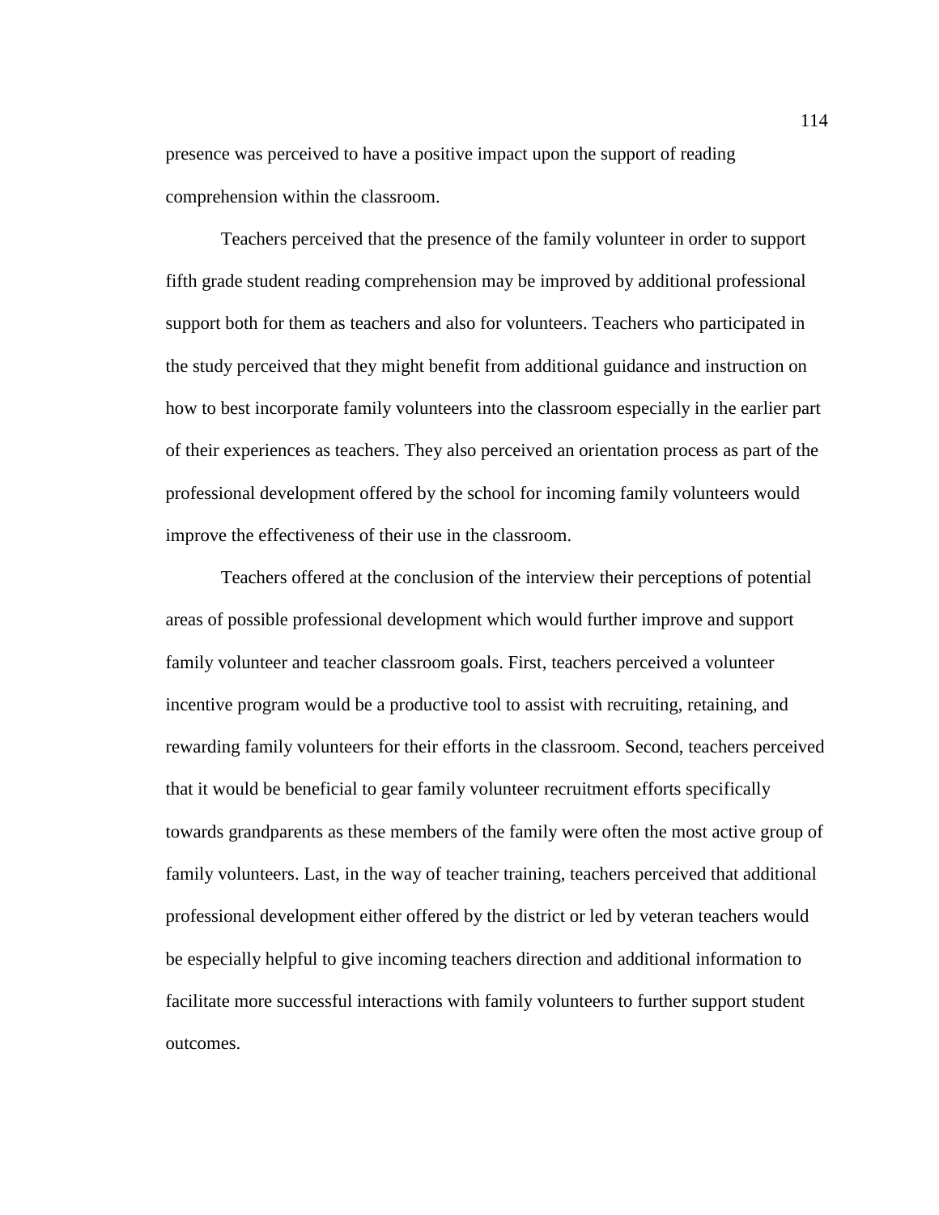presence was perceived to have a positive impact upon the support of reading comprehension within the classroom.

Teachers perceived that the presence of the family volunteer in order to support fifth grade student reading comprehension may be improved by additional professional support both for them as teachers and also for volunteers. Teachers who participated in the study perceived that they might benefit from additional guidance and instruction on how to best incorporate family volunteers into the classroom especially in the earlier part of their experiences as teachers. They also perceived an orientation process as part of the professional development offered by the school for incoming family volunteers would improve the effectiveness of their use in the classroom.

Teachers offered at the conclusion of the interview their perceptions of potential areas of possible professional development which would further improve and support family volunteer and teacher classroom goals. First, teachers perceived a volunteer incentive program would be a productive tool to assist with recruiting, retaining, and rewarding family volunteers for their efforts in the classroom. Second, teachers perceived that it would be beneficial to gear family volunteer recruitment efforts specifically towards grandparents as these members of the family were often the most active group of family volunteers. Last, in the way of teacher training, teachers perceived that additional professional development either offered by the district or led by veteran teachers would be especially helpful to give incoming teachers direction and additional information to facilitate more successful interactions with family volunteers to further support student outcomes.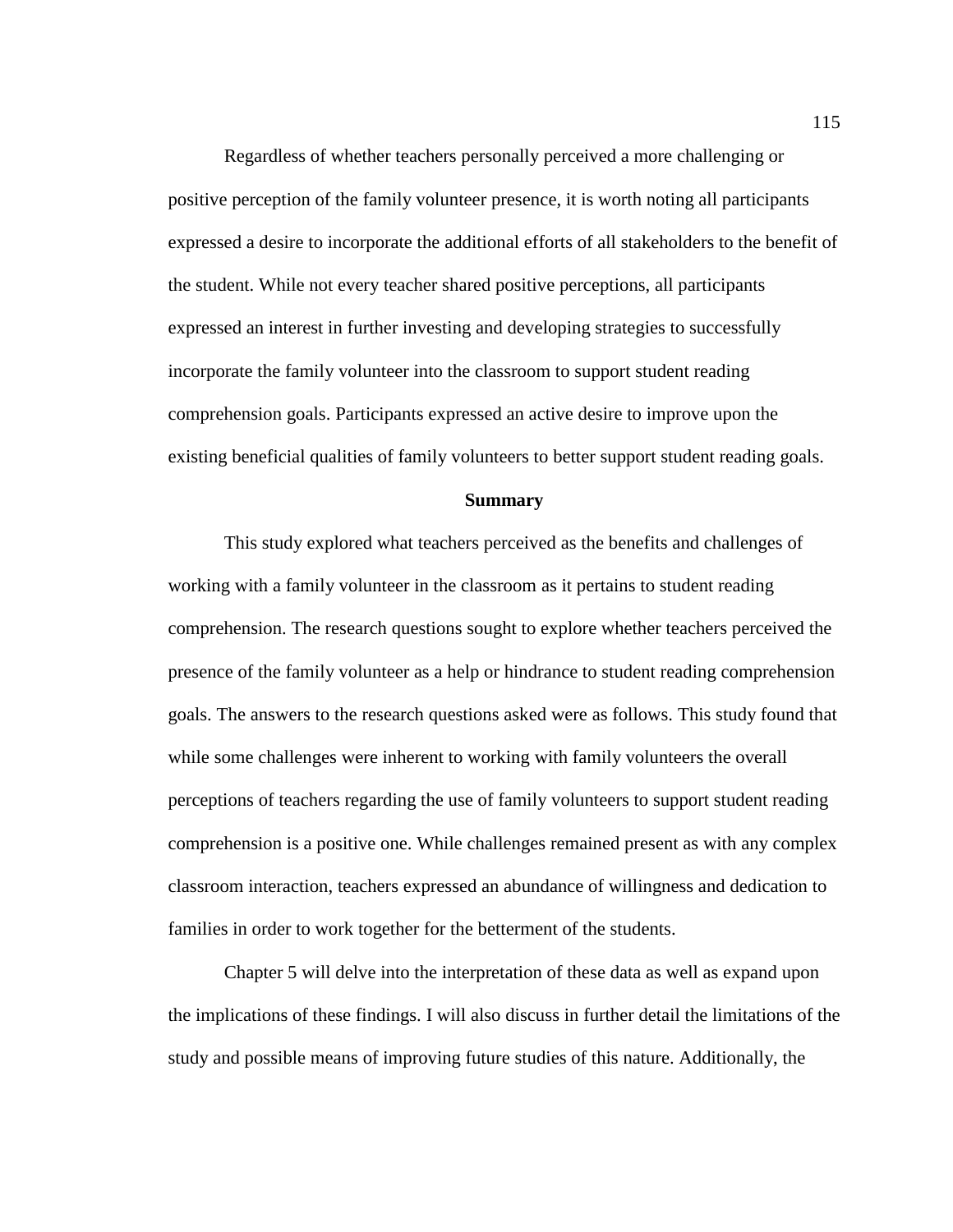Regardless of whether teachers personally perceived a more challenging or positive perception of the family volunteer presence, it is worth noting all participants expressed a desire to incorporate the additional efforts of all stakeholders to the benefit of the student. While not every teacher shared positive perceptions, all participants expressed an interest in further investing and developing strategies to successfully incorporate the family volunteer into the classroom to support student reading comprehension goals. Participants expressed an active desire to improve upon the existing beneficial qualities of family volunteers to better support student reading goals.

## Summary

This study explored what teachers perceived as the benefits and challenges of working with a family volunteer in the classroom as it pertains to student reading comprehension. The research questions sought to explore whether teachers perceived the presence of the family volunteer as a help or hindrance to student reading comprehension goals. The answers to the research questions asked were as follows. This study found that while some challenges were inherent to working with family volunteers the overall perceptions of teachers regarding the use of family volunteers to support student reading comprehension is a positive one. While challenges remained present as with any complex classroom interaction, teachers expressed an abundance of willingness and dedication to families in order to work together for the betterment of the students.

Chapter 5 will delve into the interpretation of these data as well as expand upon the implications of these findings. I will also discuss in further detail the limitations of the study and possible means of improving future studies of this nature. Additionally, the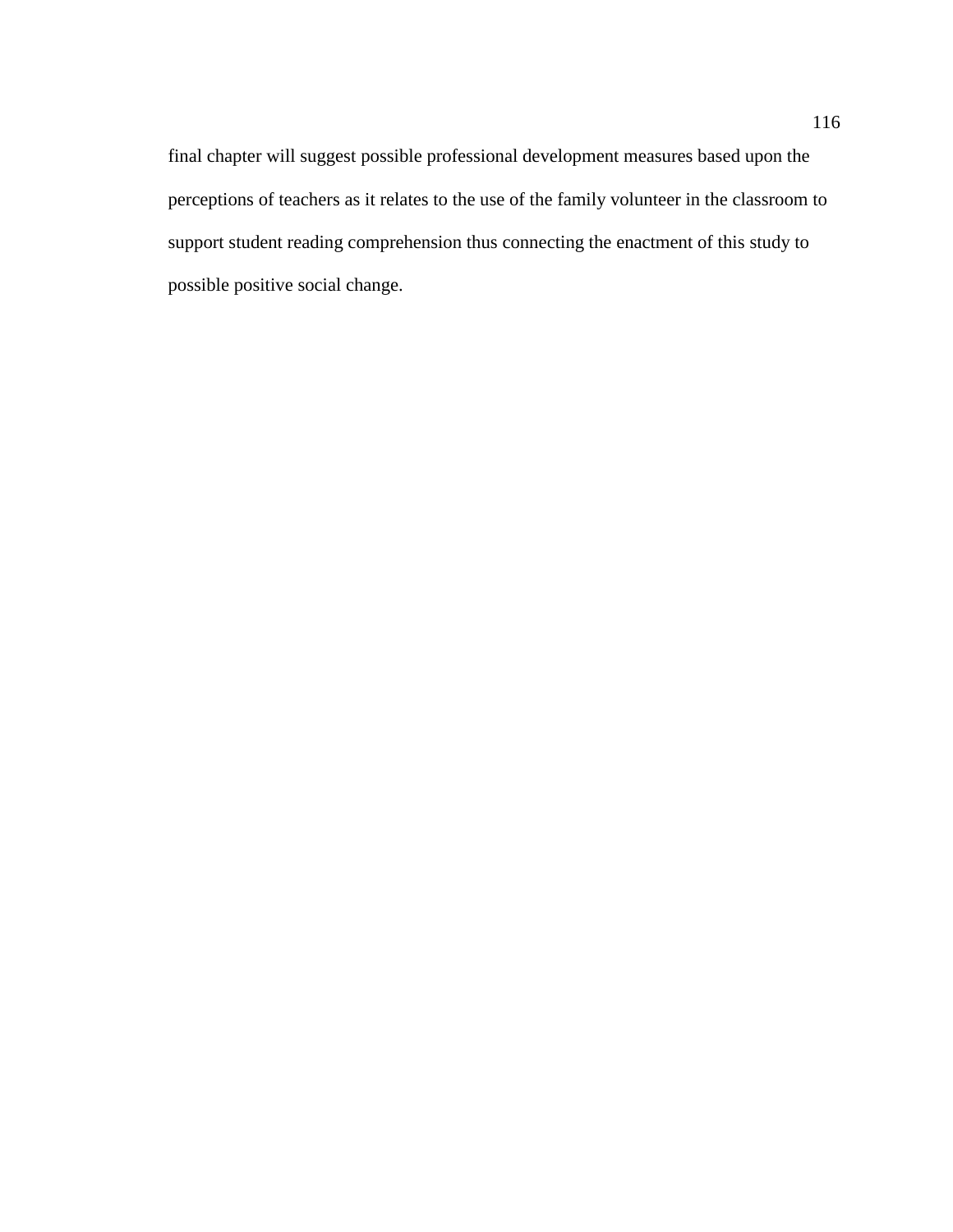final chapter will suggest possible professional development measures based upon the perceptions of teachers as it relates to the use of the family volunteer in the classroom to support student reading comprehension thus connecting the enactment of this study to possible positive social change.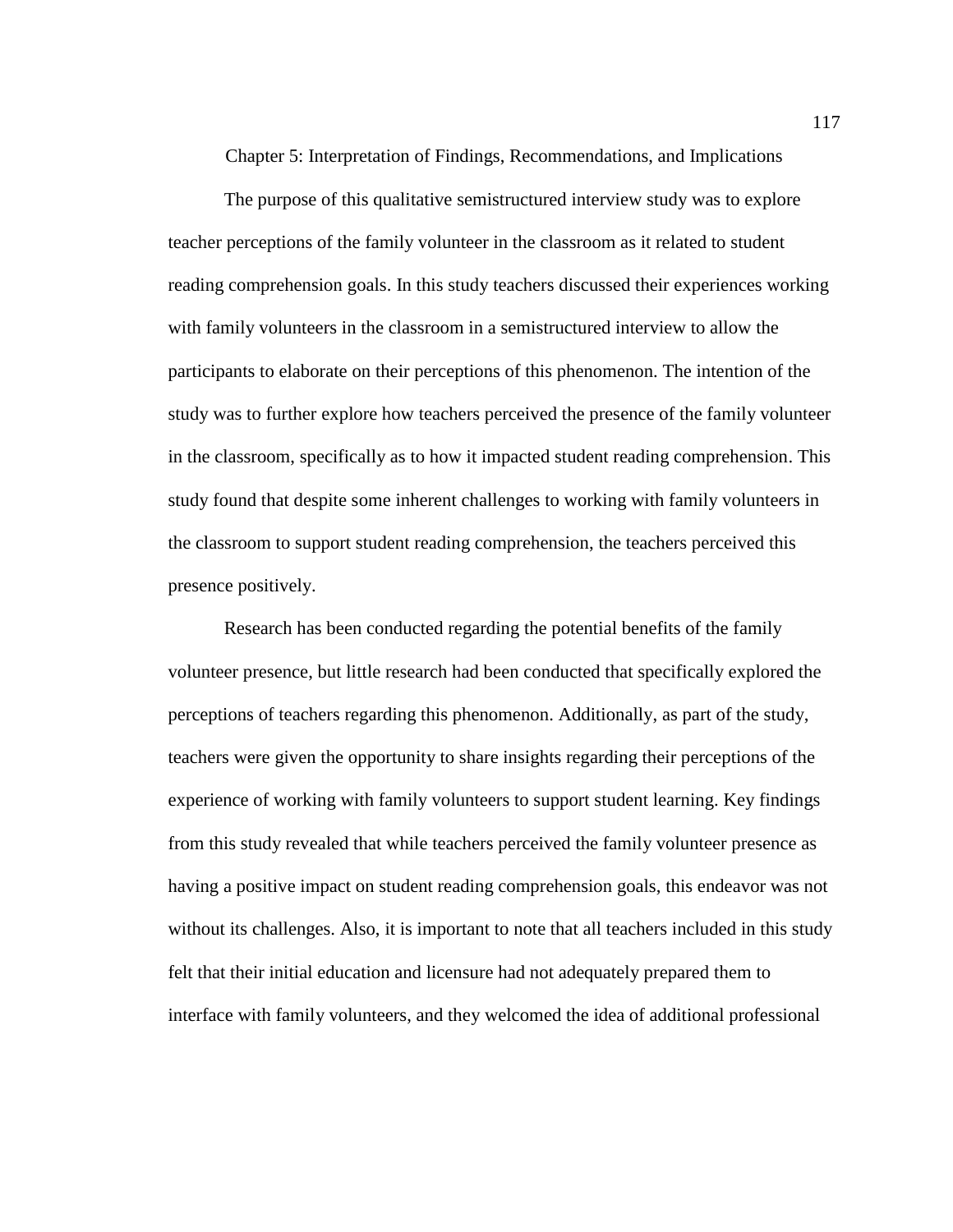# Chapter 5: Interpretation of Findings, Recommendations, and Implications

The purpose of this qualitative semistructured interview study was to explore teacher perceptions of the family volunteer in the classroom as it related to student reading comprehension goals. In this study teachers discussed their experiences working with family volunteers in the classroom in a semistructured interview to allow the participants to elaborate on their perceptions of this phenomenon. The intention of the study was to further explore how teachers perceived the presence of the family volunteer in the classroom, specifically as to how it impacted student reading comprehension. This study found that despite some inherent challenges to working with family volunteers in the classroom to support student reading comprehension, the teachers perceived this presence positively.

Research has been conducted regarding the potential benefits of the family volunteer presence, but little research had been conducted that specifically explored the perceptions of teachers regarding this phenomenon. Additionally, as part of the study, teachers were given the opportunity to share insights regarding their perceptions of the experience of working with family volunteers to support student learning. Key findings from this study revealed that while teachers perceived the family volunteer presence as having a positive impact on student reading comprehension goals, this endeavor was not without its challenges. Also, it is important to note that all teachers included in this study felt that their initial education and licensure had not adequately prepared them to interface with family volunteers, and they welcomed the idea of additional professional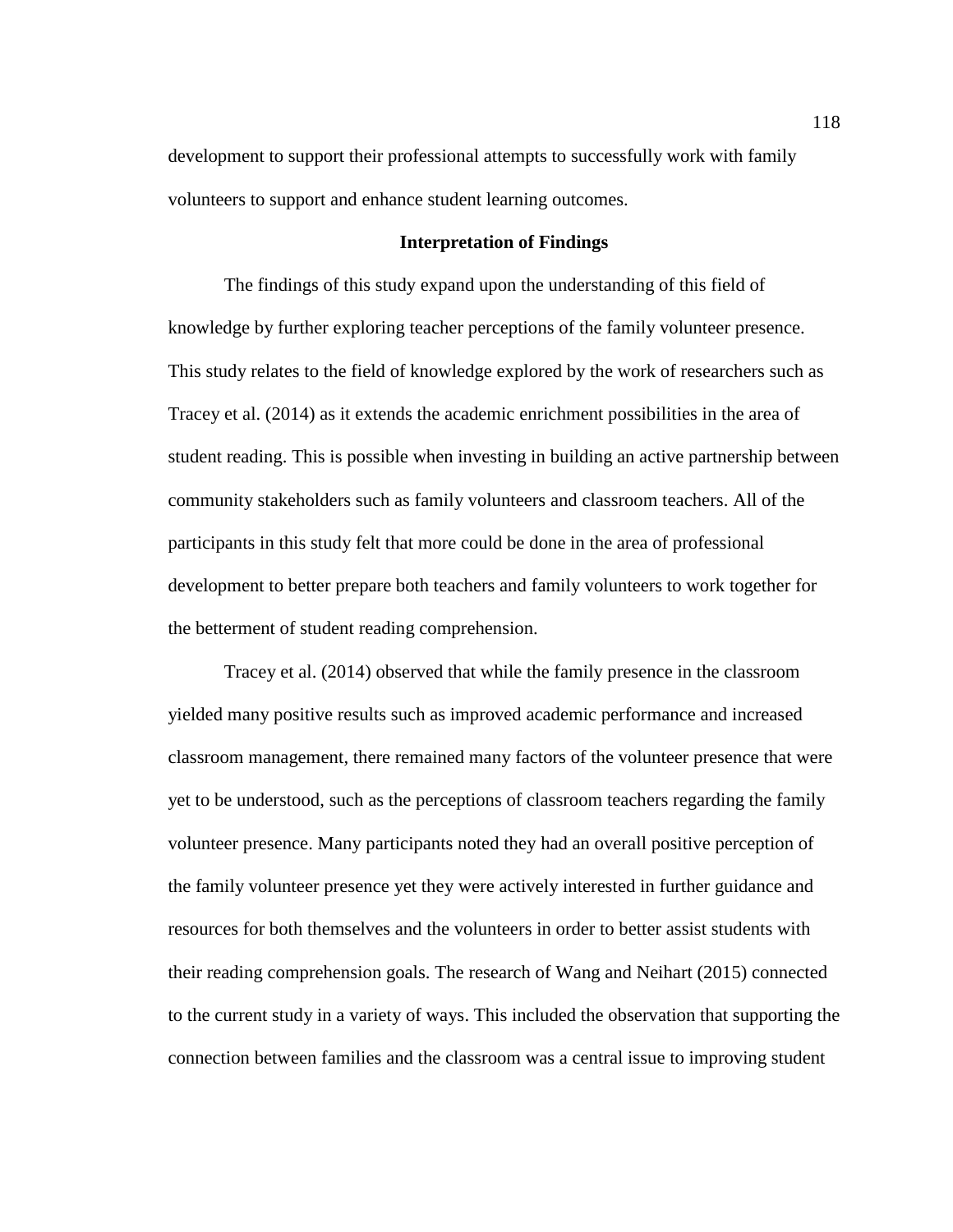development to support their professional attempts to successfully work with family volunteers to support and enhance student learning outcomes.

## Interpretation of Findings

The findings of this study expand upon the understanding of this field of knowledge by further exploring teacher perceptions of the family volunteer presence. This study relates to the field of knowledge explored by the work of researchers such as Tracey et al. (2014) as it extends the academic enrichment possibilities in the area of student reading. This is possible when investing in building an active partnership between community stakeholders such as family volunteers and classroom teachers. All of the participants in this study felt that more could be done in the area of professional development to better prepare both teachers and family volunteers to work together for the betterment of student reading comprehension.

Tracey et al. (2014) observed that while the family presence in the classroom yielded many positive results such as improved academic performance and increased classroom management, there remained many factors of the volunteer presence that were yet to be understood, such as the perceptions of classroom teachers regarding the family volunteer presence. Many participants noted they had an overall positive perception of the family volunteer presence yet they were actively interested in further guidance and resources for both themselves and the volunteers in order to better assist students with their reading comprehension goals. The research of Wang and Neihart (2015) connected to the current study in a variety of ways. This included the observation that supporting the connection between families and the classroom was a central issue to improving student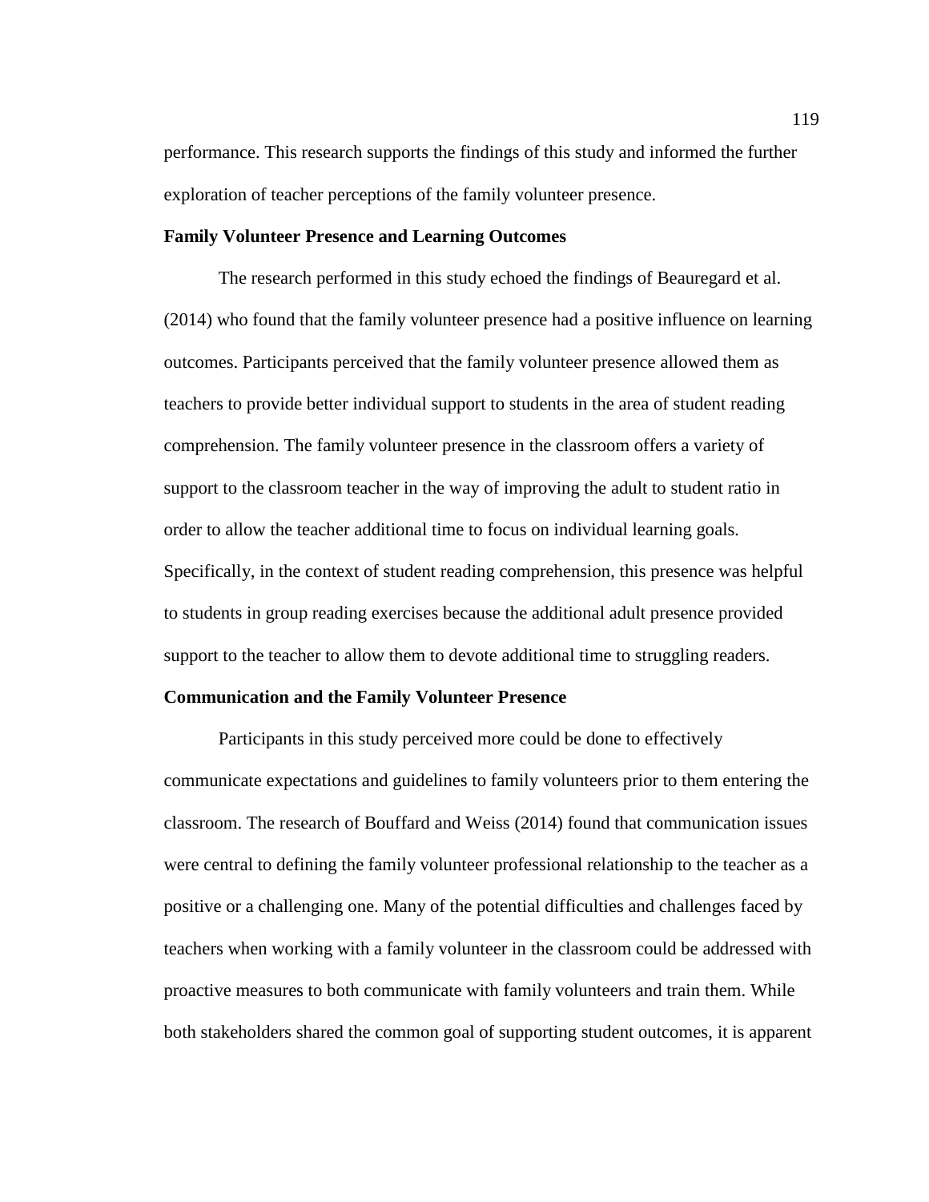performance. This research supports the findings of this study and informed the further exploration of teacher perceptions of the family volunteer presence.

### Family Volunteer Presence and Learning Outcomes

The research performed in this study echoed the findings of Beauregard et al. (2014) who found that the family volunteer presence had a positive influence on learning outcomes. Participants perceived that the family volunteer presence allowed them as teachers to provide better individual support to students in the area of student reading comprehension. The family volunteer presence in the classroom offers a variety of support to the classroom teacher in the way of improving the adult to student ratio in order to allow the teacher additional time to focus on individual learning goals. Specifically, in the context of student reading comprehension, this presence was helpful to students in group reading exercises because the additional adult presence provided support to the teacher to allow them to devote additional time to struggling readers.

### Communication and the Family Volunteer Presence

Participants in this study perceived more could be done to effectively communicate expectations and guidelines to family volunteers prior to them entering the classroom. The research of Bouffard and Weiss (2014) found that communication issues were central to defining the family volunteer professional relationship to the teacher as a positive or a challenging one. Many of the potential difficulties and challenges faced by teachers when working with a family volunteer in the classroom could be addressed with proactive measures to both communicate with family volunteers and train them. While both stakeholders shared the common goal of supporting student outcomes, it is apparent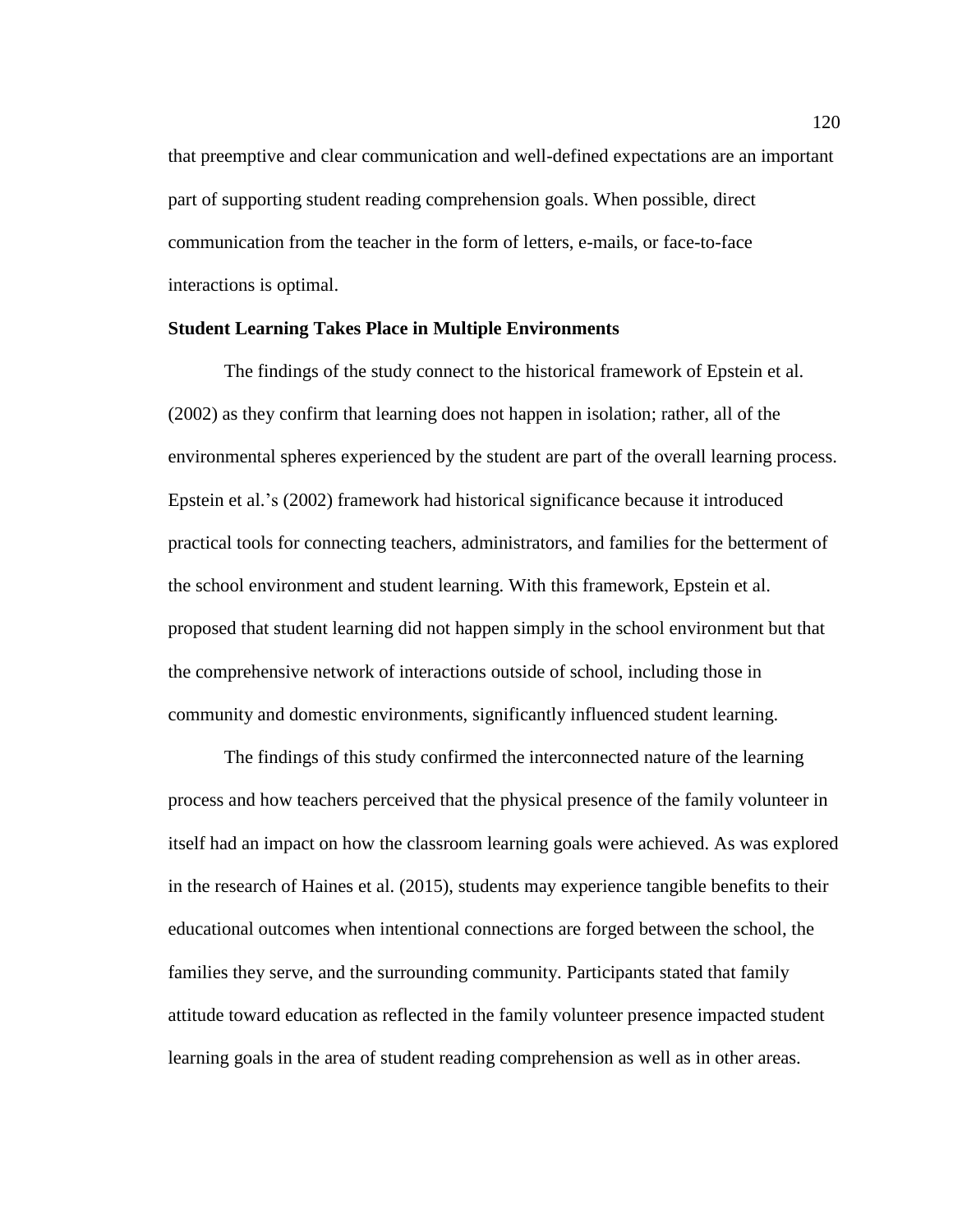that preemptive and clear communication and well-defined expectations are an important part of supporting student reading comprehension goals. When possible, direct communication from the teacher in the form of letters, e-mails, or face-to-face interactions is optimal.

### Student Learning Takes Place in Multiple Environments

The findings of the study connect to the historical framework of Epstein et al. (2002) as they confirm that learning does not happen in isolation; rather, all of the environmental spheres experienced by the student are part of the overall learning process. Epstein et al.'s (2002) framework had historical significance because it introduced practical tools for connecting teachers, administrators, and families for the betterment of the school environment and student learning. With this framework, Epstein et al. proposed that student learning did not happen simply in the school environment but that the comprehensive network of interactions outside of school, including those in community and domestic environments, significantly influenced student learning.

The findings of this study confirmed the interconnected nature of the learning process and how teachers perceived that the physical presence of the family volunteer in itself had an impact on how the classroom learning goals were achieved. As was explored in the research of Haines et al. (2015), students may experience tangible benefits to their educational outcomes when intentional connections are forged between the school, the families they serve, and the surrounding community. Participants stated that family attitude toward education as reflected in the family volunteer presence impacted student learning goals in the area of student reading comprehension as well as in other areas.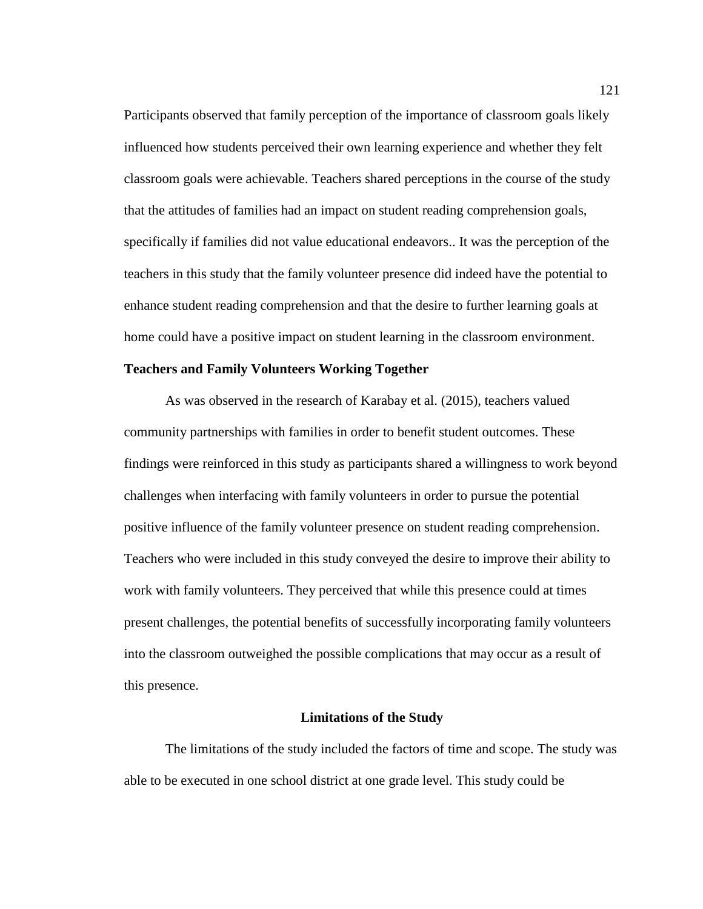Participants observed that family perception of the importance of classroom goals likely influenced how students perceived their own learning experience and whether they felt classroom goals were achievable. Teachers shared perceptions in the course of the study that the attitudes of families had an impact on student reading comprehension goals, specifically if families did not value educational endeavors.. It was the perception of the teachers in this study that the family volunteer presence did indeed have the potential to enhance student reading comprehension and that the desire to further learning goals at home could have a positive impact on student learning in the classroom environment.

### Teachers and Family Volunteers Working Together

As was observed in the research of Karabay et al. (2015), teachers valued community partnerships with families in order to benefit student outcomes. These findings were reinforced in this study as participants shared a willingness to work beyond challenges when interfacing with family volunteers in order to pursue the potential positive influence of the family volunteer presence on student reading comprehension. Teachers who were included in this study conveyed the desire to improve their ability to work with family volunteers. They perceived that while this presence could at times present challenges, the potential benefits of successfully incorporating family volunteers into the classroom outweighed the possible complications that may occur as a result of this presence.

## Limitations of the Study

The limitations of the study included the factors of time and scope. The study was able to be executed in one school district at one grade level. This study could be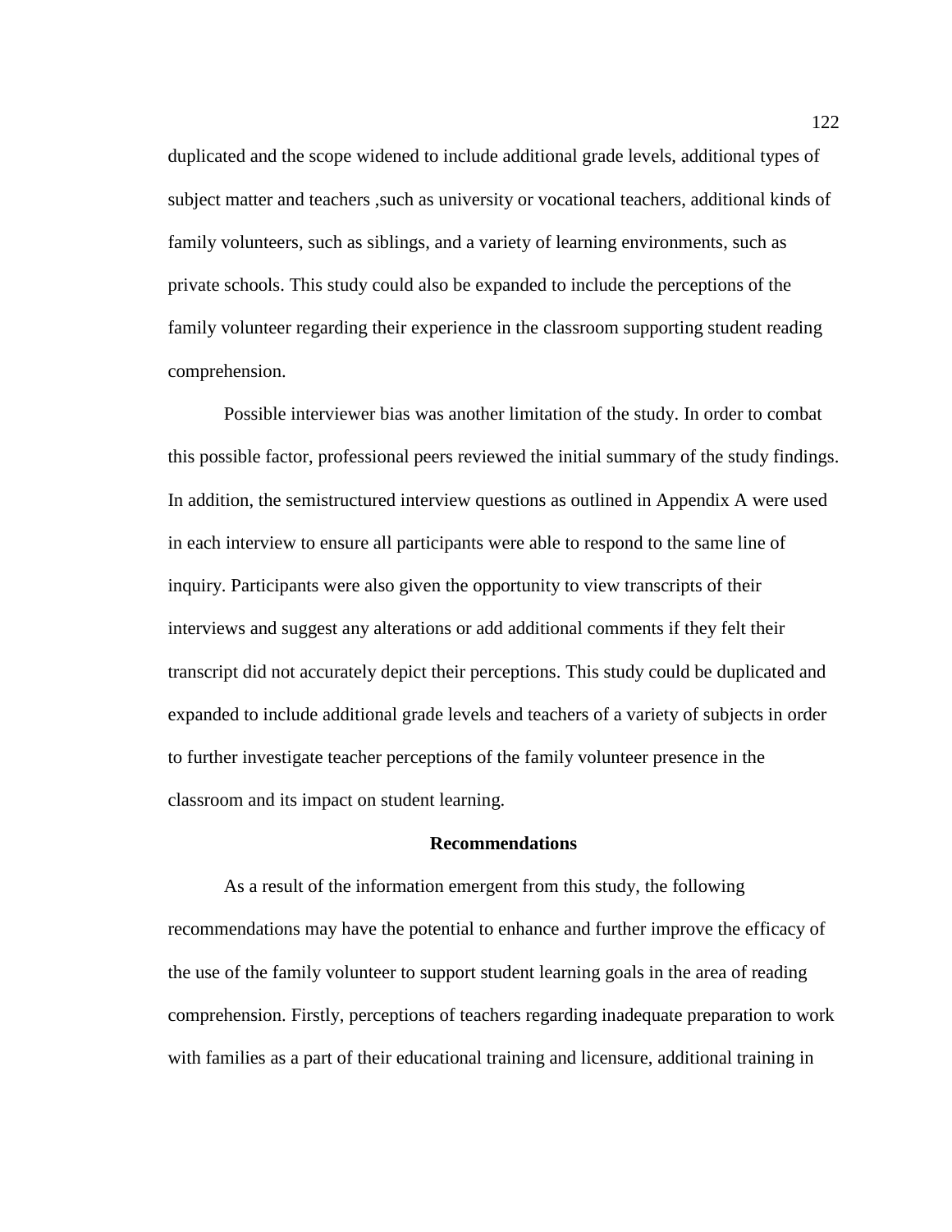duplicated and the scope widened to include additional grade levels, additional types of subject matter and teachers ,such as university or vocational teachers, additional kinds of family volunteers, such as siblings, and a variety of learning environments, such as private schools. This study could also be expanded to include the perceptions of the family volunteer regarding their experience in the classroom supporting student reading comprehension.

Possible interviewer bias was another limitation of the study. In order to combat this possible factor, professional peers reviewed the initial summary of the study findings. In addition, the semistructured interview questions as outlined in Appendix A were used in each interview to ensure all participants were able to respond to the same line of inquiry. Participants were also given the opportunity to view transcripts of their interviews and suggest any alterations or add additional comments if they felt their transcript did not accurately depict their perceptions. This study could be duplicated and expanded to include additional grade levels and teachers of a variety of subjects in order to further investigate teacher perceptions of the family volunteer presence in the classroom and its impact on student learning.

## Recommendations

As a result of the information emergent from this study, the following recommendations may have the potential to enhance and further improve the efficacy of the use of the family volunteer to support student learning goals in the area of reading comprehension. Firstly, perceptions of teachers regarding inadequate preparation to work with families as a part of their educational training and licensure, additional training in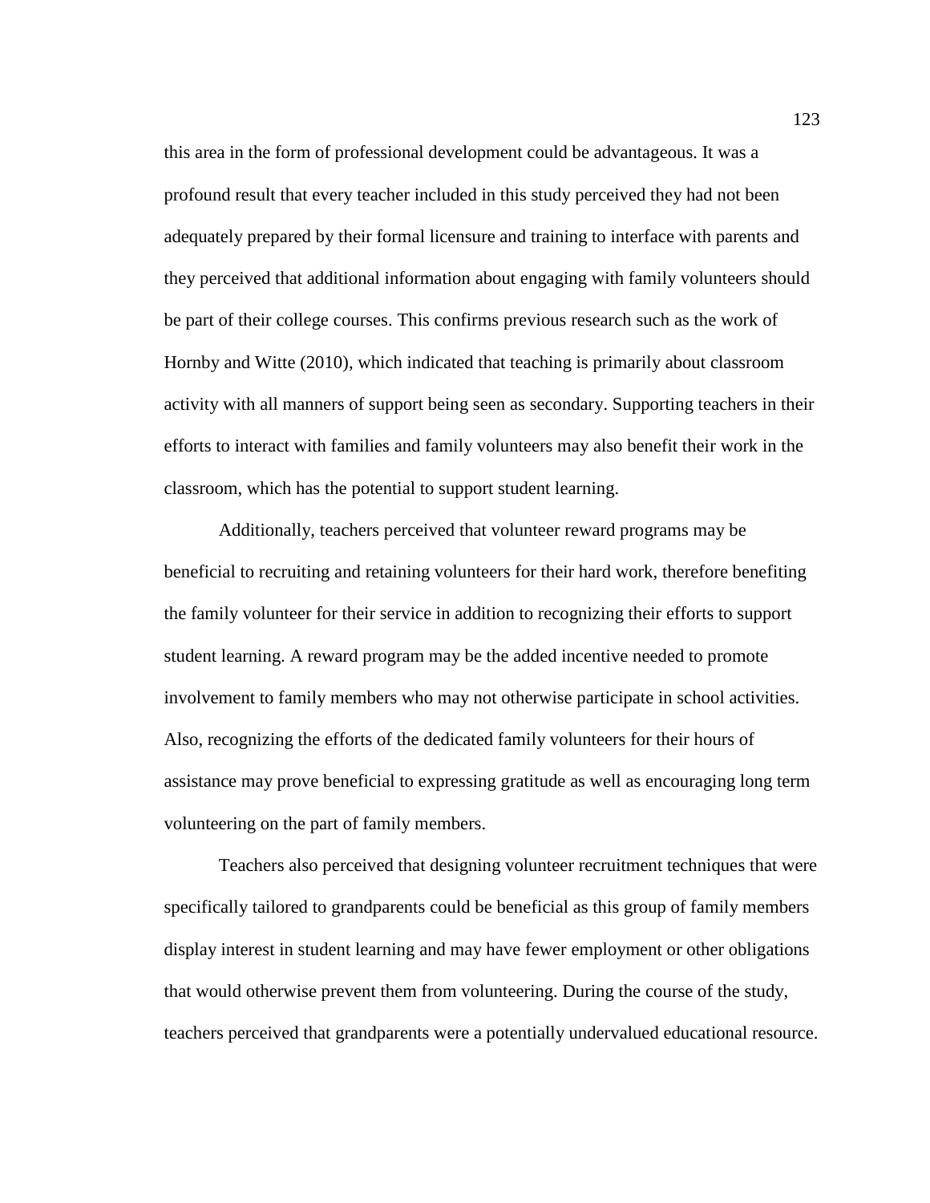this area in the form of professional development could be advantageous. It was a profound result that every teacher included in this study perceived they had not been adequately prepared by their formal licensure and training to interface with parents and they perceived that additional information about engaging with family volunteers should be part of their college courses. This confirms previous research such as the work of Hornby and Witte (2010), which indicated that teaching is primarily about classroom activity with all manners of support being seen as secondary. Supporting teachers in their efforts to interact with families and family volunteers may also benefit their work in the classroom, which has the potential to support student learning.

Additionally, teachers perceived that volunteer reward programs may be beneficial to recruiting and retaining volunteers for their hard work, therefore benefiting the family volunteer for their service in addition to recognizing their efforts to support student learning. A reward program may be the added incentive needed to promote involvement to family members who may not otherwise participate in school activities. Also, recognizing the efforts of the dedicated family volunteers for their hours of assistance may prove beneficial to expressing gratitude as well as encouraging long term volunteering on the part of family members.

Teachers also perceived that designing volunteer recruitment techniques that were specifically tailored to grandparents could be beneficial as this group of family members display interest in student learning and may have fewer employment or other obligations that would otherwise prevent them from volunteering. During the course of the study, teachers perceived that grandparents were a potentially undervalued educational resource.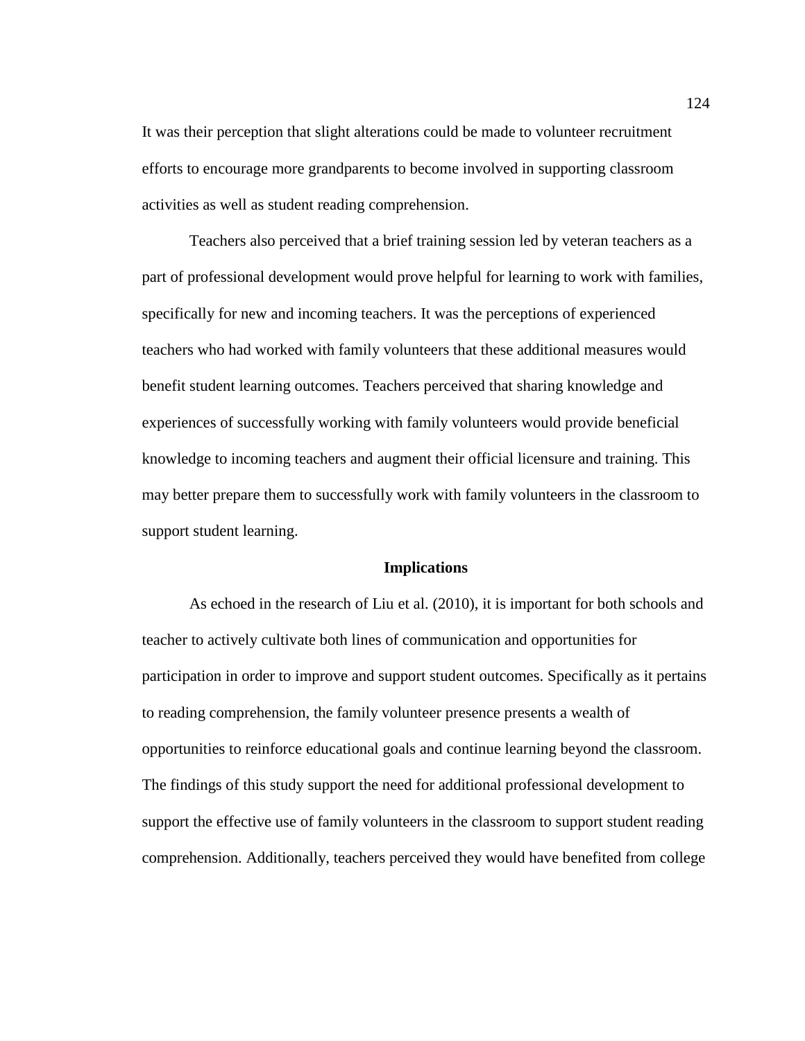It was their perception that slight alterations could be made to volunteer recruitment efforts to encourage more grandparents to become involved in supporting classroom activities as well as student reading comprehension.

Teachers also perceived that a brief training session led by veteran teachers as a part of professional development would prove helpful for learning to work with families, specifically for new and incoming teachers. It was the perceptions of experienced teachers who had worked with family volunteers that these additional measures would benefit student learning outcomes. Teachers perceived that sharing knowledge and experiences of successfully working with family volunteers would provide beneficial knowledge to incoming teachers and augment their official licensure and training. This may better prepare them to successfully work with family volunteers in the classroom to support student learning.

## Implications

As echoed in the research of Liu et al. (2010), it is important for both schools and teacher to actively cultivate both lines of communication and opportunities for participation in order to improve and support student outcomes. Specifically as it pertains to reading comprehension, the family volunteer presence presents a wealth of opportunities to reinforce educational goals and continue learning beyond the classroom. The findings of this study support the need for additional professional development to support the effective use of family volunteers in the classroom to support student reading comprehension. Additionally, teachers perceived they would have benefited from college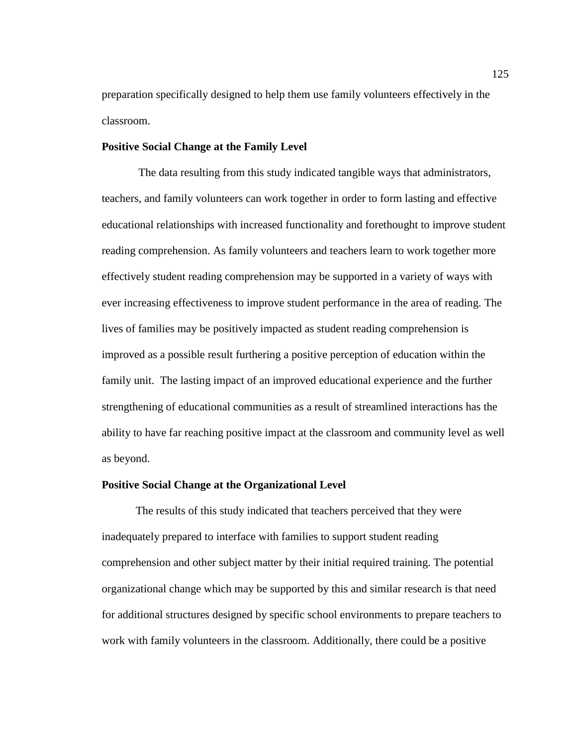preparation specifically designed to help them use family volunteers effectively in the classroom.

### Positive Social Change at the Family Level

The data resulting from this study indicated tangible ways that administrators, teachers, and family volunteers can work together in order to form lasting and effective educational relationships with increased functionality and forethought to improve student reading comprehension. As family volunteers and teachers learn to work together more effectively student reading comprehension may be supported in a variety of ways with ever increasing effectiveness to improve student performance in the area of reading. The lives of families may be positively impacted as student reading comprehension is improved as a possible result furthering a positive perception of education within the family unit. The lasting impact of an improved educational experience and the further strengthening of educational communities as a result of streamlined interactions has the ability to have far reaching positive impact at the classroom and community level as well as beyond.

### Positive Social Change at the Organizational Level

The results of this study indicated that teachers perceived that they were inadequately prepared to interface with families to support student reading comprehension and other subject matter by their initial required training. The potential organizational change which may be supported by this and similar research is that need for additional structures designed by specific school environments to prepare teachers to work with family volunteers in the classroom. Additionally, there could be a positive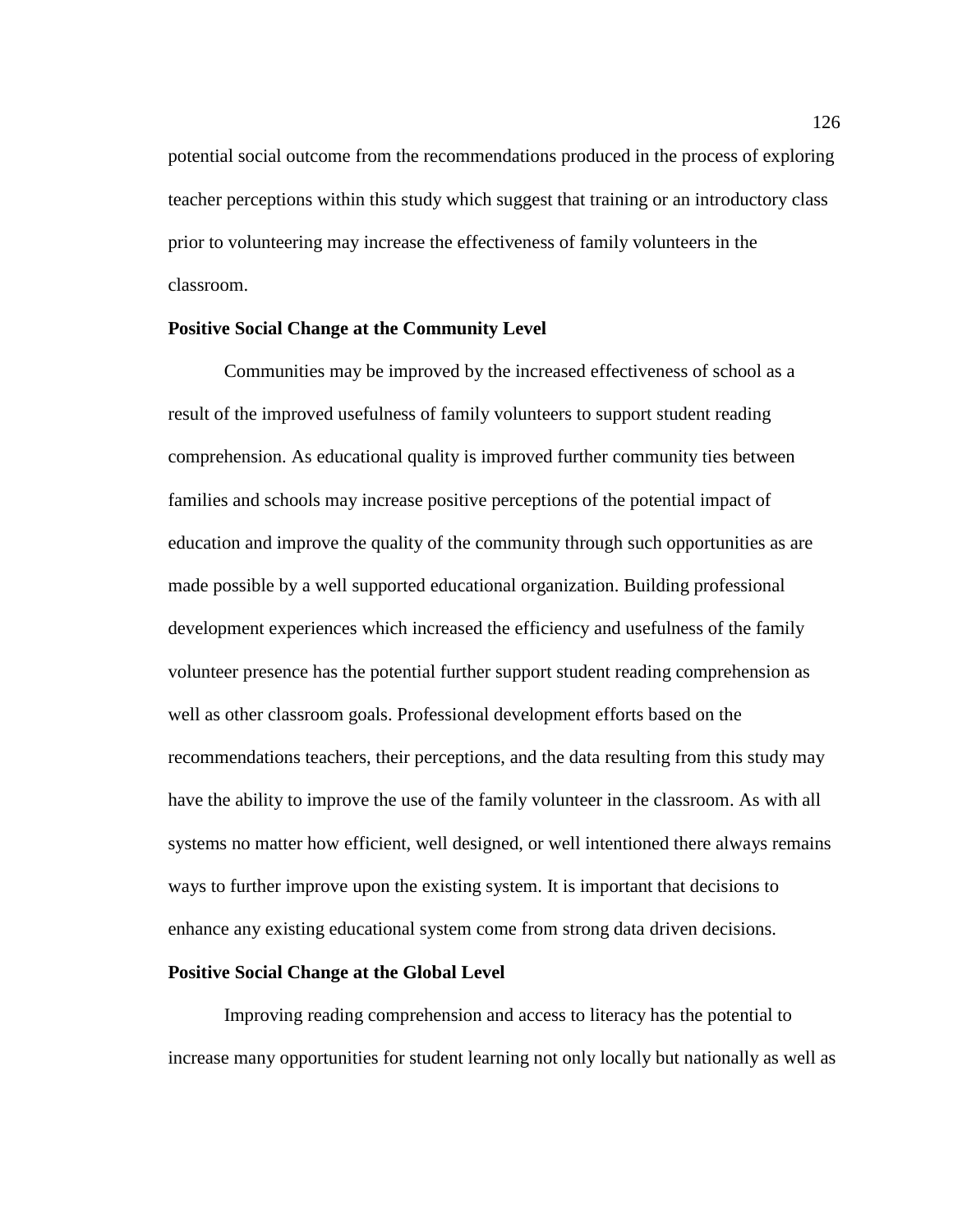potential social outcome from the recommendations produced in the process of exploring teacher perceptions within this study which suggest that training or an introductory class prior to volunteering may increase the effectiveness of family volunteers in the classroom.

**Positive Social Change at the Community Level**

Communities may be improved by the increased effectiveness of school as a result of the improved usefulness of family volunteers to support student reading comprehension. As educational quality is improved further community ties between families and schools may increase positive perceptions of the potential impact of education and improve the quality of the community through such opportunities as are made possible by a well supported educational organization. Building professional development experiences which increased the efficiency and usefulness of the family volunteer presence has the potential further support student reading comprehension as well as other classroom goals. Professional development efforts based on the recommendations teachers, their perceptions, and the data resulting from this study may have the ability to improve the use of the family volunteer in the classroom. As with all systems no matter how efficient, well designed, or well intentioned there always remains ways to further improve upon the existing system. It is important that decisions to enhance any existing educational system come from strong data driven decisions.

**Positive Social Change at the Global Level**

Improving reading comprehension and access to literacy has the potential to increase many opportunities for student learning not only locally but nationally as well as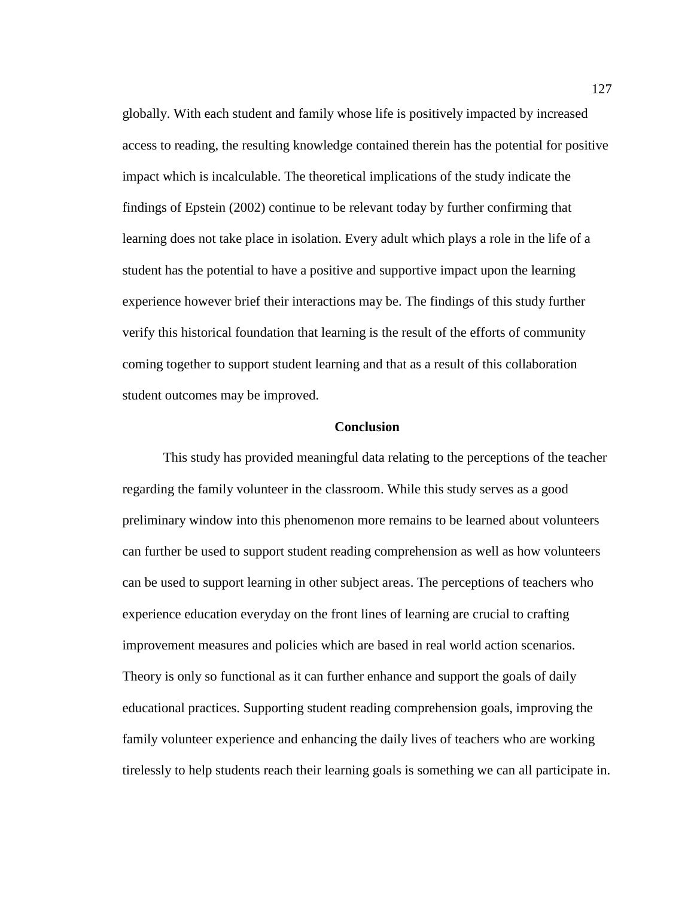globally. With each student and family whose life is positively impacted by increased access to reading, the resulting knowledge contained therein has the potential for positive impact which is incalculable. The theoretical implications of the study indicate the findings of Epstein (2002) continue to be relevant today by further confirming that learning does not take place in isolation. Every adult which plays a role in the life of a student has the potential to have a positive and supportive impact upon the learning experience however brief their interactions may be. The findings of this study further verify this historical foundation that learning is the result of the efforts of community coming together to support student learning and that as a result of this collaboration student outcomes may be improved.

## Conclusion

This study has provided meaningful data relating to the perceptions of the teacher regarding the family volunteer in the classroom. While this study serves as a good preliminary window into this phenomenon more remains to be learned about volunteers can further be used to support student reading comprehension as well as how volunteers can be used to support learning in other subject areas. The perceptions of teachers who experience education everyday on the front lines of learning are crucial to crafting improvement measures and policies which are based in real world action scenarios. Theory is only so functional as it can further enhance and support the goals of daily educational practices. Supporting student reading comprehension goals, improving the family volunteer experience and enhancing the daily lives of teachers who are working tirelessly to help students reach their learning goals is something we can all participate in.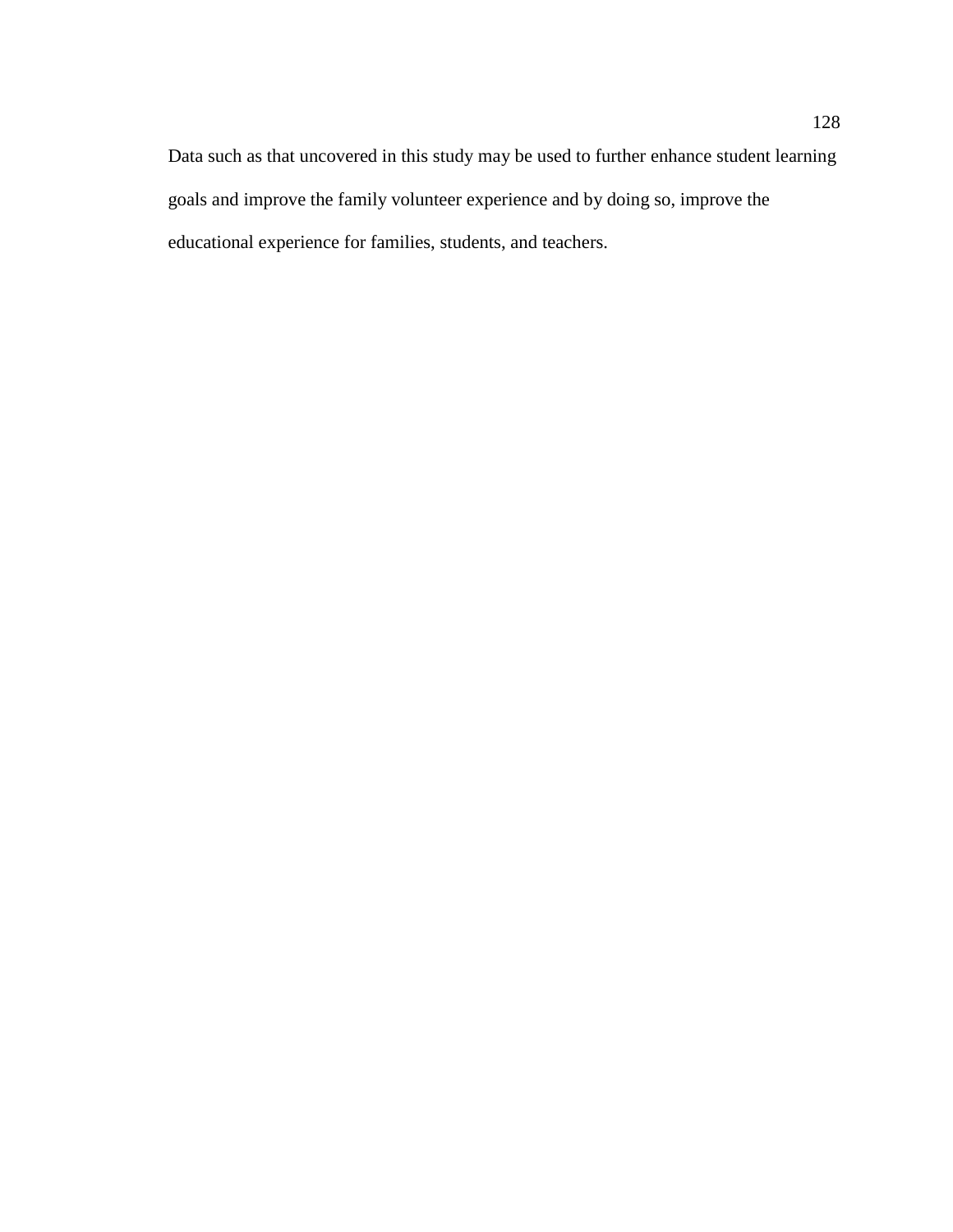Data such as that uncovered in this study may be used to further enhance student learning goals and improve the family volunteer experience and by doing so, improve the educational experience for families, students, and teachers.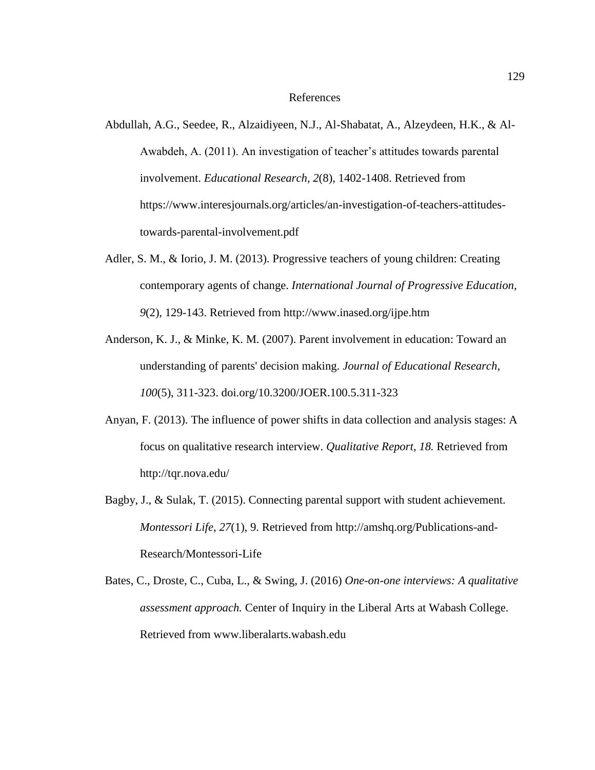# References

Abdullah, A.G., Seedee, R., Alzaidiyeen, N.J., Al-Shabatat, A., Alzeydeen, H.K., & Al-Awabdeh, A. (2011). An investigation of teacher's attitudes towards parental involvement. *Educational Research, 2*(8), 1402-1408. Retrieved from https://www.interesjournals.org/articles/an-investigation-of-teachers-attitudes-towards-parental-involvement.pdf

Adler, S. M., & Iorio, J. M. (2013). Progressive teachers of young children: Creating contemporary agents of change. *International Journal of Progressive Education*, *9*(2), 129-143. Retrieved from http://www.inased.org/ijpe.htm

Anderson, K. J., & Minke, K. M. (2007). Parent involvement in education: Toward an understanding of parents' decision making. *Journal of Educational Research*, *100*(5), 311-323. doi.org/10.3200/JOER.100.5.311-323

Anyan, F. (2013). The influence of power shifts in data collection and analysis stages: A focus on qualitative research interview. *Qualitative Report*, *18.* Retrieved from http://tqr.nova.edu/

Bagby, J., & Sulak, T. (2015). Connecting parental support with student achievement. *Montessori Life*, *27*(1), 9. Retrieved from http://amshq.org/Publications-and-Research/Montessori-Life

Bates, C., Droste, C., Cuba, L., & Swing, J. (2016) *One-on-one interviews: A qualitative assessment approach.* Center of Inquiry in the Liberal Arts at Wabash College. Retrieved from www.liberalarts.wabash.edu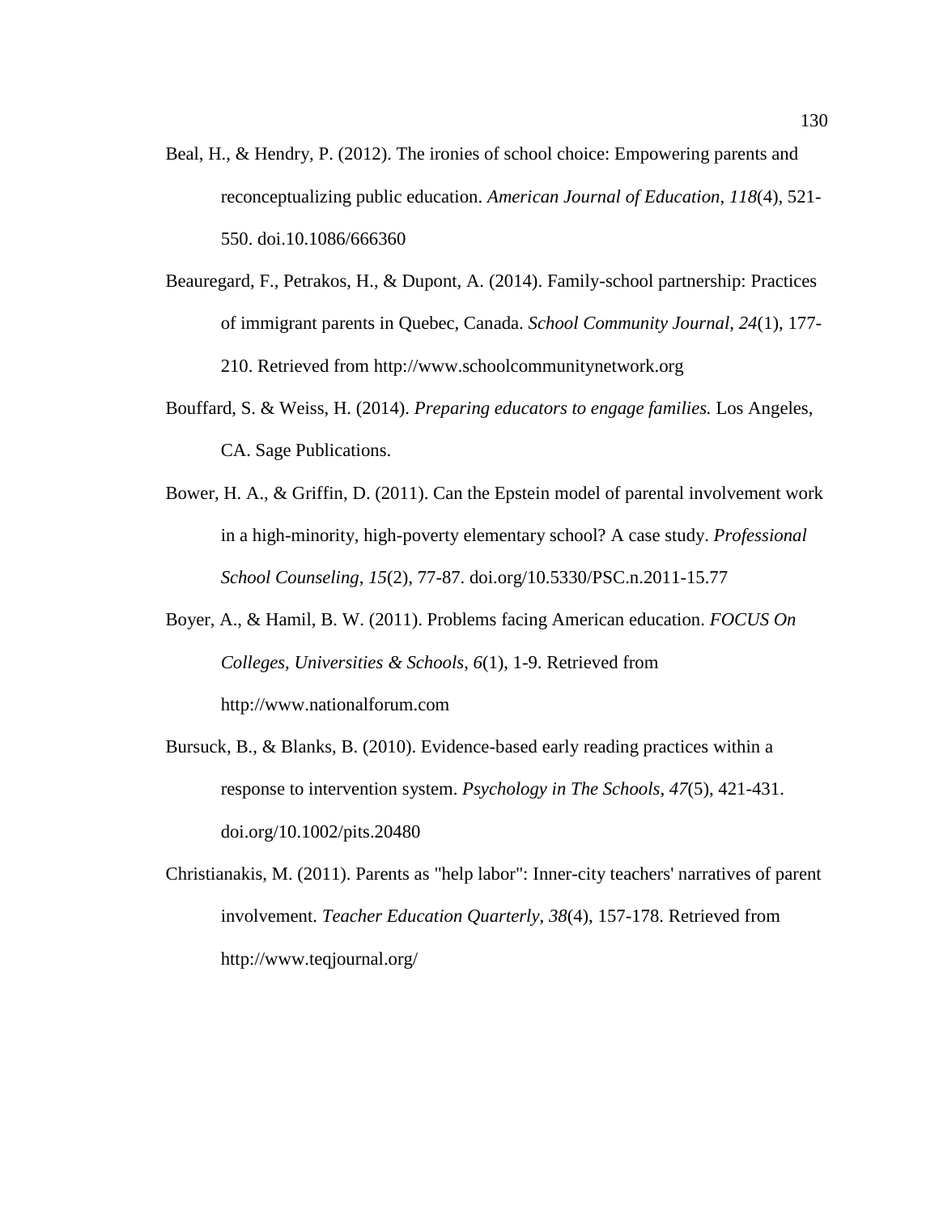Beal, H., & Hendry, P. (2012). The ironies of school choice: Empowering parents and reconceptualizing public education. *American Journal of Education*, *118*(4), 521-550. doi.10.1086/666360

Beauregard, F., Petrakos, H., & Dupont, A. (2014). Family-school partnership: Practices of immigrant parents in Quebec, Canada. *School Community Journal*, *24*(1), 177-210. Retrieved from http://www.schoolcommunitynetwork.org

Bouffard, S. & Weiss, H. (2014). *Preparing educators to engage families.* Los Angeles, CA. Sage Publications.

Bower, H. A., & Griffin, D. (2011). Can the Epstein model of parental involvement work in a high-minority, high-poverty elementary school? A case study. *Professional School Counseling*, *15*(2), 77-87. doi.org/10.5330/PSC.n.2011-15.77

Boyer, A., & Hamil, B. W. (2011). Problems facing American education. *FOCUS On Colleges, Universities & Schools*, *6*(1), 1-9. Retrieved from http://www.nationalforum.com

Bursuck, B., & Blanks, B. (2010). Evidence-based early reading practices within a response to intervention system. *Psychology in The Schools*, *47*(5), 421-431. doi.org/10.1002/pits.20480

Christianakis, M. (2011). Parents as "help labor": Inner-city teachers' narratives of parent involvement. *Teacher Education Quarterly*, *38*(4), 157-178. Retrieved from http://www.teqjournal.org/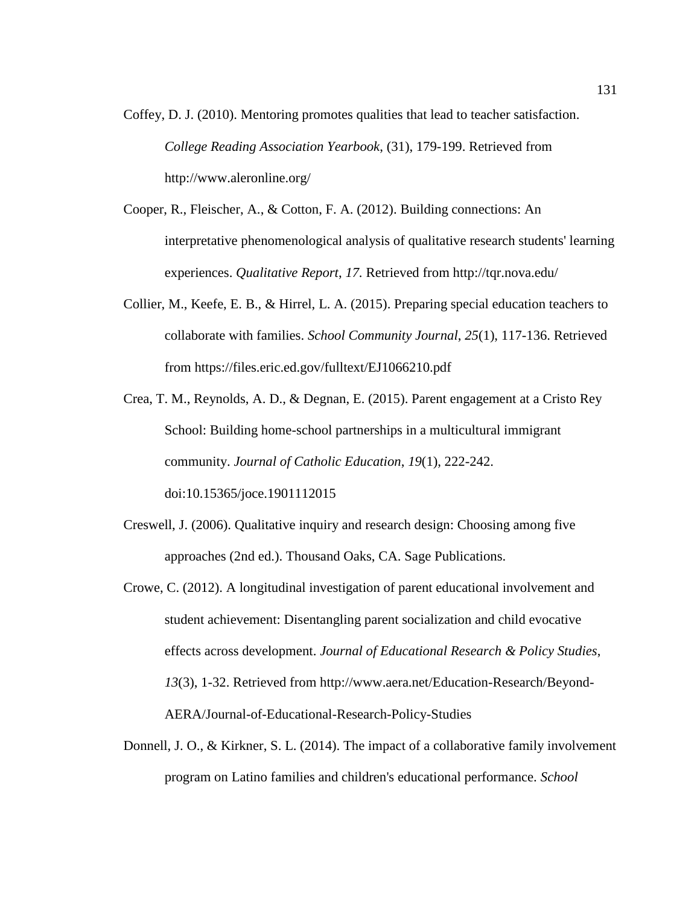Coffey, D. J. (2010). Mentoring promotes qualities that lead to teacher satisfaction. *College Reading Association Yearbook*, (31), 179-199. Retrieved from http://www.aleronline.org/

Cooper, R., Fleischer, A., & Cotton, F. A. (2012). Building connections: An interpretative phenomenological analysis of qualitative research students' learning experiences. *Qualitative Report*, *17*. Retrieved from http://tqr.nova.edu/

Collier, M., Keefe, E. B., & Hirrel, L. A. (2015). Preparing special education teachers to collaborate with families. *School Community Journal*, *25*(1), 117-136. Retrieved from https://files.eric.ed.gov/fulltext/EJ1066210.pdf

Crea, T. M., Reynolds, A. D., & Degnan, E. (2015). Parent engagement at a Cristo Rey School: Building home-school partnerships in a multicultural immigrant community. *Journal of Catholic Education*, *19*(1), 222-242. doi:10.15365/joce.1901112015

Creswell, J. (2006). Qualitative inquiry and research design: Choosing among five approaches (2nd ed.). Thousand Oaks, CA. Sage Publications.

Crowe, C. (2012). A longitudinal investigation of parent educational involvement and student achievement: Disentangling parent socialization and child evocative effects across development. *Journal of Educational Research & Policy Studies*, *13*(3), 1-32. Retrieved from http://www.aera.net/Education-Research/Beyond-AERA/Journal-of-Educational-Research-Policy-Studies

Donnell, J. O., & Kirkner, S. L. (2014). The impact of a collaborative family involvement program on Latino families and children's educational performance. *School*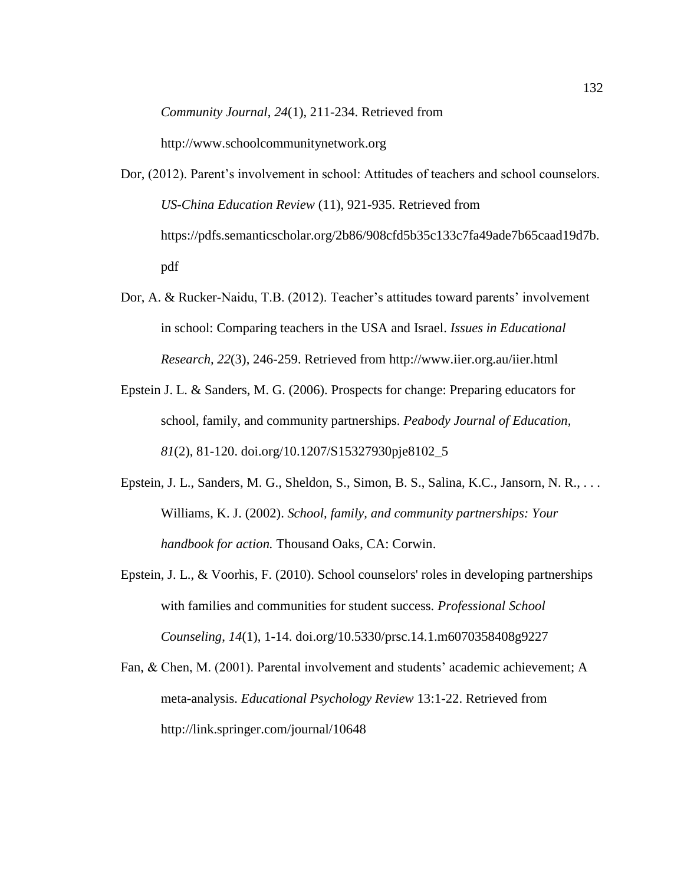*Community Journal*, *24*(1), 211-234. Retrieved from http://www.schoolcommunitynetwork.org

Dor, (2012). Parent's involvement in school: Attitudes of teachers and school counselors. *US-China Education Review* (11), 921-935. Retrieved from https://pdfs.semanticscholar.org/2b86/908cfd5b35c133c7fa49ade7b65caad19d7b.pdf

Dor, A. & Rucker-Naidu, T.B. (2012). Teacher's attitudes toward parents' involvement in school: Comparing teachers in the USA and Israel. *Issues in Educational Research, 22*(3), 246-259. Retrieved from http://www.iier.org.au/iier.html

Epstein J. L. & Sanders, M. G. (2006). Prospects for change: Preparing educators for school, family, and community partnerships. *Peabody Journal of Education, 81*(2), 81-120. doi.org/10.1207/S15327930pje8102_5

Epstein, J. L., Sanders, M. G., Sheldon, S., Simon, B. S., Salina, K.C., Jansorn, N. R., . . . Williams, K. J. (2002). *School, family, and community partnerships: Your handbook for action.* Thousand Oaks, CA: Corwin.

Epstein, J. L., & Voorhis, F. (2010). School counselors' roles in developing partnerships with families and communities for student success. *Professional School Counseling*, *14*(1), 1-14. doi.org/10.5330/prsc.14.1.m6070358408g9227

Fan, & Chen, M. (2001). Parental involvement and students' academic achievement; A meta-analysis. *Educational Psychology Review* 13:1-22. Retrieved from http://link.springer.com/journal/10648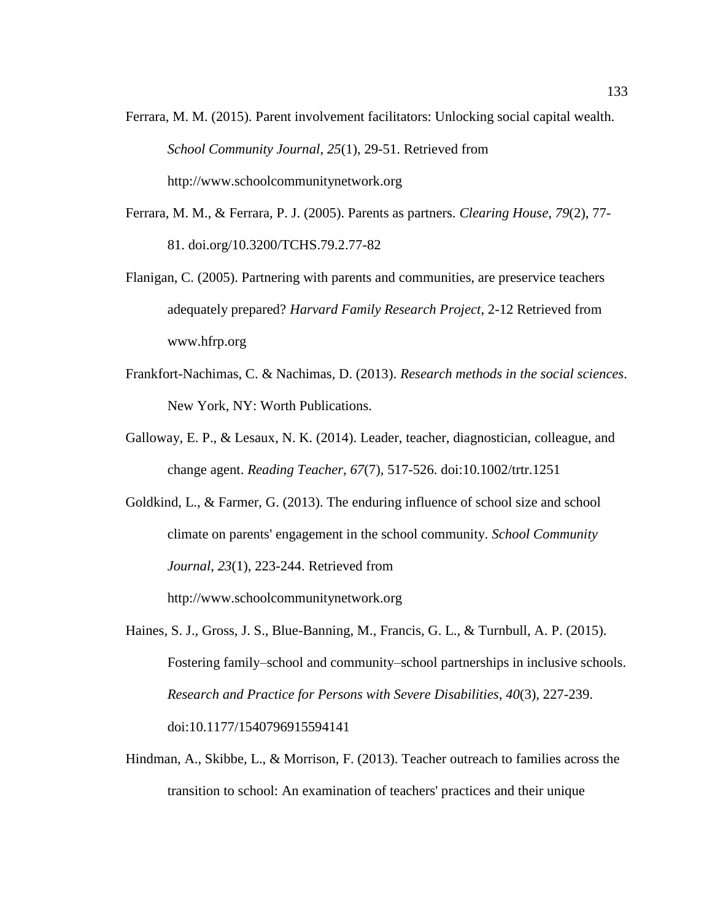Ferrara, M. M. (2015). Parent involvement facilitators: Unlocking social capital wealth. *School Community Journal*, *25*(1), 29-51. Retrieved from http://www.schoolcommunitynetwork.org

Ferrara, M. M., & Ferrara, P. J. (2005). Parents as partners. *Clearing House*, *79*(2), 77-81. doi.org/10.3200/TCHS.79.2.77-82

Flanigan, C. (2005). Partnering with parents and communities, are preservice teachers adequately prepared? *Harvard Family Research Project*, 2-12 Retrieved from www.hfrp.org

Frankfort-Nachimas, C. & Nachimas, D. (2013). *Research methods in the social sciences*. New York, NY: Worth Publications.

Galloway, E. P., & Lesaux, N. K. (2014). Leader, teacher, diagnostician, colleague, and change agent. *Reading Teacher*, *67*(7), 517-526. doi:10.1002/trtr.1251

Goldkind, L., & Farmer, G. (2013). The enduring influence of school size and school climate on parents' engagement in the school community. *School Community Journal*, *23*(1), 223-244. Retrieved from http://www.schoolcommunitynetwork.org

Haines, S. J., Gross, J. S., Blue-Banning, M., Francis, G. L., & Turnbull, A. P. (2015). Fostering family–school and community–school partnerships in inclusive schools. *Research and Practice for Persons with Severe Disabilities*, *40*(3), 227-239. doi:10.1177/1540796915594141

Hindman, A., Skibbe, L., & Morrison, F. (2013). Teacher outreach to families across the transition to school: An examination of teachers' practices and their unique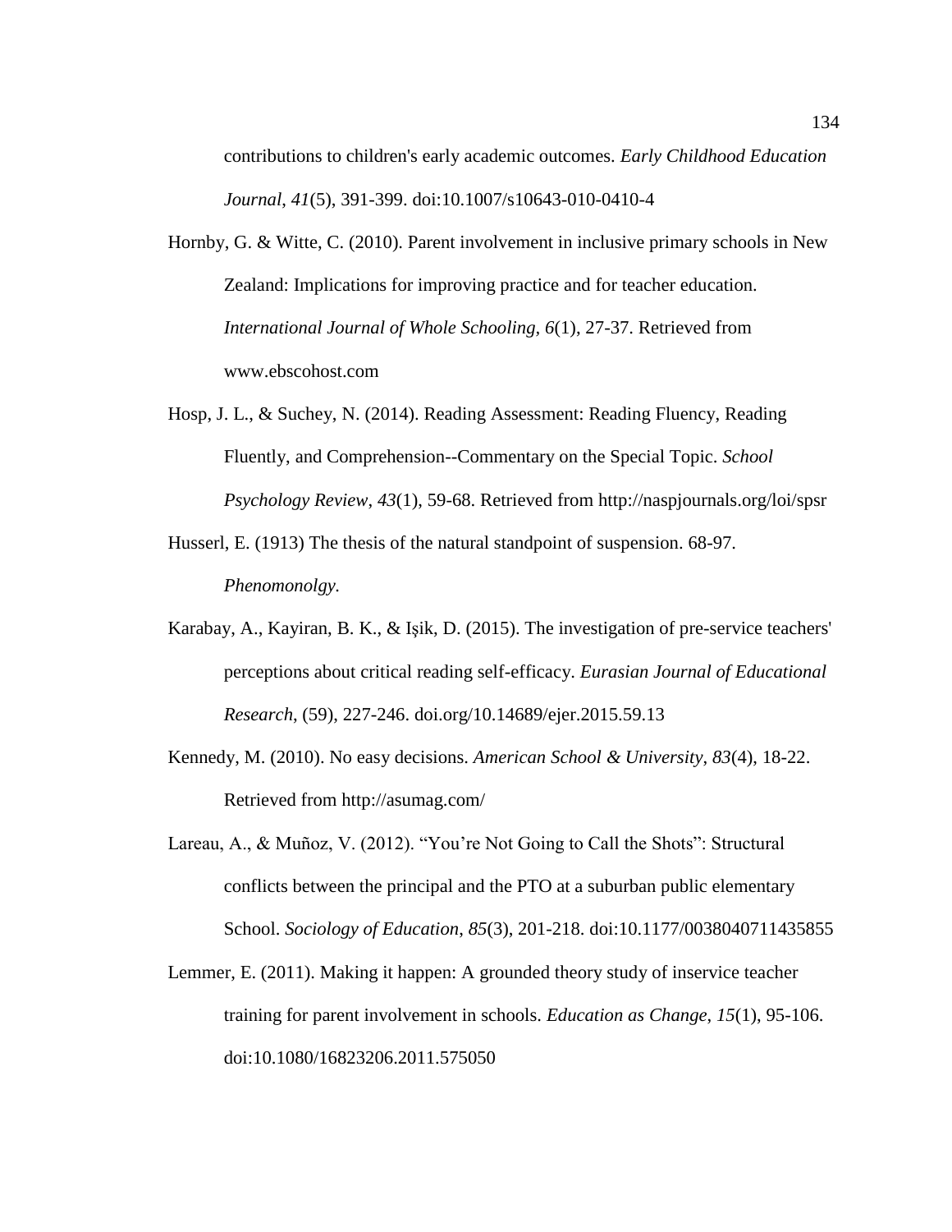contributions to children's early academic outcomes. *Early Childhood Education Journal*, *41*(5), 391-399. doi:10.1007/s10643-010-0410-4

Hornby, G. & Witte, C. (2010). Parent involvement in inclusive primary schools in New Zealand: Implications for improving practice and for teacher education. *International Journal of Whole Schooling, 6*(1), 27-37. Retrieved from www.ebscohost.com

Hosp, J. L., & Suchey, N. (2014). Reading Assessment: Reading Fluency, Reading Fluently, and Comprehension--Commentary on the Special Topic. *School Psychology Review*, *43*(1), 59-68. Retrieved from http://naspjournals.org/loi/spsr

Husserl, E. (1913) The thesis of the natural standpoint of suspension. 68-97. *Phenomonolgy.*

Karabay, A., Kayiran, B. K., & Işik, D. (2015). The investigation of pre-service teachers' perceptions about critical reading self-efficacy. *Eurasian Journal of Educational Research*, (59), 227-246. doi.org/10.14689/ejer.2015.59.13

Kennedy, M. (2010). No easy decisions. *American School & University*, *83*(4), 18-22. Retrieved from http://asumag.com/

Lareau, A., & Muñoz, V. (2012). "You're Not Going to Call the Shots": Structural conflicts between the principal and the PTO at a suburban public elementary School. *Sociology of Education*, *85*(3), 201-218. doi:10.1177/0038040711435855

Lemmer, E. (2011). Making it happen: A grounded theory study of inservice teacher training for parent involvement in schools. *Education as Change, 15*(1), 95-106. doi:10.1080/16823206.2011.575050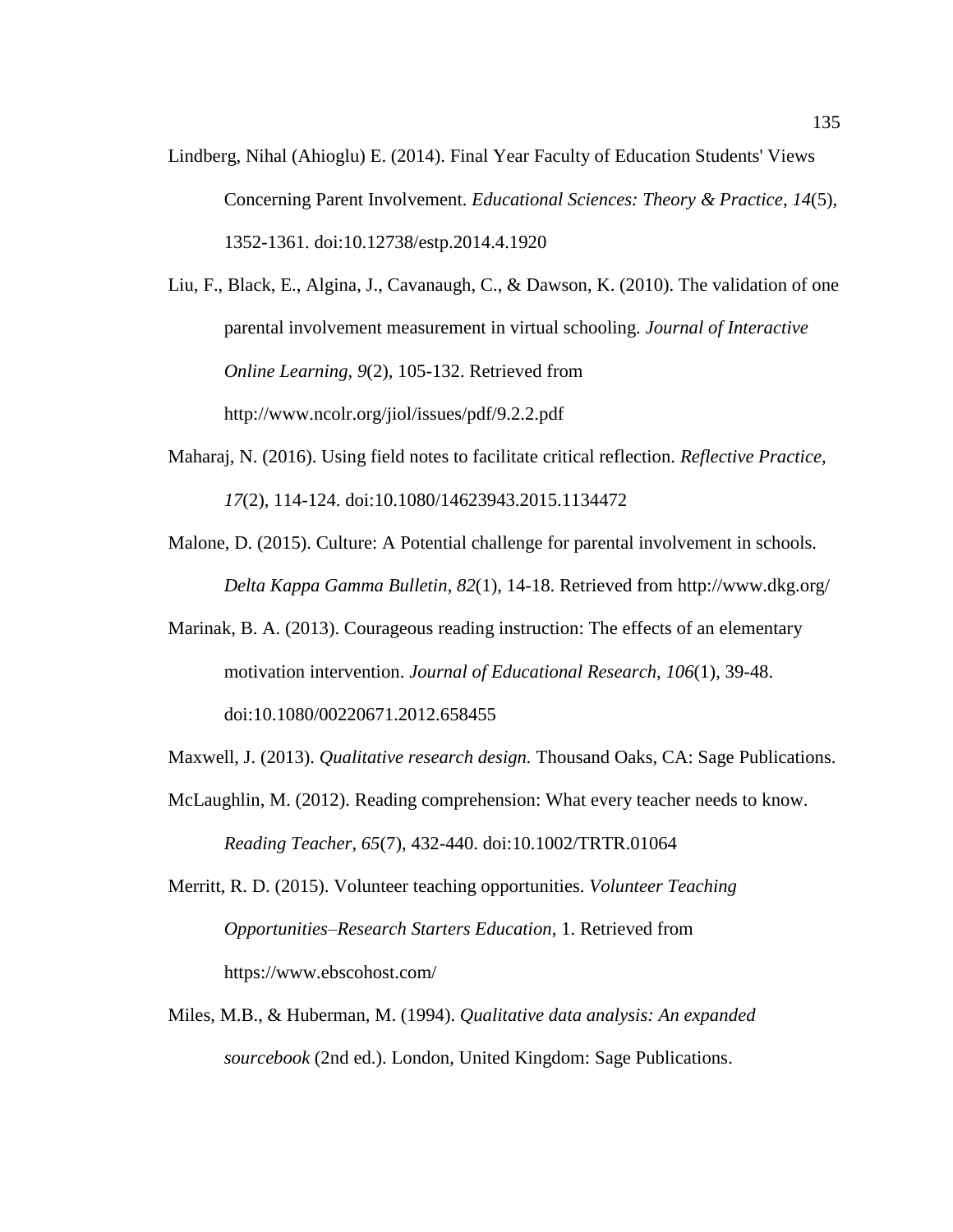Lindberg, Nihal (Ahioglu) E. (2014). Final Year Faculty of Education Students' Views Concerning Parent Involvement. *Educational Sciences: Theory & Practice*, *14*(5), 1352-1361. doi:10.12738/estp.2014.4.1920

Liu, F., Black, E., Algina, J., Cavanaugh, C., & Dawson, K. (2010). The validation of one parental involvement measurement in virtual schooling. *Journal of Interactive Online Learning*, *9*(2), 105-132. Retrieved from http://www.ncolr.org/jiol/issues/pdf/9.2.2.pdf

Maharaj, N. (2016). Using field notes to facilitate critical reflection. *Reflective Practice*, *17*(2), 114-124. doi:10.1080/14623943.2015.1134472

Malone, D. (2015). Culture: A Potential challenge for parental involvement in schools. *Delta Kappa Gamma Bulletin*, *82*(1), 14-18. Retrieved from http://www.dkg.org/

Marinak, B. A. (2013). Courageous reading instruction: The effects of an elementary motivation intervention. *Journal of Educational Research*, *106*(1), 39-48. doi:10.1080/00220671.2012.658455

Maxwell, J. (2013). *Qualitative research design.* Thousand Oaks, CA: Sage Publications.

McLaughlin, M. (2012). Reading comprehension: What every teacher needs to know. *Reading Teacher*, *65*(7), 432-440. doi:10.1002/TRTR.01064

Merritt, R. D. (2015). Volunteer teaching opportunities. *Volunteer Teaching Opportunities–Research Starters Education*, 1. Retrieved from https://www.ebscohost.com/

Miles, M.B., & Huberman, M. (1994). *Qualitative data analysis: An expanded sourcebook* (2nd ed.). London, United Kingdom: Sage Publications.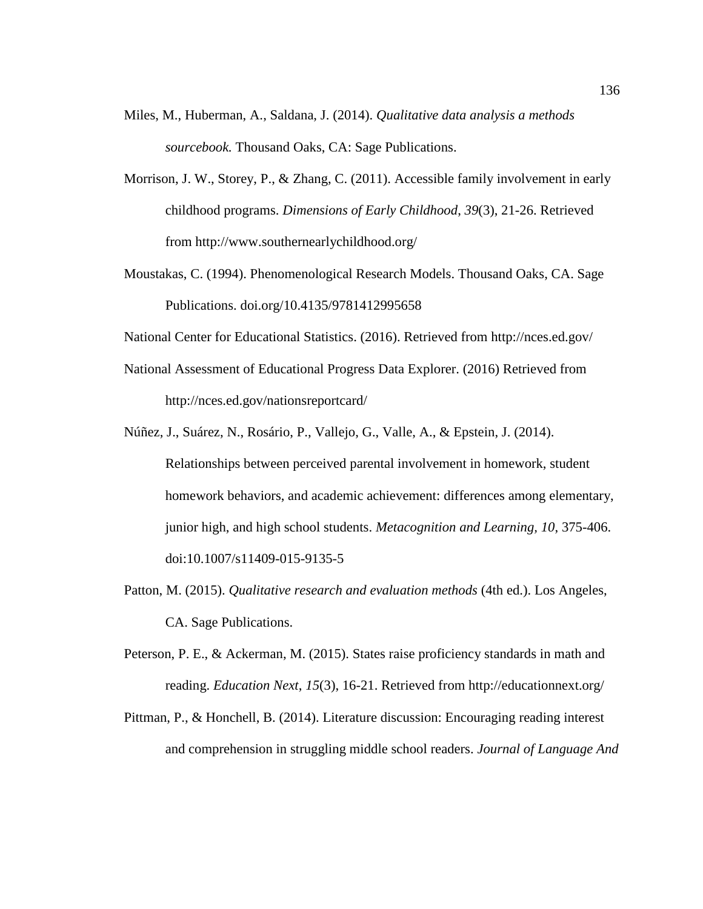Miles, M., Huberman, A., Saldana, J. (2014). *Qualitative data analysis a methods sourcebook.* Thousand Oaks, CA: Sage Publications.

Morrison, J. W., Storey, P., & Zhang, C. (2011). Accessible family involvement in early childhood programs. *Dimensions of Early Childhood, 39*(3), 21-26. Retrieved from http://www.southernearlychildhood.org/

Moustakas, C. (1994). Phenomenological Research Models. Thousand Oaks, CA. Sage Publications. doi.org/10.4135/9781412995658

National Center for Educational Statistics. (2016). Retrieved from http://nces.ed.gov/

National Assessment of Educational Progress Data Explorer. (2016) Retrieved from http://nces.ed.gov/nationsreportcard/

Núñez, J., Suárez, N., Rosário, P., Vallejo, G., Valle, A., & Epstein, J. (2014). Relationships between perceived parental involvement in homework, student homework behaviors, and academic achievement: differences among elementary, junior high, and high school students. *Metacognition and Learning, 10*, 375-406. doi:10.1007/s11409-015-9135-5

Patton, M. (2015). *Qualitative research and evaluation methods* (4th ed.). Los Angeles, CA. Sage Publications.

Peterson, P. E., & Ackerman, M. (2015). States raise proficiency standards in math and reading. *Education Next*, *15*(3), 16-21. Retrieved from http://educationnext.org/

Pittman, P., & Honchell, B. (2014). Literature discussion: Encouraging reading interest and comprehension in struggling middle school readers. *Journal of Language And*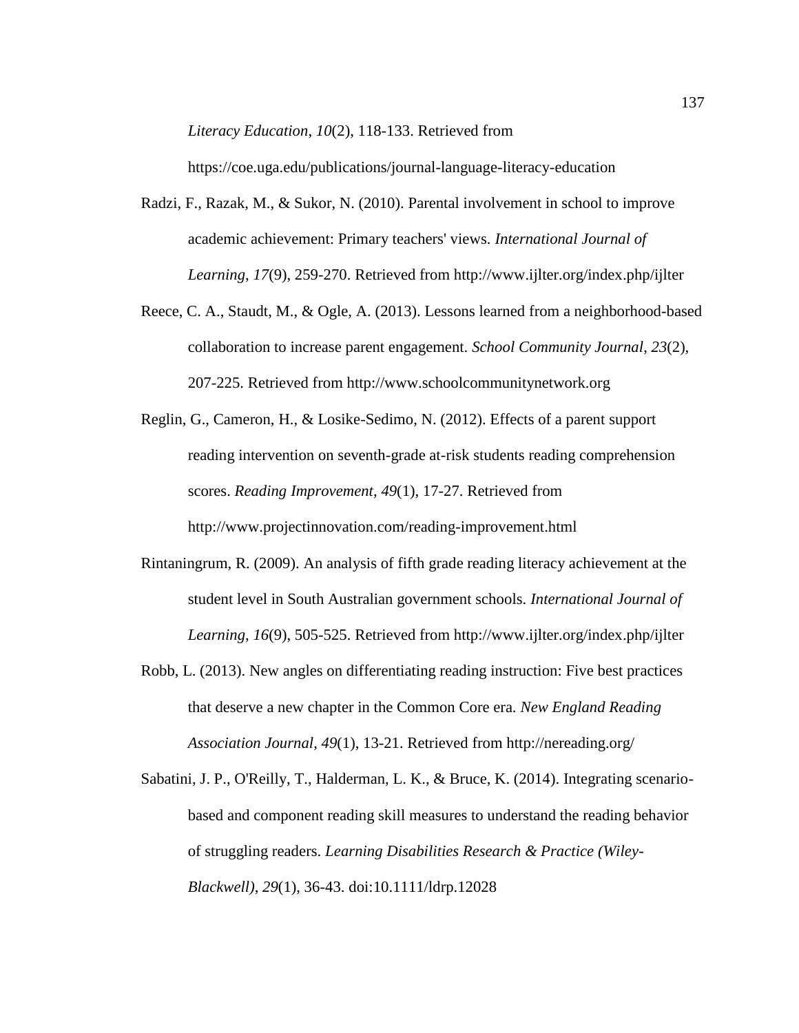*Literacy Education*, *10*(2), 118-133. Retrieved from https://coe.uga.edu/publications/journal-language-literacy-education

Radzi, F., Razak, M., & Sukor, N. (2010). Parental involvement in school to improve academic achievement: Primary teachers' views. *International Journal of Learning*, *17*(9), 259-270. Retrieved from http://www.ijlter.org/index.php/ijlter

Reece, C. A., Staudt, M., & Ogle, A. (2013). Lessons learned from a neighborhood-based collaboration to increase parent engagement. *School Community Journal*, *23*(2), 207-225. Retrieved from http://www.schoolcommunitynetwork.org

Reglin, G., Cameron, H., & Losike-Sedimo, N. (2012). Effects of a parent support reading intervention on seventh-grade at-risk students reading comprehension scores. *Reading Improvement*, *49*(1), 17-27. Retrieved from http://www.projectinnovation.com/reading-improvement.html

Rintaningrum, R. (2009). An analysis of fifth grade reading literacy achievement at the student level in South Australian government schools. *International Journal of Learning*, *16*(9), 505-525. Retrieved from http://www.ijlter.org/index.php/ijlter

Robb, L. (2013). New angles on differentiating reading instruction: Five best practices that deserve a new chapter in the Common Core era. *New England Reading Association Journal*, *49*(1), 13-21. Retrieved from http://nereading.org/

Sabatini, J. P., O'Reilly, T., Halderman, L. K., & Bruce, K. (2014). Integrating scenario-based and component reading skill measures to understand the reading behavior of struggling readers. *Learning Disabilities Research & Practice (Wiley-Blackwell)*, *29*(1), 36-43. doi:10.1111/ldrp.12028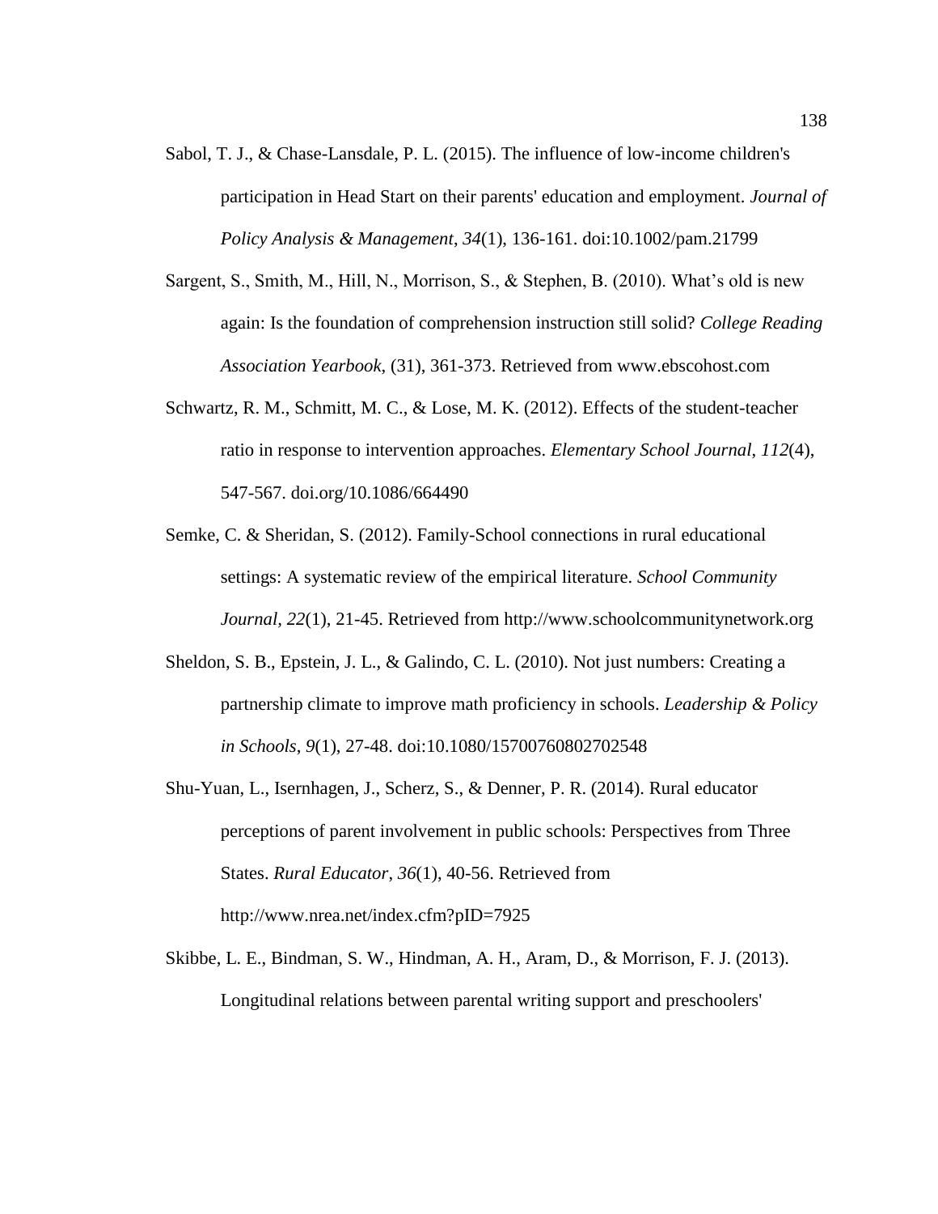Sabol, T. J., & Chase-Lansdale, P. L. (2015). The influence of low-income children's participation in Head Start on their parents' education and employment. *Journal of Policy Analysis & Management*, *34*(1), 136-161. doi:10.1002/pam.21799

Sargent, S., Smith, M., Hill, N., Morrison, S., & Stephen, B. (2010). What's old is new again: Is the foundation of comprehension instruction still solid? *College Reading Association Yearbook*, (31), 361-373. Retrieved from www.ebscohost.com

Schwartz, R. M., Schmitt, M. C., & Lose, M. K. (2012). Effects of the student-teacher ratio in response to intervention approaches. *Elementary School Journal*, *112*(4), 547-567. doi.org/10.1086/664490

Semke, C. & Sheridan, S. (2012). Family-School connections in rural educational settings: A systematic review of the empirical literature. *School Community Journal*, *22*(1), 21-45. Retrieved from http://www.schoolcommunitynetwork.org

Sheldon, S. B., Epstein, J. L., & Galindo, C. L. (2010). Not just numbers: Creating a partnership climate to improve math proficiency in schools. *Leadership & Policy in Schools*, *9*(1), 27-48. doi:10.1080/15700760802702548

Shu-Yuan, L., Isernhagen, J., Scherz, S., & Denner, P. R. (2014). Rural educator perceptions of parent involvement in public schools: Perspectives from Three States. *Rural Educator*, *36*(1), 40-56. Retrieved from http://www.nrea.net/index.cfm?pID=7925

Skibbe, L. E., Bindman, S. W., Hindman, A. H., Aram, D., & Morrison, F. J. (2013). Longitudinal relations between parental writing support and preschoolers'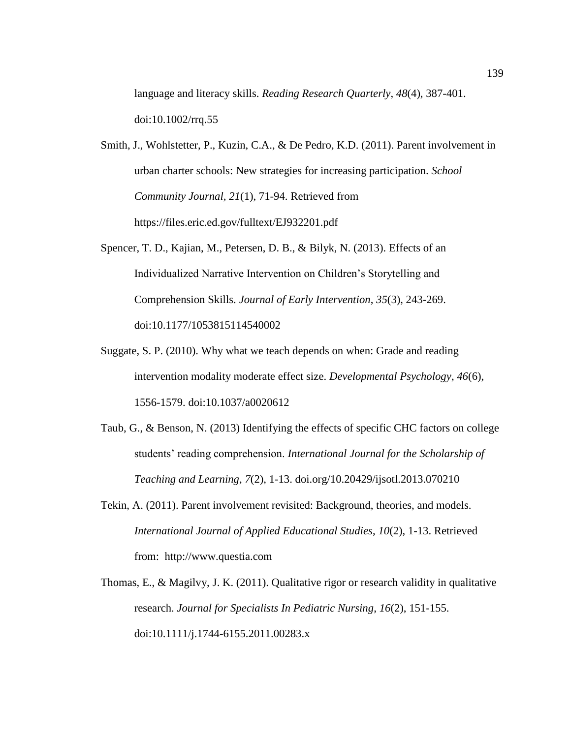language and literacy skills. *Reading Research Quarterly*, *48*(4), 387-401. doi:10.1002/rrq.55

Smith, J., Wohlstetter, P., Kuzin, C.A., & De Pedro, K.D. (2011). Parent involvement in urban charter schools: New strategies for increasing participation. *School Community Journal, 21*(1), 71-94. Retrieved from https://files.eric.ed.gov/fulltext/EJ932201.pdf

Spencer, T. D., Kajian, M., Petersen, D. B., & Bilyk, N. (2013). Effects of an Individualized Narrative Intervention on Children's Storytelling and Comprehension Skills. *Journal of Early Intervention*, *35*(3), 243-269. doi:10.1177/1053815114540002

Suggate, S. P. (2010). Why what we teach depends on when: Grade and reading intervention modality moderate effect size. *Developmental Psychology*, *46*(6), 1556-1579. doi:10.1037/a0020612

Taub, G., & Benson, N. (2013) Identifying the effects of specific CHC factors on college students' reading comprehension. *International Journal for the Scholarship of Teaching and Learning*, *7*(2), 1-13. doi.org/10.20429/ijsotl.2013.070210

Tekin, A. (2011). Parent involvement revisited: Background, theories, and models. *International Journal of Applied Educational Studies*, *10*(2), 1-13. Retrieved from: http://www.questia.com

Thomas, E., & Magilvy, J. K. (2011). Qualitative rigor or research validity in qualitative research. *Journal for Specialists In Pediatric Nursing*, *16*(2), 151-155. doi:10.1111/j.1744-6155.2011.00283.x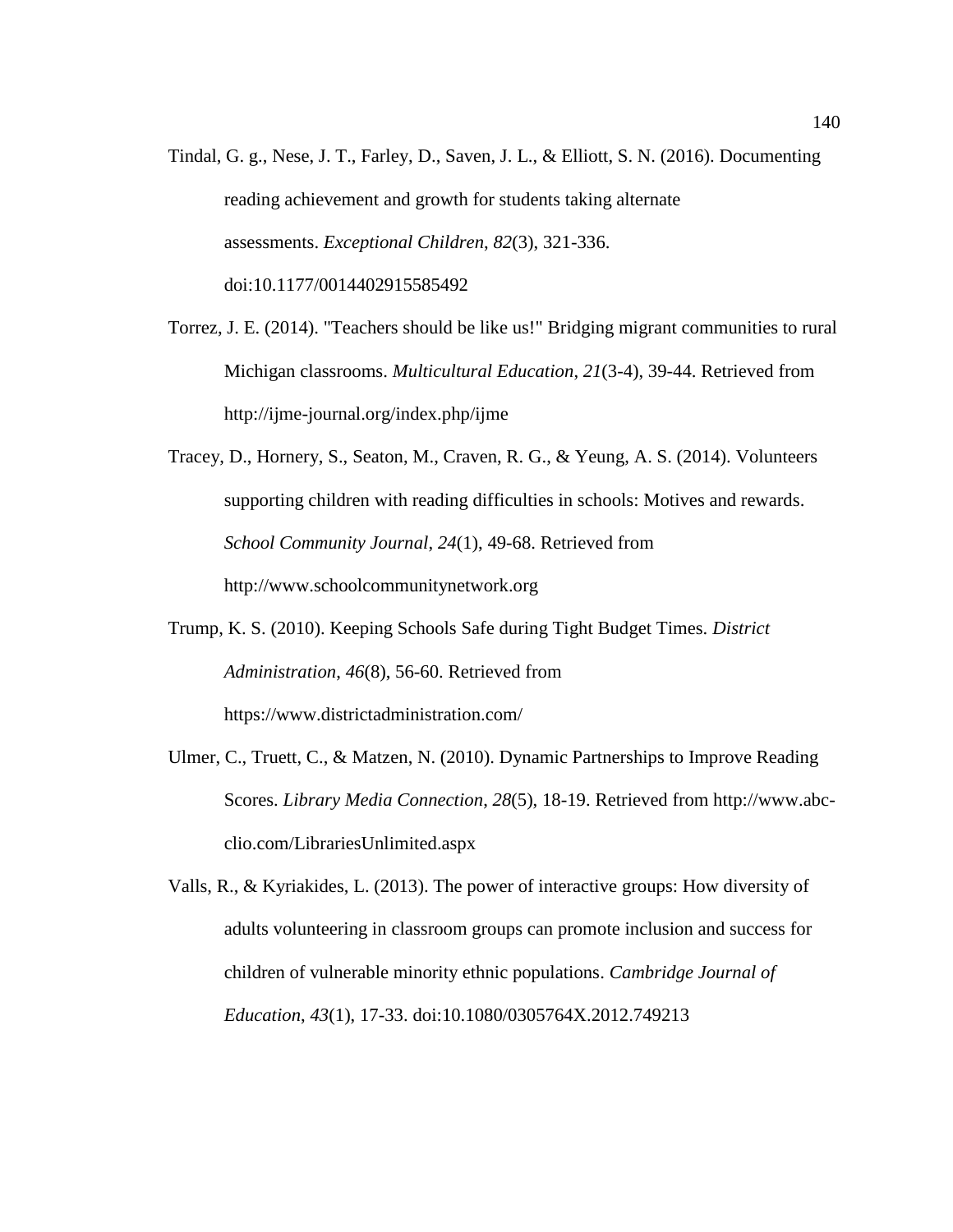Tindal, G. g., Nese, J. T., Farley, D., Saven, J. L., & Elliott, S. N. (2016). Documenting reading achievement and growth for students taking alternate assessments. *Exceptional Children*, *82*(3), 321-336. doi:10.1177/0014402915585492

Torrez, J. E. (2014). "Teachers should be like us!" Bridging migrant communities to rural Michigan classrooms. *Multicultural Education*, *21*(3-4), 39-44. Retrieved from http://ijme-journal.org/index.php/ijme

Tracey, D., Hornery, S., Seaton, M., Craven, R. G., & Yeung, A. S. (2014). Volunteers supporting children with reading difficulties in schools: Motives and rewards. *School Community Journal*, *24*(1), 49-68. Retrieved from http://www.schoolcommunitynetwork.org

Trump, K. S. (2010). Keeping Schools Safe during Tight Budget Times. *District Administration*, *46*(8), 56-60. Retrieved from https://www.districtadministration.com/

Ulmer, C., Truett, C., & Matzen, N. (2010). Dynamic Partnerships to Improve Reading Scores. *Library Media Connection*, *28*(5), 18-19. Retrieved from http://www.abc-clio.com/LibrariesUnlimited.aspx

Valls, R., & Kyriakides, L. (2013). The power of interactive groups: How diversity of adults volunteering in classroom groups can promote inclusion and success for children of vulnerable minority ethnic populations. *Cambridge Journal of Education*, *43*(1), 17-33. doi:10.1080/0305764X.2012.749213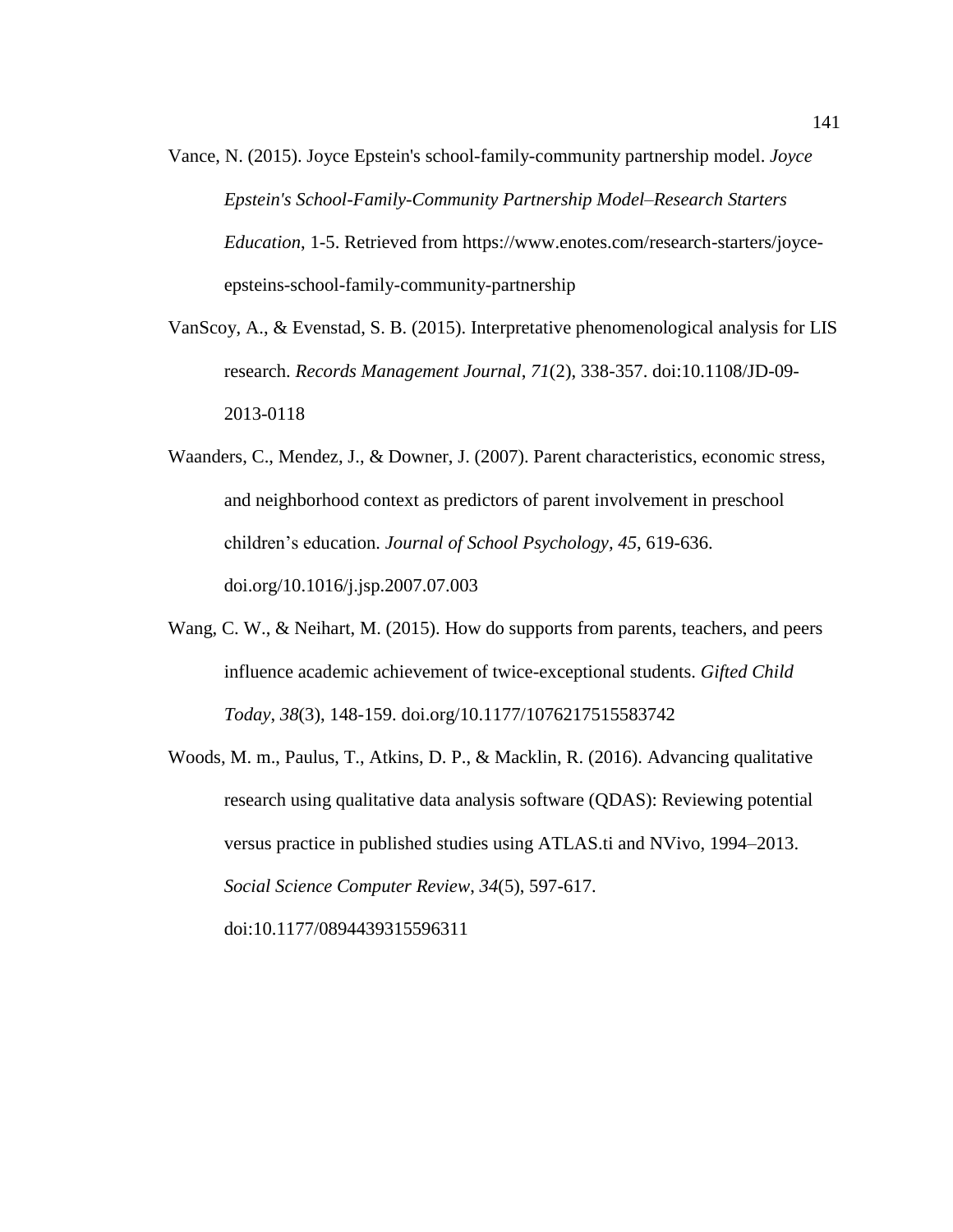Vance, N. (2015). Joyce Epstein's school-family-community partnership model. *Joyce Epstein's School-Family-Community Partnership Model–Research Starters Education*, 1-5. Retrieved from https://www.enotes.com/research-starters/joyce-epsteins-school-family-community-partnership

VanScoy, A., & Evenstad, S. B. (2015). Interpretative phenomenological analysis for LIS research. *Records Management Journal*, *71*(2), 338-357. doi:10.1108/JD-09-2013-0118

Waanders, C., Mendez, J., & Downer, J. (2007). Parent characteristics, economic stress, and neighborhood context as predictors of parent involvement in preschool children's education. *Journal of School Psychology*, *45*, 619-636. doi.org/10.1016/j.jsp.2007.07.003

Wang, C. W., & Neihart, M. (2015). How do supports from parents, teachers, and peers influence academic achievement of twice-exceptional students. *Gifted Child Today*, *38*(3), 148-159. doi.org/10.1177/1076217515583742

Woods, M. m., Paulus, T., Atkins, D. P., & Macklin, R. (2016). Advancing qualitative research using qualitative data analysis software (QDAS): Reviewing potential versus practice in published studies using ATLAS.ti and NVivo, 1994–2013. *Social Science Computer Review*, *34*(5), 597-617. doi:10.1177/0894439315596311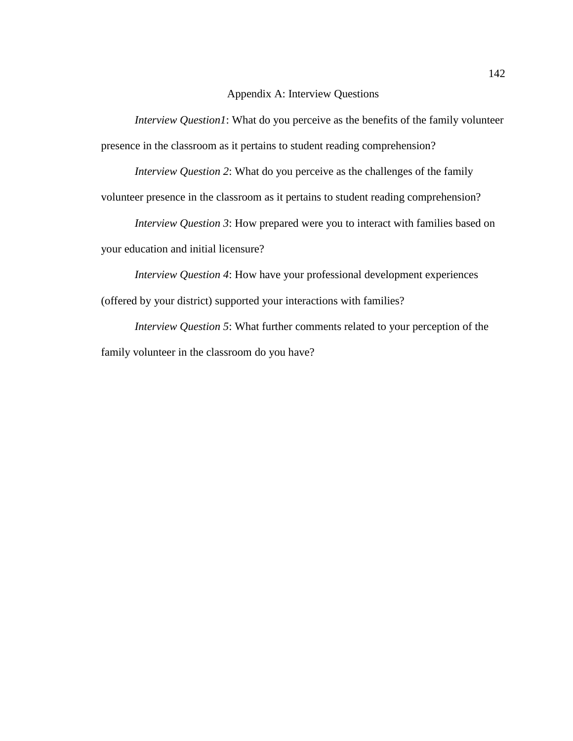# Appendix A: Interview Questions

*Interview Question1*: What do you perceive as the benefits of the family volunteer presence in the classroom as it pertains to student reading comprehension?

*Interview Question 2*: What do you perceive as the challenges of the family volunteer presence in the classroom as it pertains to student reading comprehension?

*Interview Question 3*: How prepared were you to interact with families based on your education and initial licensure?

*Interview Question 4*: How have your professional development experiences (offered by your district) supported your interactions with families?

*Interview Question 5*: What further comments related to your perception of the family volunteer in the classroom do you have?